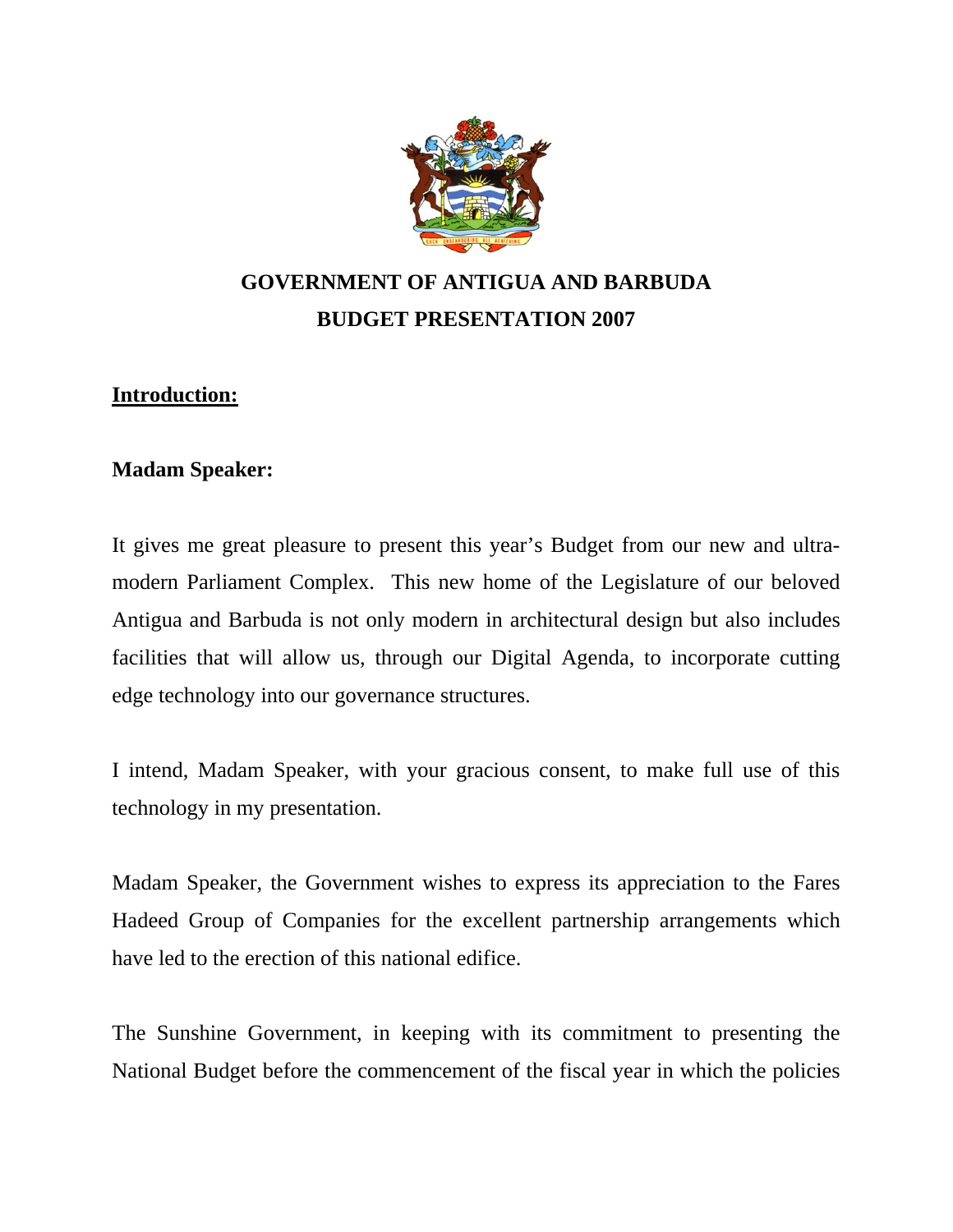# GOVERNMENT OF ANTIGUA AND BARBUDA
# BUDGET PRESENTATION 2007

## Introduction:

**Madam Speaker:**

It gives me great pleasure to present this year's Budget from our new and ultra-modern Parliament Complex. This new home of the Legislature of our beloved Antigua and Barbuda is not only modern in architectural design but also includes facilities that will allow us, through our Digital Agenda, to incorporate cutting edge technology into our governance structures.

I intend, Madam Speaker, with your gracious consent, to make full use of this technology in my presentation.

Madam Speaker, the Government wishes to express its appreciation to the Fares Hadeed Group of Companies for the excellent partnership arrangements which have led to the erection of this national edifice.

The Sunshine Government, in keeping with its commitment to presenting the National Budget before the commencement of the fiscal year in which the policies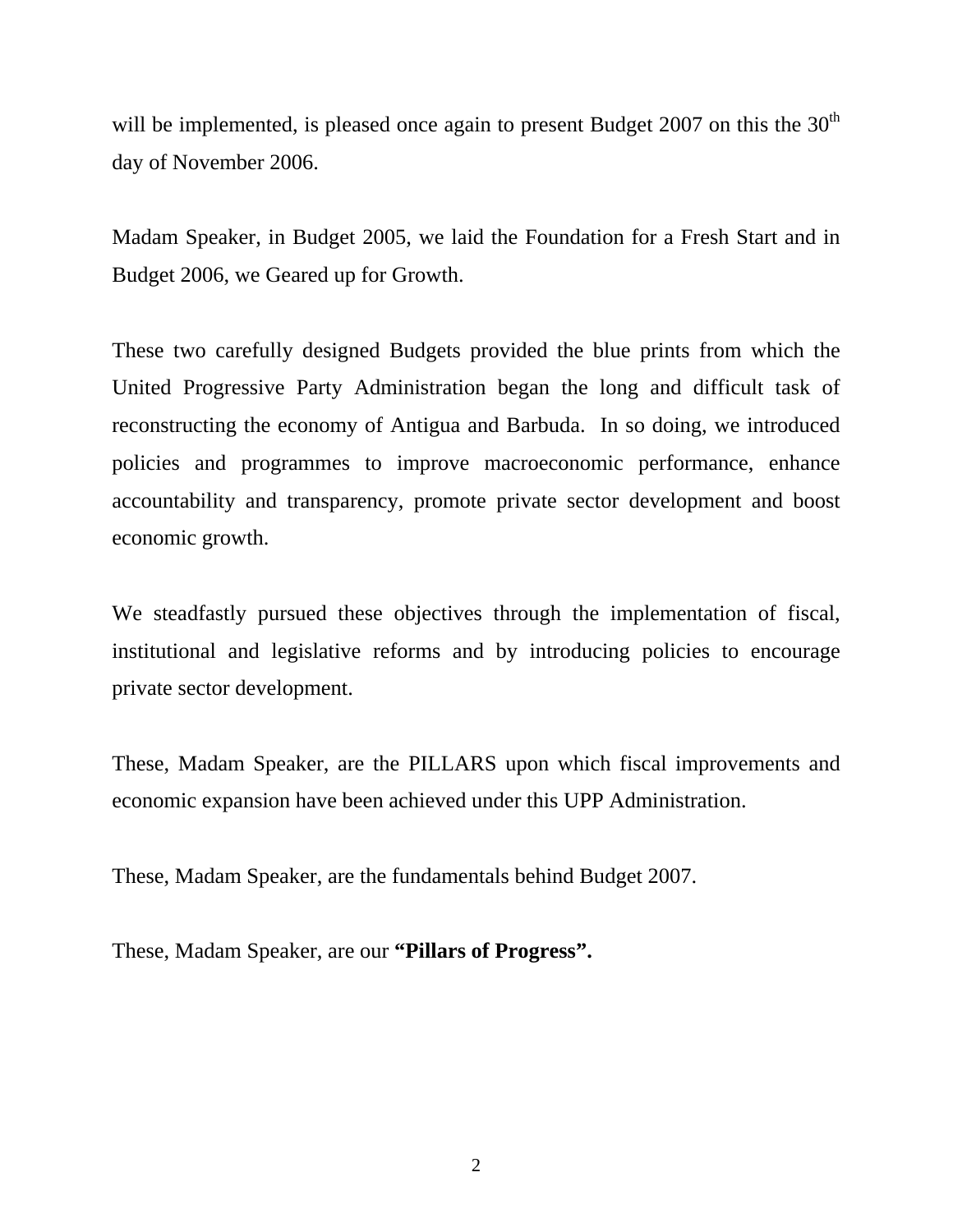will be implemented, is pleased once again to present Budget 2007 on this the 30th day of November 2006.

Madam Speaker, in Budget 2005, we laid the Foundation for a Fresh Start and in Budget 2006, we Geared up for Growth.

These two carefully designed Budgets provided the blue prints from which the United Progressive Party Administration began the long and difficult task of reconstructing the economy of Antigua and Barbuda. In so doing, we introduced policies and programmes to improve macroeconomic performance, enhance accountability and transparency, promote private sector development and boost economic growth.

We steadfastly pursued these objectives through the implementation of fiscal, institutional and legislative reforms and by introducing policies to encourage private sector development.

These, Madam Speaker, are the PILLARS upon which fiscal improvements and economic expansion have been achieved under this UPP Administration.

These, Madam Speaker, are the fundamentals behind Budget 2007.

These, Madam Speaker, are our **"Pillars of Progress".**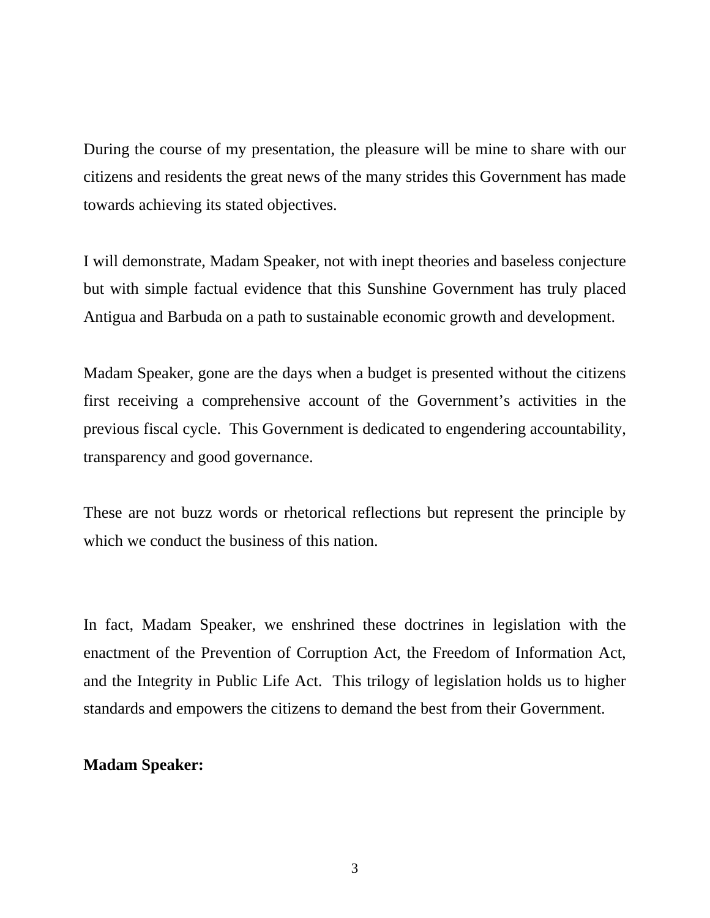During the course of my presentation, the pleasure will be mine to share with our citizens and residents the great news of the many strides this Government has made towards achieving its stated objectives.

I will demonstrate, Madam Speaker, not with inept theories and baseless conjecture but with simple factual evidence that this Sunshine Government has truly placed Antigua and Barbuda on a path to sustainable economic growth and development.

Madam Speaker, gone are the days when a budget is presented without the citizens first receiving a comprehensive account of the Government's activities in the previous fiscal cycle. This Government is dedicated to engendering accountability, transparency and good governance.

These are not buzz words or rhetorical reflections but represent the principle by which we conduct the business of this nation.

In fact, Madam Speaker, we enshrined these doctrines in legislation with the enactment of the Prevention of Corruption Act, the Freedom of Information Act, and the Integrity in Public Life Act. This trilogy of legislation holds us to higher standards and empowers the citizens to demand the best from their Government.

**Madam Speaker:**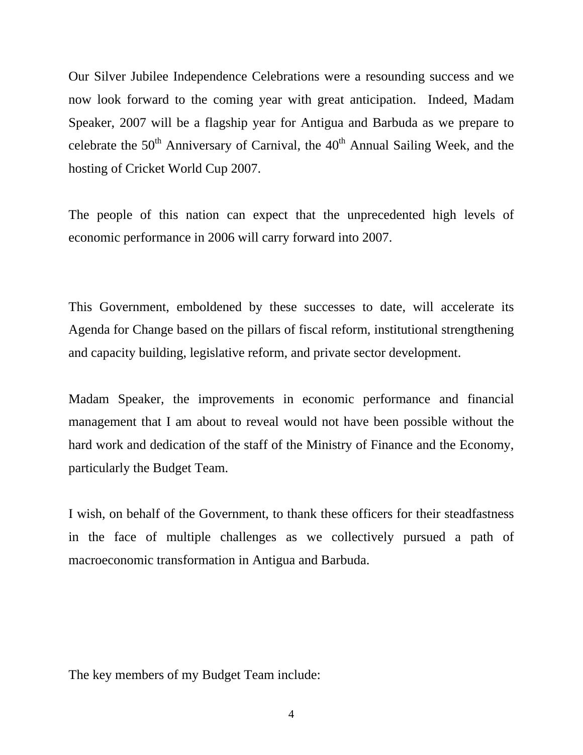Our Silver Jubilee Independence Celebrations were a resounding success and we now look forward to the coming year with great anticipation. Indeed, Madam Speaker, 2007 will be a flagship year for Antigua and Barbuda as we prepare to celebrate the 50th Anniversary of Carnival, the 40th Annual Sailing Week, and the hosting of Cricket World Cup 2007.

The people of this nation can expect that the unprecedented high levels of economic performance in 2006 will carry forward into 2007.

This Government, emboldened by these successes to date, will accelerate its Agenda for Change based on the pillars of fiscal reform, institutional strengthening and capacity building, legislative reform, and private sector development.

Madam Speaker, the improvements in economic performance and financial management that I am about to reveal would not have been possible without the hard work and dedication of the staff of the Ministry of Finance and the Economy, particularly the Budget Team.

I wish, on behalf of the Government, to thank these officers for their steadfastness in the face of multiple challenges as we collectively pursued a path of macroeconomic transformation in Antigua and Barbuda.

The key members of my Budget Team include: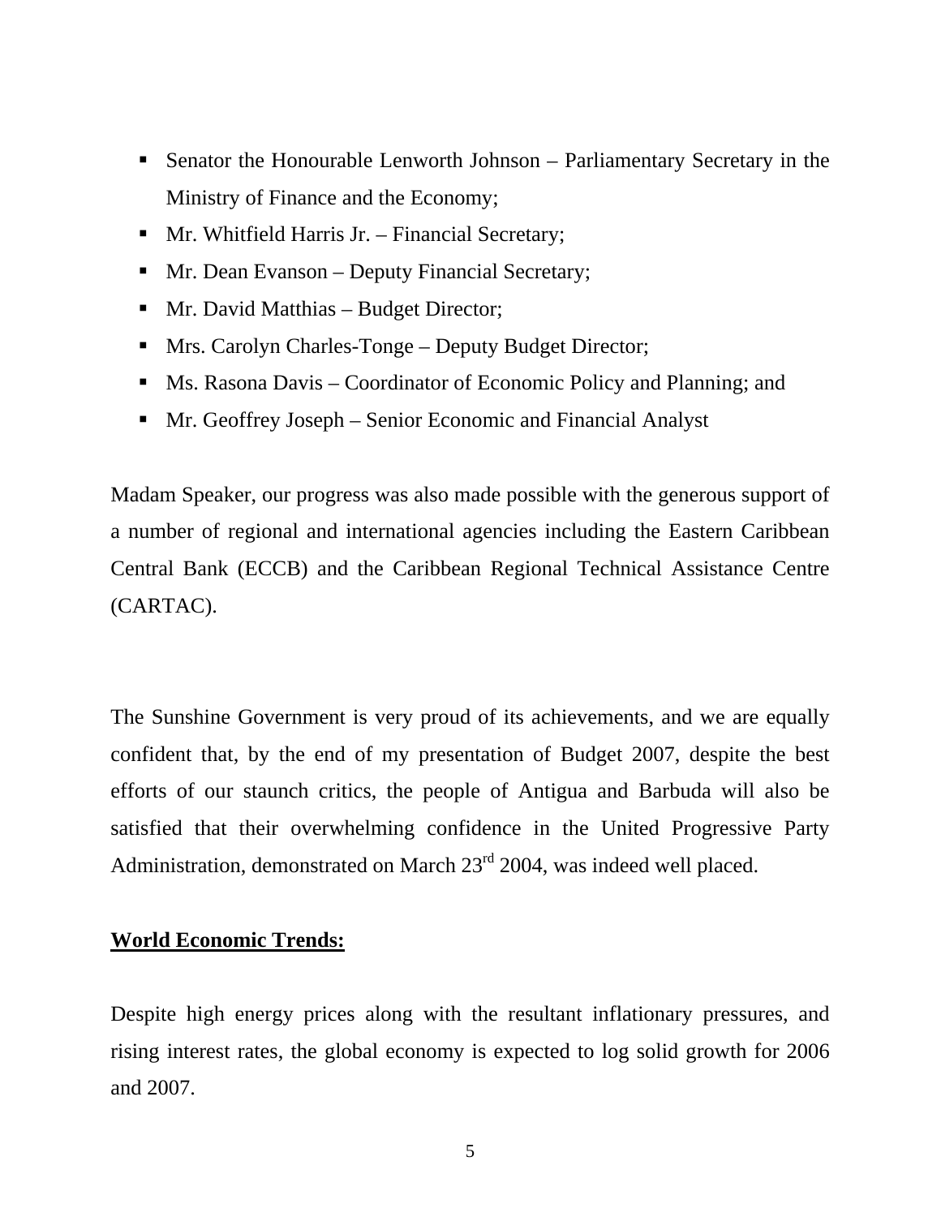- Senator the Honourable Lenworth Johnson – Parliamentary Secretary in the Ministry of Finance and the Economy;
- Mr. Whitfield Harris Jr. – Financial Secretary;
- Mr. Dean Evanson – Deputy Financial Secretary;
- Mr. David Matthias – Budget Director;
- Mrs. Carolyn Charles-Tonge – Deputy Budget Director;
- Ms. Rasona Davis – Coordinator of Economic Policy and Planning; and
- Mr. Geoffrey Joseph – Senior Economic and Financial Analyst

Madam Speaker, our progress was also made possible with the generous support of a number of regional and international agencies including the Eastern Caribbean Central Bank (ECCB) and the Caribbean Regional Technical Assistance Centre (CARTAC).

The Sunshine Government is very proud of its achievements, and we are equally confident that, by the end of my presentation of Budget 2007, despite the best efforts of our staunch critics, the people of Antigua and Barbuda will also be satisfied that their overwhelming confidence in the United Progressive Party Administration, demonstrated on March 23rd 2004, was indeed well placed.

**World Economic Trends:**

Despite high energy prices along with the resultant inflationary pressures, and rising interest rates, the global economy is expected to log solid growth for 2006 and 2007.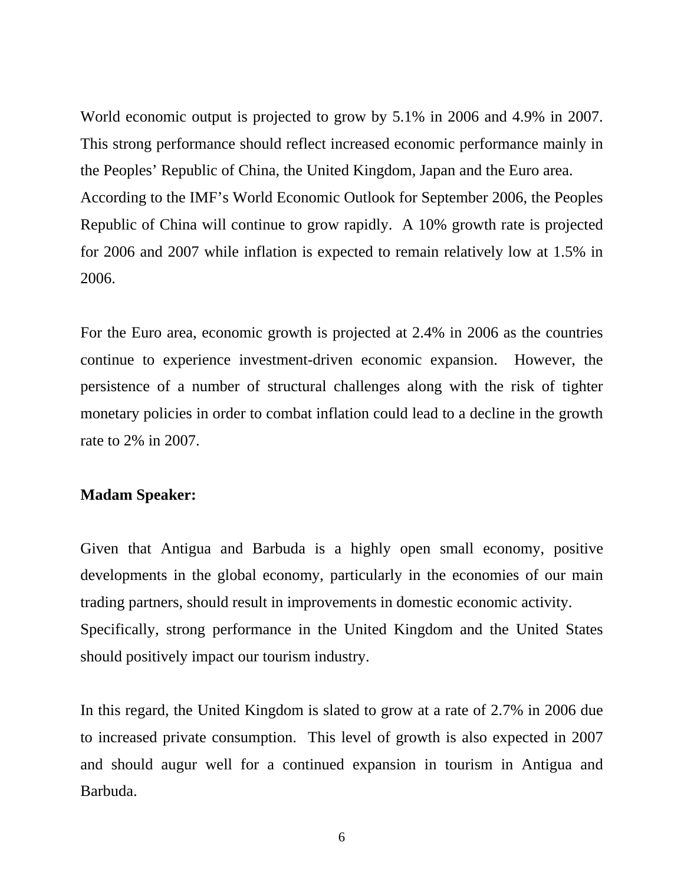World economic output is projected to grow by 5.1% in 2006 and 4.9% in 2007. This strong performance should reflect increased economic performance mainly in the Peoples' Republic of China, the United Kingdom, Japan and the Euro area. According to the IMF's World Economic Outlook for September 2006, the Peoples Republic of China will continue to grow rapidly. A 10% growth rate is projected for 2006 and 2007 while inflation is expected to remain relatively low at 1.5% in 2006.

For the Euro area, economic growth is projected at 2.4% in 2006 as the countries continue to experience investment-driven economic expansion. However, the persistence of a number of structural challenges along with the risk of tighter monetary policies in order to combat inflation could lead to a decline in the growth rate to 2% in 2007.

**Madam Speaker:**

Given that Antigua and Barbuda is a highly open small economy, positive developments in the global economy, particularly in the economies of our main trading partners, should result in improvements in domestic economic activity. Specifically, strong performance in the United Kingdom and the United States should positively impact our tourism industry.

In this regard, the United Kingdom is slated to grow at a rate of 2.7% in 2006 due to increased private consumption. This level of growth is also expected in 2007 and should augur well for a continued expansion in tourism in Antigua and Barbuda.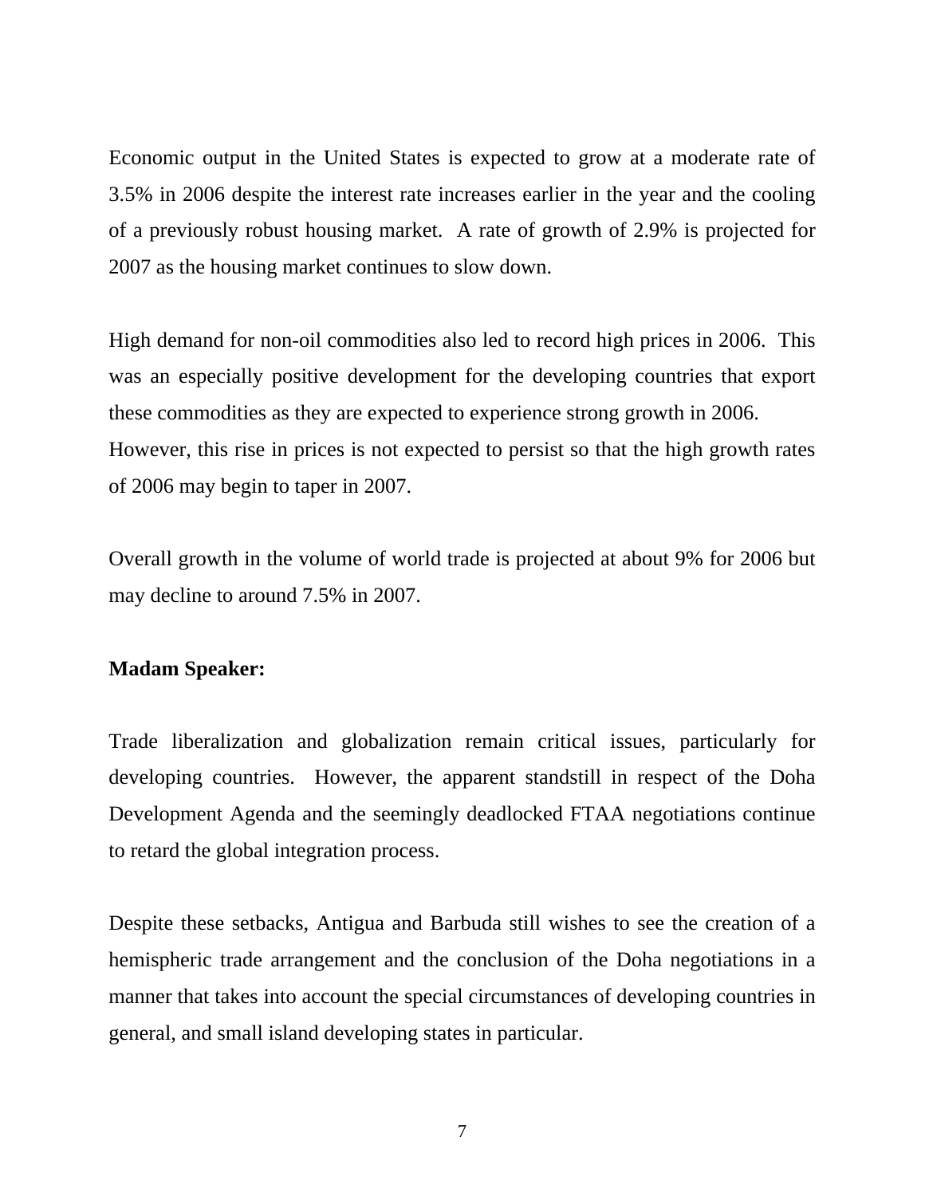Economic output in the United States is expected to grow at a moderate rate of 3.5% in 2006 despite the interest rate increases earlier in the year and the cooling of a previously robust housing market. A rate of growth of 2.9% is projected for 2007 as the housing market continues to slow down.

High demand for non-oil commodities also led to record high prices in 2006. This was an especially positive development for the developing countries that export these commodities as they are expected to experience strong growth in 2006. However, this rise in prices is not expected to persist so that the high growth rates of 2006 may begin to taper in 2007.

Overall growth in the volume of world trade is projected at about 9% for 2006 but may decline to around 7.5% in 2007.

**Madam Speaker:**

Trade liberalization and globalization remain critical issues, particularly for developing countries. However, the apparent standstill in respect of the Doha Development Agenda and the seemingly deadlocked FTAA negotiations continue to retard the global integration process.

Despite these setbacks, Antigua and Barbuda still wishes to see the creation of a hemispheric trade arrangement and the conclusion of the Doha negotiations in a manner that takes into account the special circumstances of developing countries in general, and small island developing states in particular.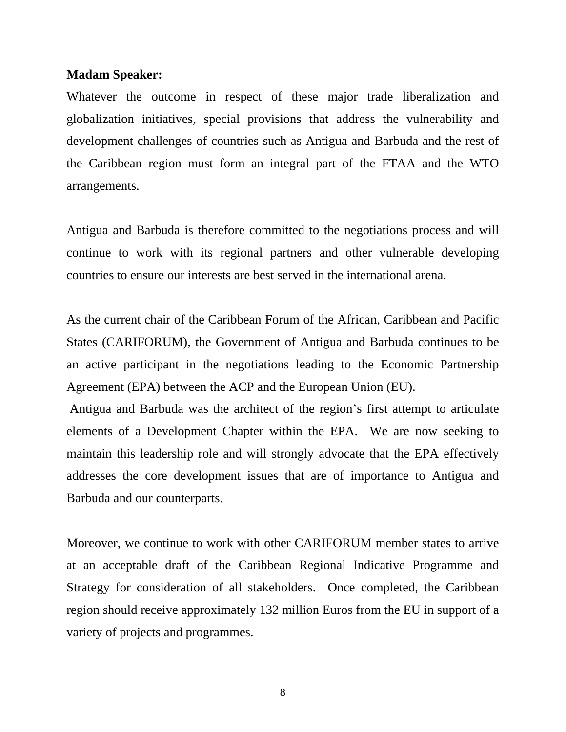**Madam Speaker:**

Whatever the outcome in respect of these major trade liberalization and globalization initiatives, special provisions that address the vulnerability and development challenges of countries such as Antigua and Barbuda and the rest of the Caribbean region must form an integral part of the FTAA and the WTO arrangements.

Antigua and Barbuda is therefore committed to the negotiations process and will continue to work with its regional partners and other vulnerable developing countries to ensure our interests are best served in the international arena.

As the current chair of the Caribbean Forum of the African, Caribbean and Pacific States (CARIFORUM), the Government of Antigua and Barbuda continues to be an active participant in the negotiations leading to the Economic Partnership Agreement (EPA) between the ACP and the European Union (EU).

Antigua and Barbuda was the architect of the region's first attempt to articulate elements of a Development Chapter within the EPA. We are now seeking to maintain this leadership role and will strongly advocate that the EPA effectively addresses the core development issues that are of importance to Antigua and Barbuda and our counterparts.

Moreover, we continue to work with other CARIFORUM member states to arrive at an acceptable draft of the Caribbean Regional Indicative Programme and Strategy for consideration of all stakeholders. Once completed, the Caribbean region should receive approximately 132 million Euros from the EU in support of a variety of projects and programmes.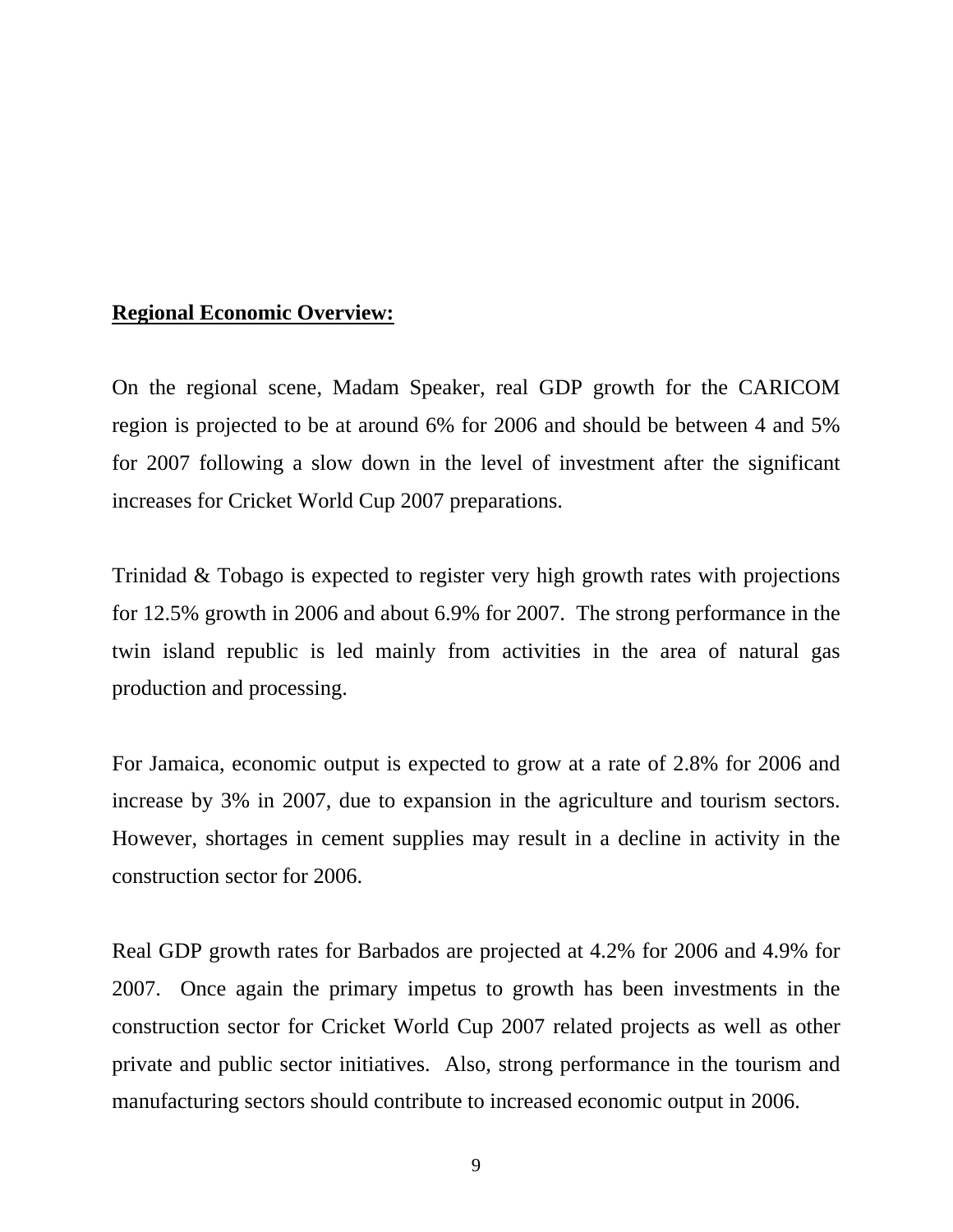**Regional Economic Overview:**

On the regional scene, Madam Speaker, real GDP growth for the CARICOM region is projected to be at around 6% for 2006 and should be between 4 and 5% for 2007 following a slow down in the level of investment after the significant increases for Cricket World Cup 2007 preparations.

Trinidad & Tobago is expected to register very high growth rates with projections for 12.5% growth in 2006 and about 6.9% for 2007. The strong performance in the twin island republic is led mainly from activities in the area of natural gas production and processing.

For Jamaica, economic output is expected to grow at a rate of 2.8% for 2006 and increase by 3% in 2007, due to expansion in the agriculture and tourism sectors. However, shortages in cement supplies may result in a decline in activity in the construction sector for 2006.

Real GDP growth rates for Barbados are projected at 4.2% for 2006 and 4.9% for 2007. Once again the primary impetus to growth has been investments in the construction sector for Cricket World Cup 2007 related projects as well as other private and public sector initiatives. Also, strong performance in the tourism and manufacturing sectors should contribute to increased economic output in 2006.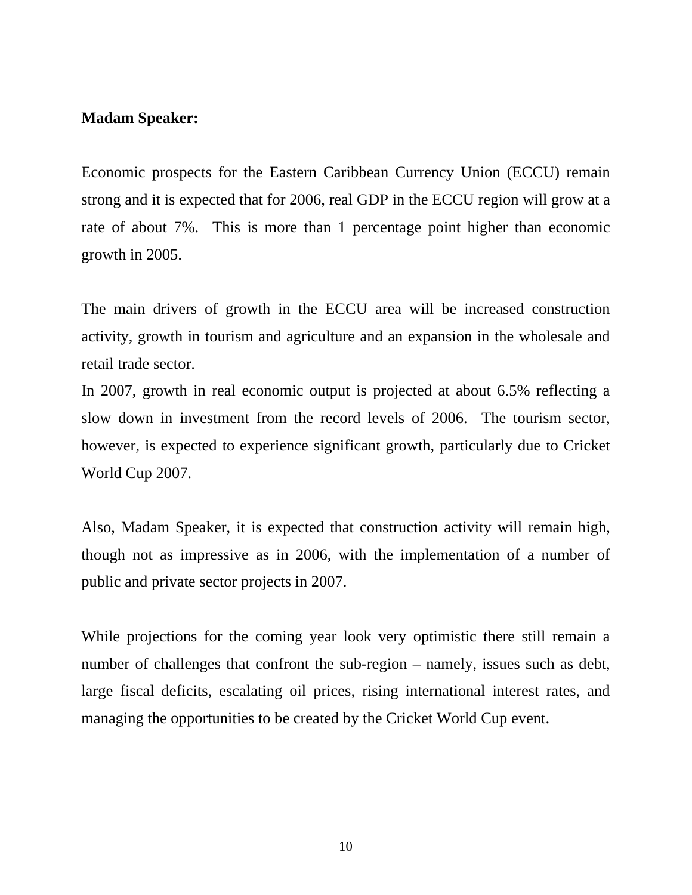**Madam Speaker:**

Economic prospects for the Eastern Caribbean Currency Union (ECCU) remain strong and it is expected that for 2006, real GDP in the ECCU region will grow at a rate of about 7%. This is more than 1 percentage point higher than economic growth in 2005.

The main drivers of growth in the ECCU area will be increased construction activity, growth in tourism and agriculture and an expansion in the wholesale and retail trade sector.

In 2007, growth in real economic output is projected at about 6.5% reflecting a slow down in investment from the record levels of 2006. The tourism sector, however, is expected to experience significant growth, particularly due to Cricket World Cup 2007.

Also, Madam Speaker, it is expected that construction activity will remain high, though not as impressive as in 2006, with the implementation of a number of public and private sector projects in 2007.

While projections for the coming year look very optimistic there still remain a number of challenges that confront the sub-region – namely, issues such as debt, large fiscal deficits, escalating oil prices, rising international interest rates, and managing the opportunities to be created by the Cricket World Cup event.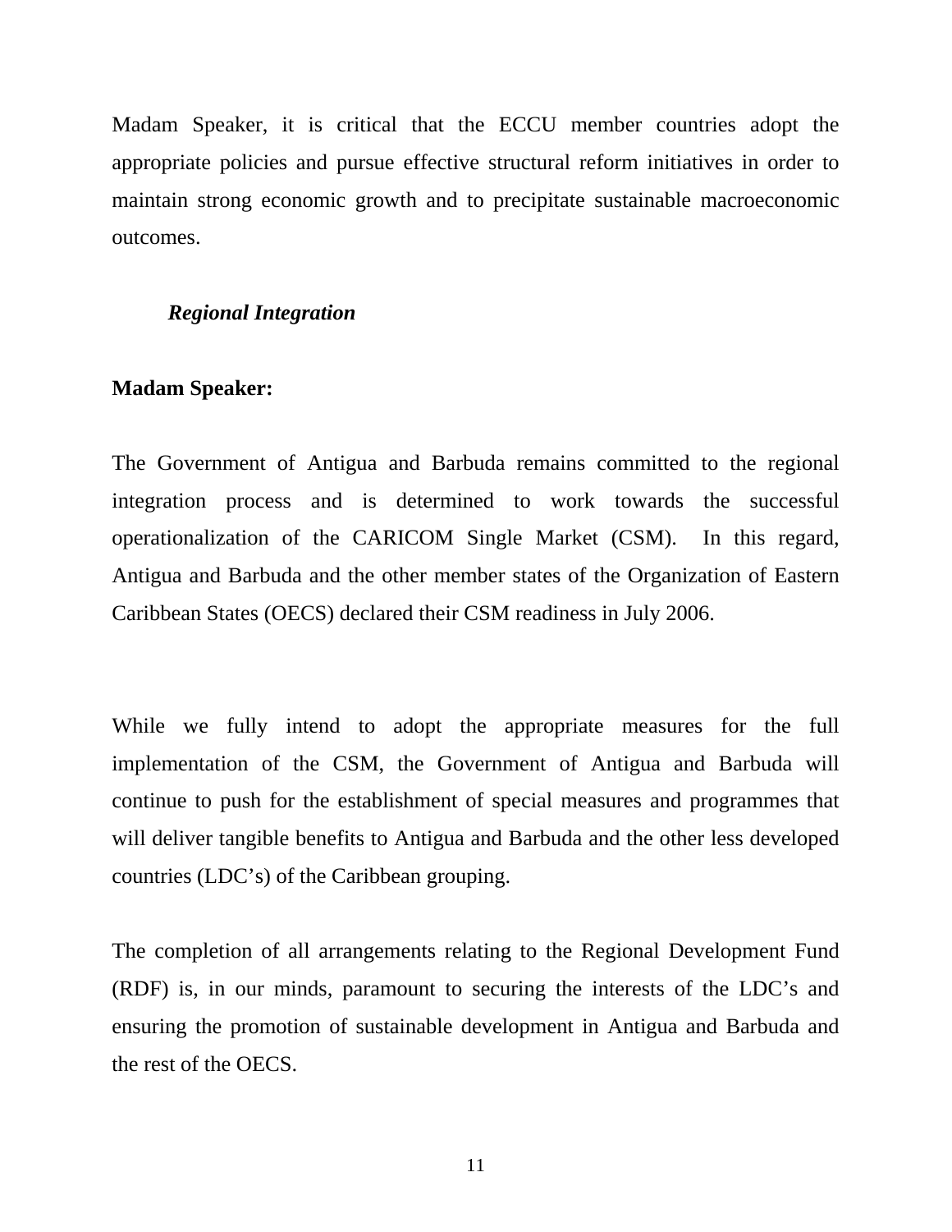Madam Speaker, it is critical that the ECCU member countries adopt the appropriate policies and pursue effective structural reform initiatives in order to maintain strong economic growth and to precipitate sustainable macroeconomic outcomes.

### *Regional Integration*

**Madam Speaker:**

The Government of Antigua and Barbuda remains committed to the regional integration process and is determined to work towards the successful operationalization of the CARICOM Single Market (CSM). In this regard, Antigua and Barbuda and the other member states of the Organization of Eastern Caribbean States (OECS) declared their CSM readiness in July 2006.

While we fully intend to adopt the appropriate measures for the full implementation of the CSM, the Government of Antigua and Barbuda will continue to push for the establishment of special measures and programmes that will deliver tangible benefits to Antigua and Barbuda and the other less developed countries (LDC's) of the Caribbean grouping.

The completion of all arrangements relating to the Regional Development Fund (RDF) is, in our minds, paramount to securing the interests of the LDC's and ensuring the promotion of sustainable development in Antigua and Barbuda and the rest of the OECS.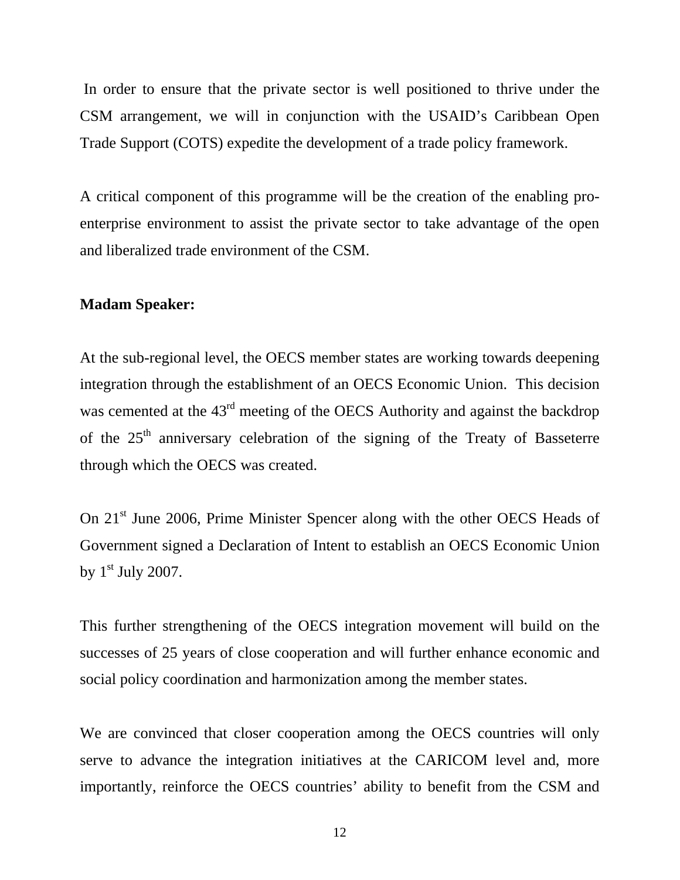In order to ensure that the private sector is well positioned to thrive under the CSM arrangement, we will in conjunction with the USAID's Caribbean Open Trade Support (COTS) expedite the development of a trade policy framework.

A critical component of this programme will be the creation of the enabling pro-enterprise environment to assist the private sector to take advantage of the open and liberalized trade environment of the CSM.

**Madam Speaker:**

At the sub-regional level, the OECS member states are working towards deepening integration through the establishment of an OECS Economic Union. This decision was cemented at the 43rd meeting of the OECS Authority and against the backdrop of the 25th anniversary celebration of the signing of the Treaty of Basseterre through which the OECS was created.

On 21st June 2006, Prime Minister Spencer along with the other OECS Heads of Government signed a Declaration of Intent to establish an OECS Economic Union by 1st July 2007.

This further strengthening of the OECS integration movement will build on the successes of 25 years of close cooperation and will further enhance economic and social policy coordination and harmonization among the member states.

We are convinced that closer cooperation among the OECS countries will only serve to advance the integration initiatives at the CARICOM level and, more importantly, reinforce the OECS countries' ability to benefit from the CSM and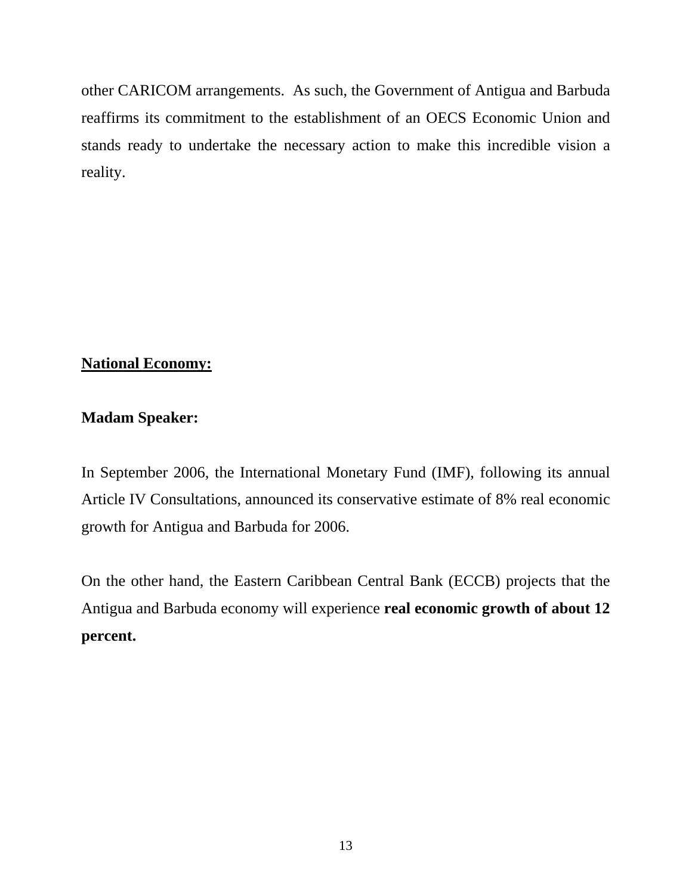other CARICOM arrangements.  As such, the Government of Antigua and Barbuda reaffirms its commitment to the establishment of an OECS Economic Union and stands ready to undertake the necessary action to make this incredible vision a reality.

## National Economy:

**Madam Speaker:**

In September 2006, the International Monetary Fund (IMF), following its annual Article IV Consultations, announced its conservative estimate of 8% real economic growth for Antigua and Barbuda for 2006.

On the other hand, the Eastern Caribbean Central Bank (ECCB) projects that the Antigua and Barbuda economy will experience **real economic growth of about 12 percent.**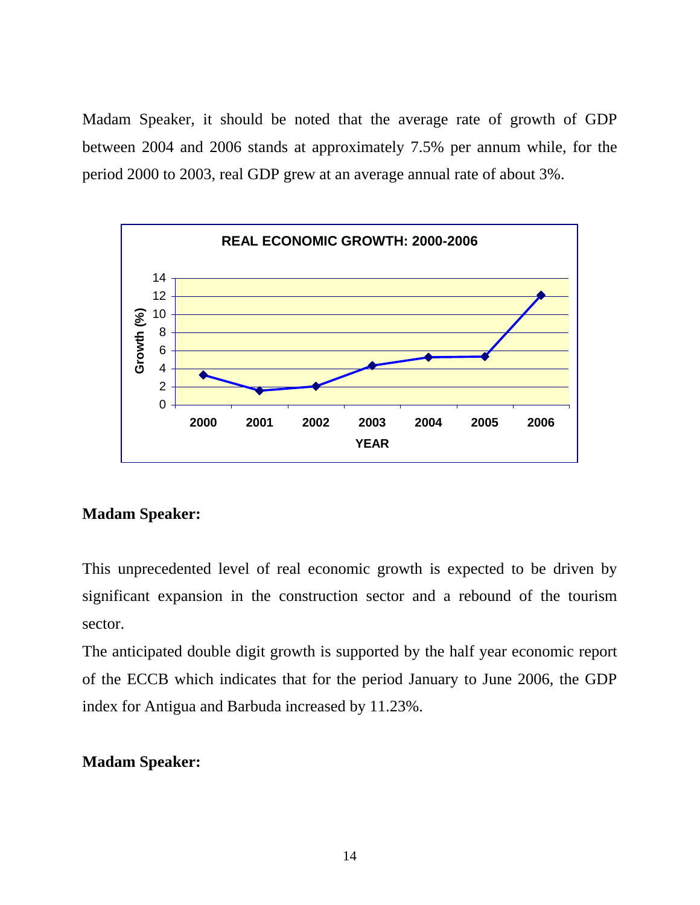Madam Speaker, it should be noted that the average rate of growth of GDP between 2004 and 2006 stands at approximately 7.5% per annum while, for the period 2000 to 2003, real GDP grew at an average annual rate of about 3%.

**REAL ECONOMIC GROWTH: 2000-2006**

**Madam Speaker:**

This unprecedented level of real economic growth is expected to be driven by significant expansion in the construction sector and a rebound of the tourism sector.

The anticipated double digit growth is supported by the half year economic report of the ECCB which indicates that for the period January to June 2006, the GDP index for Antigua and Barbuda increased by 11.23%.

**Madam Speaker:**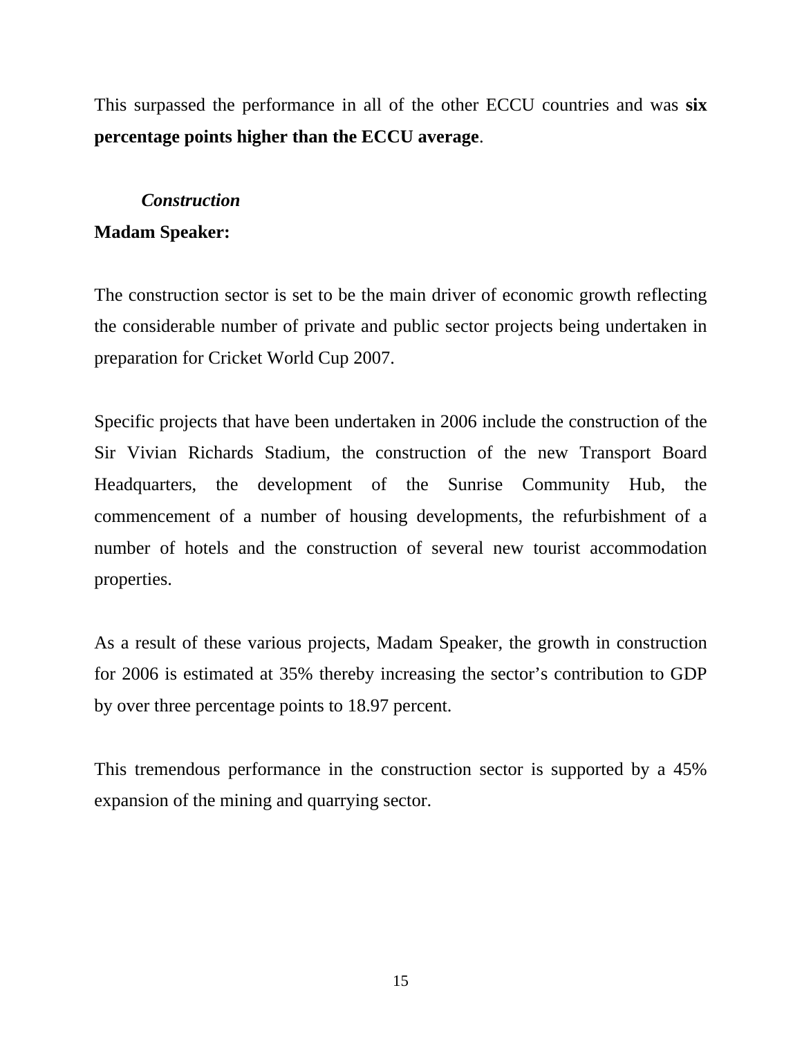This surpassed the performance in all of the other ECCU countries and was **six percentage points higher than the ECCU average**.

### *Construction*

**Madam Speaker:**

The construction sector is set to be the main driver of economic growth reflecting the considerable number of private and public sector projects being undertaken in preparation for Cricket World Cup 2007.

Specific projects that have been undertaken in 2006 include the construction of the Sir Vivian Richards Stadium, the construction of the new Transport Board Headquarters, the development of the Sunrise Community Hub, the commencement of a number of housing developments, the refurbishment of a number of hotels and the construction of several new tourist accommodation properties.

As a result of these various projects, Madam Speaker, the growth in construction for 2006 is estimated at 35% thereby increasing the sector's contribution to GDP by over three percentage points to 18.97 percent.

This tremendous performance in the construction sector is supported by a 45% expansion of the mining and quarrying sector.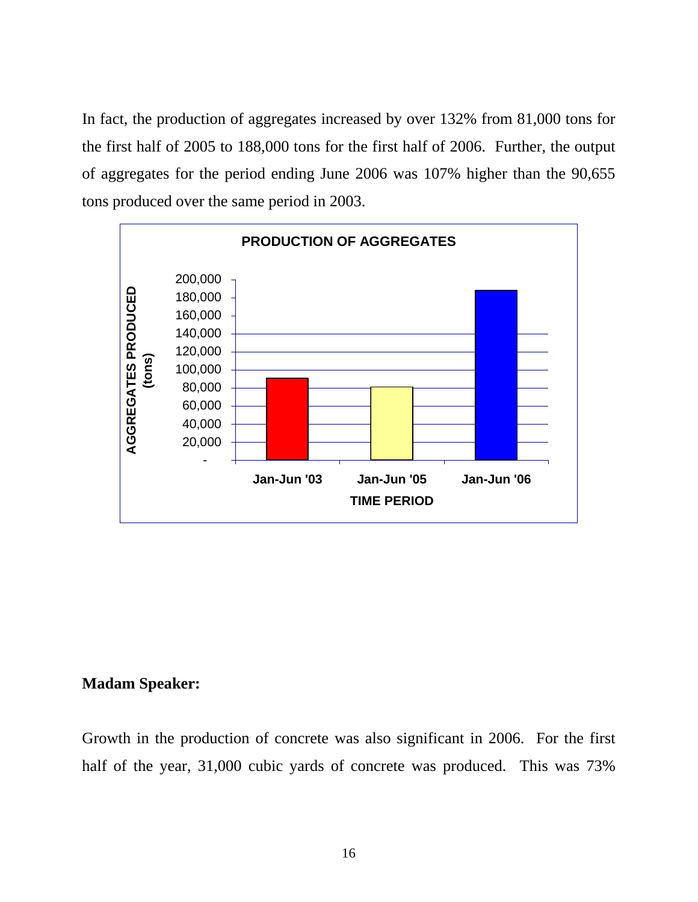In fact, the production of aggregates increased by over 132% from 81,000 tons for the first half of 2005 to 188,000 tons for the first half of 2006. Further, the output of aggregates for the period ending June 2006 was 107% higher than the 90,655 tons produced over the same period in 2003.

**PRODUCTION OF AGGREGATES**

| TIME PERIOD | AGGREGATES PRODUCED (tons) |
|---|---|
| Jan-Jun '03 | 90,655 |
| Jan-Jun '05 | 81,000 |
| Jan-Jun '06 | 188,000 |

**Madam Speaker:**

Growth in the production of concrete was also significant in 2006. For the first half of the year, 31,000 cubic yards of concrete was produced. This was 73%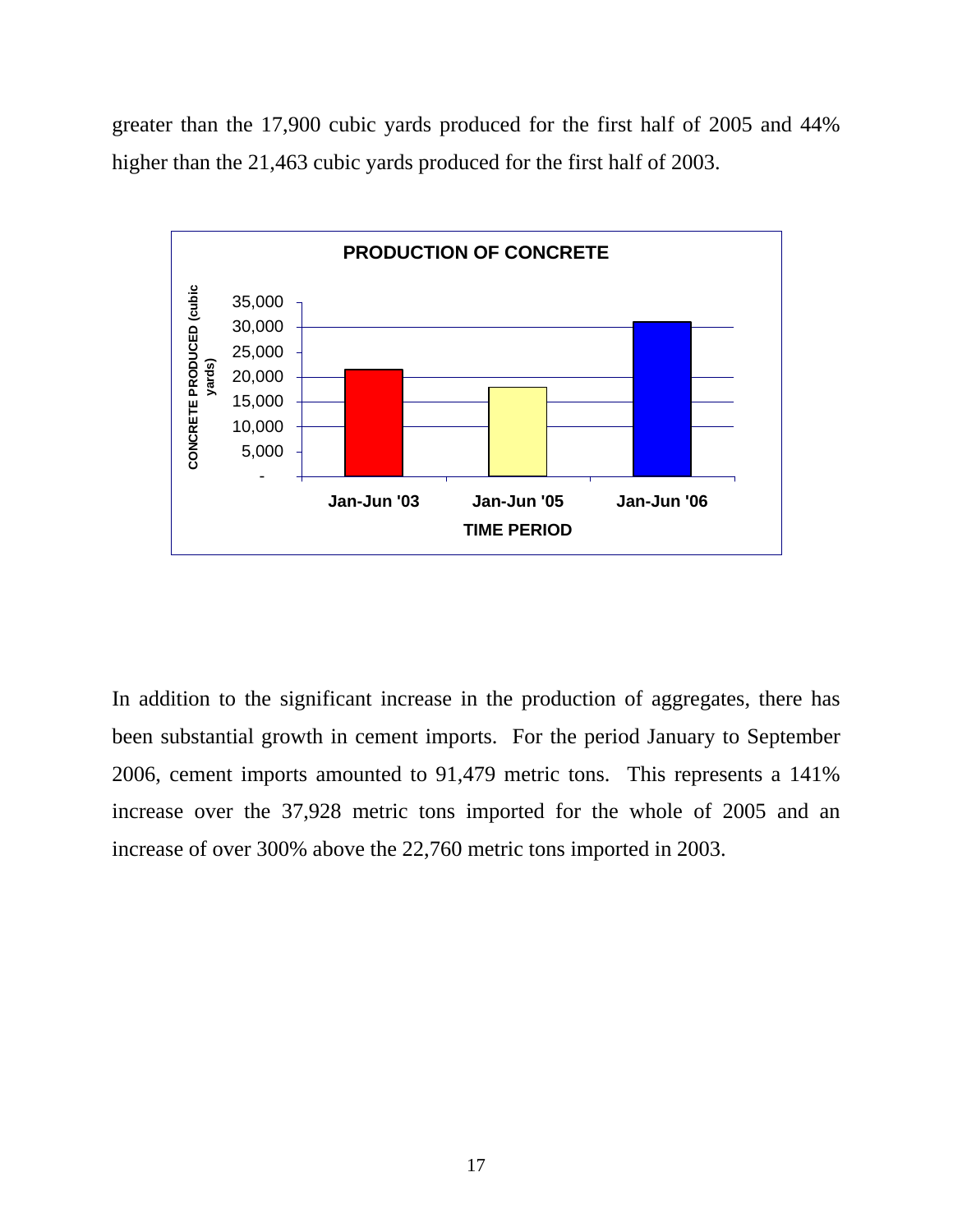greater than the 17,900 cubic yards produced for the first half of 2005 and 44% higher than the 21,463 cubic yards produced for the first half of 2003.

**PRODUCTION OF CONCRETE**

In addition to the significant increase in the production of aggregates, there has been substantial growth in cement imports. For the period January to September 2006, cement imports amounted to 91,479 metric tons. This represents a 141% increase over the 37,928 metric tons imported for the whole of 2005 and an increase of over 300% above the 22,760 metric tons imported in 2003.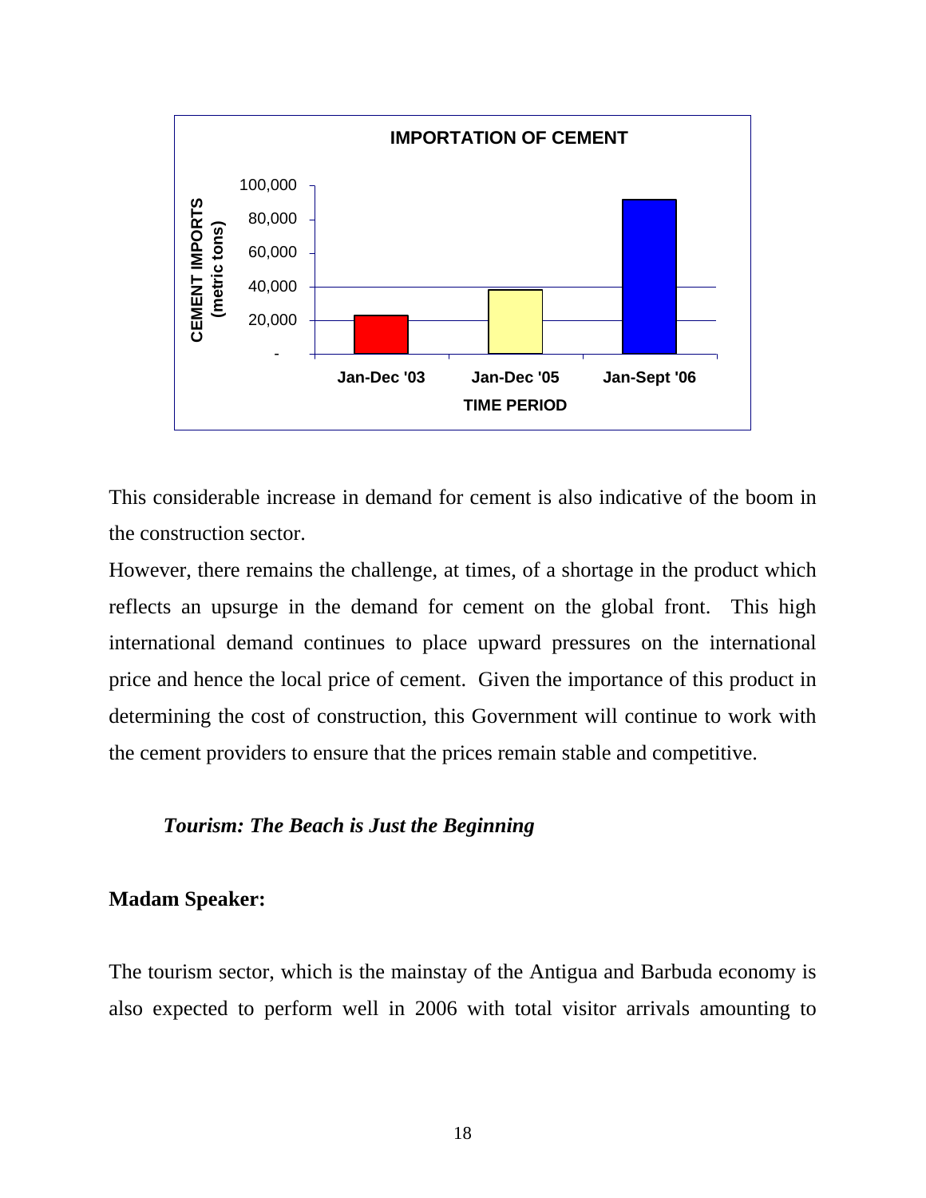**IMPORTATION OF CEMENT**

This considerable increase in demand for cement is also indicative of the boom in the construction sector.

However, there remains the challenge, at times, of a shortage in the product which reflects an upsurge in the demand for cement on the global front. This high international demand continues to place upward pressures on the international price and hence the local price of cement. Given the importance of this product in determining the cost of construction, this Government will continue to work with the cement providers to ensure that the prices remain stable and competitive.

### *Tourism: The Beach is Just the Beginning*

**Madam Speaker:**

The tourism sector, which is the mainstay of the Antigua and Barbuda economy is also expected to perform well in 2006 with total visitor arrivals amounting to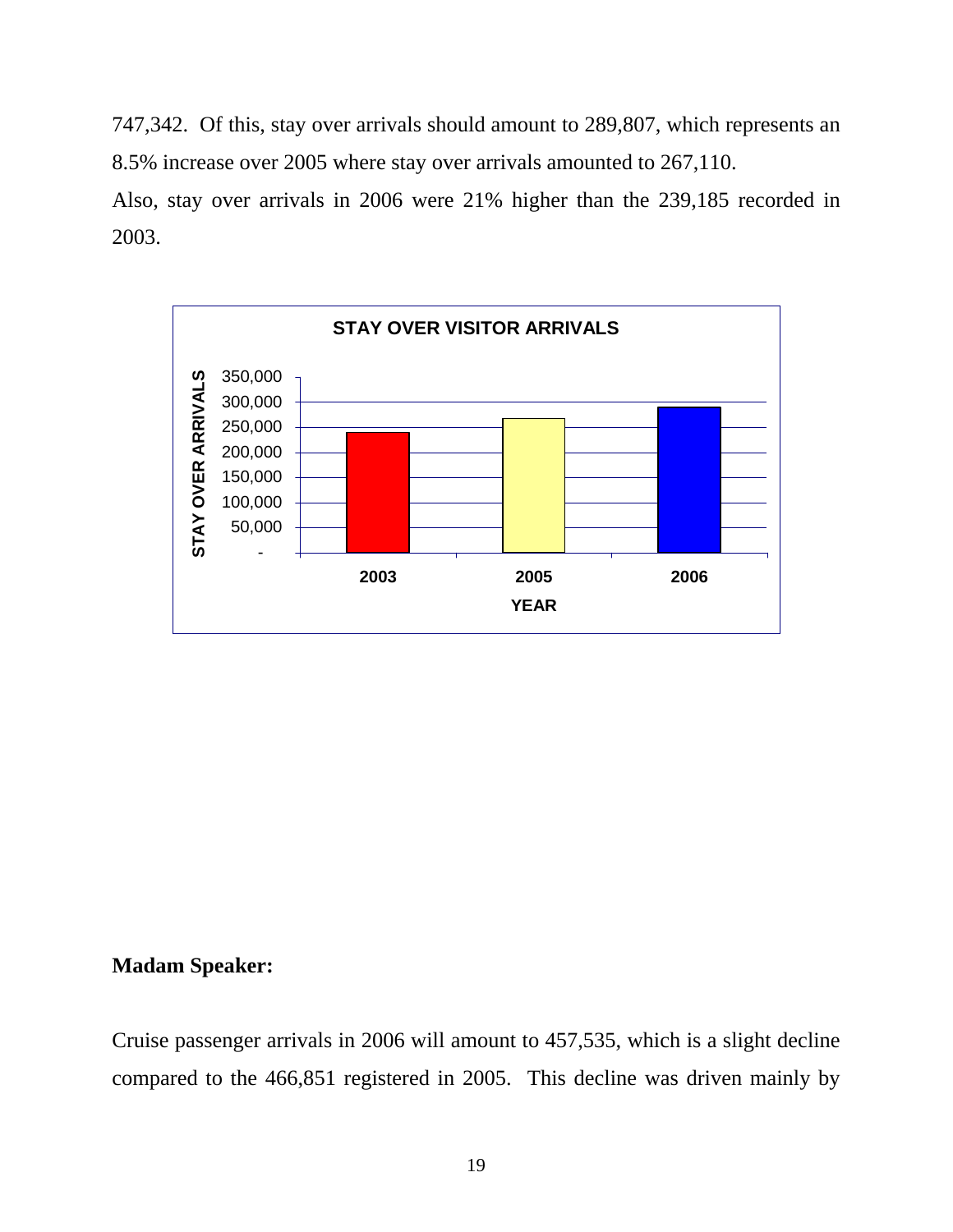747,342. Of this, stay over arrivals should amount to 289,807, which represents an 8.5% increase over 2005 where stay over arrivals amounted to 267,110.

Also, stay over arrivals in 2006 were 21% higher than the 239,185 recorded in 2003.

**Madam Speaker:**

Cruise passenger arrivals in 2006 will amount to 457,535, which is a slight decline compared to the 466,851 registered in 2005. This decline was driven mainly by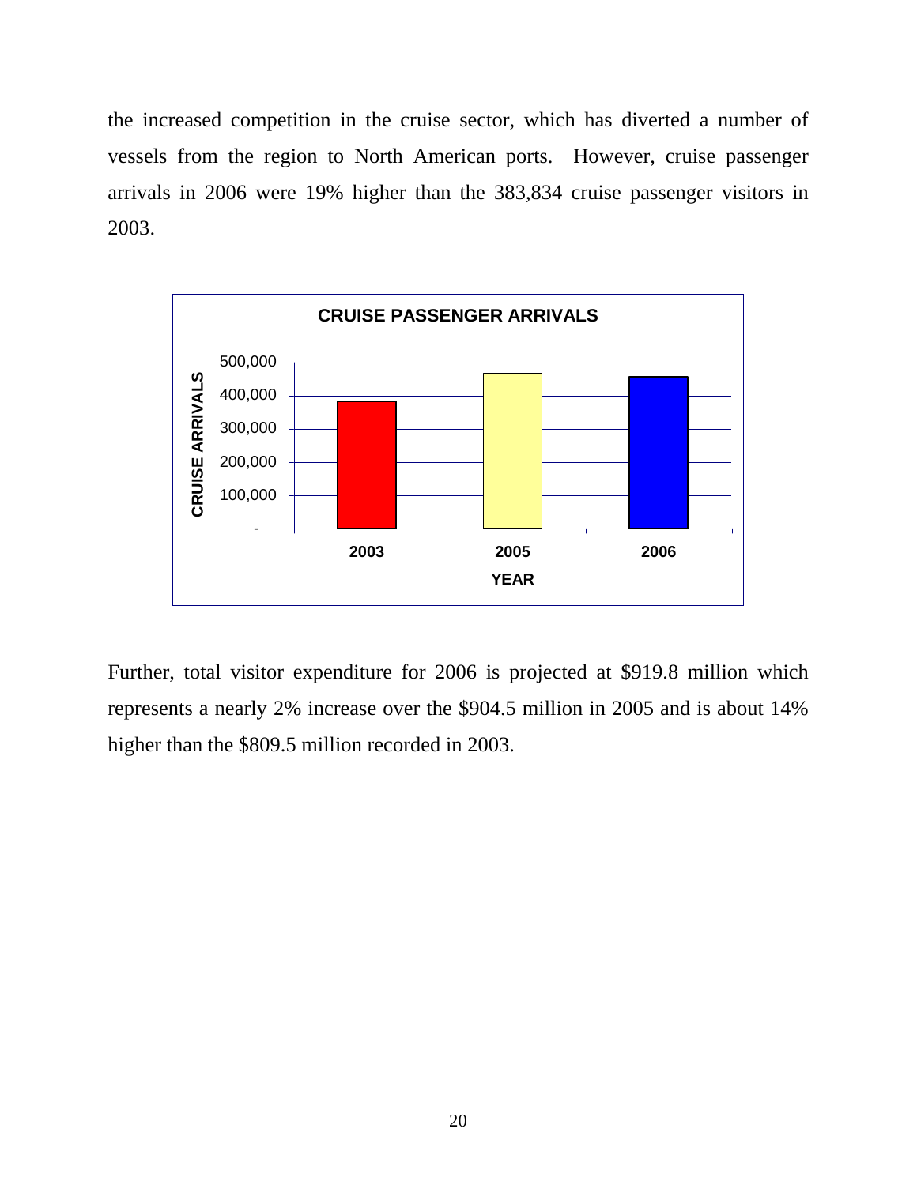the increased competition in the cruise sector, which has diverted a number of vessels from the region to North American ports. However, cruise passenger arrivals in 2006 were 19% higher than the 383,834 cruise passenger visitors in 2003.

**CRUISE PASSENGER ARRIVALS**

Further, total visitor expenditure for 2006 is projected at $919.8 million which represents a nearly 2% increase over the $904.5 million in 2005 and is about 14% higher than the $809.5 million recorded in 2003.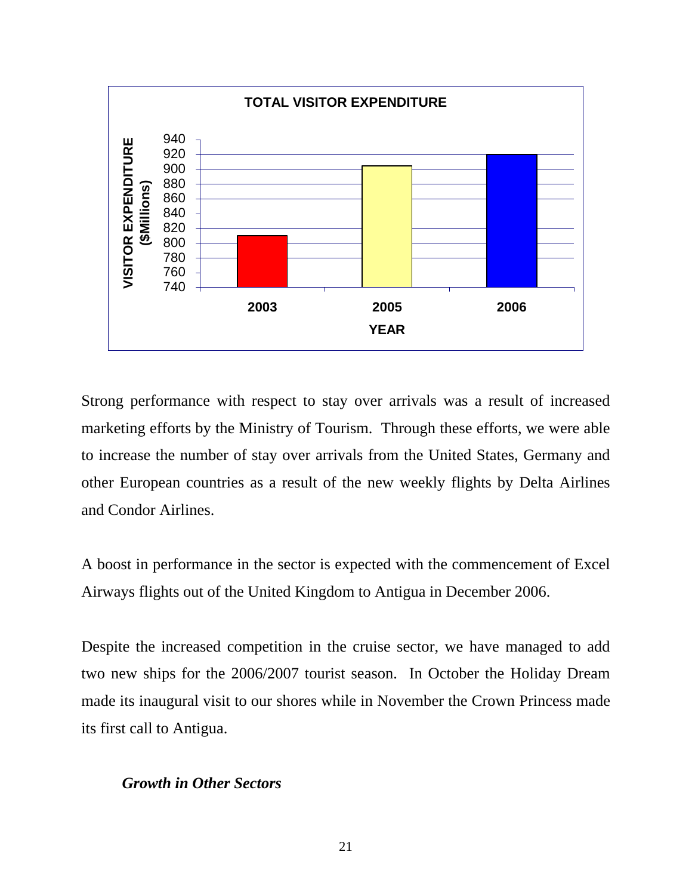**TOTAL VISITOR EXPENDITURE**

VISITOR EXPENDITURE ($Millions)

940
920
900
880
860
840
820
800
780
760
740

2003 2005 2006

YEAR

Strong performance with respect to stay over arrivals was a result of increased marketing efforts by the Ministry of Tourism. Through these efforts, we were able to increase the number of stay over arrivals from the United States, Germany and other European countries as a result of the new weekly flights by Delta Airlines and Condor Airlines.

A boost in performance in the sector is expected with the commencement of Excel Airways flights out of the United Kingdom to Antigua in December 2006.

Despite the increased competition in the cruise sector, we have managed to add two new ships for the 2006/2007 tourist season. In October the Holiday Dream made its inaugural visit to our shores while in November the Crown Princess made its first call to Antigua.

### *Growth in Other Sectors*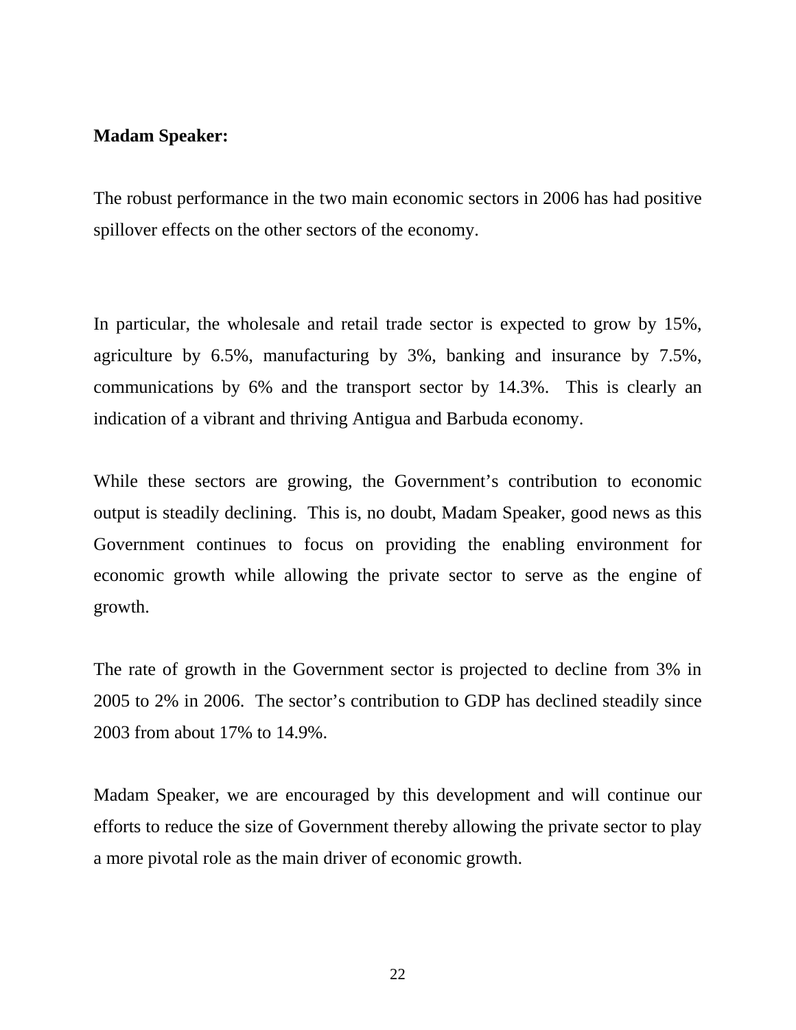**Madam Speaker:**

The robust performance in the two main economic sectors in 2006 has had positive spillover effects on the other sectors of the economy.

In particular, the wholesale and retail trade sector is expected to grow by 15%, agriculture by 6.5%, manufacturing by 3%, banking and insurance by 7.5%, communications by 6% and the transport sector by 14.3%. This is clearly an indication of a vibrant and thriving Antigua and Barbuda economy.

While these sectors are growing, the Government's contribution to economic output is steadily declining. This is, no doubt, Madam Speaker, good news as this Government continues to focus on providing the enabling environment for economic growth while allowing the private sector to serve as the engine of growth.

The rate of growth in the Government sector is projected to decline from 3% in 2005 to 2% in 2006. The sector's contribution to GDP has declined steadily since 2003 from about 17% to 14.9%.

Madam Speaker, we are encouraged by this development and will continue our efforts to reduce the size of Government thereby allowing the private sector to play a more pivotal role as the main driver of economic growth.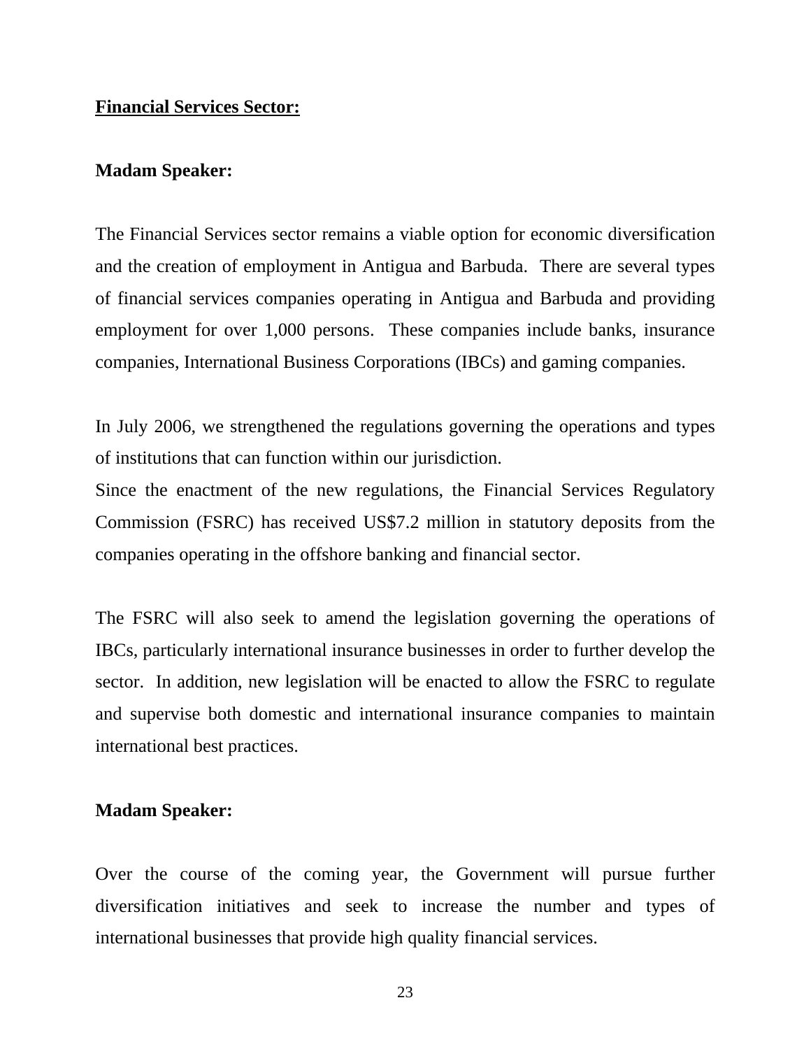**Financial Services Sector:**

**Madam Speaker:**

The Financial Services sector remains a viable option for economic diversification and the creation of employment in Antigua and Barbuda. There are several types of financial services companies operating in Antigua and Barbuda and providing employment for over 1,000 persons. These companies include banks, insurance companies, International Business Corporations (IBCs) and gaming companies.

In July 2006, we strengthened the regulations governing the operations and types of institutions that can function within our jurisdiction.
Since the enactment of the new regulations, the Financial Services Regulatory Commission (FSRC) has received US$7.2 million in statutory deposits from the companies operating in the offshore banking and financial sector.

The FSRC will also seek to amend the legislation governing the operations of IBCs, particularly international insurance businesses in order to further develop the sector. In addition, new legislation will be enacted to allow the FSRC to regulate and supervise both domestic and international insurance companies to maintain international best practices.

**Madam Speaker:**

Over the course of the coming year, the Government will pursue further diversification initiatives and seek to increase the number and types of international businesses that provide high quality financial services.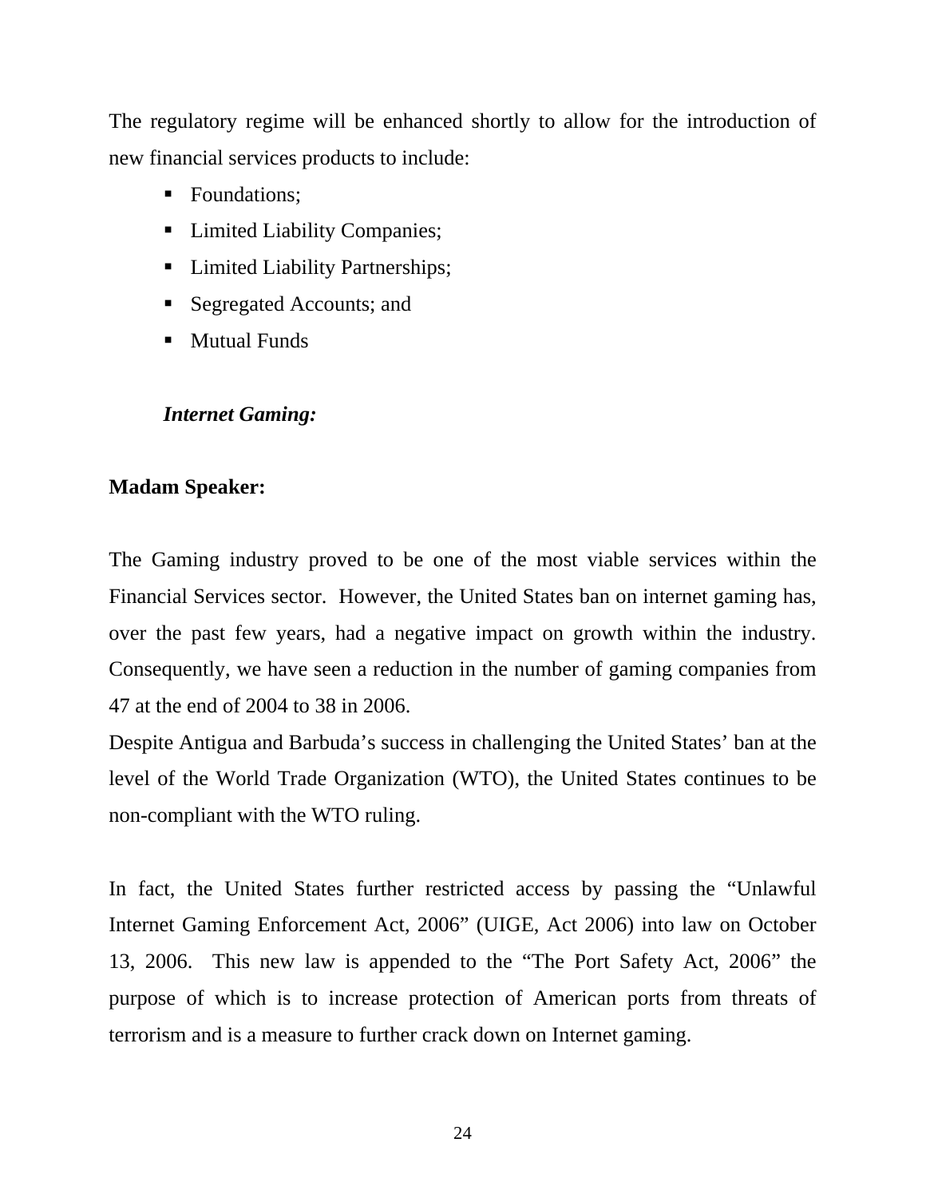The regulatory regime will be enhanced shortly to allow for the introduction of new financial services products to include:

- Foundations;
- Limited Liability Companies;
- Limited Liability Partnerships;
- Segregated Accounts; and
- Mutual Funds

***Internet Gaming:***

**Madam Speaker:**

The Gaming industry proved to be one of the most viable services within the Financial Services sector. However, the United States ban on internet gaming has, over the past few years, had a negative impact on growth within the industry. Consequently, we have seen a reduction in the number of gaming companies from 47 at the end of 2004 to 38 in 2006.

Despite Antigua and Barbuda's success in challenging the United States' ban at the level of the World Trade Organization (WTO), the United States continues to be non-compliant with the WTO ruling.

In fact, the United States further restricted access by passing the "Unlawful Internet Gaming Enforcement Act, 2006" (UIGE, Act 2006) into law on October 13, 2006. This new law is appended to the "The Port Safety Act, 2006" the purpose of which is to increase protection of American ports from threats of terrorism and is a measure to further crack down on Internet gaming.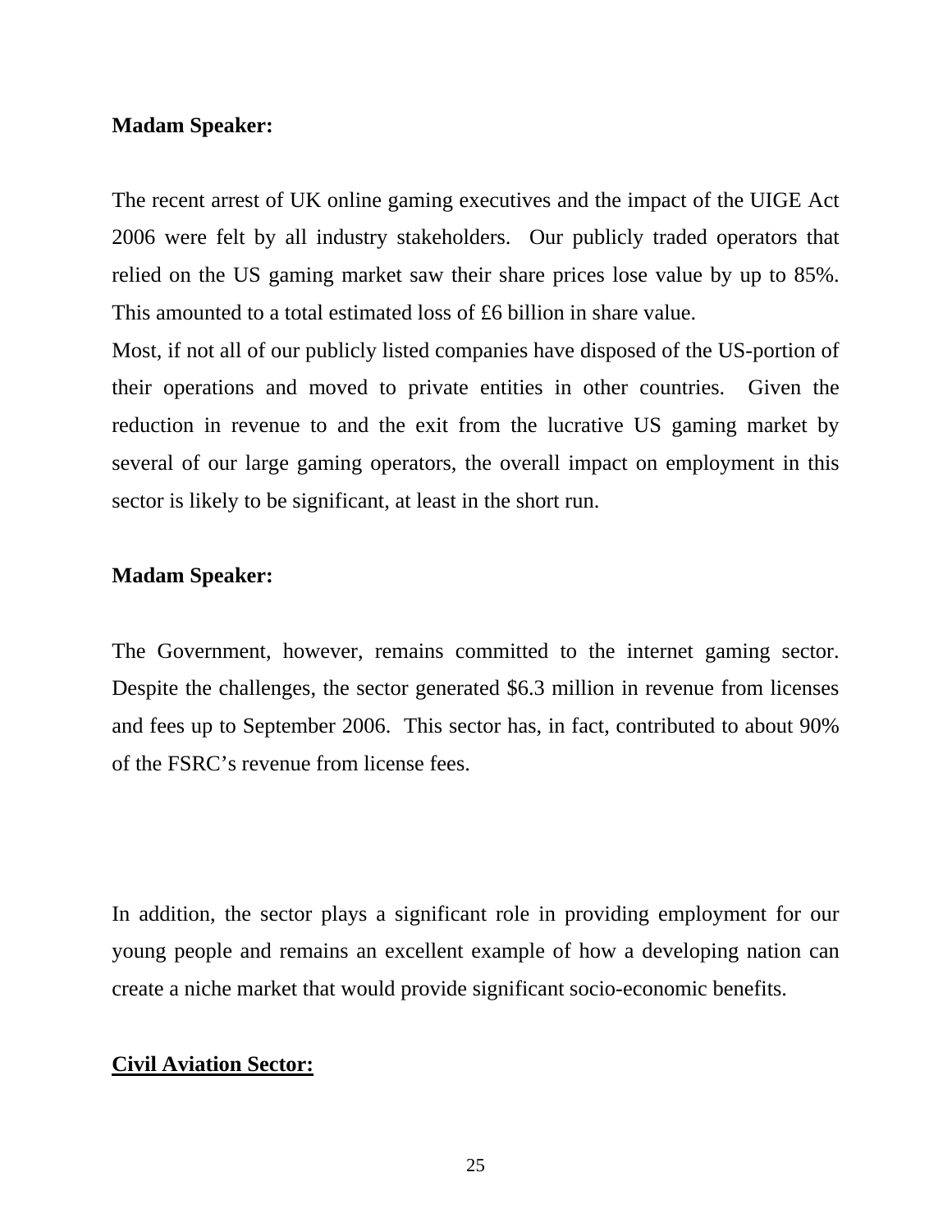**Madam Speaker:**

The recent arrest of UK online gaming executives and the impact of the UIGE Act 2006 were felt by all industry stakeholders. Our publicly traded operators that relied on the US gaming market saw their share prices lose value by up to 85%. This amounted to a total estimated loss of £6 billion in share value.

Most, if not all of our publicly listed companies have disposed of the US-portion of their operations and moved to private entities in other countries. Given the reduction in revenue to and the exit from the lucrative US gaming market by several of our large gaming operators, the overall impact on employment in this sector is likely to be significant, at least in the short run.

**Madam Speaker:**

The Government, however, remains committed to the internet gaming sector. Despite the challenges, the sector generated $6.3 million in revenue from licenses and fees up to September 2006. This sector has, in fact, contributed to about 90% of the FSRC's revenue from license fees.

In addition, the sector plays a significant role in providing employment for our young people and remains an excellent example of how a developing nation can create a niche market that would provide significant socio-economic benefits.

**Civil Aviation Sector:**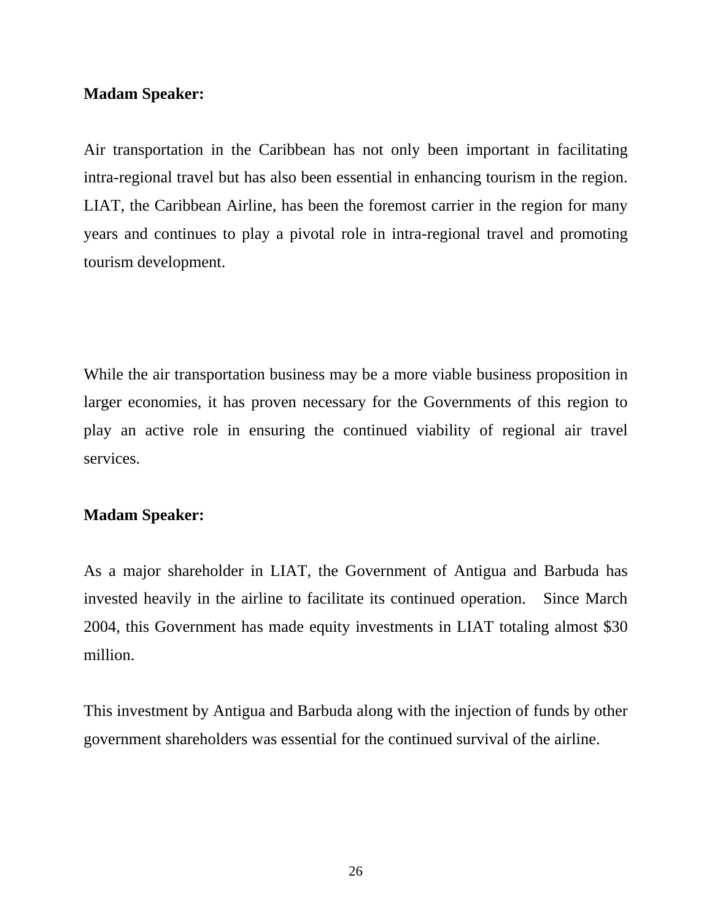**Madam Speaker:**

Air transportation in the Caribbean has not only been important in facilitating intra-regional travel but has also been essential in enhancing tourism in the region. LIAT, the Caribbean Airline, has been the foremost carrier in the region for many years and continues to play a pivotal role in intra-regional travel and promoting tourism development.

While the air transportation business may be a more viable business proposition in larger economies, it has proven necessary for the Governments of this region to play an active role in ensuring the continued viability of regional air travel services.

**Madam Speaker:**

As a major shareholder in LIAT, the Government of Antigua and Barbuda has invested heavily in the airline to facilitate its continued operation. Since March 2004, this Government has made equity investments in LIAT totaling almost $30 million.

This investment by Antigua and Barbuda along with the injection of funds by other government shareholders was essential for the continued survival of the airline.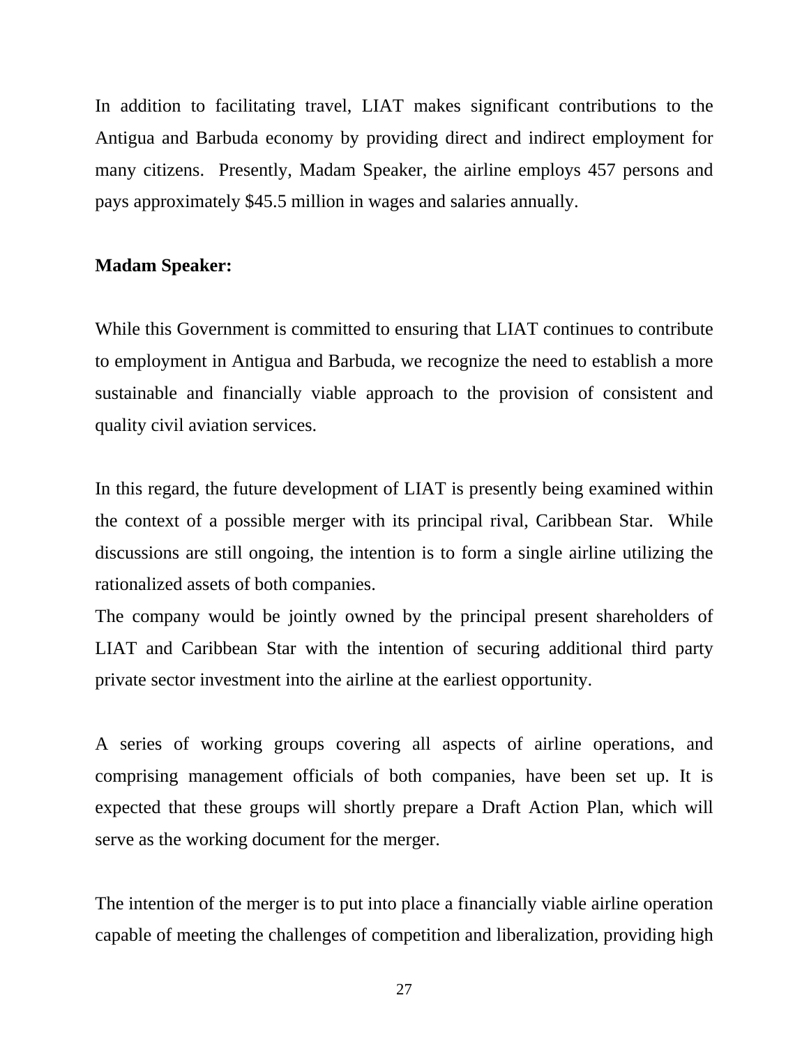In addition to facilitating travel, LIAT makes significant contributions to the Antigua and Barbuda economy by providing direct and indirect employment for many citizens. Presently, Madam Speaker, the airline employs 457 persons and pays approximately $45.5 million in wages and salaries annually.

**Madam Speaker:**

While this Government is committed to ensuring that LIAT continues to contribute to employment in Antigua and Barbuda, we recognize the need to establish a more sustainable and financially viable approach to the provision of consistent and quality civil aviation services.

In this regard, the future development of LIAT is presently being examined within the context of a possible merger with its principal rival, Caribbean Star. While discussions are still ongoing, the intention is to form a single airline utilizing the rationalized assets of both companies.

The company would be jointly owned by the principal present shareholders of LIAT and Caribbean Star with the intention of securing additional third party private sector investment into the airline at the earliest opportunity.

A series of working groups covering all aspects of airline operations, and comprising management officials of both companies, have been set up. It is expected that these groups will shortly prepare a Draft Action Plan, which will serve as the working document for the merger.

The intention of the merger is to put into place a financially viable airline operation capable of meeting the challenges of competition and liberalization, providing high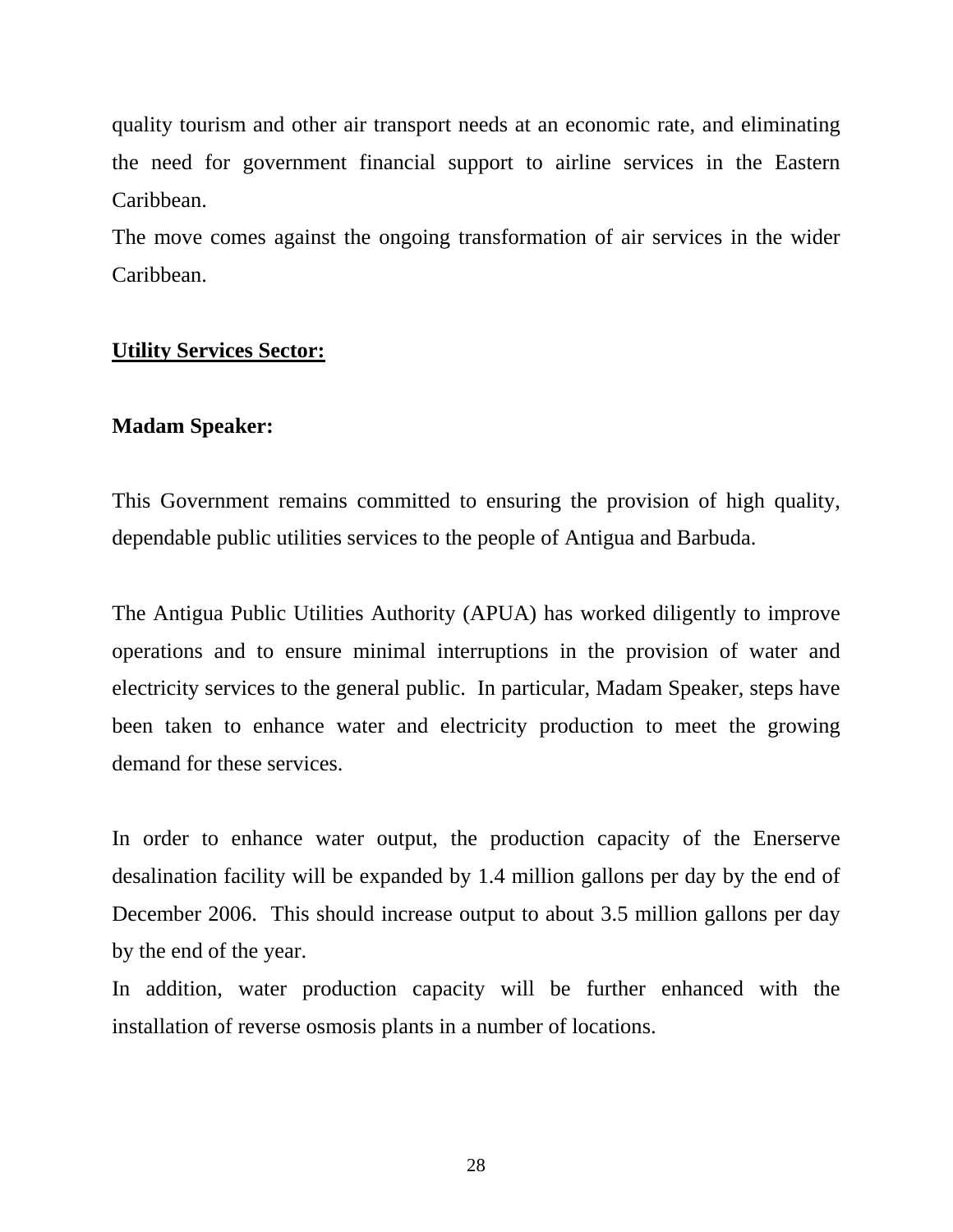quality tourism and other air transport needs at an economic rate, and eliminating the need for government financial support to airline services in the Eastern Caribbean.

The move comes against the ongoing transformation of air services in the wider Caribbean.

**Utility Services Sector:**

**Madam Speaker:**

This Government remains committed to ensuring the provision of high quality, dependable public utilities services to the people of Antigua and Barbuda.

The Antigua Public Utilities Authority (APUA) has worked diligently to improve operations and to ensure minimal interruptions in the provision of water and electricity services to the general public. In particular, Madam Speaker, steps have been taken to enhance water and electricity production to meet the growing demand for these services.

In order to enhance water output, the production capacity of the Enerserve desalination facility will be expanded by 1.4 million gallons per day by the end of December 2006. This should increase output to about 3.5 million gallons per day by the end of the year.

In addition, water production capacity will be further enhanced with the installation of reverse osmosis plants in a number of locations.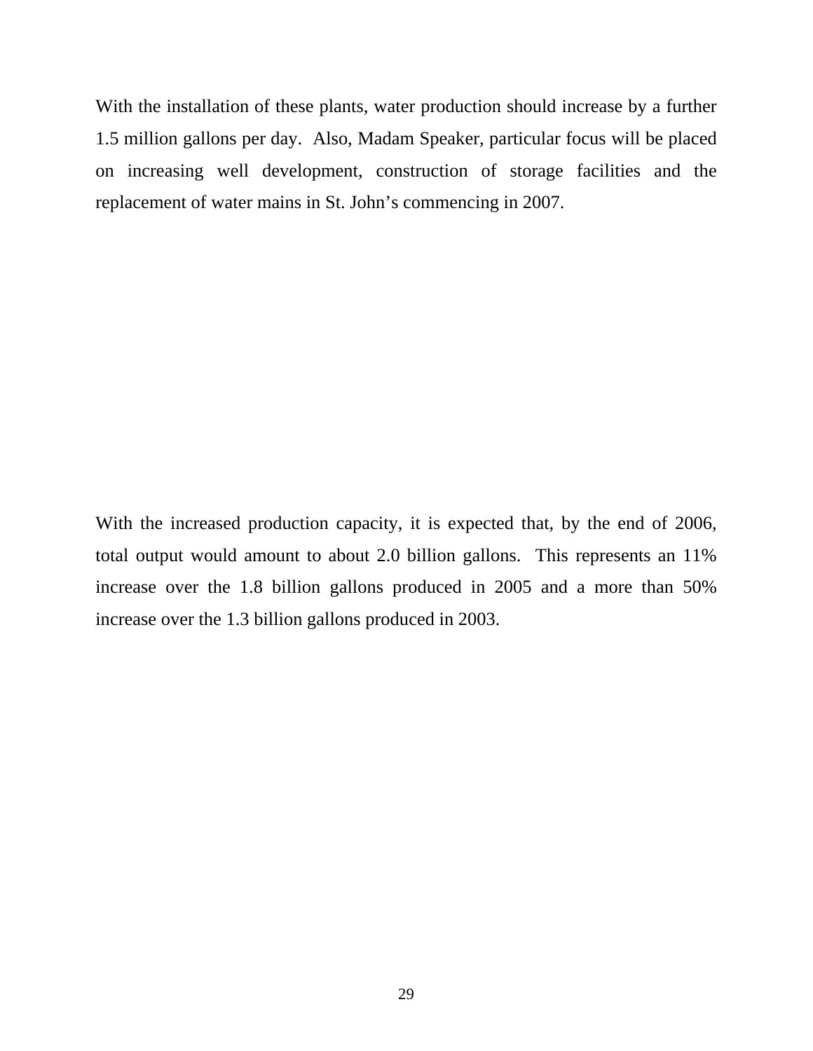With the installation of these plants, water production should increase by a further 1.5 million gallons per day. Also, Madam Speaker, particular focus will be placed on increasing well development, construction of storage facilities and the replacement of water mains in St. John's commencing in 2007.

With the increased production capacity, it is expected that, by the end of 2006, total output would amount to about 2.0 billion gallons. This represents an 11% increase over the 1.8 billion gallons produced in 2005 and a more than 50% increase over the 1.3 billion gallons produced in 2003.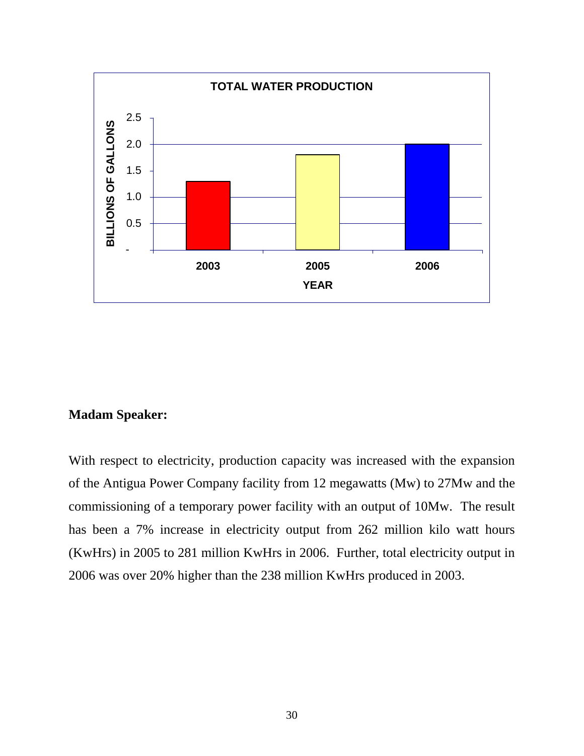**Madam Speaker:**

With respect to electricity, production capacity was increased with the expansion of the Antigua Power Company facility from 12 megawatts (Mw) to 27Mw and the commissioning of a temporary power facility with an output of 10Mw. The result has been a 7% increase in electricity output from 262 million kilo watt hours (KwHrs) in 2005 to 281 million KwHrs in 2006. Further, total electricity output in 2006 was over 20% higher than the 238 million KwHrs produced in 2003.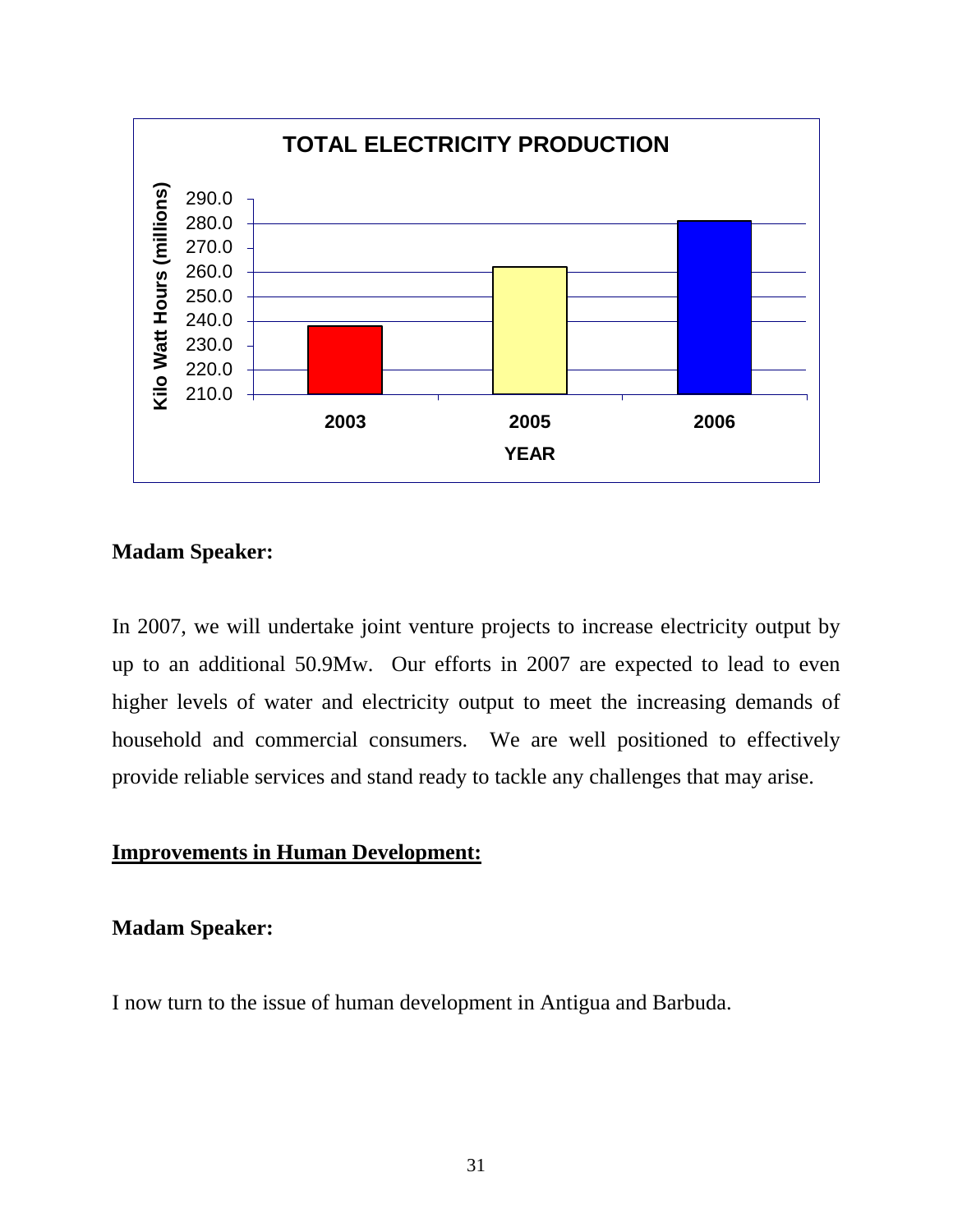**Madam Speaker:**

In 2007, we will undertake joint venture projects to increase electricity output by up to an additional 50.9Mw. Our efforts in 2007 are expected to lead to even higher levels of water and electricity output to meet the increasing demands of household and commercial consumers. We are well positioned to effectively provide reliable services and stand ready to tackle any challenges that may arise.

## Improvements in Human Development:

**Madam Speaker:**

I now turn to the issue of human development in Antigua and Barbuda.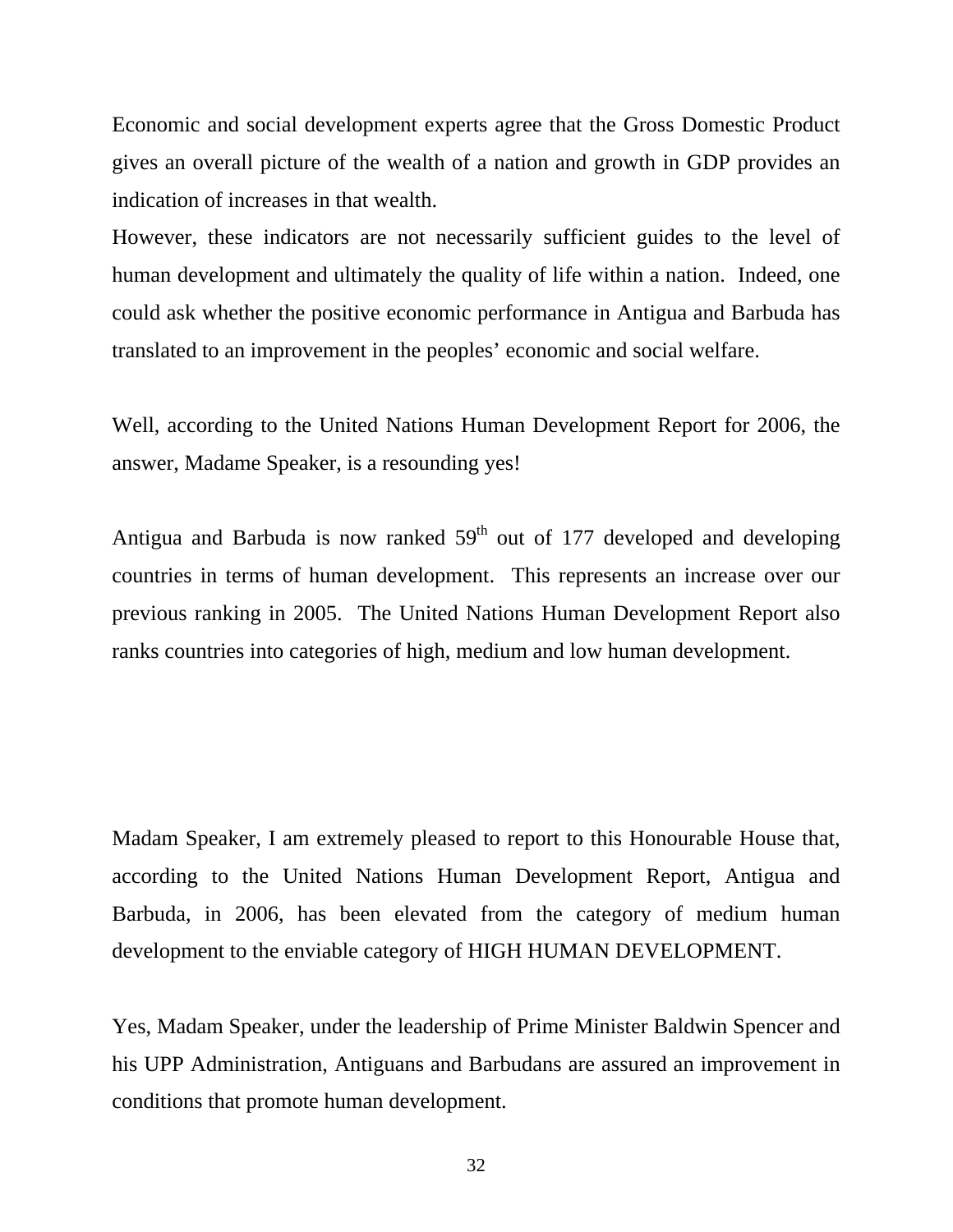Economic and social development experts agree that the Gross Domestic Product gives an overall picture of the wealth of a nation and growth in GDP provides an indication of increases in that wealth.

However, these indicators are not necessarily sufficient guides to the level of human development and ultimately the quality of life within a nation. Indeed, one could ask whether the positive economic performance in Antigua and Barbuda has translated to an improvement in the peoples' economic and social welfare.

Well, according to the United Nations Human Development Report for 2006, the answer, Madame Speaker, is a resounding yes!

Antigua and Barbuda is now ranked 59th out of 177 developed and developing countries in terms of human development. This represents an increase over our previous ranking in 2005. The United Nations Human Development Report also ranks countries into categories of high, medium and low human development.

Madam Speaker, I am extremely pleased to report to this Honourable House that, according to the United Nations Human Development Report, Antigua and Barbuda, in 2006, has been elevated from the category of medium human development to the enviable category of HIGH HUMAN DEVELOPMENT.

Yes, Madam Speaker, under the leadership of Prime Minister Baldwin Spencer and his UPP Administration, Antiguans and Barbudans are assured an improvement in conditions that promote human development.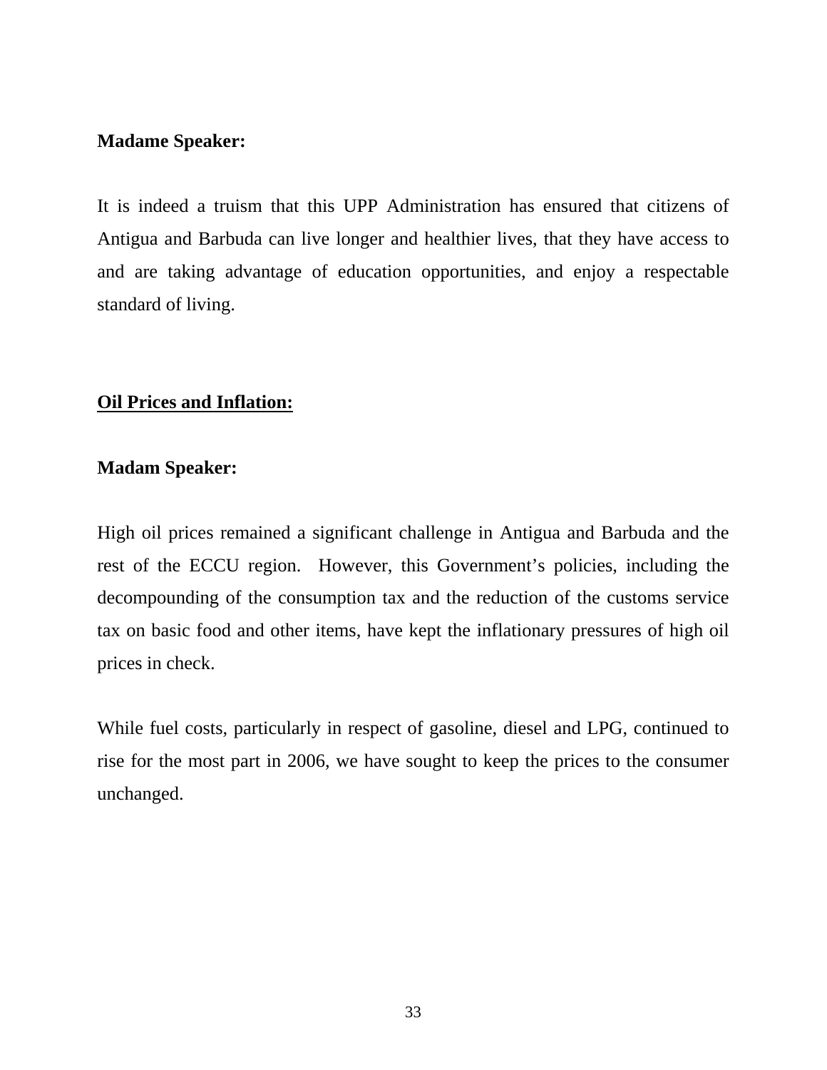**Madame Speaker:**

It is indeed a truism that this UPP Administration has ensured that citizens of Antigua and Barbuda can live longer and healthier lives, that they have access to and are taking advantage of education opportunities, and enjoy a respectable standard of living.

## <u>Oil Prices and Inflation:</u>

**Madam Speaker:**

High oil prices remained a significant challenge in Antigua and Barbuda and the rest of the ECCU region. However, this Government's policies, including the decompounding of the consumption tax and the reduction of the customs service tax on basic food and other items, have kept the inflationary pressures of high oil prices in check.

While fuel costs, particularly in respect of gasoline, diesel and LPG, continued to rise for the most part in 2006, we have sought to keep the prices to the consumer unchanged.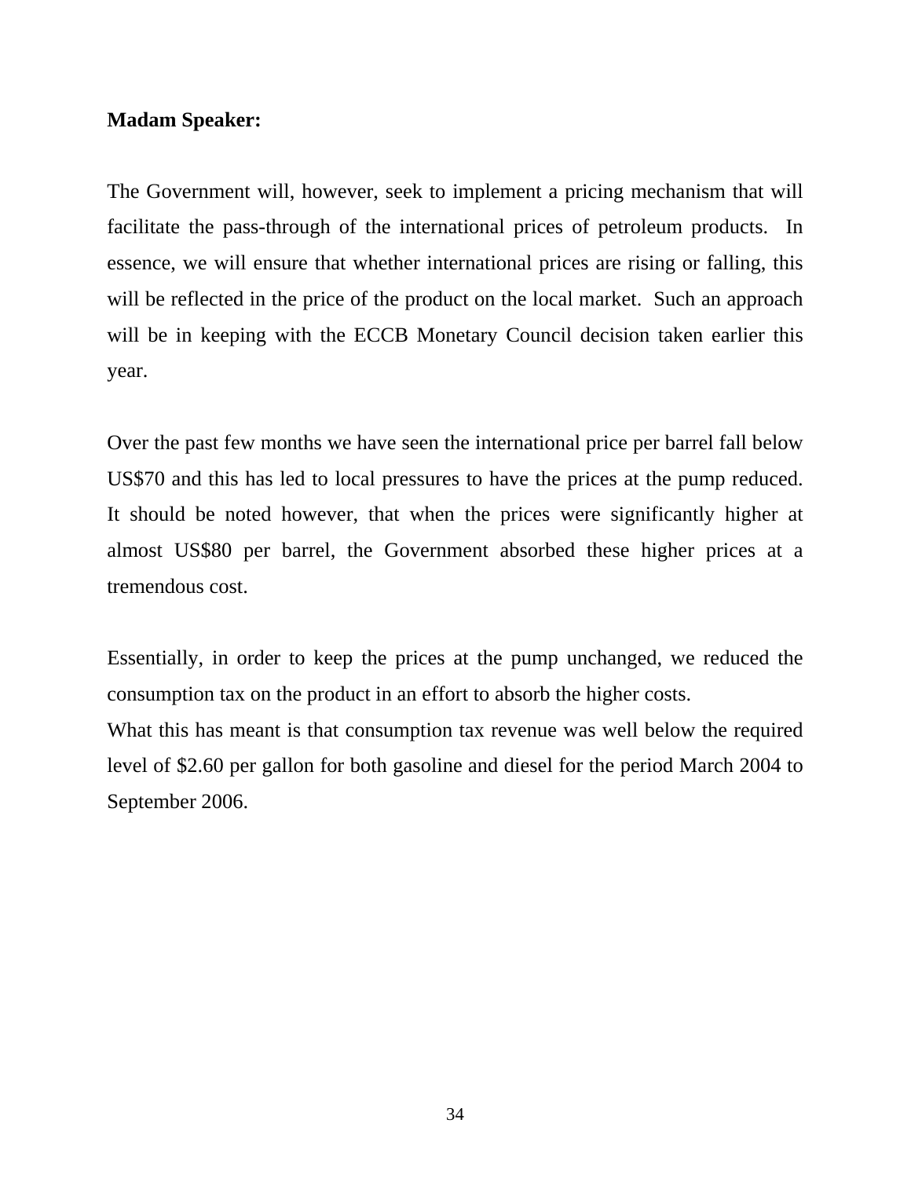**Madam Speaker:**

The Government will, however, seek to implement a pricing mechanism that will facilitate the pass-through of the international prices of petroleum products. In essence, we will ensure that whether international prices are rising or falling, this will be reflected in the price of the product on the local market. Such an approach will be in keeping with the ECCB Monetary Council decision taken earlier this year.

Over the past few months we have seen the international price per barrel fall below US$70 and this has led to local pressures to have the prices at the pump reduced. It should be noted however, that when the prices were significantly higher at almost US$80 per barrel, the Government absorbed these higher prices at a tremendous cost.

Essentially, in order to keep the prices at the pump unchanged, we reduced the consumption tax on the product in an effort to absorb the higher costs.
What this has meant is that consumption tax revenue was well below the required level of $2.60 per gallon for both gasoline and diesel for the period March 2004 to September 2006.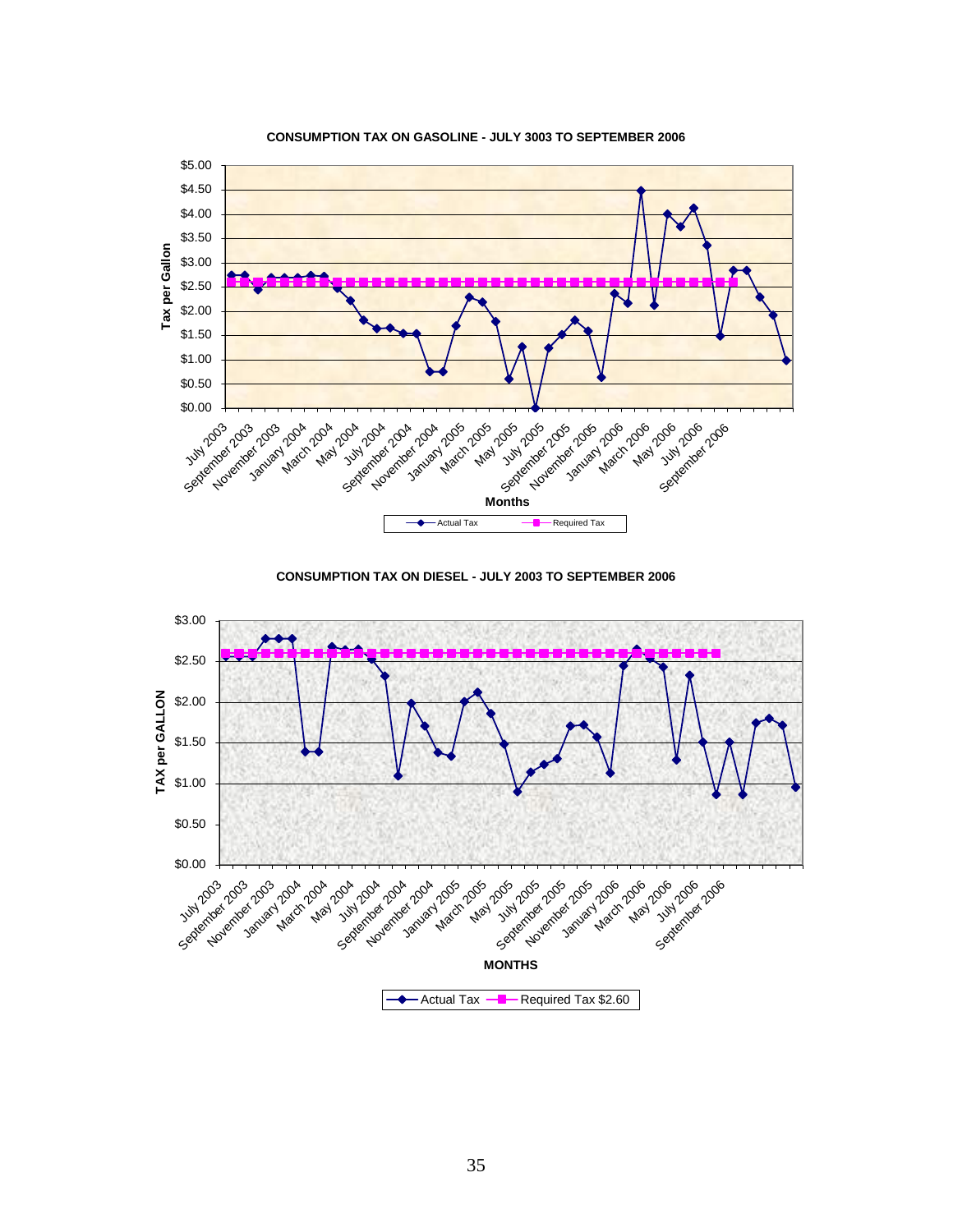**CONSUMPTION TAX ON GASOLINE - JULY 3003 TO SEPTEMBER 2006**

**CONSUMPTION TAX ON DIESEL - JULY 2003 TO SEPTEMBER 2006**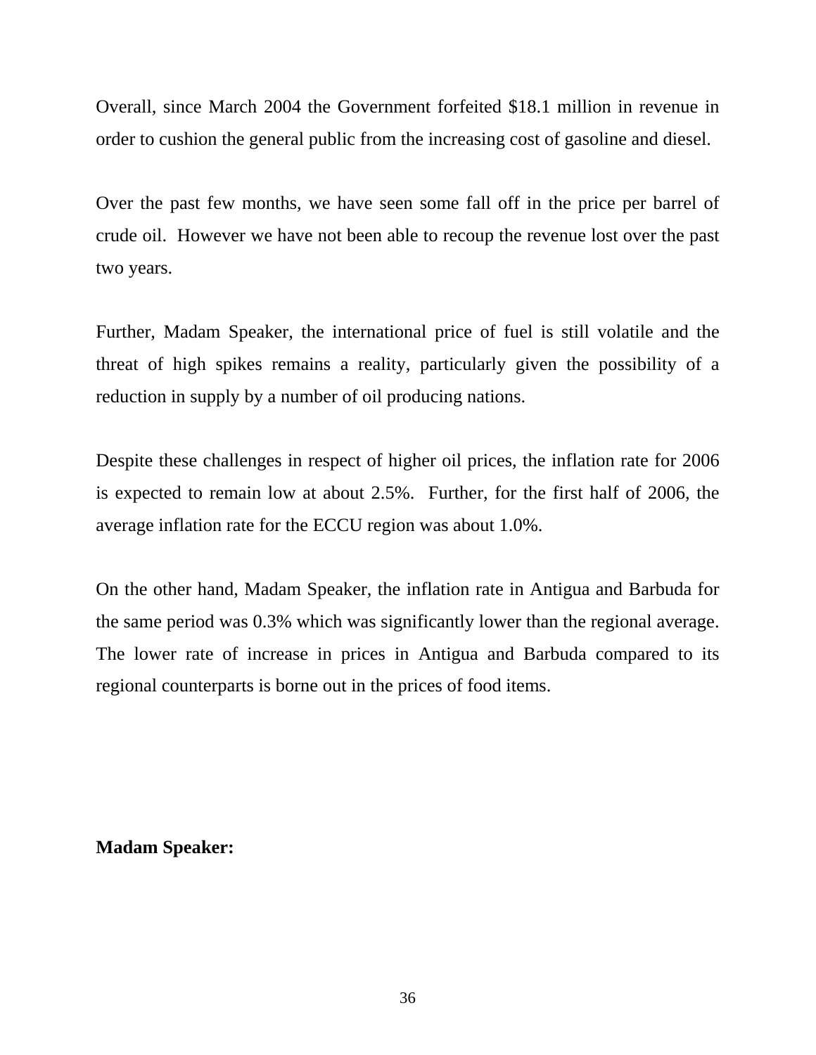Overall, since March 2004 the Government forfeited $18.1 million in revenue in order to cushion the general public from the increasing cost of gasoline and diesel.

Over the past few months, we have seen some fall off in the price per barrel of crude oil. However we have not been able to recoup the revenue lost over the past two years.

Further, Madam Speaker, the international price of fuel is still volatile and the threat of high spikes remains a reality, particularly given the possibility of a reduction in supply by a number of oil producing nations.

Despite these challenges in respect of higher oil prices, the inflation rate for 2006 is expected to remain low at about 2.5%. Further, for the first half of 2006, the average inflation rate for the ECCU region was about 1.0%.

On the other hand, Madam Speaker, the inflation rate in Antigua and Barbuda for the same period was 0.3% which was significantly lower than the regional average. The lower rate of increase in prices in Antigua and Barbuda compared to its regional counterparts is borne out in the prices of food items.

**Madam Speaker:**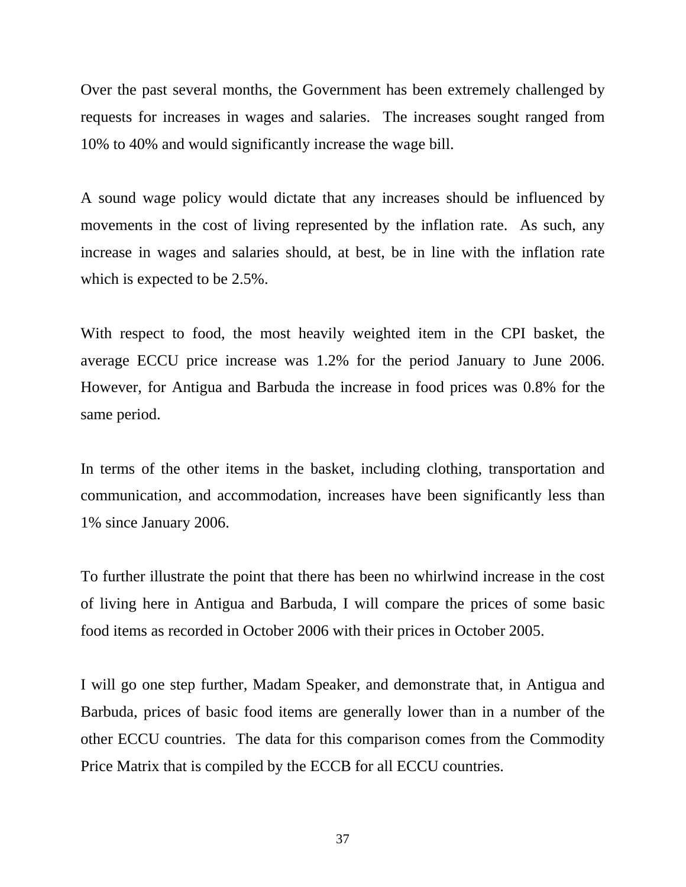Over the past several months, the Government has been extremely challenged by requests for increases in wages and salaries. The increases sought ranged from 10% to 40% and would significantly increase the wage bill.

A sound wage policy would dictate that any increases should be influenced by movements in the cost of living represented by the inflation rate. As such, any increase in wages and salaries should, at best, be in line with the inflation rate which is expected to be 2.5%.

With respect to food, the most heavily weighted item in the CPI basket, the average ECCU price increase was 1.2% for the period January to June 2006. However, for Antigua and Barbuda the increase in food prices was 0.8% for the same period.

In terms of the other items in the basket, including clothing, transportation and communication, and accommodation, increases have been significantly less than 1% since January 2006.

To further illustrate the point that there has been no whirlwind increase in the cost of living here in Antigua and Barbuda, I will compare the prices of some basic food items as recorded in October 2006 with their prices in October 2005.

I will go one step further, Madam Speaker, and demonstrate that, in Antigua and Barbuda, prices of basic food items are generally lower than in a number of the other ECCU countries. The data for this comparison comes from the Commodity Price Matrix that is compiled by the ECCB for all ECCU countries.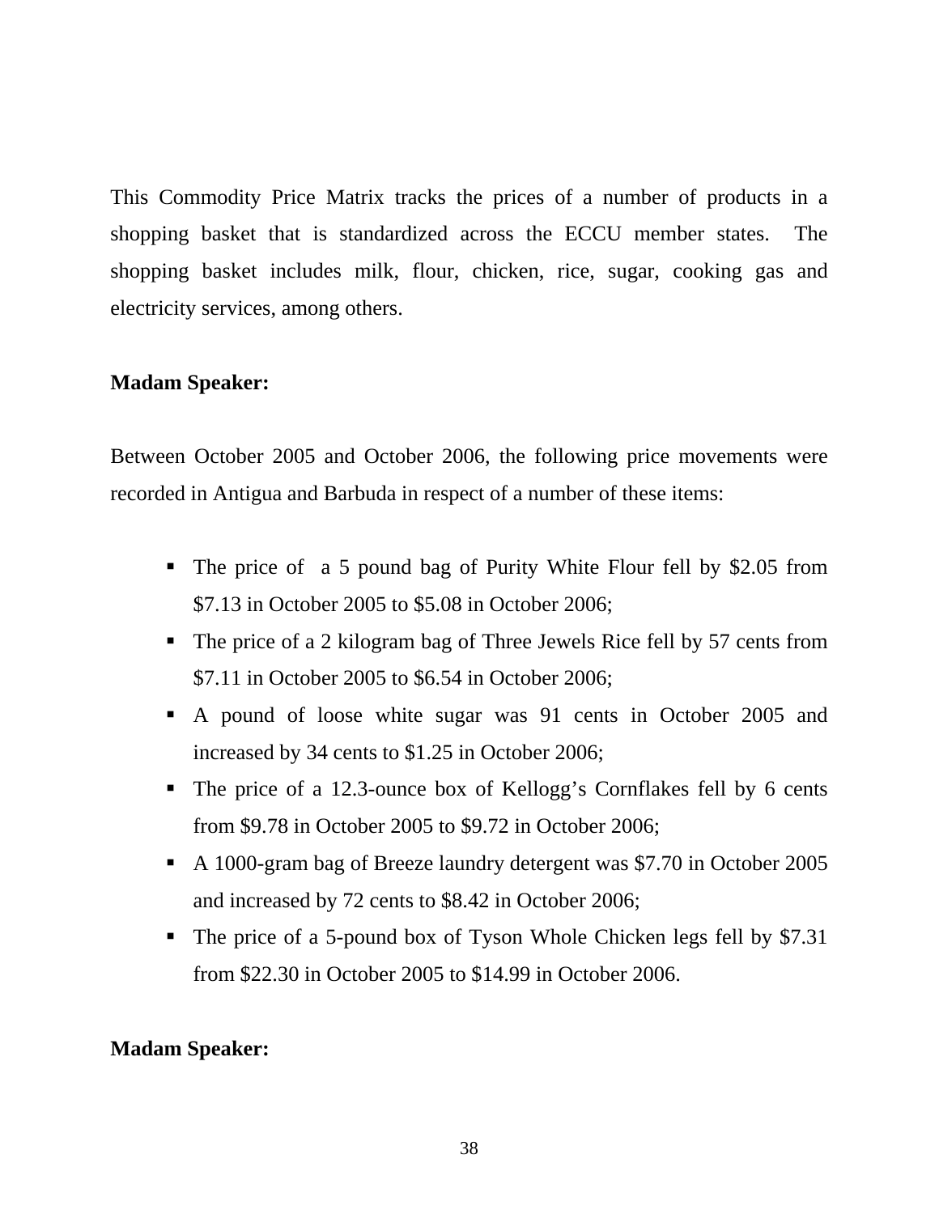This Commodity Price Matrix tracks the prices of a number of products in a shopping basket that is standardized across the ECCU member states. The shopping basket includes milk, flour, chicken, rice, sugar, cooking gas and electricity services, among others.

**Madam Speaker:**

Between October 2005 and October 2006, the following price movements were recorded in Antigua and Barbuda in respect of a number of these items:

- The price of a 5 pound bag of Purity White Flour fell by $2.05 from $7.13 in October 2005 to $5.08 in October 2006;
- The price of a 2 kilogram bag of Three Jewels Rice fell by 57 cents from $7.11 in October 2005 to $6.54 in October 2006;
- A pound of loose white sugar was 91 cents in October 2005 and increased by 34 cents to $1.25 in October 2006;
- The price of a 12.3-ounce box of Kellogg's Cornflakes fell by 6 cents from $9.78 in October 2005 to $9.72 in October 2006;
- A 1000-gram bag of Breeze laundry detergent was $7.70 in October 2005 and increased by 72 cents to $8.42 in October 2006;
- The price of a 5-pound box of Tyson Whole Chicken legs fell by $7.31 from $22.30 in October 2005 to $14.99 in October 2006.

**Madam Speaker:**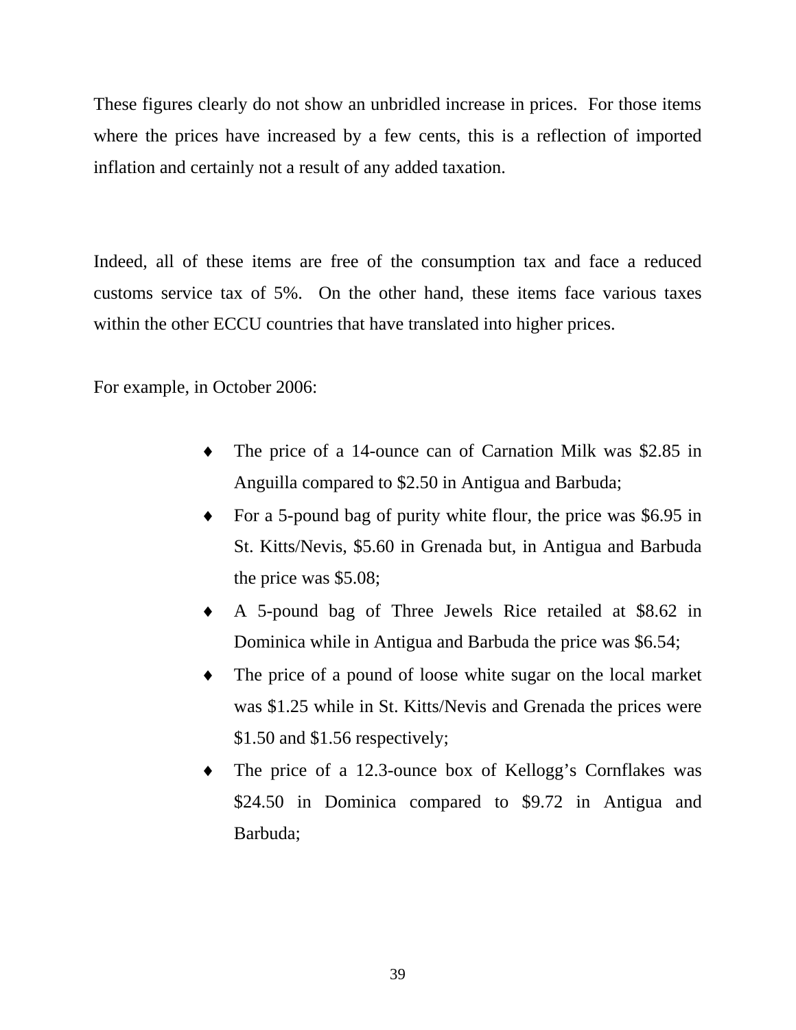These figures clearly do not show an unbridled increase in prices.  For those items where the prices have increased by a few cents, this is a reflection of imported inflation and certainly not a result of any added taxation.

Indeed, all of these items are free of the consumption tax and face a reduced customs service tax of 5%.  On the other hand, these items face various taxes within the other ECCU countries that have translated into higher prices.

For example, in October 2006:

- The price of a 14-ounce can of Carnation Milk was $2.85 in Anguilla compared to $2.50 in Antigua and Barbuda;
- For a 5-pound bag of purity white flour, the price was $6.95 in St. Kitts/Nevis, $5.60 in Grenada but, in Antigua and Barbuda the price was $5.08;
- A 5-pound bag of Three Jewels Rice retailed at $8.62 in Dominica while in Antigua and Barbuda the price was $6.54;
- The price of a pound of loose white sugar on the local market was $1.25 while in St. Kitts/Nevis and Grenada the prices were $1.50 and $1.56 respectively;
- The price of a 12.3-ounce box of Kellogg's Cornflakes was $24.50 in Dominica compared to $9.72 in Antigua and Barbuda;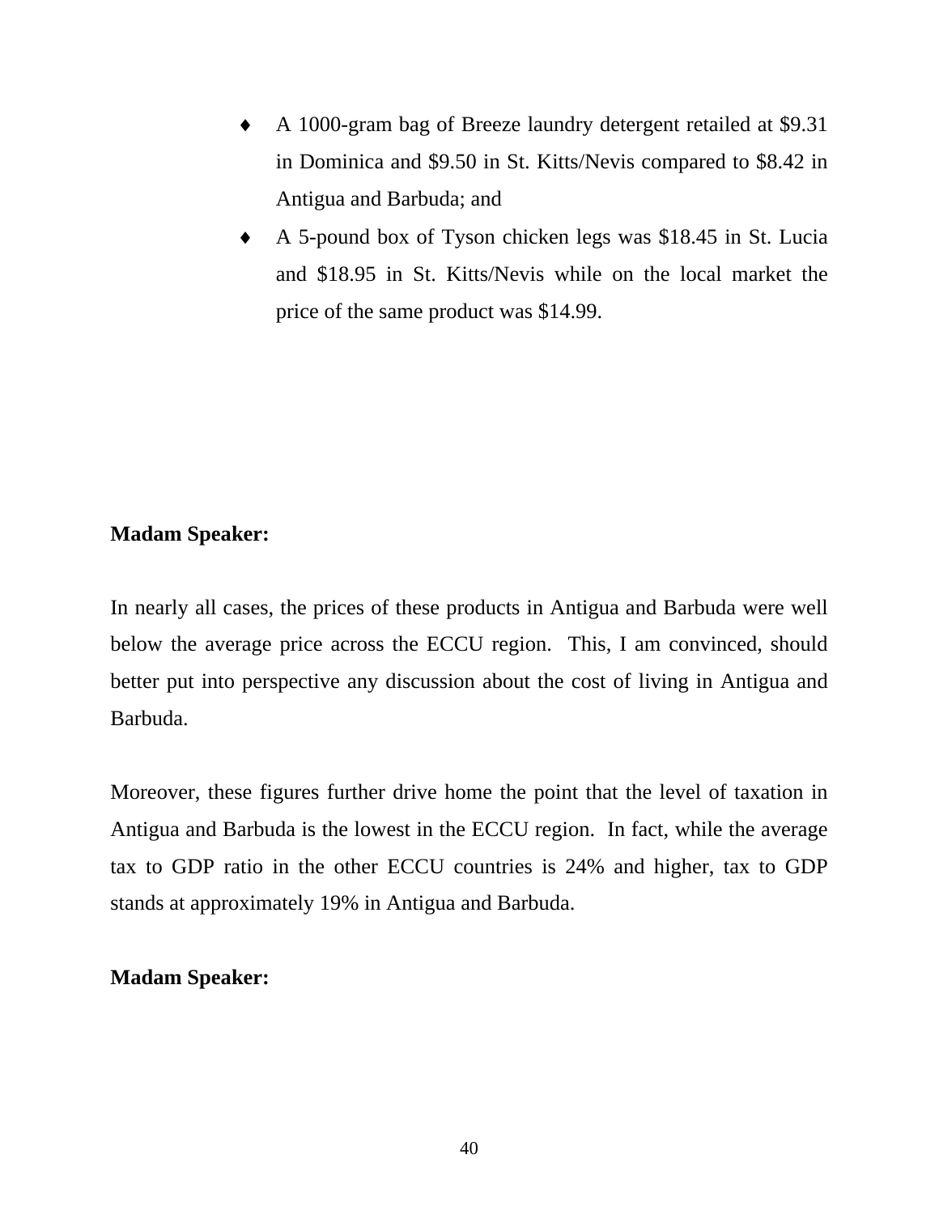- A 1000-gram bag of Breeze laundry detergent retailed at $9.31 in Dominica and $9.50 in St. Kitts/Nevis compared to $8.42 in Antigua and Barbuda; and
- A 5-pound box of Tyson chicken legs was $18.45 in St. Lucia and $18.95 in St. Kitts/Nevis while on the local market the price of the same product was $14.99.

**Madam Speaker:**

In nearly all cases, the prices of these products in Antigua and Barbuda were well below the average price across the ECCU region. This, I am convinced, should better put into perspective any discussion about the cost of living in Antigua and Barbuda.

Moreover, these figures further drive home the point that the level of taxation in Antigua and Barbuda is the lowest in the ECCU region. In fact, while the average tax to GDP ratio in the other ECCU countries is 24% and higher, tax to GDP stands at approximately 19% in Antigua and Barbuda.

**Madam Speaker:**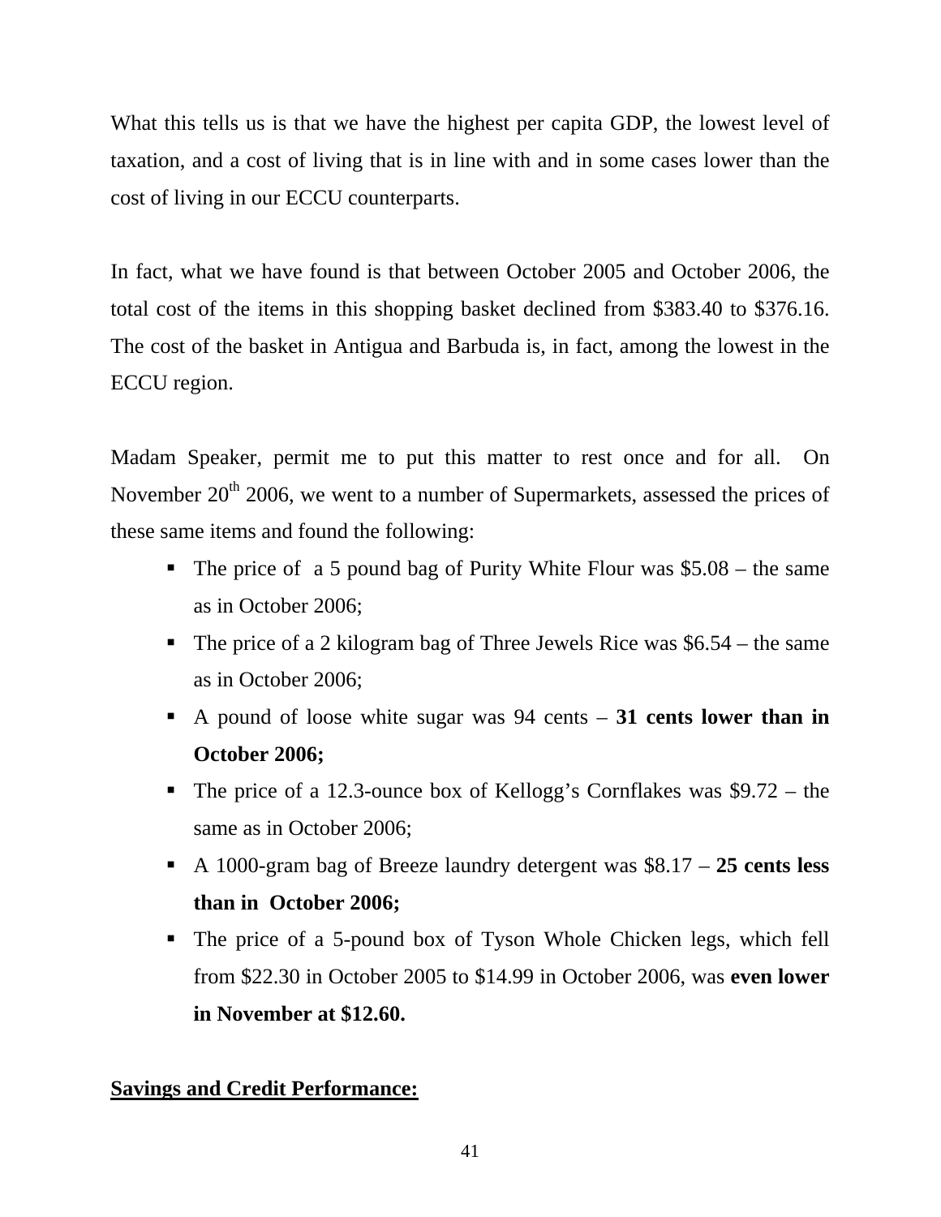What this tells us is that we have the highest per capita GDP, the lowest level of taxation, and a cost of living that is in line with and in some cases lower than the cost of living in our ECCU counterparts.

In fact, what we have found is that between October 2005 and October 2006, the total cost of the items in this shopping basket declined from $383.40 to $376.16. The cost of the basket in Antigua and Barbuda is, in fact, among the lowest in the ECCU region.

Madam Speaker, permit me to put this matter to rest once and for all. On November 20th 2006, we went to a number of Supermarkets, assessed the prices of these same items and found the following:

- The price of a 5 pound bag of Purity White Flour was $5.08 – the same as in October 2006;
- The price of a 2 kilogram bag of Three Jewels Rice was $6.54 – the same as in October 2006;
- A pound of loose white sugar was 94 cents – **31 cents lower than in October 2006;**
- The price of a 12.3-ounce box of Kellogg's Cornflakes was $9.72 – the same as in October 2006;
- A 1000-gram bag of Breeze laundry detergent was $8.17 – **25 cents less than in October 2006;**
- The price of a 5-pound box of Tyson Whole Chicken legs, which fell from $22.30 in October 2005 to $14.99 in October 2006, was **even lower in November at $12.60.**

**Savings and Credit Performance:**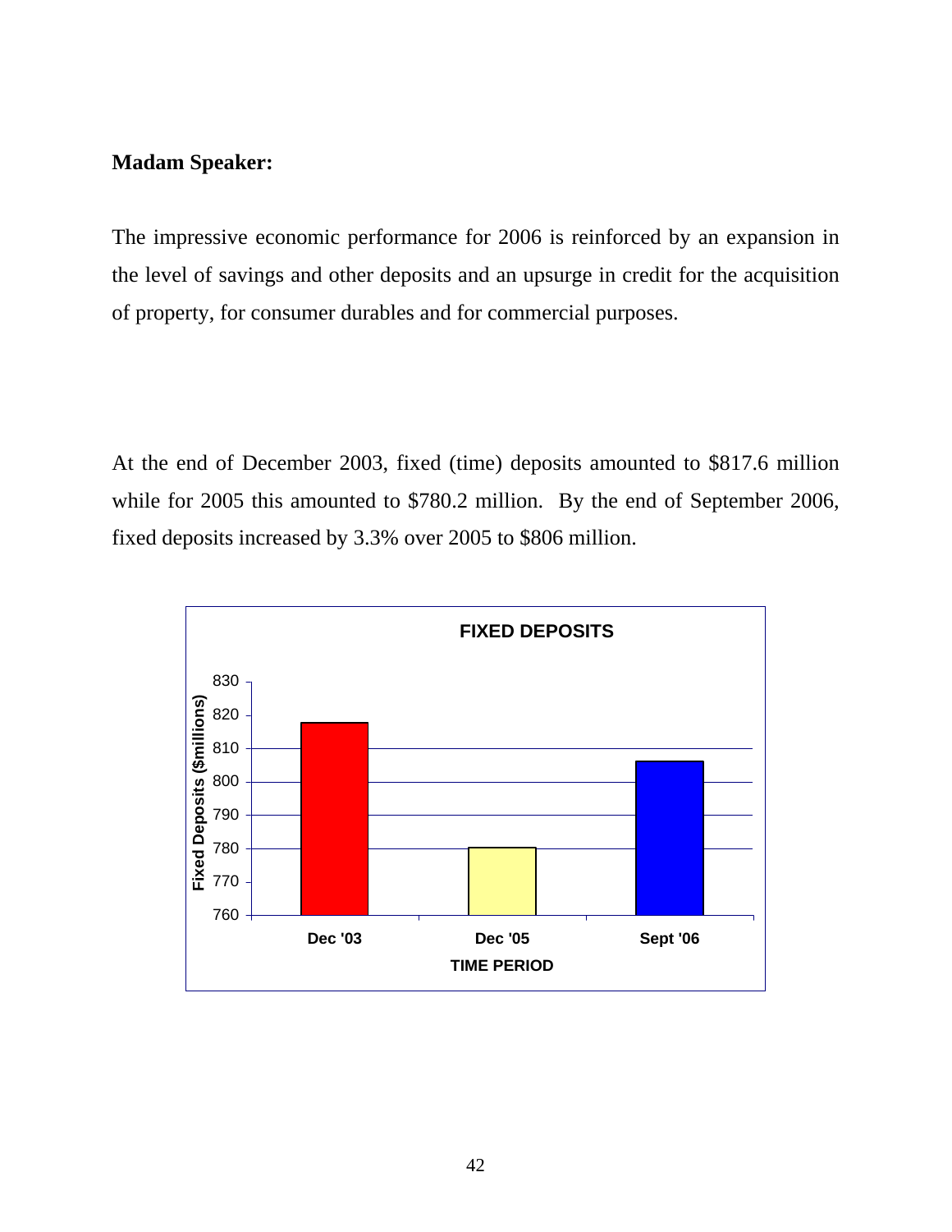**Madam Speaker:**

The impressive economic performance for 2006 is reinforced by an expansion in the level of savings and other deposits and an upsurge in credit for the acquisition of property, for consumer durables and for commercial purposes.

At the end of December 2003, fixed (time) deposits amounted to $817.6 million while for 2005 this amounted to $780.2 million. By the end of September 2006, fixed deposits increased by 3.3% over 2005 to $806 million.

**FIXED DEPOSITS**

| TIME PERIOD | Fixed Deposits ($millions) |
| --- | --- |
| Dec '03 | 817.6 |
| Dec '05 | 780.2 |
| Sept '06 | 806 |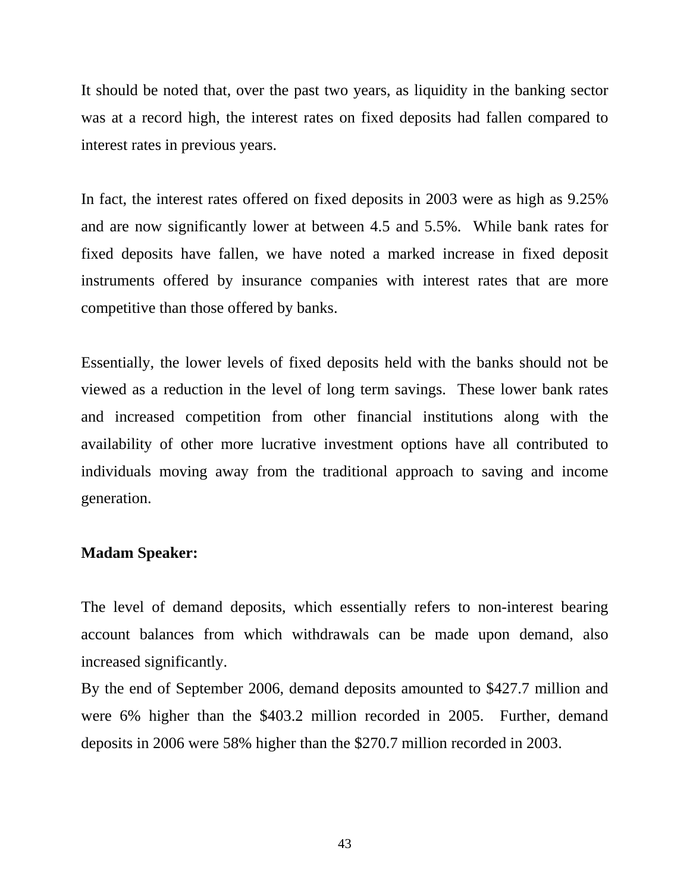It should be noted that, over the past two years, as liquidity in the banking sector was at a record high, the interest rates on fixed deposits had fallen compared to interest rates in previous years.

In fact, the interest rates offered on fixed deposits in 2003 were as high as 9.25% and are now significantly lower at between 4.5 and 5.5%. While bank rates for fixed deposits have fallen, we have noted a marked increase in fixed deposit instruments offered by insurance companies with interest rates that are more competitive than those offered by banks.

Essentially, the lower levels of fixed deposits held with the banks should not be viewed as a reduction in the level of long term savings. These lower bank rates and increased competition from other financial institutions along with the availability of other more lucrative investment options have all contributed to individuals moving away from the traditional approach to saving and income generation.

**Madam Speaker:**

The level of demand deposits, which essentially refers to non-interest bearing account balances from which withdrawals can be made upon demand, also increased significantly.

By the end of September 2006, demand deposits amounted to $427.7 million and were 6% higher than the $403.2 million recorded in 2005. Further, demand deposits in 2006 were 58% higher than the $270.7 million recorded in 2003.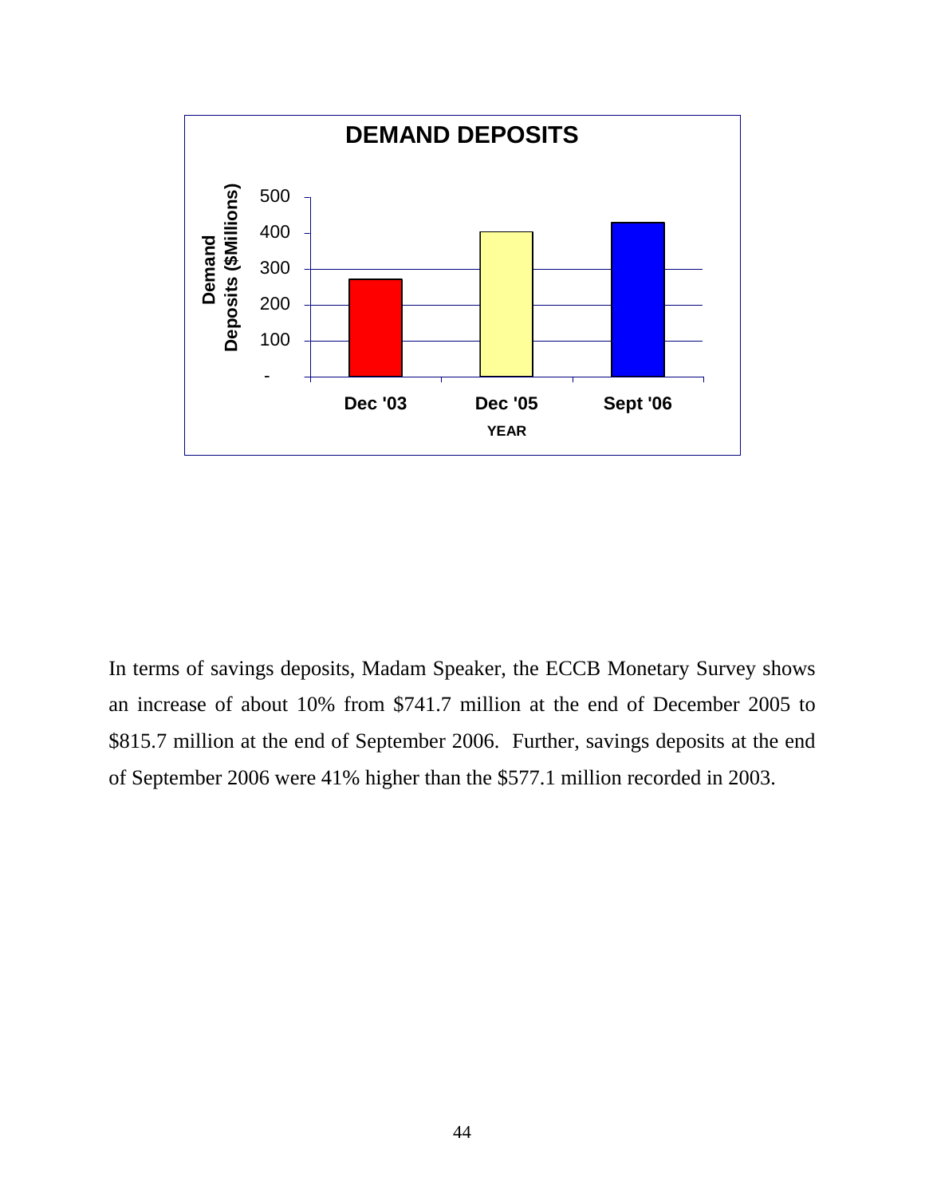In terms of savings deposits, Madam Speaker, the ECCB Monetary Survey shows an increase of about 10% from $741.7 million at the end of December 2005 to $815.7 million at the end of September 2006. Further, savings deposits at the end of September 2006 were 41% higher than the $577.1 million recorded in 2003.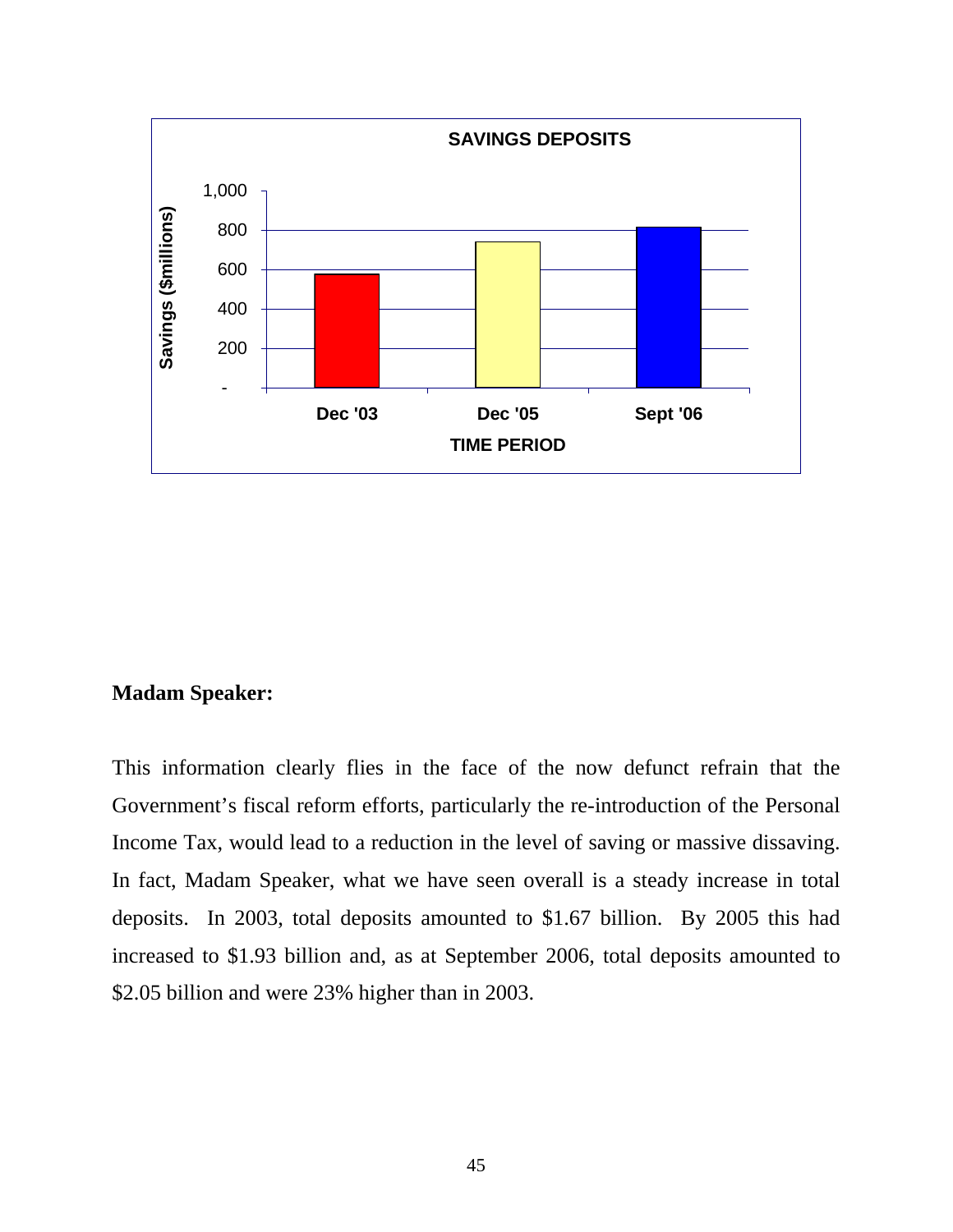**Madam Speaker:**

This information clearly flies in the face of the now defunct refrain that the Government's fiscal reform efforts, particularly the re-introduction of the Personal Income Tax, would lead to a reduction in the level of saving or massive dissaving. In fact, Madam Speaker, what we have seen overall is a steady increase in total deposits. In 2003, total deposits amounted to $1.67 billion. By 2005 this had increased to $1.93 billion and, as at September 2006, total deposits amounted to $2.05 billion and were 23% higher than in 2003.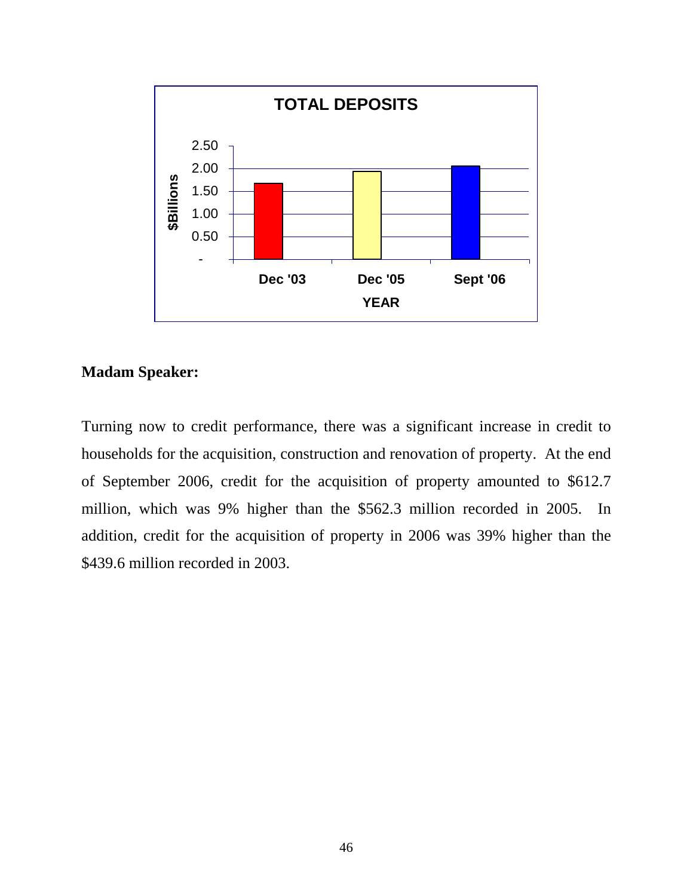**TOTAL DEPOSITS**

| YEAR | $Billions |
|---|---|
| Dec '03 | ~1.67 |
| Dec '05 | ~1.93 |
| Sept '06 | ~2.05 |

**Madam Speaker:**

Turning now to credit performance, there was a significant increase in credit to households for the acquisition, construction and renovation of property. At the end of September 2006, credit for the acquisition of property amounted to $612.7 million, which was 9% higher than the $562.3 million recorded in 2005. In addition, credit for the acquisition of property in 2006 was 39% higher than the $439.6 million recorded in 2003.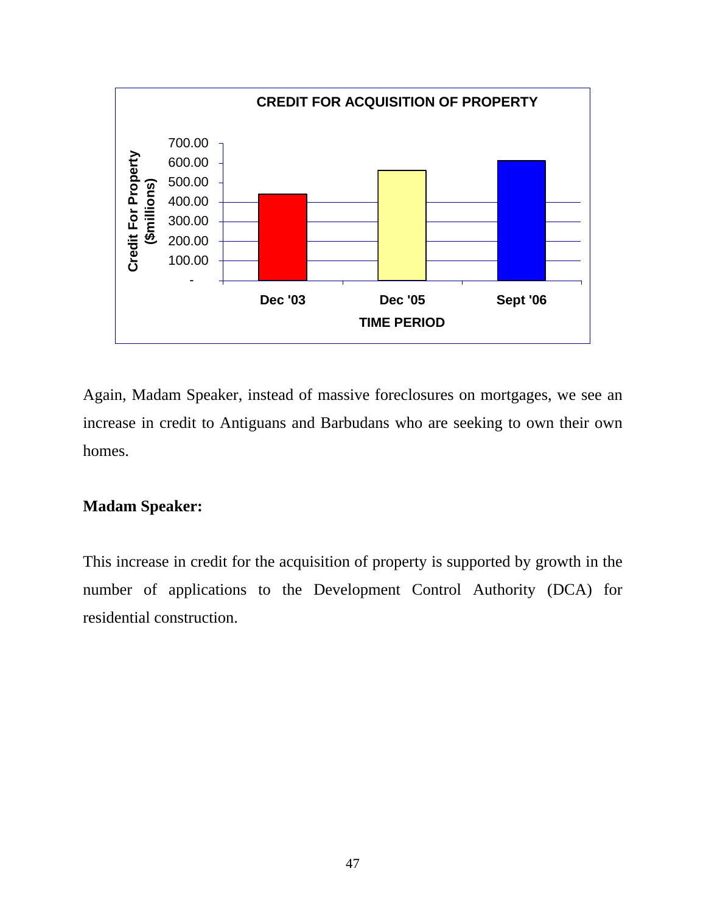**CREDIT FOR ACQUISITION OF PROPERTY**

Again, Madam Speaker, instead of massive foreclosures on mortgages, we see an increase in credit to Antiguans and Barbudans who are seeking to own their own homes.

**Madam Speaker:**

This increase in credit for the acquisition of property is supported by growth in the number of applications to the Development Control Authority (DCA) for residential construction.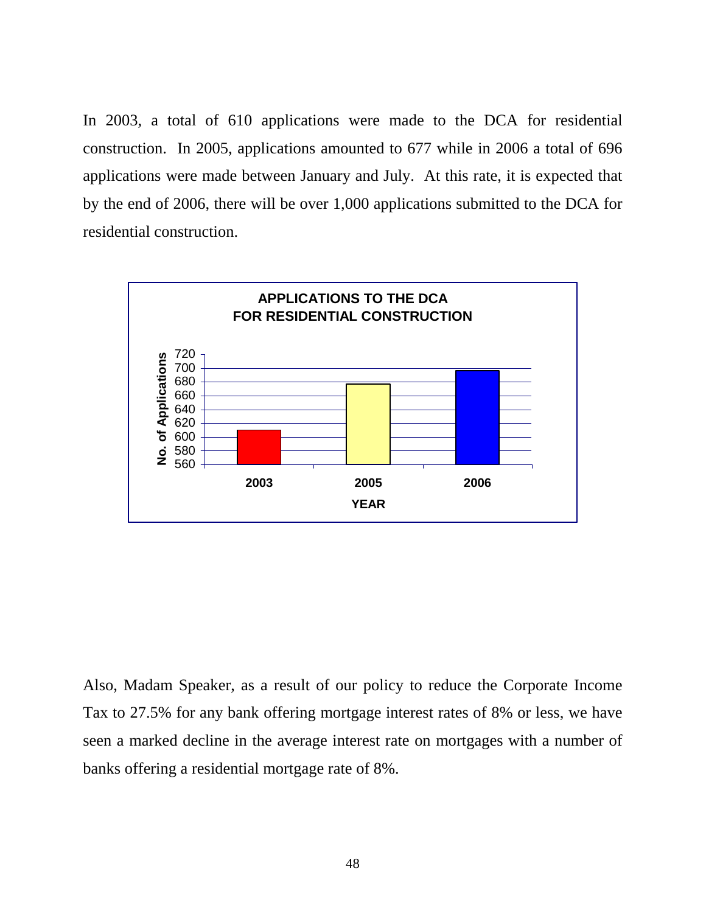In 2003, a total of 610 applications were made to the DCA for residential construction. In 2005, applications amounted to 677 while in 2006 a total of 696 applications were made between January and July. At this rate, it is expected that by the end of 2006, there will be over 1,000 applications submitted to the DCA for residential construction.

**APPLICATIONS TO THE DCA FOR RESIDENTIAL CONSTRUCTION**

| YEAR | No. of Applications |
|---|---|
| 2003 | 610 |
| 2005 | 677 |
| 2006 | 696 |

Also, Madam Speaker, as a result of our policy to reduce the Corporate Income Tax to 27.5% for any bank offering mortgage interest rates of 8% or less, we have seen a marked decline in the average interest rate on mortgages with a number of banks offering a residential mortgage rate of 8%.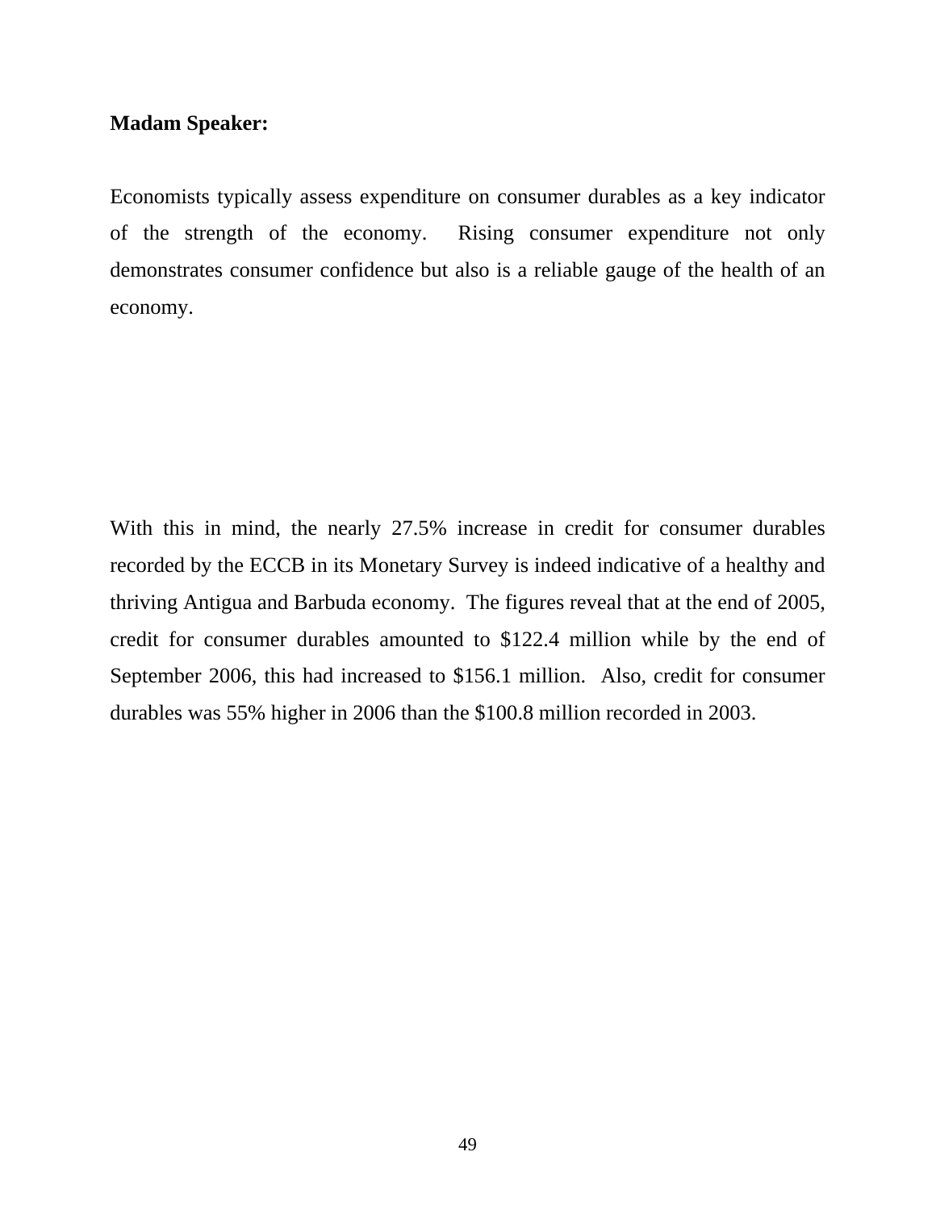**Madam Speaker:**

Economists typically assess expenditure on consumer durables as a key indicator of the strength of the economy. Rising consumer expenditure not only demonstrates consumer confidence but also is a reliable gauge of the health of an economy.

With this in mind, the nearly 27.5% increase in credit for consumer durables recorded by the ECCB in its Monetary Survey is indeed indicative of a healthy and thriving Antigua and Barbuda economy. The figures reveal that at the end of 2005, credit for consumer durables amounted to $122.4 million while by the end of September 2006, this had increased to $156.1 million. Also, credit for consumer durables was 55% higher in 2006 than the $100.8 million recorded in 2003.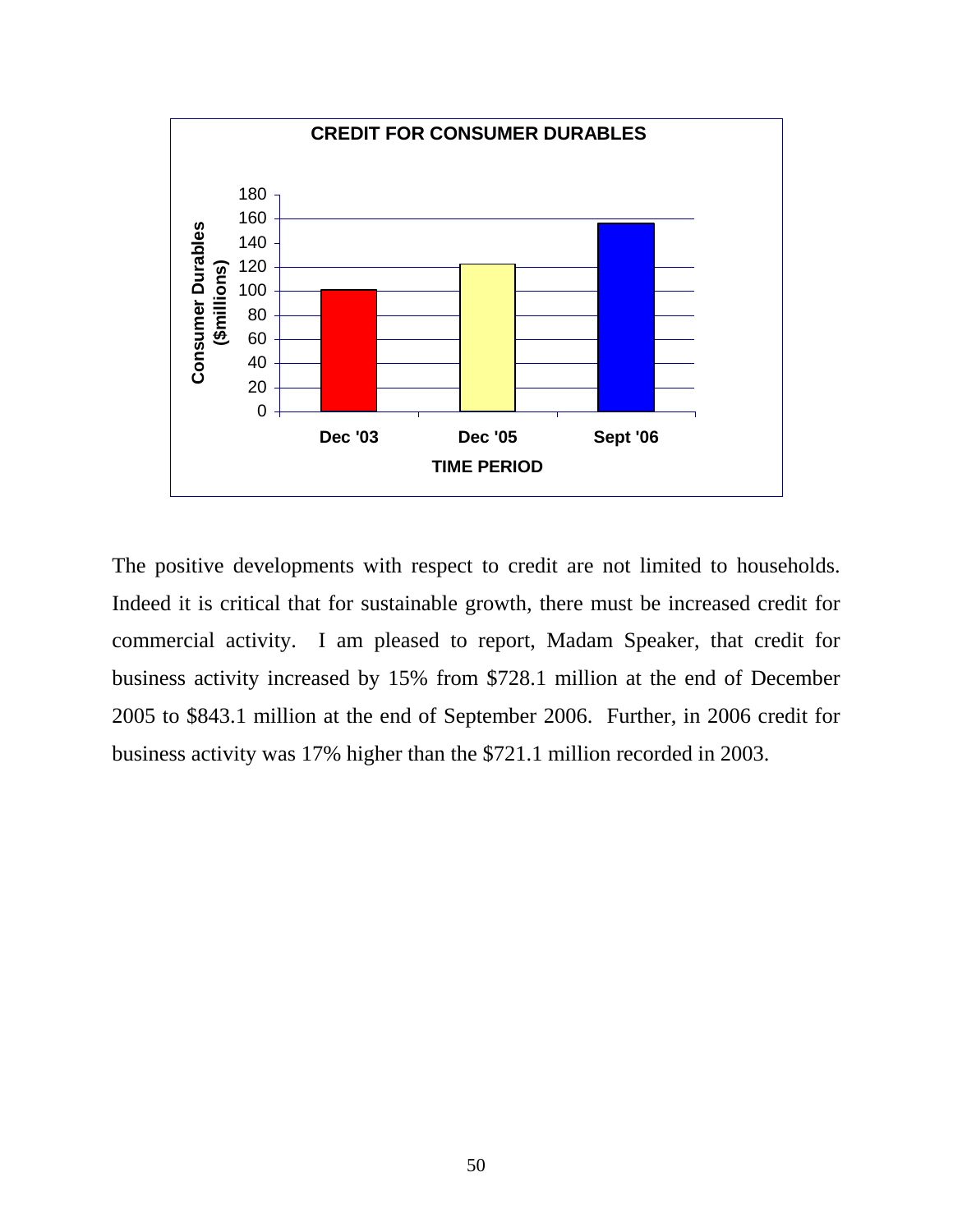**CREDIT FOR CONSUMER DURABLES**

| TIME PERIOD | Consumer Durables ($millions) |
| --- | --- |
| Dec '03 | ~101 |
| Dec '05 | ~122 |
| Sept '06 | ~156 |

The positive developments with respect to credit are not limited to households. Indeed it is critical that for sustainable growth, there must be increased credit for commercial activity. I am pleased to report, Madam Speaker, that credit for business activity increased by 15% from $728.1 million at the end of December 2005 to $843.1 million at the end of September 2006. Further, in 2006 credit for business activity was 17% higher than the $721.1 million recorded in 2003.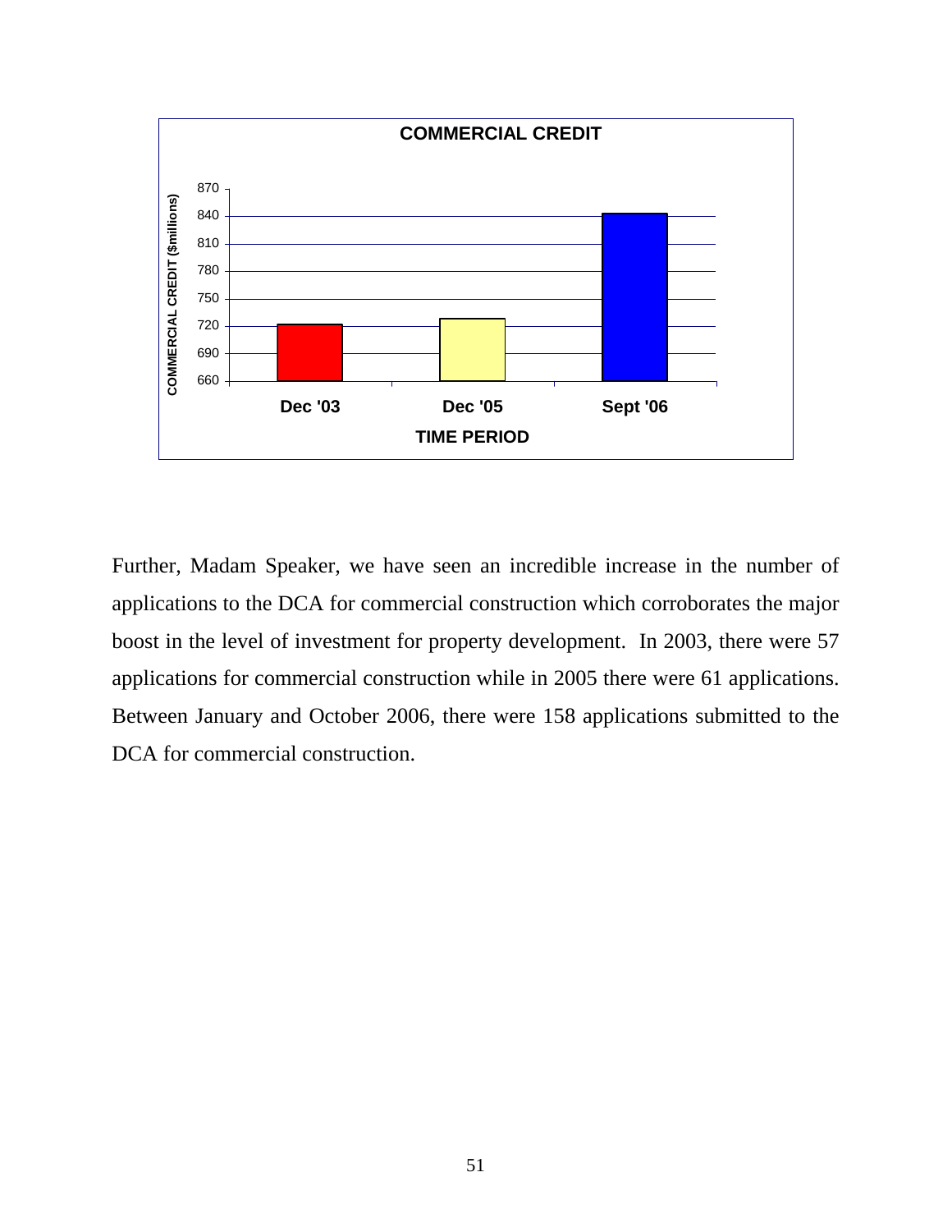**COMMERCIAL CREDIT**

Further, Madam Speaker, we have seen an incredible increase in the number of applications to the DCA for commercial construction which corroborates the major boost in the level of investment for property development. In 2003, there were 57 applications for commercial construction while in 2005 there were 61 applications. Between January and October 2006, there were 158 applications submitted to the DCA for commercial construction.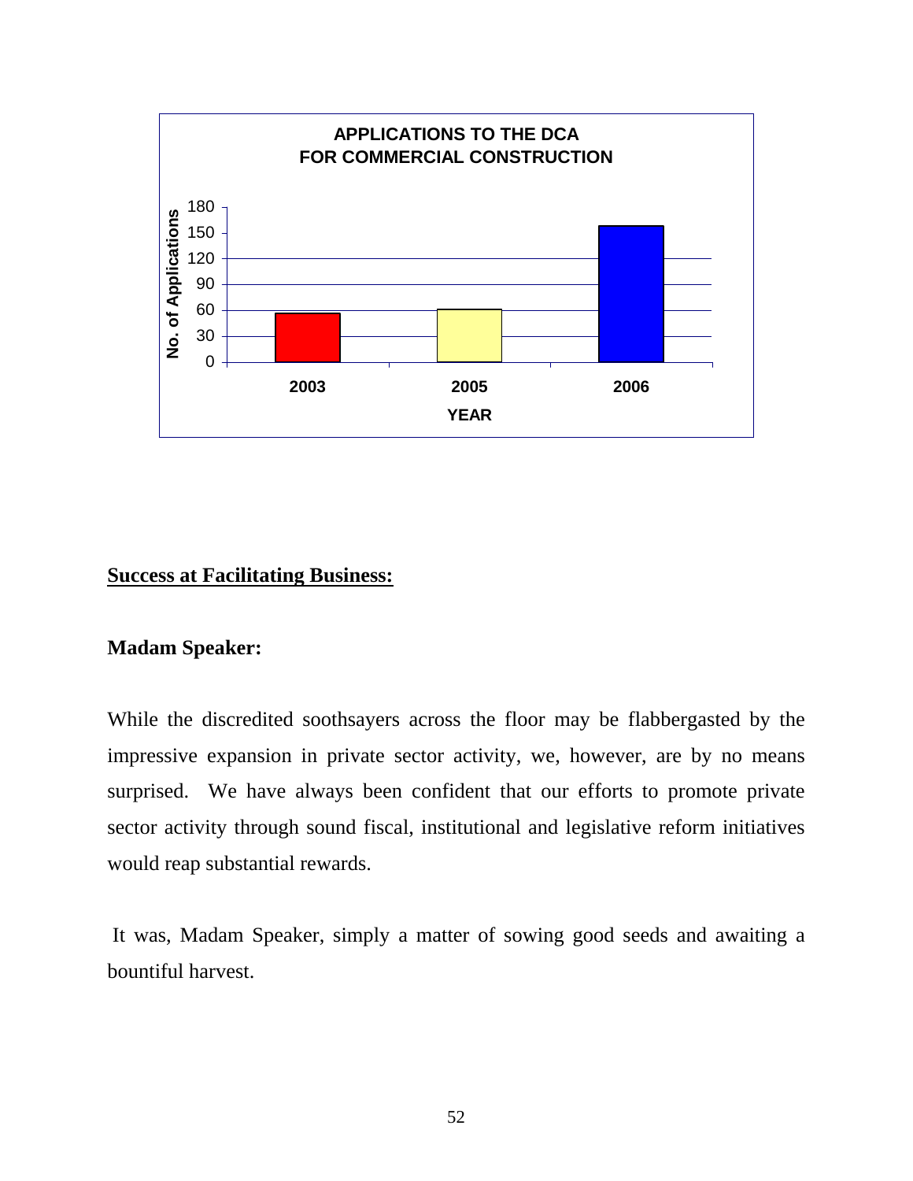**APPLICATIONS TO THE DCA FOR COMMERCIAL CONSTRUCTION**

## Success at Facilitating Business:

**Madam Speaker:**

While the discredited soothsayers across the floor may be flabbergasted by the impressive expansion in private sector activity, we, however, are by no means surprised. We have always been confident that our efforts to promote private sector activity through sound fiscal, institutional and legislative reform initiatives would reap substantial rewards.

It was, Madam Speaker, simply a matter of sowing good seeds and awaiting a bountiful harvest.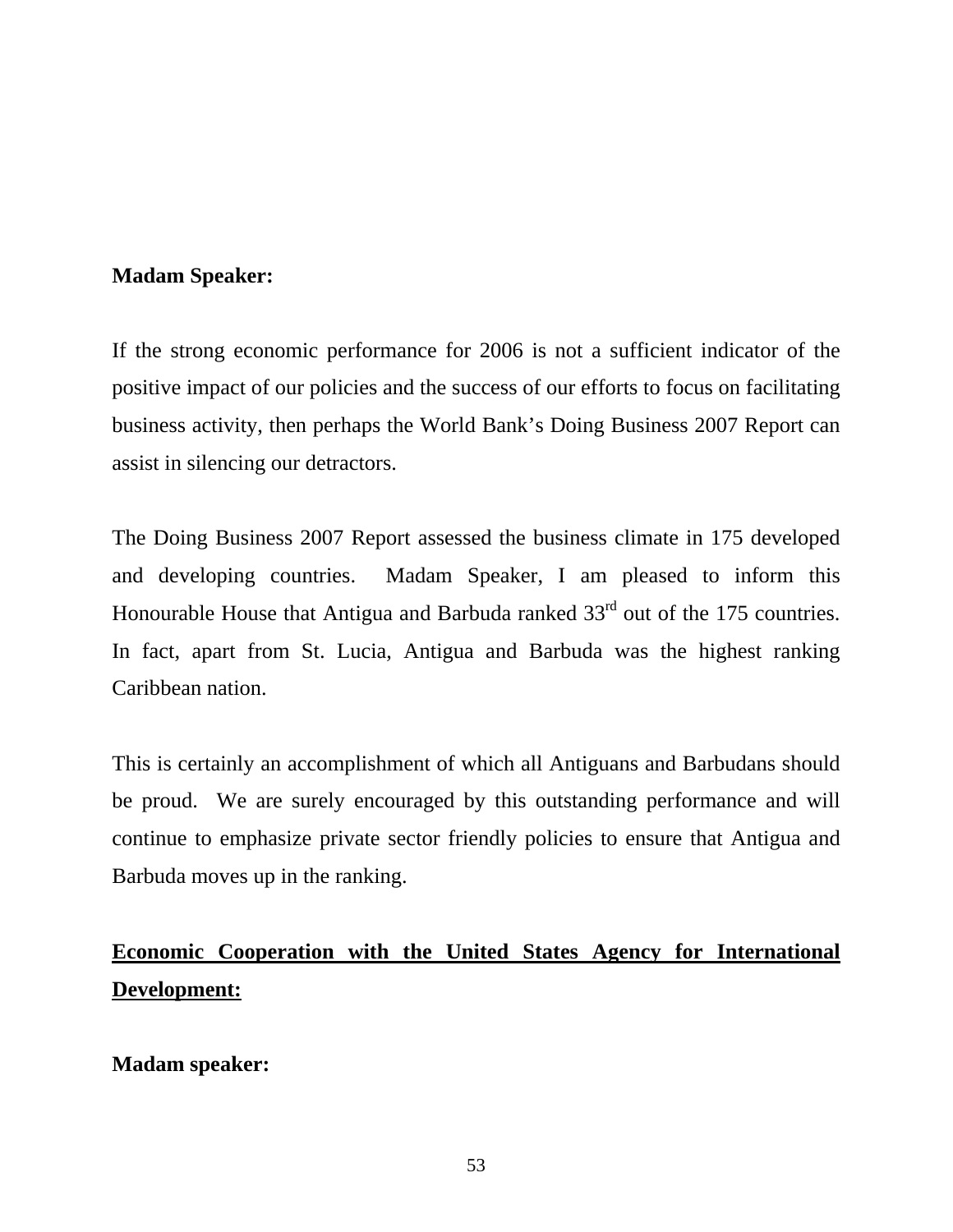**Madam Speaker:**

If the strong economic performance for 2006 is not a sufficient indicator of the positive impact of our policies and the success of our efforts to focus on facilitating business activity, then perhaps the World Bank's Doing Business 2007 Report can assist in silencing our detractors.

The Doing Business 2007 Report assessed the business climate in 175 developed and developing countries. Madam Speaker, I am pleased to inform this Honourable House that Antigua and Barbuda ranked 33rd out of the 175 countries. In fact, apart from St. Lucia, Antigua and Barbuda was the highest ranking Caribbean nation.

This is certainly an accomplishment of which all Antiguans and Barbudans should be proud. We are surely encouraged by this outstanding performance and will continue to emphasize private sector friendly policies to ensure that Antigua and Barbuda moves up in the ranking.

## **Economic Cooperation with the United States Agency for International Development:**

**Madam speaker:**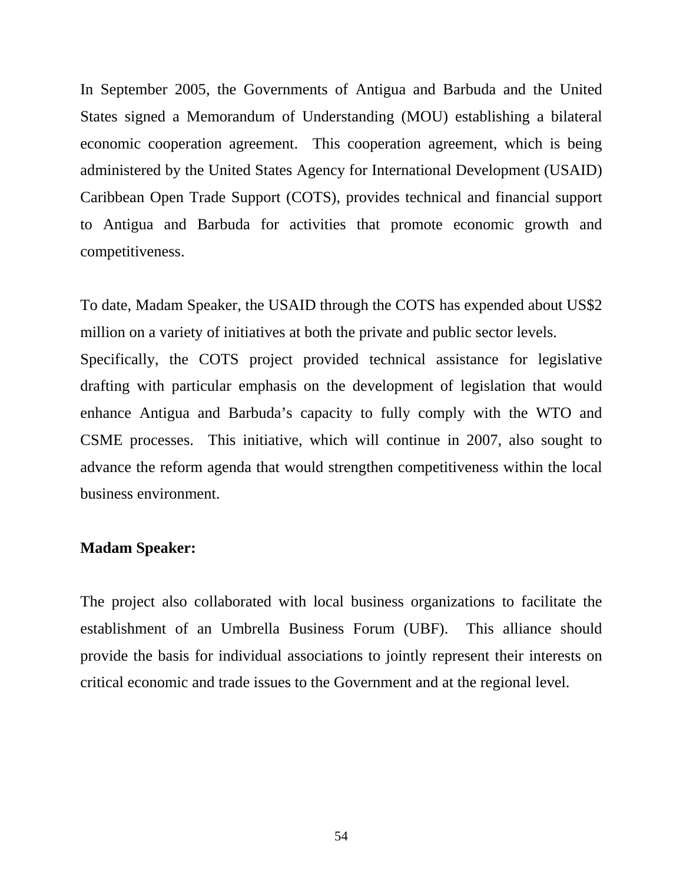In September 2005, the Governments of Antigua and Barbuda and the United States signed a Memorandum of Understanding (MOU) establishing a bilateral economic cooperation agreement. This cooperation agreement, which is being administered by the United States Agency for International Development (USAID) Caribbean Open Trade Support (COTS), provides technical and financial support to Antigua and Barbuda for activities that promote economic growth and competitiveness.

To date, Madam Speaker, the USAID through the COTS has expended about US$2 million on a variety of initiatives at both the private and public sector levels.
Specifically, the COTS project provided technical assistance for legislative drafting with particular emphasis on the development of legislation that would enhance Antigua and Barbuda's capacity to fully comply with the WTO and CSME processes. This initiative, which will continue in 2007, also sought to advance the reform agenda that would strengthen competitiveness within the local business environment.

**Madam Speaker:**

The project also collaborated with local business organizations to facilitate the establishment of an Umbrella Business Forum (UBF). This alliance should provide the basis for individual associations to jointly represent their interests on critical economic and trade issues to the Government and at the regional level.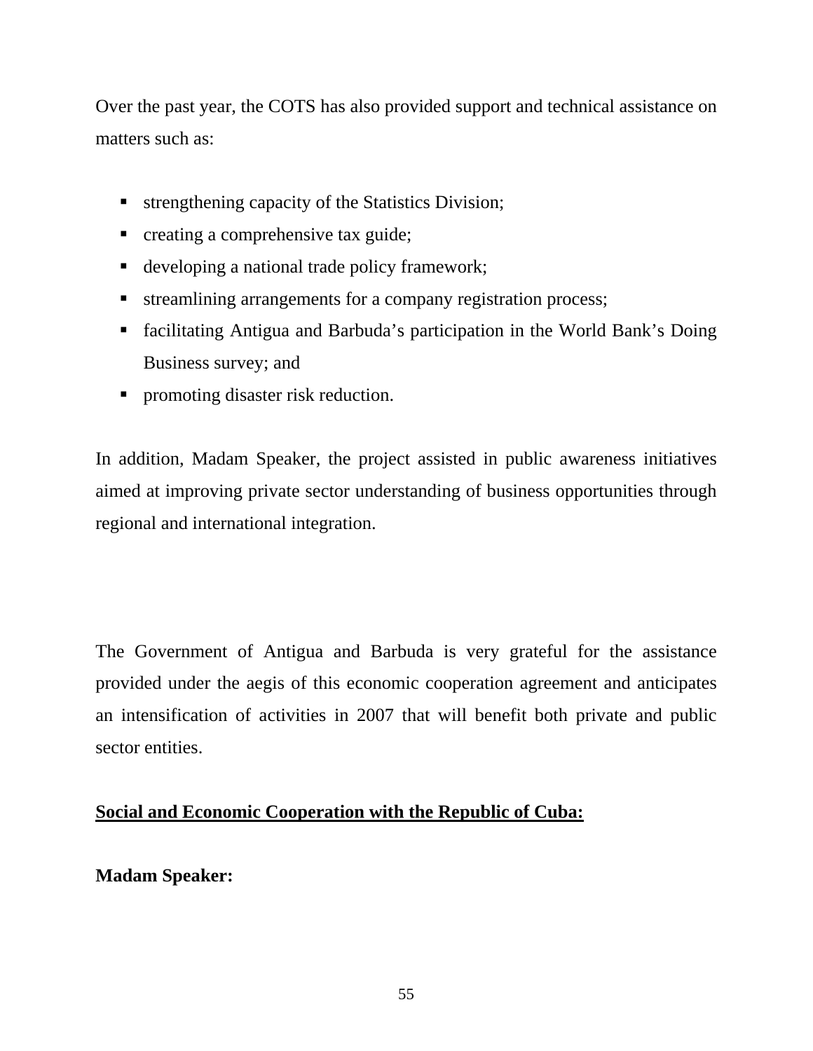Over the past year, the COTS has also provided support and technical assistance on matters such as:

- strengthening capacity of the Statistics Division;
- creating a comprehensive tax guide;
- developing a national trade policy framework;
- streamlining arrangements for a company registration process;
- facilitating Antigua and Barbuda's participation in the World Bank's Doing Business survey; and
- promoting disaster risk reduction.

In addition, Madam Speaker, the project assisted in public awareness initiatives aimed at improving private sector understanding of business opportunities through regional and international integration.

The Government of Antigua and Barbuda is very grateful for the assistance provided under the aegis of this economic cooperation agreement and anticipates an intensification of activities in 2007 that will benefit both private and public sector entities.

**<u>Social and Economic Cooperation with the Republic of Cuba:</u>**

**Madam Speaker:**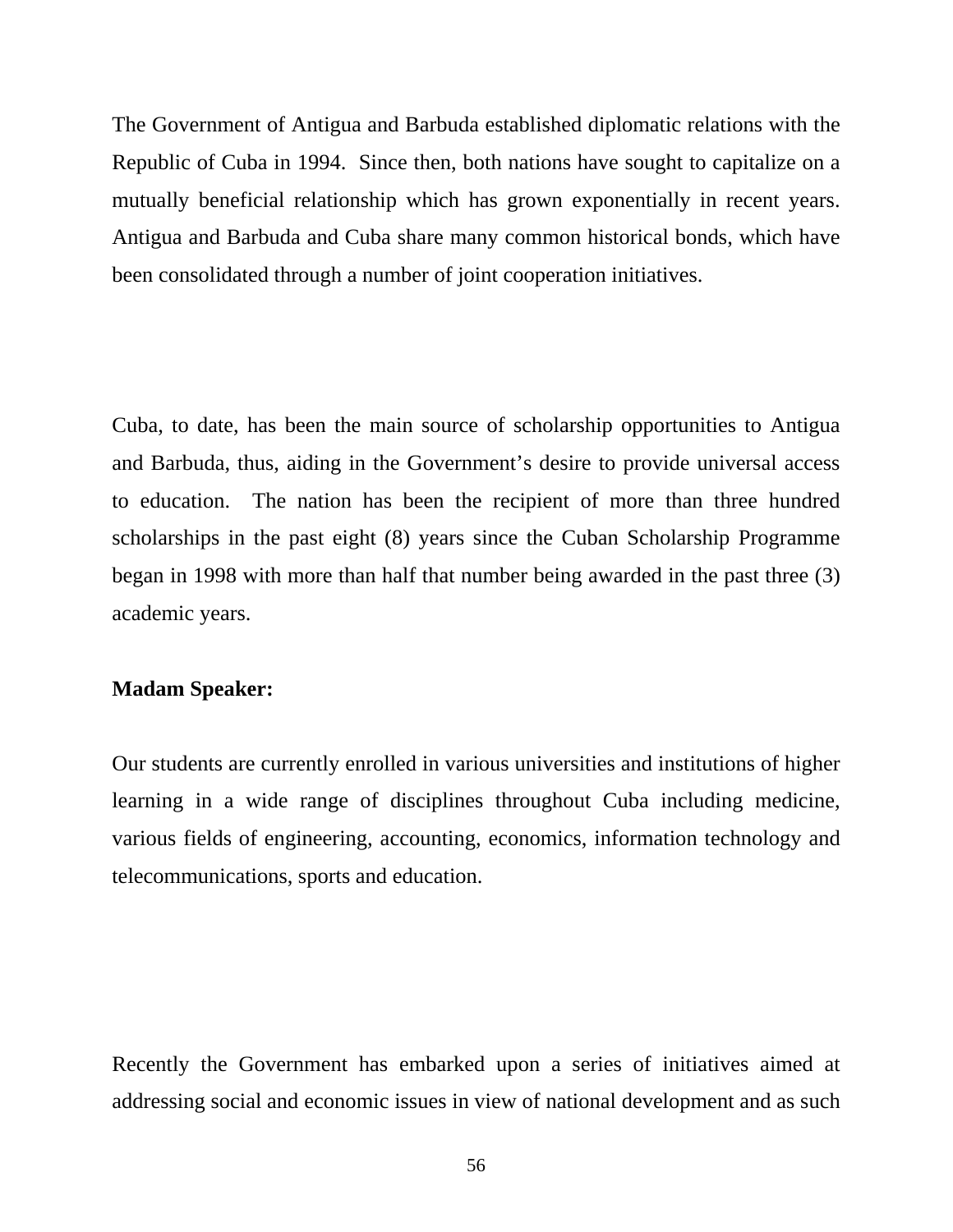The Government of Antigua and Barbuda established diplomatic relations with the Republic of Cuba in 1994. Since then, both nations have sought to capitalize on a mutually beneficial relationship which has grown exponentially in recent years. Antigua and Barbuda and Cuba share many common historical bonds, which have been consolidated through a number of joint cooperation initiatives.

Cuba, to date, has been the main source of scholarship opportunities to Antigua and Barbuda, thus, aiding in the Government's desire to provide universal access to education. The nation has been the recipient of more than three hundred scholarships in the past eight (8) years since the Cuban Scholarship Programme began in 1998 with more than half that number being awarded in the past three (3) academic years.

**Madam Speaker:**

Our students are currently enrolled in various universities and institutions of higher learning in a wide range of disciplines throughout Cuba including medicine, various fields of engineering, accounting, economics, information technology and telecommunications, sports and education.

Recently the Government has embarked upon a series of initiatives aimed at addressing social and economic issues in view of national development and as such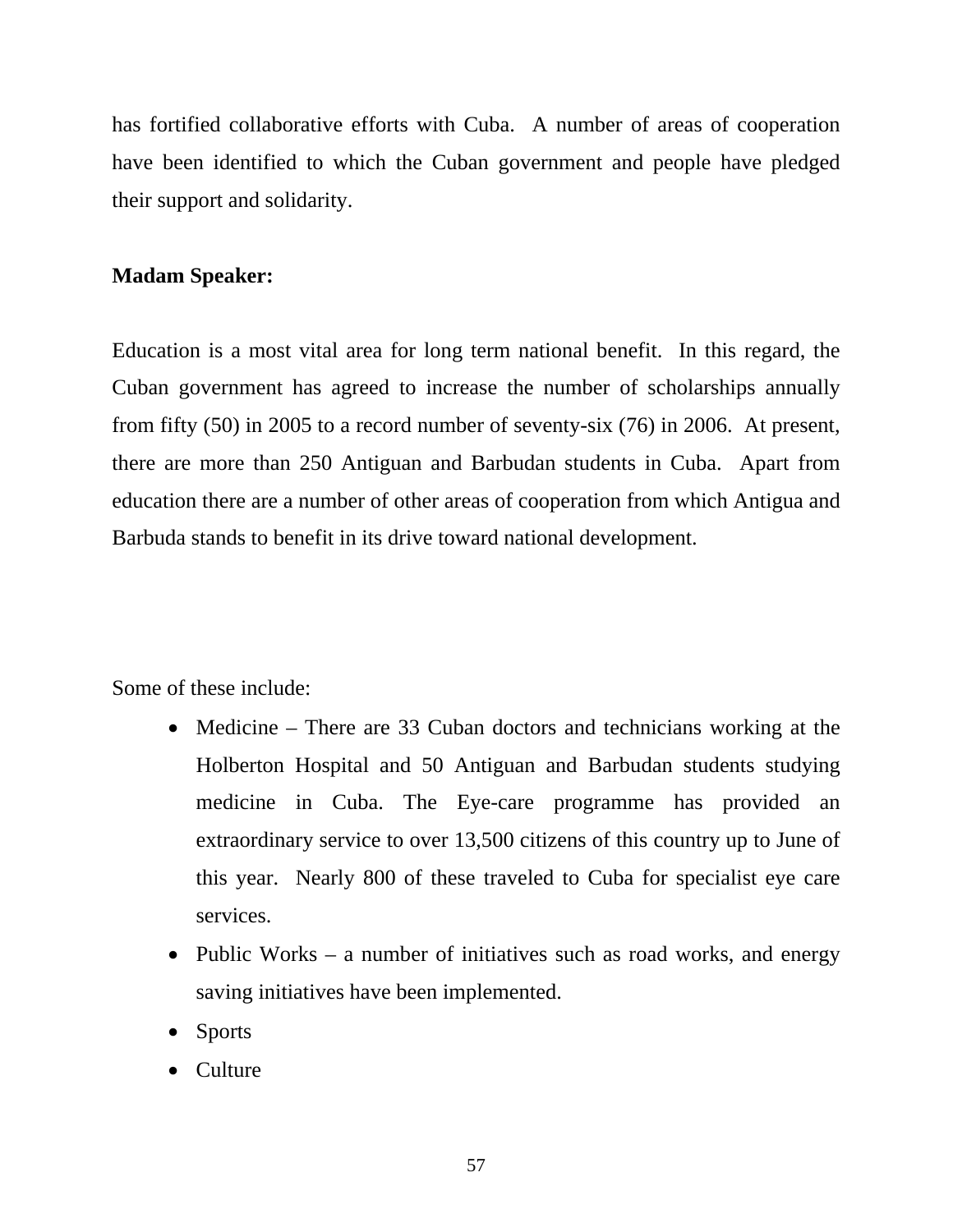has fortified collaborative efforts with Cuba. A number of areas of cooperation have been identified to which the Cuban government and people have pledged their support and solidarity.

**Madam Speaker:**

Education is a most vital area for long term national benefit. In this regard, the Cuban government has agreed to increase the number of scholarships annually from fifty (50) in 2005 to a record number of seventy-six (76) in 2006. At present, there are more than 250 Antiguan and Barbudan students in Cuba. Apart from education there are a number of other areas of cooperation from which Antigua and Barbuda stands to benefit in its drive toward national development.

Some of these include:

- Medicine – There are 33 Cuban doctors and technicians working at the Holberton Hospital and 50 Antiguan and Barbudan students studying medicine in Cuba. The Eye-care programme has provided an extraordinary service to over 13,500 citizens of this country up to June of this year. Nearly 800 of these traveled to Cuba for specialist eye care services.
- Public Works – a number of initiatives such as road works, and energy saving initiatives have been implemented.
- Sports
- Culture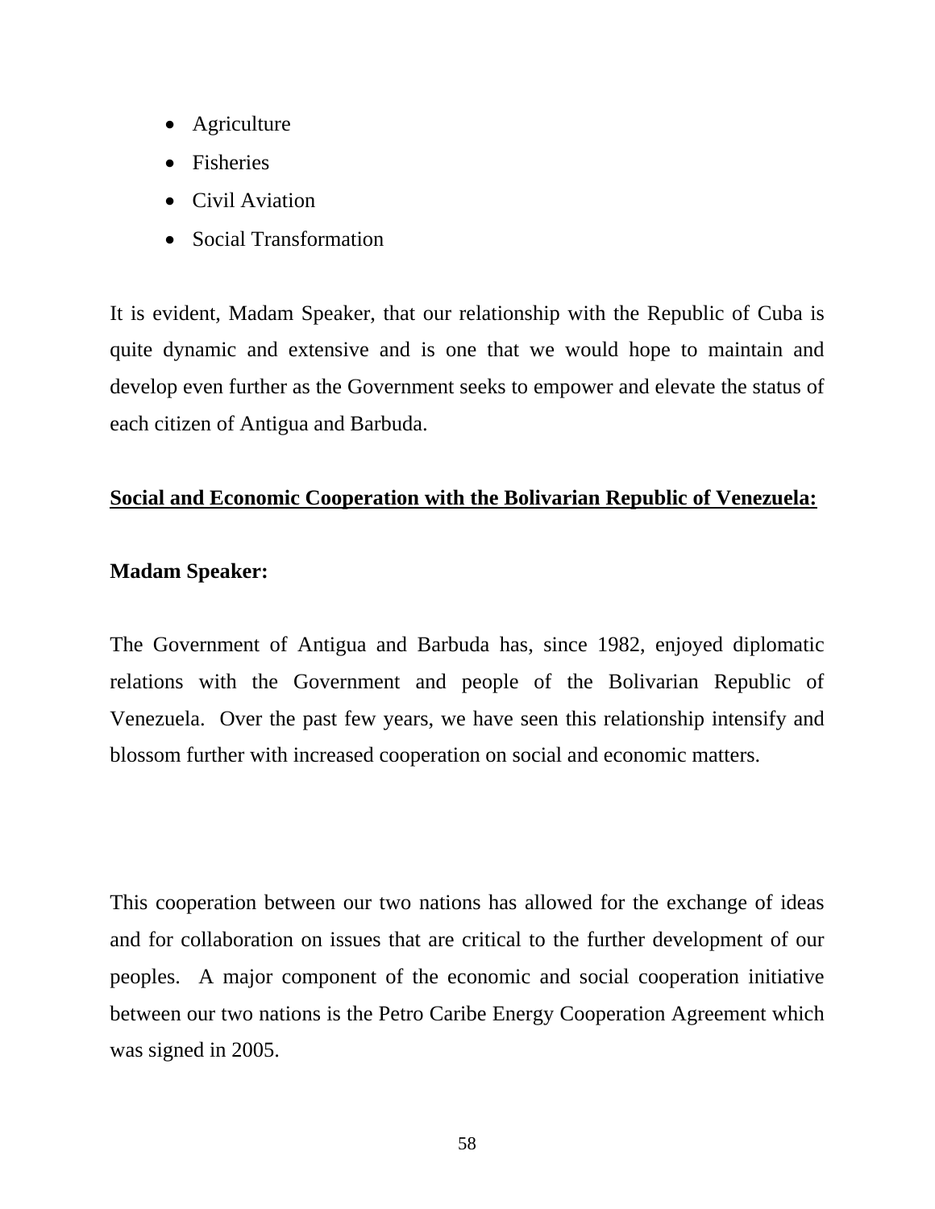- Agriculture
- Fisheries
- Civil Aviation
- Social Transformation

It is evident, Madam Speaker, that our relationship with the Republic of Cuba is quite dynamic and extensive and is one that we would hope to maintain and develop even further as the Government seeks to empower and elevate the status of each citizen of Antigua and Barbuda.

**Social and Economic Cooperation with the Bolivarian Republic of Venezuela:**

**Madam Speaker:**

The Government of Antigua and Barbuda has, since 1982, enjoyed diplomatic relations with the Government and people of the Bolivarian Republic of Venezuela. Over the past few years, we have seen this relationship intensify and blossom further with increased cooperation on social and economic matters.

This cooperation between our two nations has allowed for the exchange of ideas and for collaboration on issues that are critical to the further development of our peoples. A major component of the economic and social cooperation initiative between our two nations is the Petro Caribe Energy Cooperation Agreement which was signed in 2005.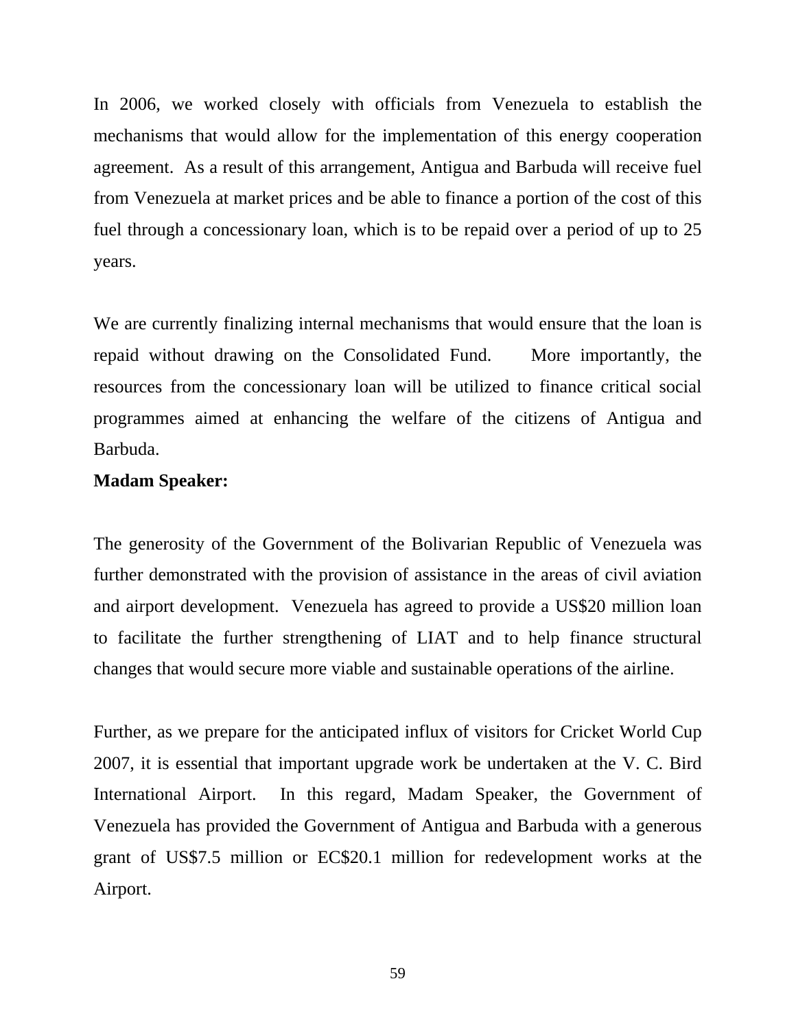In 2006, we worked closely with officials from Venezuela to establish the mechanisms that would allow for the implementation of this energy cooperation agreement. As a result of this arrangement, Antigua and Barbuda will receive fuel from Venezuela at market prices and be able to finance a portion of the cost of this fuel through a concessionary loan, which is to be repaid over a period of up to 25 years.

We are currently finalizing internal mechanisms that would ensure that the loan is repaid without drawing on the Consolidated Fund. More importantly, the resources from the concessionary loan will be utilized to finance critical social programmes aimed at enhancing the welfare of the citizens of Antigua and Barbuda.

**Madam Speaker:**

The generosity of the Government of the Bolivarian Republic of Venezuela was further demonstrated with the provision of assistance in the areas of civil aviation and airport development. Venezuela has agreed to provide a US$20 million loan to facilitate the further strengthening of LIAT and to help finance structural changes that would secure more viable and sustainable operations of the airline.

Further, as we prepare for the anticipated influx of visitors for Cricket World Cup 2007, it is essential that important upgrade work be undertaken at the V. C. Bird International Airport. In this regard, Madam Speaker, the Government of Venezuela has provided the Government of Antigua and Barbuda with a generous grant of US$7.5 million or EC$20.1 million for redevelopment works at the Airport.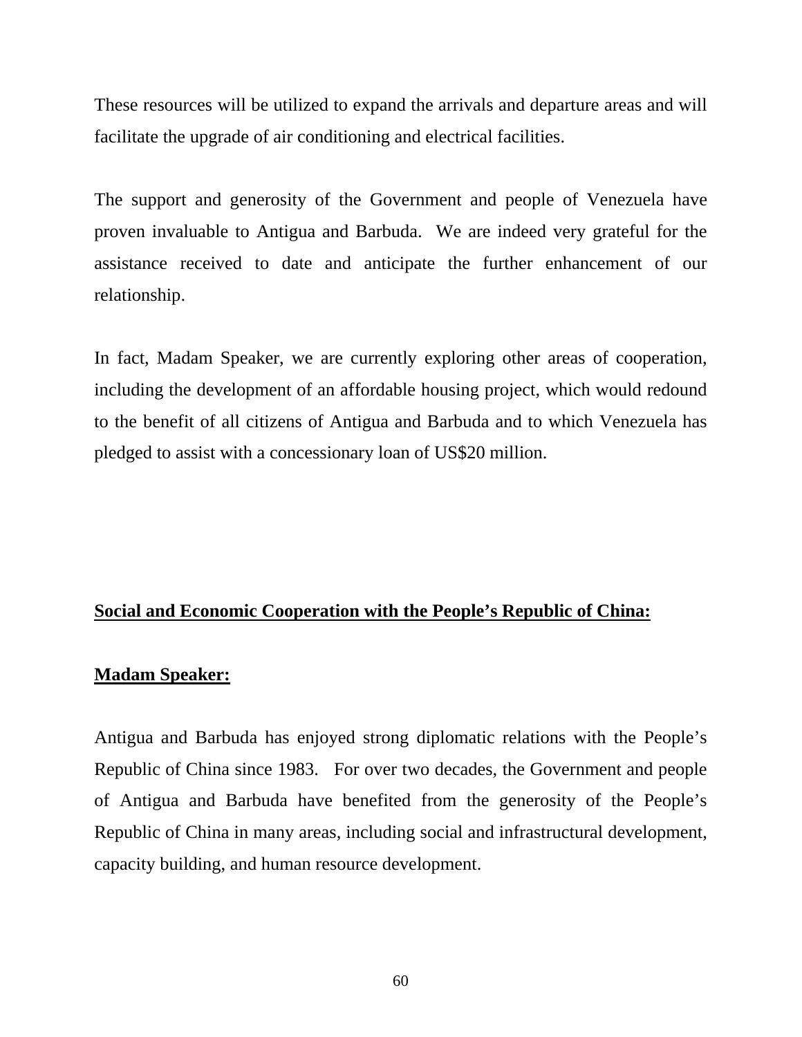These resources will be utilized to expand the arrivals and departure areas and will facilitate the upgrade of air conditioning and electrical facilities.

The support and generosity of the Government and people of Venezuela have proven invaluable to Antigua and Barbuda. We are indeed very grateful for the assistance received to date and anticipate the further enhancement of our relationship.

In fact, Madam Speaker, we are currently exploring other areas of cooperation, including the development of an affordable housing project, which would redound to the benefit of all citizens of Antigua and Barbuda and to which Venezuela has pledged to assist with a concessionary loan of US$20 million.

**Social and Economic Cooperation with the People's Republic of China:**

**Madam Speaker:**

Antigua and Barbuda has enjoyed strong diplomatic relations with the People's Republic of China since 1983. For over two decades, the Government and people of Antigua and Barbuda have benefited from the generosity of the People's Republic of China in many areas, including social and infrastructural development, capacity building, and human resource development.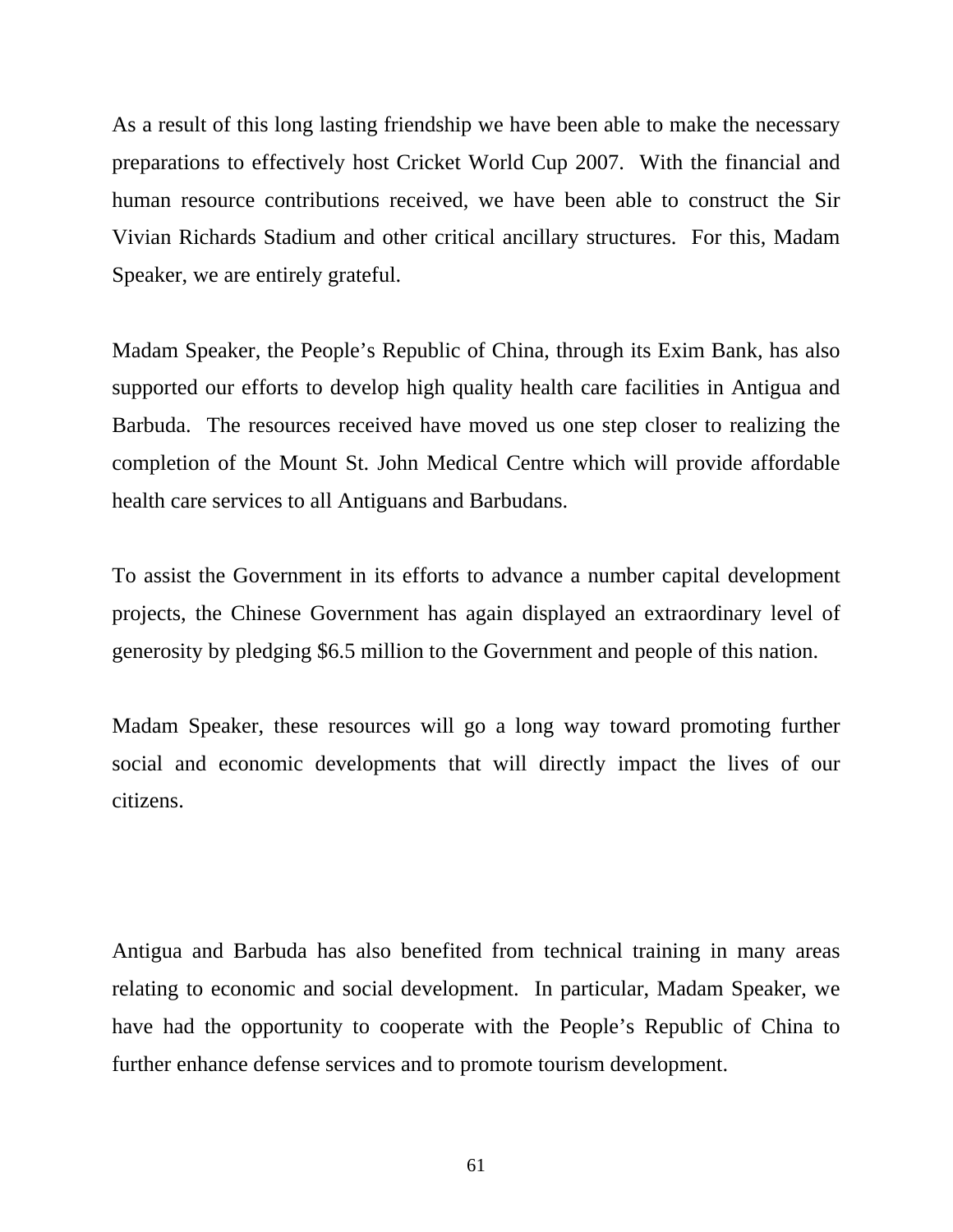As a result of this long lasting friendship we have been able to make the necessary preparations to effectively host Cricket World Cup 2007. With the financial and human resource contributions received, we have been able to construct the Sir Vivian Richards Stadium and other critical ancillary structures. For this, Madam Speaker, we are entirely grateful.

Madam Speaker, the People's Republic of China, through its Exim Bank, has also supported our efforts to develop high quality health care facilities in Antigua and Barbuda. The resources received have moved us one step closer to realizing the completion of the Mount St. John Medical Centre which will provide affordable health care services to all Antiguans and Barbudans.

To assist the Government in its efforts to advance a number capital development projects, the Chinese Government has again displayed an extraordinary level of generosity by pledging $6.5 million to the Government and people of this nation.

Madam Speaker, these resources will go a long way toward promoting further social and economic developments that will directly impact the lives of our citizens.

Antigua and Barbuda has also benefited from technical training in many areas relating to economic and social development. In particular, Madam Speaker, we have had the opportunity to cooperate with the People's Republic of China to further enhance defense services and to promote tourism development.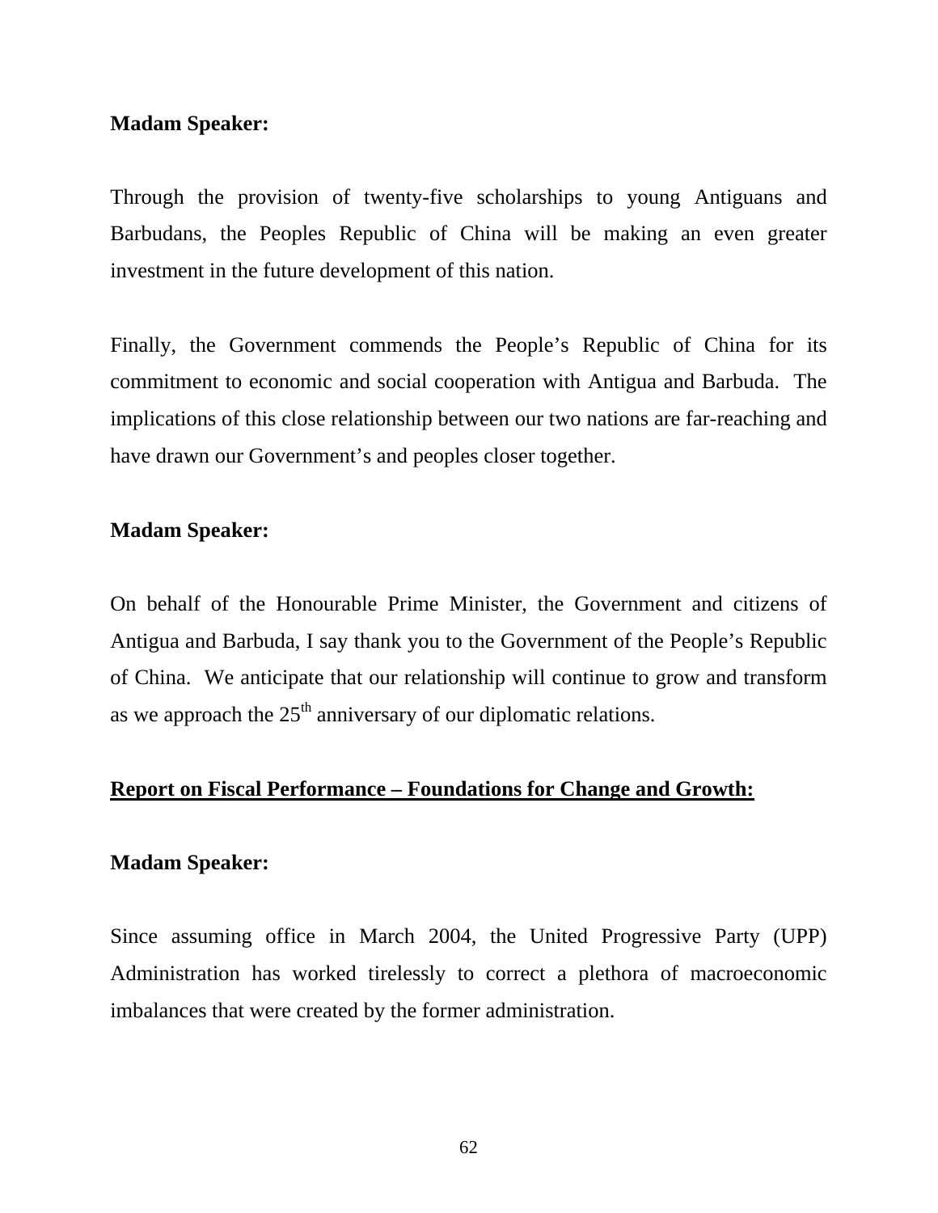**Madam Speaker:**

Through the provision of twenty-five scholarships to young Antiguans and Barbudans, the Peoples Republic of China will be making an even greater investment in the future development of this nation.

Finally, the Government commends the People's Republic of China for its commitment to economic and social cooperation with Antigua and Barbuda. The implications of this close relationship between our two nations are far-reaching and have drawn our Government's and peoples closer together.

**Madam Speaker:**

On behalf of the Honourable Prime Minister, the Government and citizens of Antigua and Barbuda, I say thank you to the Government of the People's Republic of China. We anticipate that our relationship will continue to grow and transform as we approach the 25th anniversary of our diplomatic relations.

## Report on Fiscal Performance – Foundations for Change and Growth:

**Madam Speaker:**

Since assuming office in March 2004, the United Progressive Party (UPP) Administration has worked tirelessly to correct a plethora of macroeconomic imbalances that were created by the former administration.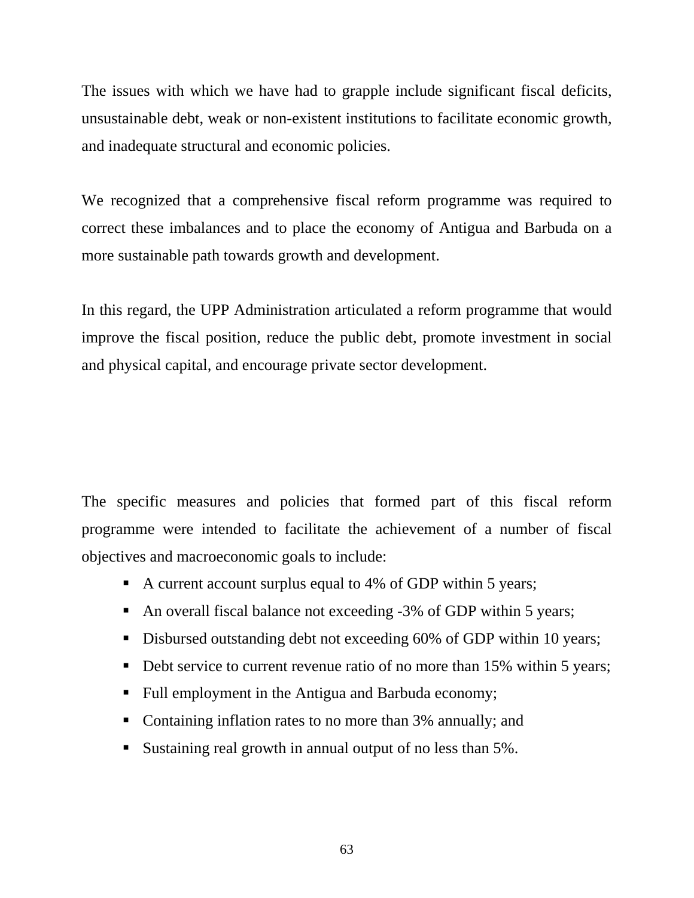The issues with which we have had to grapple include significant fiscal deficits, unsustainable debt, weak or non-existent institutions to facilitate economic growth, and inadequate structural and economic policies.

We recognized that a comprehensive fiscal reform programme was required to correct these imbalances and to place the economy of Antigua and Barbuda on a more sustainable path towards growth and development.

In this regard, the UPP Administration articulated a reform programme that would improve the fiscal position, reduce the public debt, promote investment in social and physical capital, and encourage private sector development.

The specific measures and policies that formed part of this fiscal reform programme were intended to facilitate the achievement of a number of fiscal objectives and macroeconomic goals to include:

- A current account surplus equal to 4% of GDP within 5 years;
- An overall fiscal balance not exceeding -3% of GDP within 5 years;
- Disbursed outstanding debt not exceeding 60% of GDP within 10 years;
- Debt service to current revenue ratio of no more than 15% within 5 years;
- Full employment in the Antigua and Barbuda economy;
- Containing inflation rates to no more than 3% annually; and
- Sustaining real growth in annual output of no less than 5%.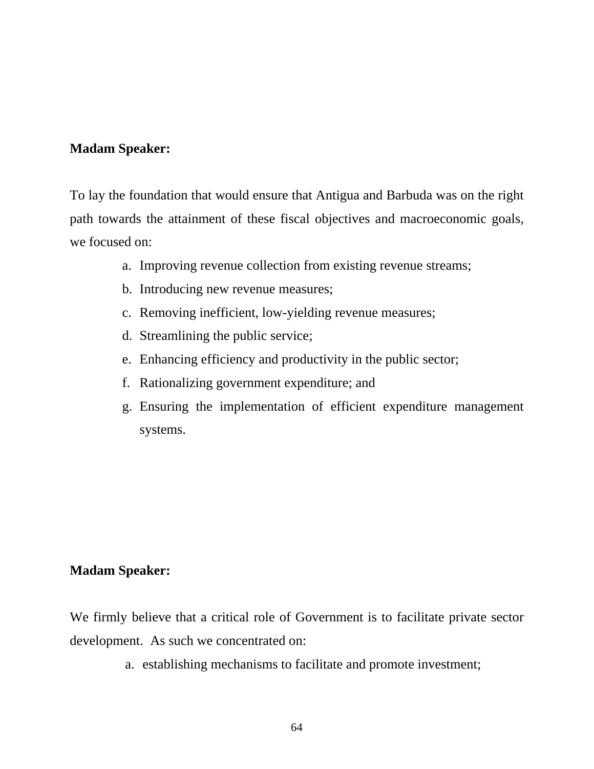**Madam Speaker:**

To lay the foundation that would ensure that Antigua and Barbuda was on the right path towards the attainment of these fiscal objectives and macroeconomic goals, we focused on:

a. Improving revenue collection from existing revenue streams;
b. Introducing new revenue measures;
c. Removing inefficient, low-yielding revenue measures;
d. Streamlining the public service;
e. Enhancing efficiency and productivity in the public sector;
f. Rationalizing government expenditure; and
g. Ensuring the implementation of efficient expenditure management systems.

**Madam Speaker:**

We firmly believe that a critical role of Government is to facilitate private sector development. As such we concentrated on:

a. establishing mechanisms to facilitate and promote investment;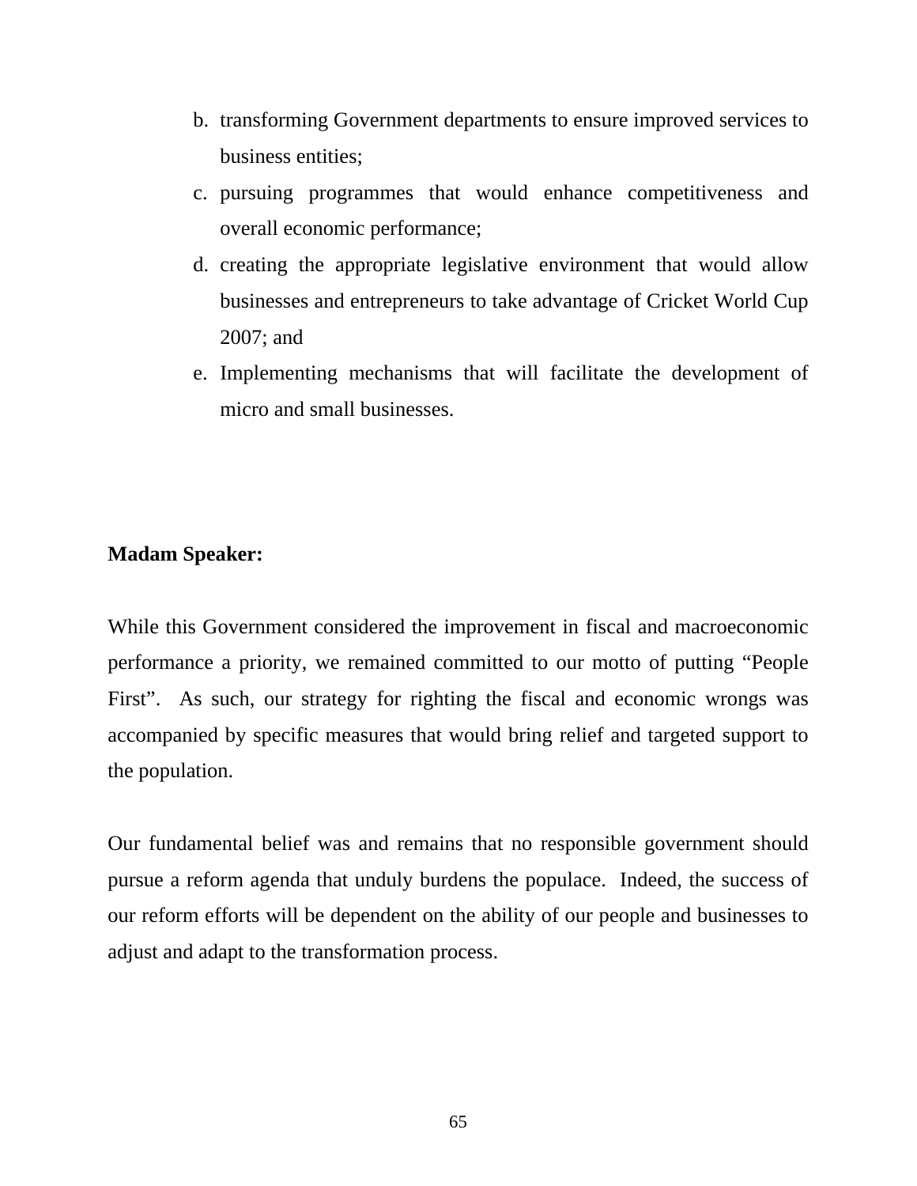b. transforming Government departments to ensure improved services to business entities;
c. pursuing programmes that would enhance competitiveness and overall economic performance;
d. creating the appropriate legislative environment that would allow businesses and entrepreneurs to take advantage of Cricket World Cup 2007; and
e. Implementing mechanisms that will facilitate the development of micro and small businesses.

**Madam Speaker:**

While this Government considered the improvement in fiscal and macroeconomic performance a priority, we remained committed to our motto of putting "People First". As such, our strategy for righting the fiscal and economic wrongs was accompanied by specific measures that would bring relief and targeted support to the population.

Our fundamental belief was and remains that no responsible government should pursue a reform agenda that unduly burdens the populace. Indeed, the success of our reform efforts will be dependent on the ability of our people and businesses to adjust and adapt to the transformation process.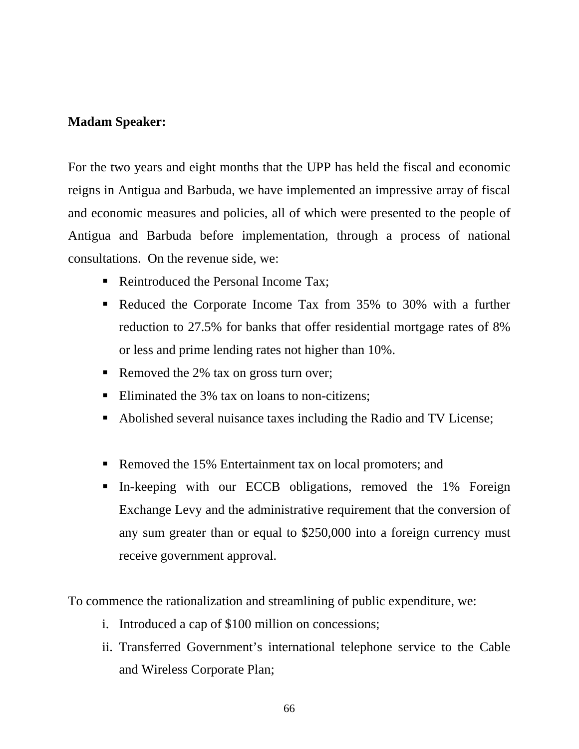**Madam Speaker:**

For the two years and eight months that the UPP has held the fiscal and economic reigns in Antigua and Barbuda, we have implemented an impressive array of fiscal and economic measures and policies, all of which were presented to the people of Antigua and Barbuda before implementation, through a process of national consultations. On the revenue side, we:

- Reintroduced the Personal Income Tax;
- Reduced the Corporate Income Tax from 35% to 30% with a further reduction to 27.5% for banks that offer residential mortgage rates of 8% or less and prime lending rates not higher than 10%.
- Removed the 2% tax on gross turn over;
- Eliminated the 3% tax on loans to non-citizens;
- Abolished several nuisance taxes including the Radio and TV License;
- Removed the 15% Entertainment tax on local promoters; and
- In-keeping with our ECCB obligations, removed the 1% Foreign Exchange Levy and the administrative requirement that the conversion of any sum greater than or equal to $250,000 into a foreign currency must receive government approval.

To commence the rationalization and streamlining of public expenditure, we:

i. Introduced a cap of $100 million on concessions;
ii. Transferred Government's international telephone service to the Cable and Wireless Corporate Plan;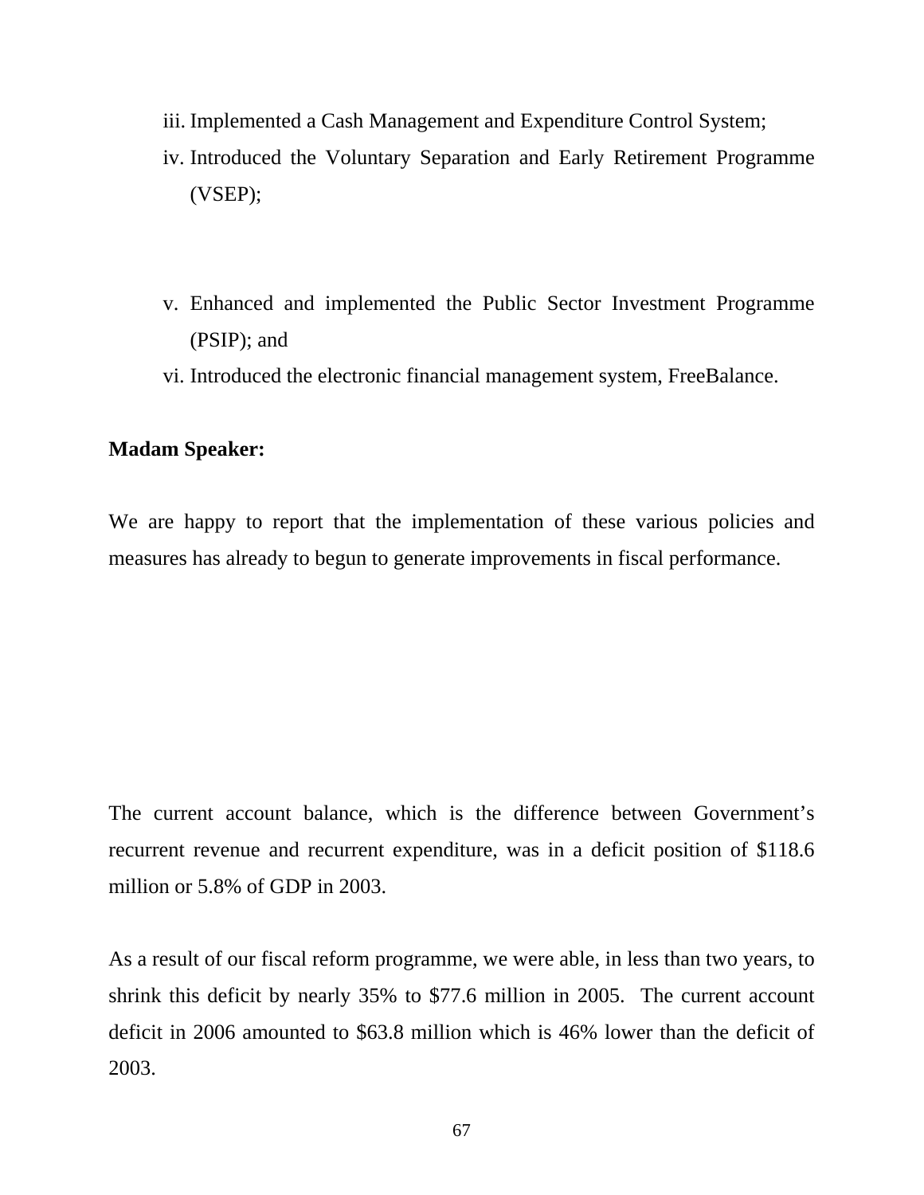iii. Implemented a Cash Management and Expenditure Control System;
iv. Introduced the Voluntary Separation and Early Retirement Programme (VSEP);

v. Enhanced and implemented the Public Sector Investment Programme (PSIP); and
vi. Introduced the electronic financial management system, FreeBalance.

**Madam Speaker:**

We are happy to report that the implementation of these various policies and measures has already to begun to generate improvements in fiscal performance.

The current account balance, which is the difference between Government's recurrent revenue and recurrent expenditure, was in a deficit position of $118.6 million or 5.8% of GDP in 2003.

As a result of our fiscal reform programme, we were able, in less than two years, to shrink this deficit by nearly 35% to $77.6 million in 2005. The current account deficit in 2006 amounted to $63.8 million which is 46% lower than the deficit of 2003.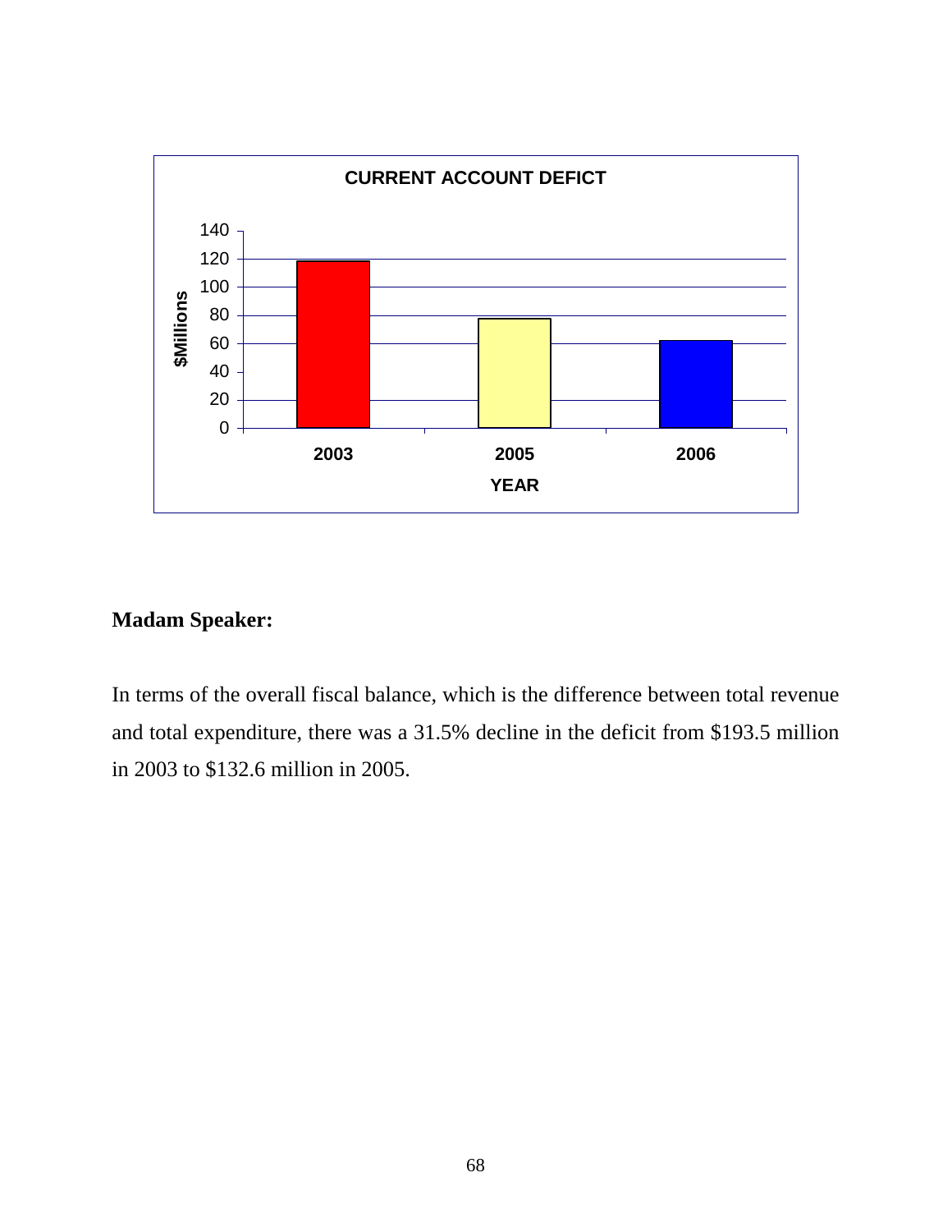CURRENT ACCOUNT DEFICT

| YEAR | $Millions |
|---|---|
| 2003 | ~118 |
| 2005 | ~78 |
| 2006 | ~62 |

**Madam Speaker:**

In terms of the overall fiscal balance, which is the difference between total revenue and total expenditure, there was a 31.5% decline in the deficit from $193.5 million in 2003 to $132.6 million in 2005.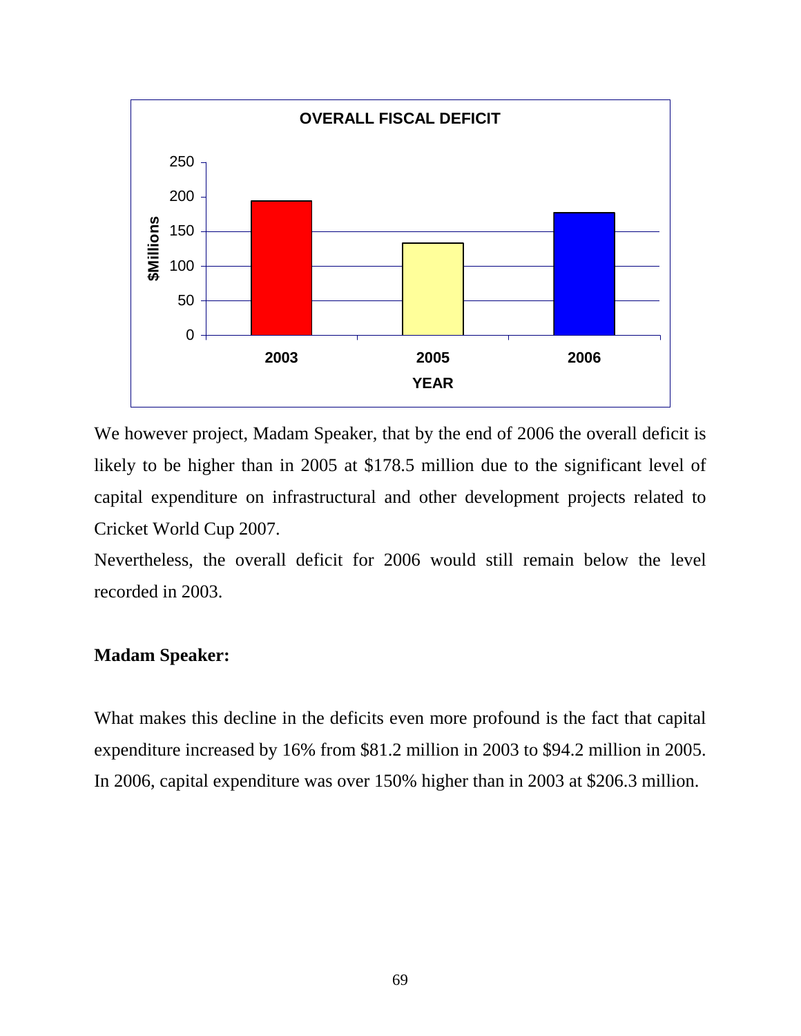**OVERALL FISCAL DEFICIT**

| YEAR | $Millions |
|---|---|
| 2003 | ~195 |
| 2005 | ~134 |
| 2006 | ~178 |

We however project, Madam Speaker, that by the end of 2006 the overall deficit is likely to be higher than in 2005 at $178.5 million due to the significant level of capital expenditure on infrastructural and other development projects related to Cricket World Cup 2007.

Nevertheless, the overall deficit for 2006 would still remain below the level recorded in 2003.

**Madam Speaker:**

What makes this decline in the deficits even more profound is the fact that capital expenditure increased by 16% from $81.2 million in 2003 to $94.2 million in 2005. In 2006, capital expenditure was over 150% higher than in 2003 at $206.3 million.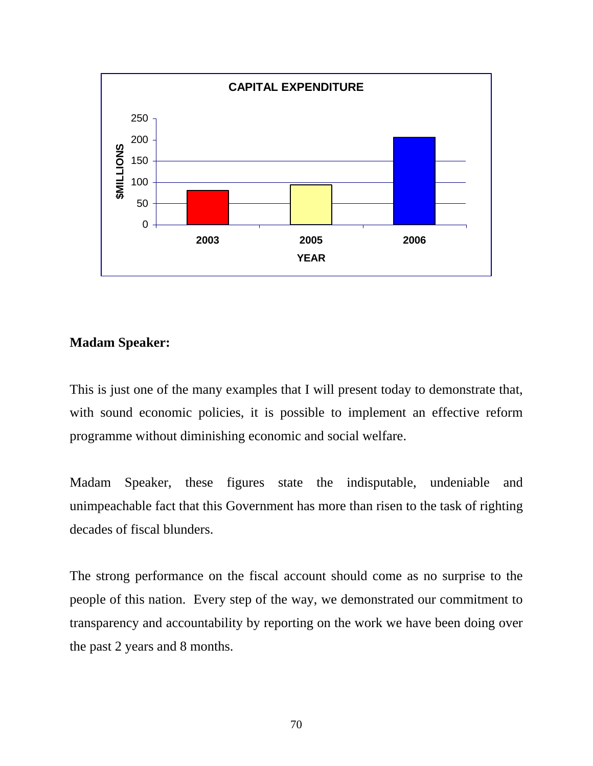**Madam Speaker:**

This is just one of the many examples that I will present today to demonstrate that, with sound economic policies, it is possible to implement an effective reform programme without diminishing economic and social welfare.

Madam Speaker, these figures state the indisputable, undeniable and unimpeachable fact that this Government has more than risen to the task of righting decades of fiscal blunders.

The strong performance on the fiscal account should come as no surprise to the people of this nation. Every step of the way, we demonstrated our commitment to transparency and accountability by reporting on the work we have been doing over the past 2 years and 8 months.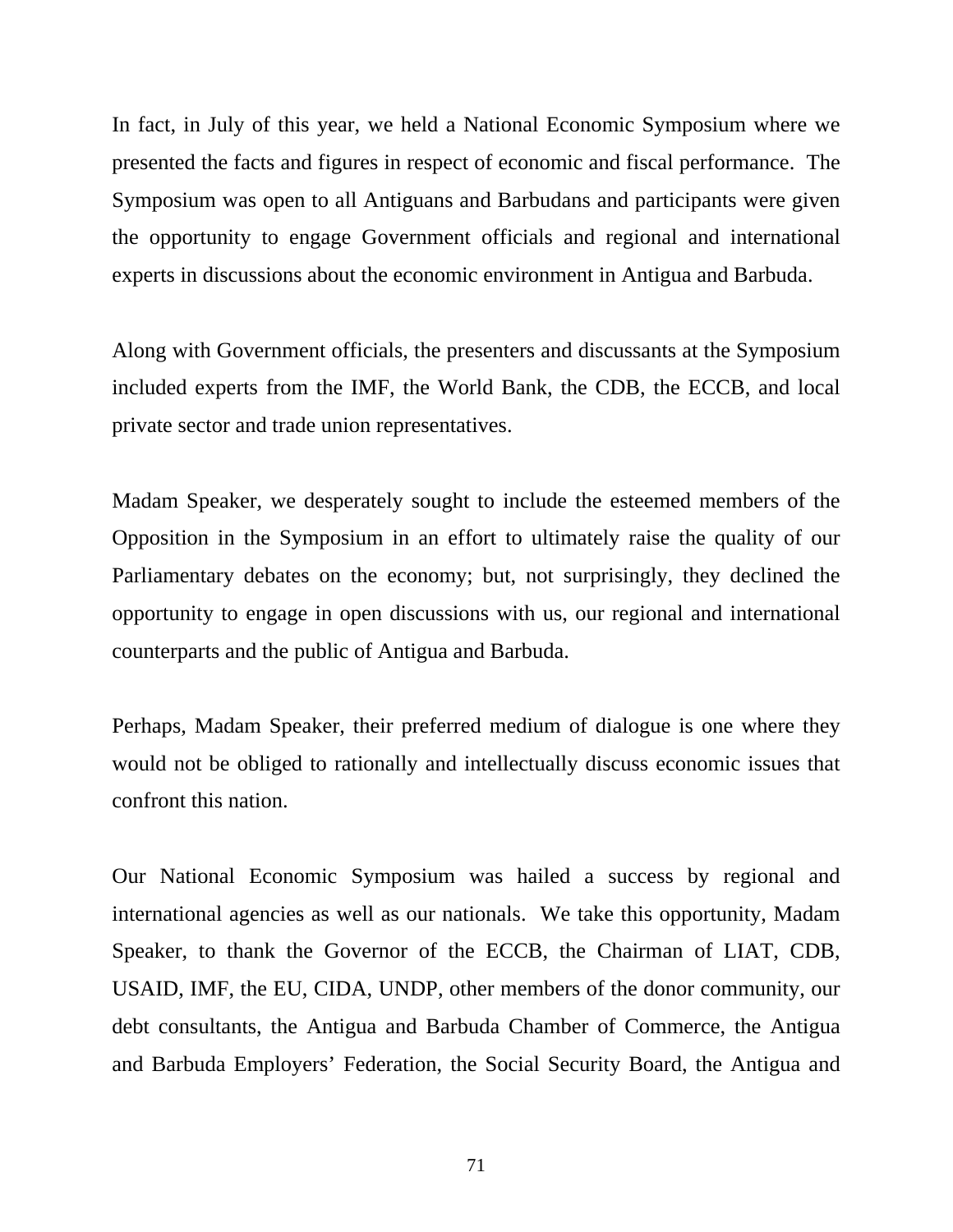In fact, in July of this year, we held a National Economic Symposium where we presented the facts and figures in respect of economic and fiscal performance. The Symposium was open to all Antiguans and Barbudans and participants were given the opportunity to engage Government officials and regional and international experts in discussions about the economic environment in Antigua and Barbuda.

Along with Government officials, the presenters and discussants at the Symposium included experts from the IMF, the World Bank, the CDB, the ECCB, and local private sector and trade union representatives.

Madam Speaker, we desperately sought to include the esteemed members of the Opposition in the Symposium in an effort to ultimately raise the quality of our Parliamentary debates on the economy; but, not surprisingly, they declined the opportunity to engage in open discussions with us, our regional and international counterparts and the public of Antigua and Barbuda.

Perhaps, Madam Speaker, their preferred medium of dialogue is one where they would not be obliged to rationally and intellectually discuss economic issues that confront this nation.

Our National Economic Symposium was hailed a success by regional and international agencies as well as our nationals. We take this opportunity, Madam Speaker, to thank the Governor of the ECCB, the Chairman of LIAT, CDB, USAID, IMF, the EU, CIDA, UNDP, other members of the donor community, our debt consultants, the Antigua and Barbuda Chamber of Commerce, the Antigua and Barbuda Employers' Federation, the Social Security Board, the Antigua and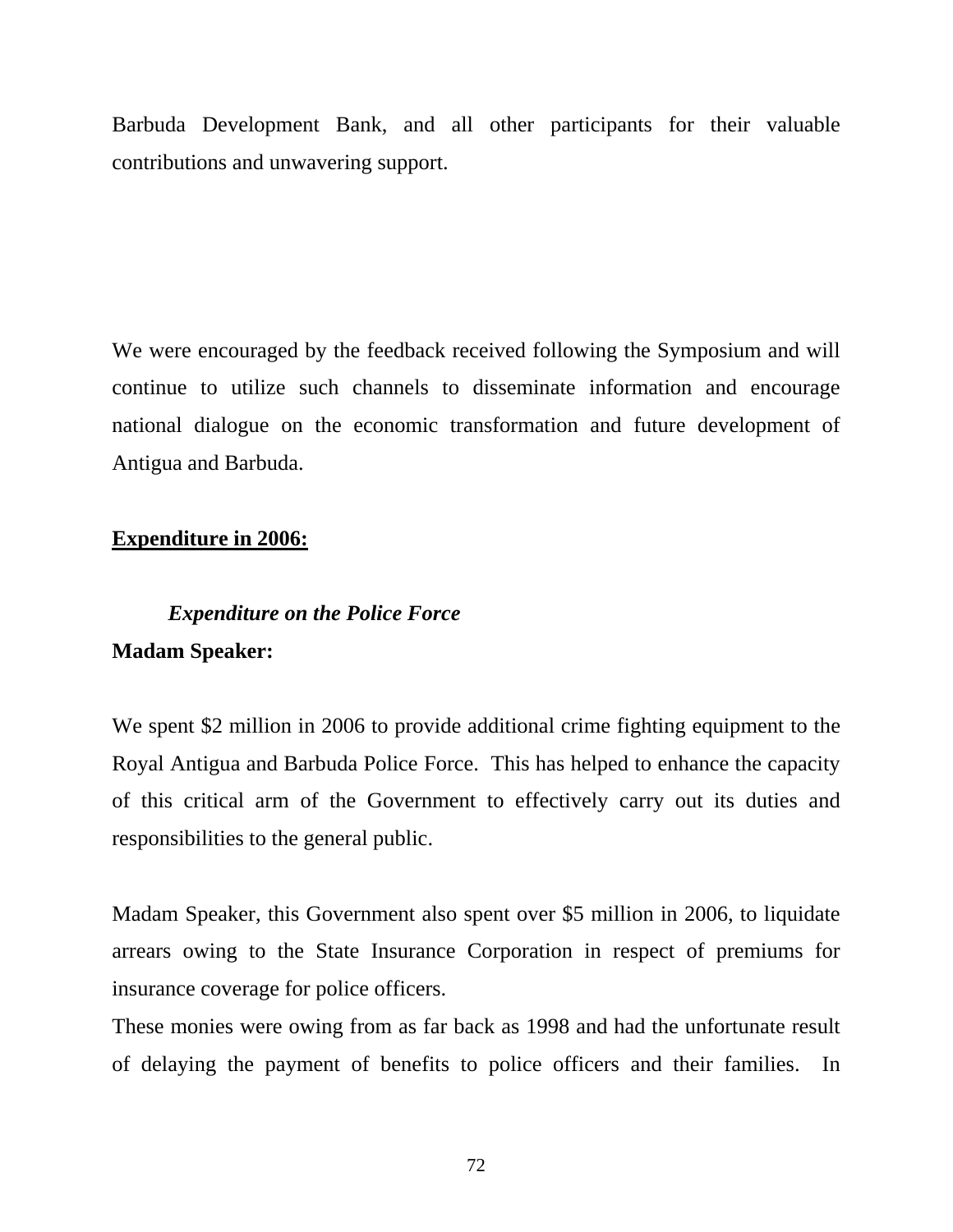Barbuda Development Bank, and all other participants for their valuable contributions and unwavering support.

We were encouraged by the feedback received following the Symposium and will continue to utilize such channels to disseminate information and encourage national dialogue on the economic transformation and future development of Antigua and Barbuda.

## Expenditure in 2006:

### *Expenditure on the Police Force*

**Madam Speaker:**

We spent $2 million in 2006 to provide additional crime fighting equipment to the Royal Antigua and Barbuda Police Force. This has helped to enhance the capacity of this critical arm of the Government to effectively carry out its duties and responsibilities to the general public.

Madam Speaker, this Government also spent over $5 million in 2006, to liquidate arrears owing to the State Insurance Corporation in respect of premiums for insurance coverage for police officers.

These monies were owing from as far back as 1998 and had the unfortunate result of delaying the payment of benefits to police officers and their families. In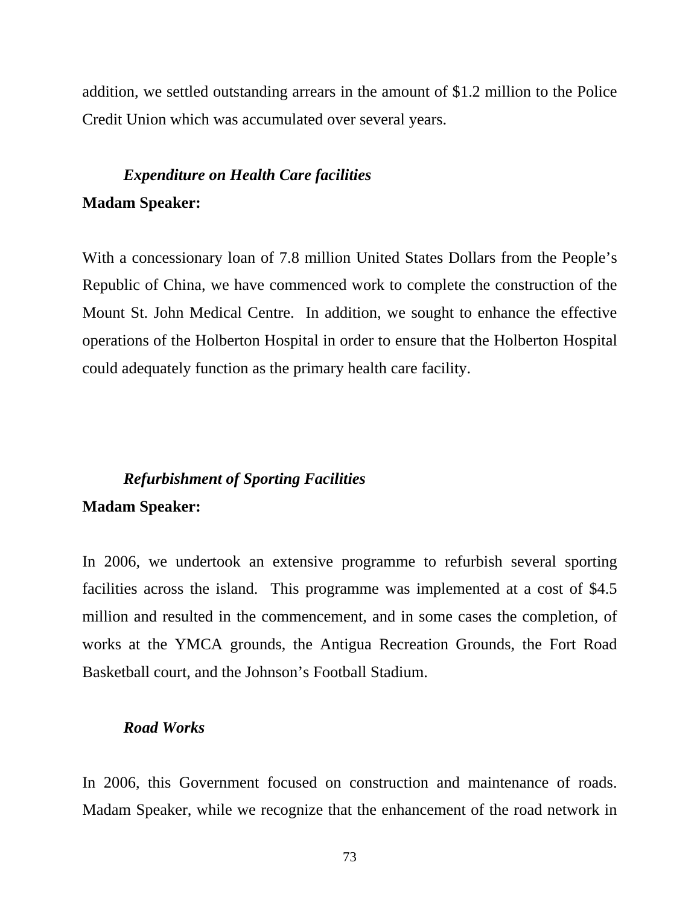addition, we settled outstanding arrears in the amount of $1.2 million to the Police Credit Union which was accumulated over several years.

### *Expenditure on Health Care facilities*

**Madam Speaker:**

With a concessionary loan of 7.8 million United States Dollars from the People's Republic of China, we have commenced work to complete the construction of the Mount St. John Medical Centre. In addition, we sought to enhance the effective operations of the Holberton Hospital in order to ensure that the Holberton Hospital could adequately function as the primary health care facility.

### *Refurbishment of Sporting Facilities*

**Madam Speaker:**

In 2006, we undertook an extensive programme to refurbish several sporting facilities across the island. This programme was implemented at a cost of $4.5 million and resulted in the commencement, and in some cases the completion, of works at the YMCA grounds, the Antigua Recreation Grounds, the Fort Road Basketball court, and the Johnson's Football Stadium.

### *Road Works*

In 2006, this Government focused on construction and maintenance of roads. Madam Speaker, while we recognize that the enhancement of the road network in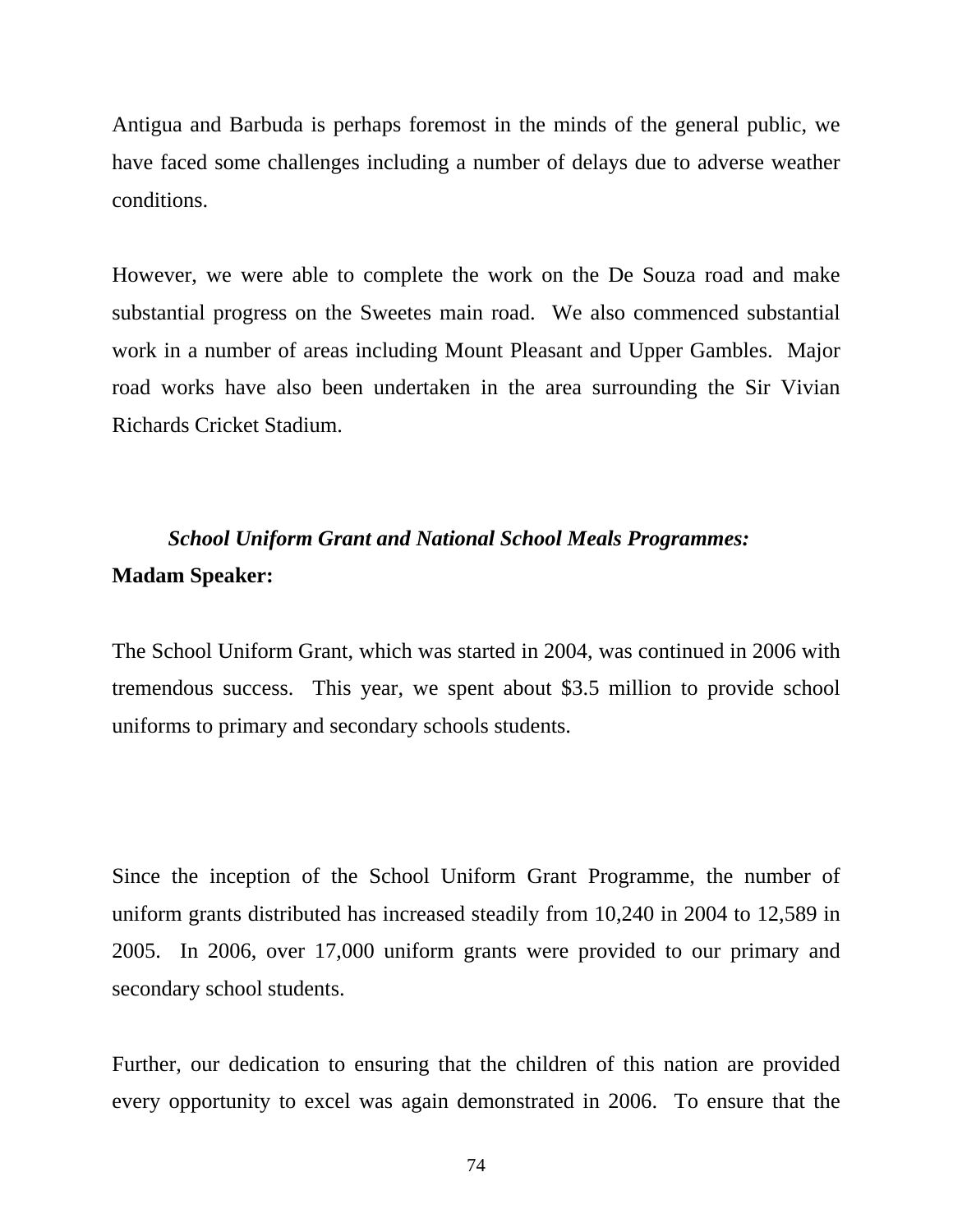Antigua and Barbuda is perhaps foremost in the minds of the general public, we have faced some challenges including a number of delays due to adverse weather conditions.

However, we were able to complete the work on the De Souza road and make substantial progress on the Sweetes main road. We also commenced substantial work in a number of areas including Mount Pleasant and Upper Gambles. Major road works have also been undertaken in the area surrounding the Sir Vivian Richards Cricket Stadium.

***School Uniform Grant and National School Meals Programmes:***

**Madam Speaker:**

The School Uniform Grant, which was started in 2004, was continued in 2006 with tremendous success. This year, we spent about $3.5 million to provide school uniforms to primary and secondary schools students.

Since the inception of the School Uniform Grant Programme, the number of uniform grants distributed has increased steadily from 10,240 in 2004 to 12,589 in 2005. In 2006, over 17,000 uniform grants were provided to our primary and secondary school students.

Further, our dedication to ensuring that the children of this nation are provided every opportunity to excel was again demonstrated in 2006. To ensure that the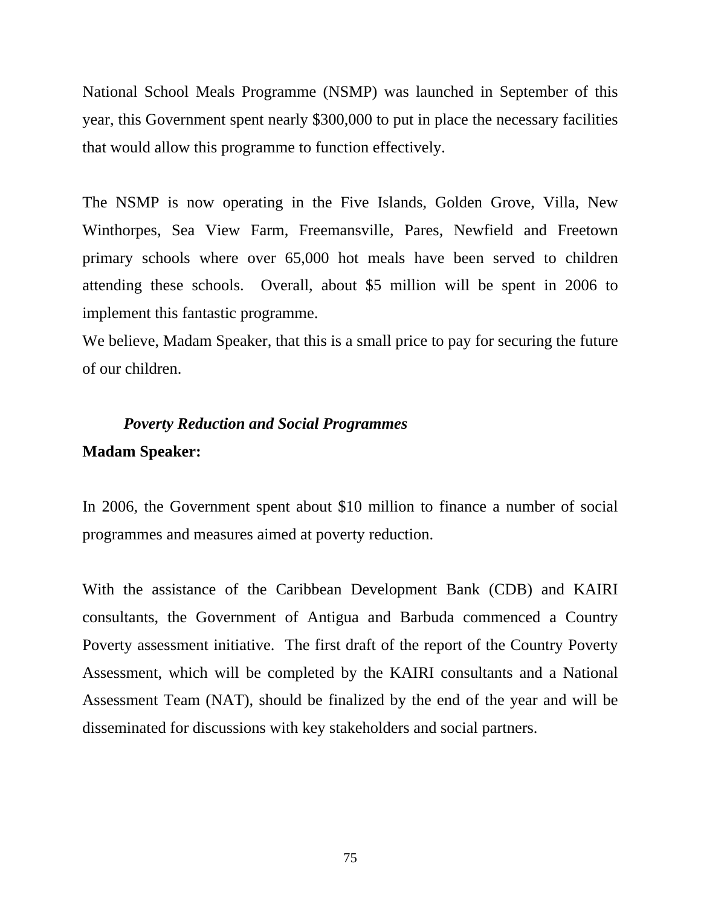National School Meals Programme (NSMP) was launched in September of this year, this Government spent nearly $300,000 to put in place the necessary facilities that would allow this programme to function effectively.

The NSMP is now operating in the Five Islands, Golden Grove, Villa, New Winthorpes, Sea View Farm, Freemansville, Pares, Newfield and Freetown primary schools where over 65,000 hot meals have been served to children attending these schools. Overall, about $5 million will be spent in 2006 to implement this fantastic programme.
We believe, Madam Speaker, that this is a small price to pay for securing the future of our children.

### *Poverty Reduction and Social Programmes*

**Madam Speaker:**

In 2006, the Government spent about $10 million to finance a number of social programmes and measures aimed at poverty reduction.

With the assistance of the Caribbean Development Bank (CDB) and KAIRI consultants, the Government of Antigua and Barbuda commenced a Country Poverty assessment initiative. The first draft of the report of the Country Poverty Assessment, which will be completed by the KAIRI consultants and a National Assessment Team (NAT), should be finalized by the end of the year and will be disseminated for discussions with key stakeholders and social partners.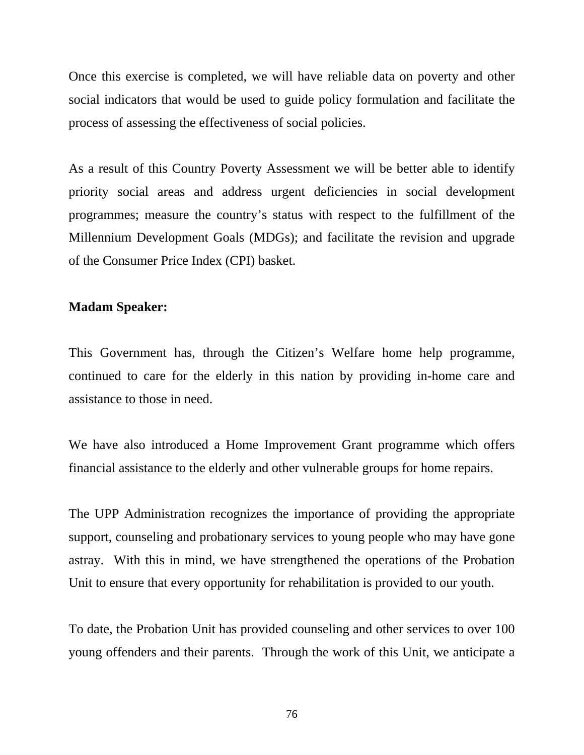Once this exercise is completed, we will have reliable data on poverty and other social indicators that would be used to guide policy formulation and facilitate the process of assessing the effectiveness of social policies.

As a result of this Country Poverty Assessment we will be better able to identify priority social areas and address urgent deficiencies in social development programmes; measure the country's status with respect to the fulfillment of the Millennium Development Goals (MDGs); and facilitate the revision and upgrade of the Consumer Price Index (CPI) basket.

**Madam Speaker:**

This Government has, through the Citizen's Welfare home help programme, continued to care for the elderly in this nation by providing in-home care and assistance to those in need.

We have also introduced a Home Improvement Grant programme which offers financial assistance to the elderly and other vulnerable groups for home repairs.

The UPP Administration recognizes the importance of providing the appropriate support, counseling and probationary services to young people who may have gone astray. With this in mind, we have strengthened the operations of the Probation Unit to ensure that every opportunity for rehabilitation is provided to our youth.

To date, the Probation Unit has provided counseling and other services to over 100 young offenders and their parents. Through the work of this Unit, we anticipate a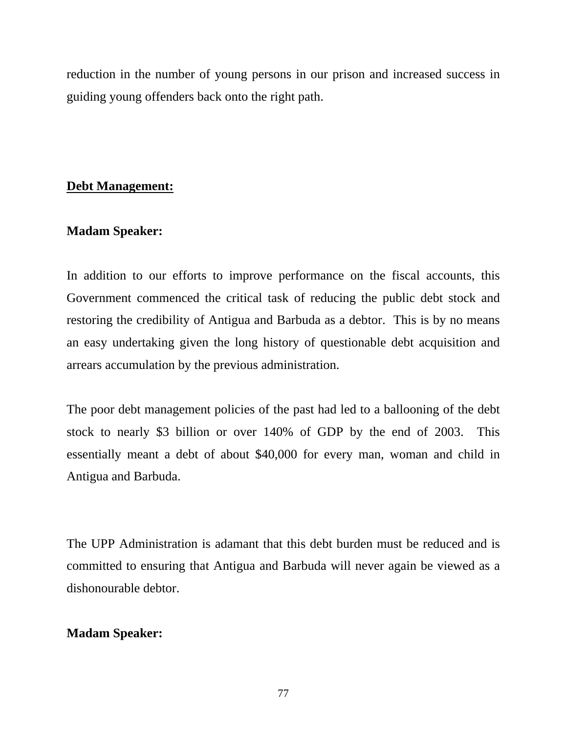reduction in the number of young persons in our prison and increased success in guiding young offenders back onto the right path.

## Debt Management:

**Madam Speaker:**

In addition to our efforts to improve performance on the fiscal accounts, this Government commenced the critical task of reducing the public debt stock and restoring the credibility of Antigua and Barbuda as a debtor. This is by no means an easy undertaking given the long history of questionable debt acquisition and arrears accumulation by the previous administration.

The poor debt management policies of the past had led to a ballooning of the debt stock to nearly $3 billion or over 140% of GDP by the end of 2003. This essentially meant a debt of about $40,000 for every man, woman and child in Antigua and Barbuda.

The UPP Administration is adamant that this debt burden must be reduced and is committed to ensuring that Antigua and Barbuda will never again be viewed as a dishonourable debtor.

**Madam Speaker:**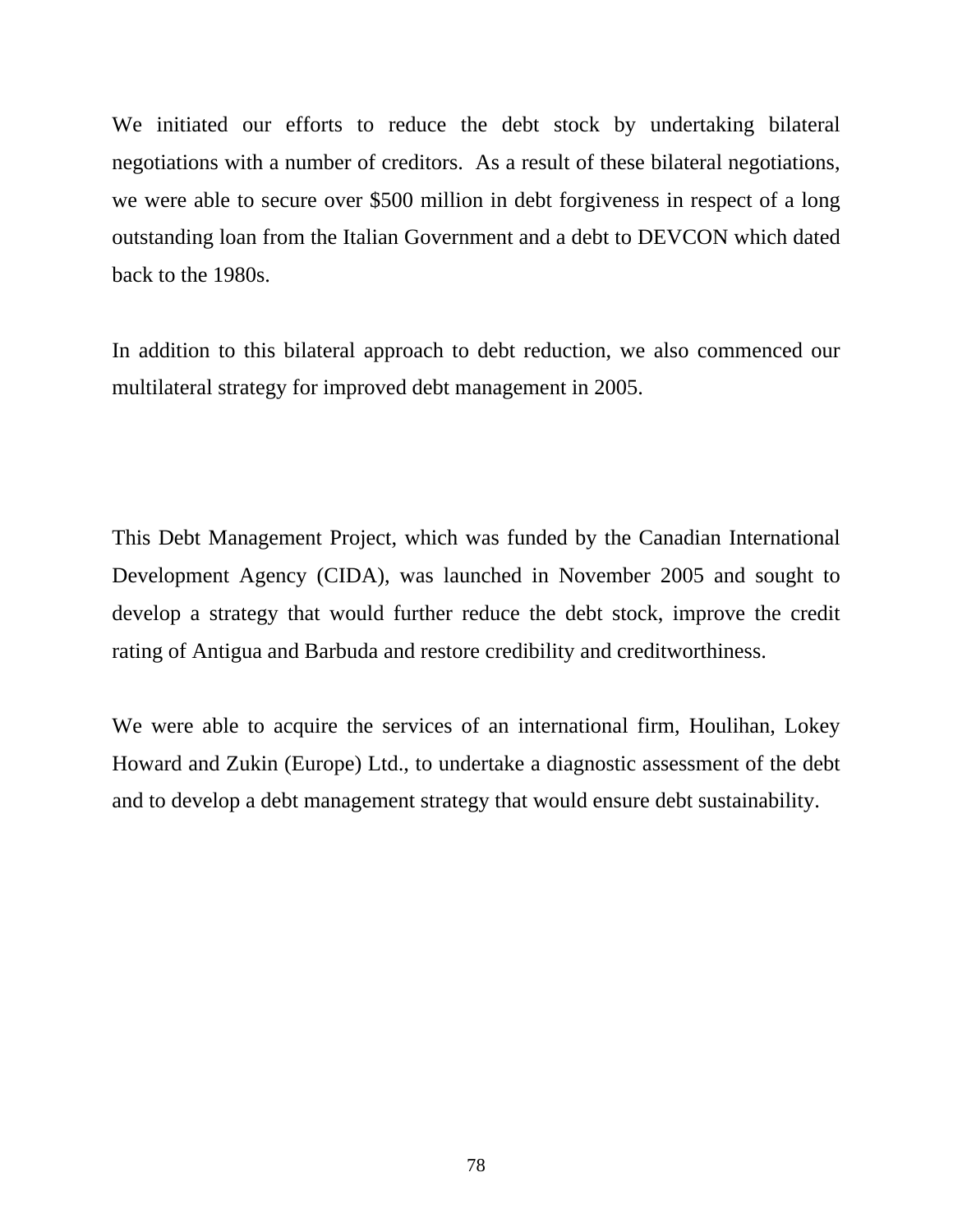We initiated our efforts to reduce the debt stock by undertaking bilateral negotiations with a number of creditors. As a result of these bilateral negotiations, we were able to secure over $500 million in debt forgiveness in respect of a long outstanding loan from the Italian Government and a debt to DEVCON which dated back to the 1980s.

In addition to this bilateral approach to debt reduction, we also commenced our multilateral strategy for improved debt management in 2005.

This Debt Management Project, which was funded by the Canadian International Development Agency (CIDA), was launched in November 2005 and sought to develop a strategy that would further reduce the debt stock, improve the credit rating of Antigua and Barbuda and restore credibility and creditworthiness.

We were able to acquire the services of an international firm, Houlihan, Lokey Howard and Zukin (Europe) Ltd., to undertake a diagnostic assessment of the debt and to develop a debt management strategy that would ensure debt sustainability.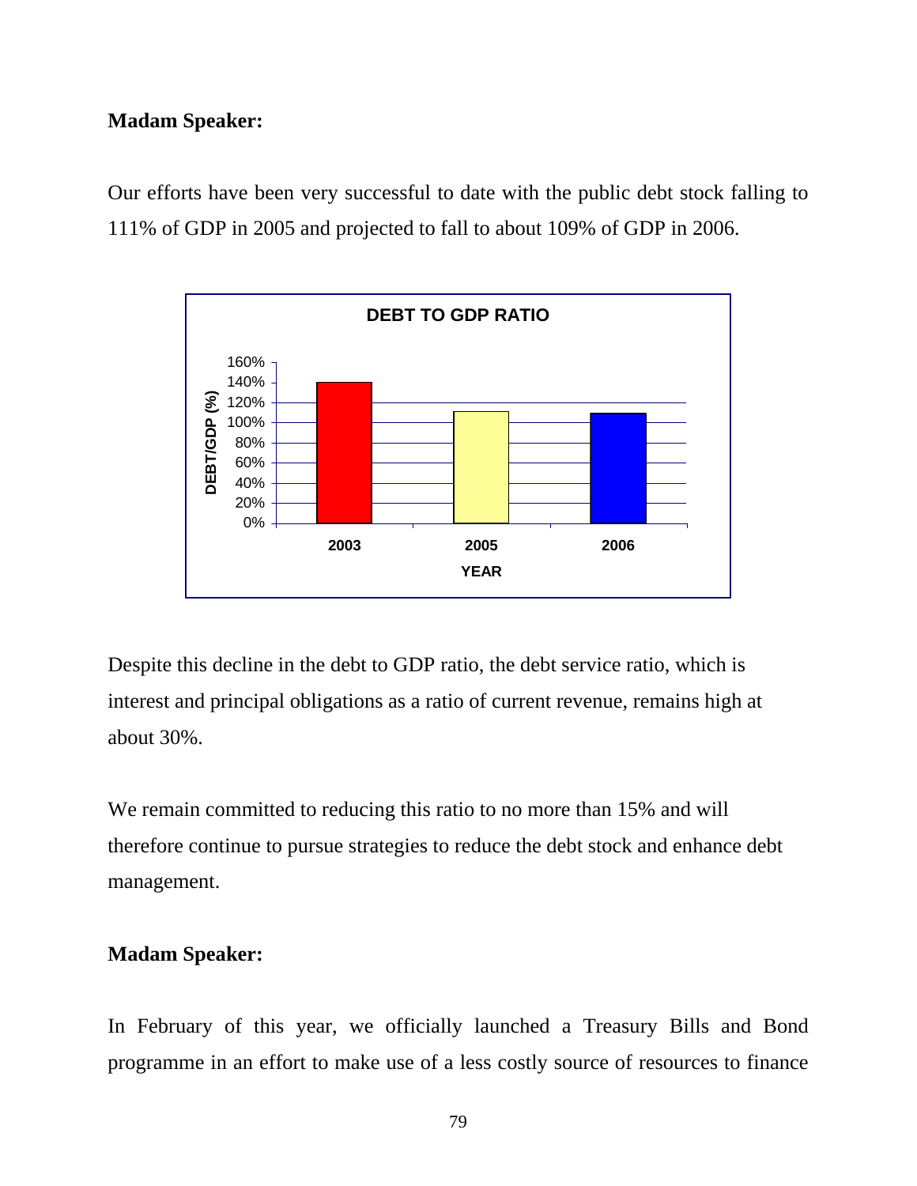**Madam Speaker:**

Our efforts have been very successful to date with the public debt stock falling to 111% of GDP in 2005 and projected to fall to about 109% of GDP in 2006.

**DEBT TO GDP RATIO**

| YEAR | DEBT/GDP (%) |
|---|---|
| 2003 | ~140% |
| 2005 | 111% |
| 2006 | 109% |

Despite this decline in the debt to GDP ratio, the debt service ratio, which is interest and principal obligations as a ratio of current revenue, remains high at about 30%.

We remain committed to reducing this ratio to no more than 15% and will therefore continue to pursue strategies to reduce the debt stock and enhance debt management.

**Madam Speaker:**

In February of this year, we officially launched a Treasury Bills and Bond programme in an effort to make use of a less costly source of resources to finance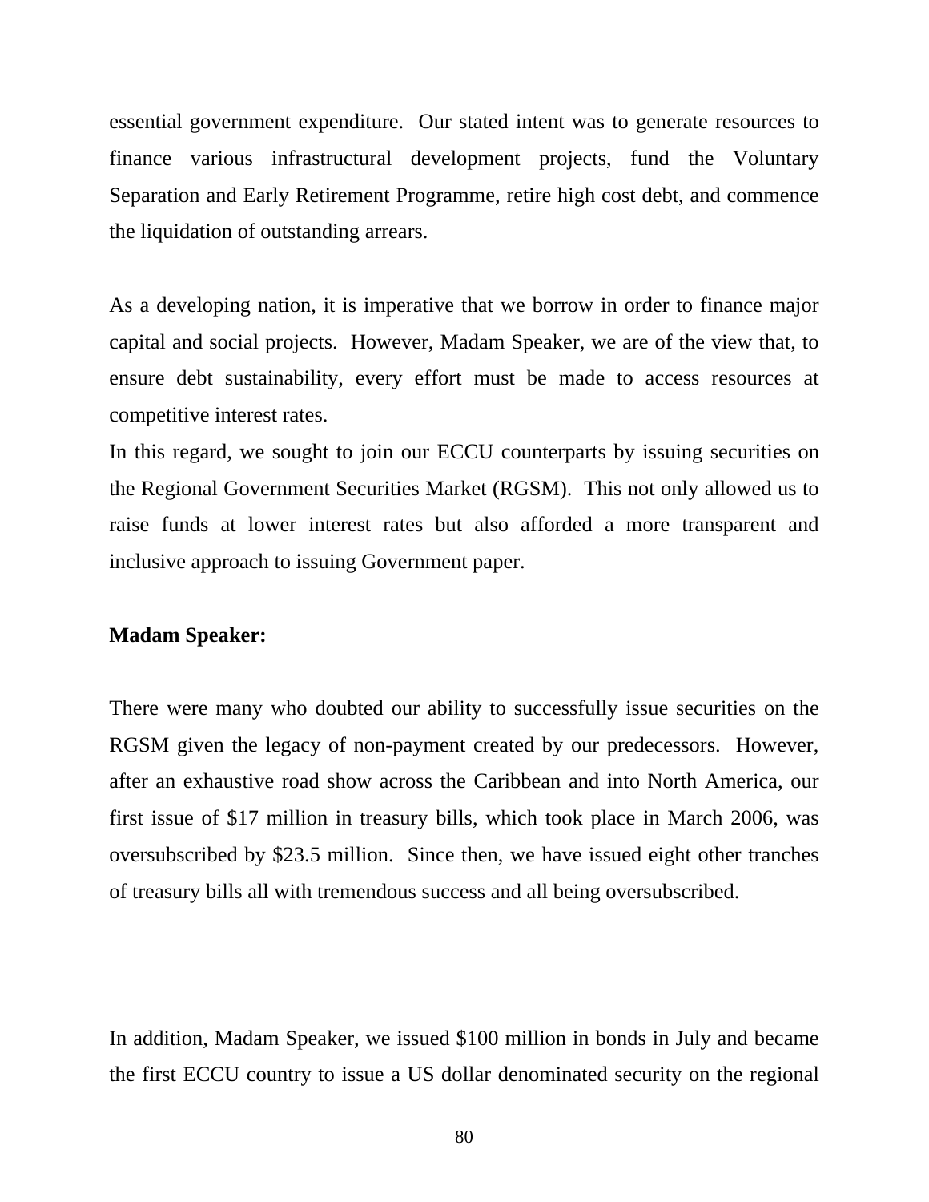essential government expenditure. Our stated intent was to generate resources to finance various infrastructural development projects, fund the Voluntary Separation and Early Retirement Programme, retire high cost debt, and commence the liquidation of outstanding arrears.

As a developing nation, it is imperative that we borrow in order to finance major capital and social projects. However, Madam Speaker, we are of the view that, to ensure debt sustainability, every effort must be made to access resources at competitive interest rates.

In this regard, we sought to join our ECCU counterparts by issuing securities on the Regional Government Securities Market (RGSM). This not only allowed us to raise funds at lower interest rates but also afforded a more transparent and inclusive approach to issuing Government paper.

**Madam Speaker:**

There were many who doubted our ability to successfully issue securities on the RGSM given the legacy of non-payment created by our predecessors. However, after an exhaustive road show across the Caribbean and into North America, our first issue of $17 million in treasury bills, which took place in March 2006, was oversubscribed by $23.5 million. Since then, we have issued eight other tranches of treasury bills all with tremendous success and all being oversubscribed.

In addition, Madam Speaker, we issued $100 million in bonds in July and became the first ECCU country to issue a US dollar denominated security on the regional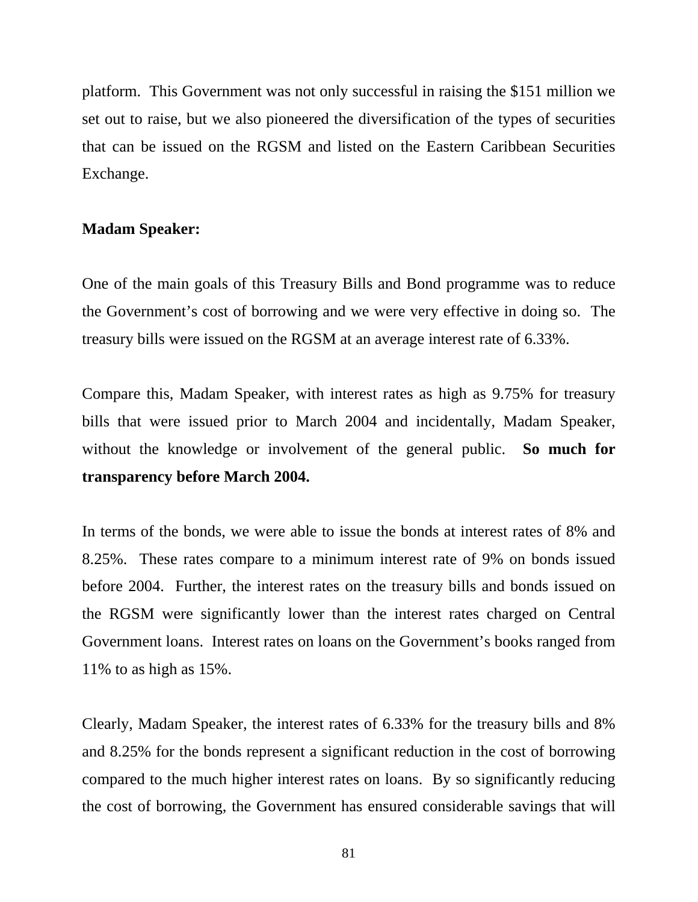platform. This Government was not only successful in raising the $151 million we set out to raise, but we also pioneered the diversification of the types of securities that can be issued on the RGSM and listed on the Eastern Caribbean Securities Exchange.

**Madam Speaker:**

One of the main goals of this Treasury Bills and Bond programme was to reduce the Government's cost of borrowing and we were very effective in doing so. The treasury bills were issued on the RGSM at an average interest rate of 6.33%.

Compare this, Madam Speaker, with interest rates as high as 9.75% for treasury bills that were issued prior to March 2004 and incidentally, Madam Speaker, without the knowledge or involvement of the general public. **So much for transparency before March 2004.**

In terms of the bonds, we were able to issue the bonds at interest rates of 8% and 8.25%. These rates compare to a minimum interest rate of 9% on bonds issued before 2004. Further, the interest rates on the treasury bills and bonds issued on the RGSM were significantly lower than the interest rates charged on Central Government loans. Interest rates on loans on the Government's books ranged from 11% to as high as 15%.

Clearly, Madam Speaker, the interest rates of 6.33% for the treasury bills and 8% and 8.25% for the bonds represent a significant reduction in the cost of borrowing compared to the much higher interest rates on loans. By so significantly reducing the cost of borrowing, the Government has ensured considerable savings that will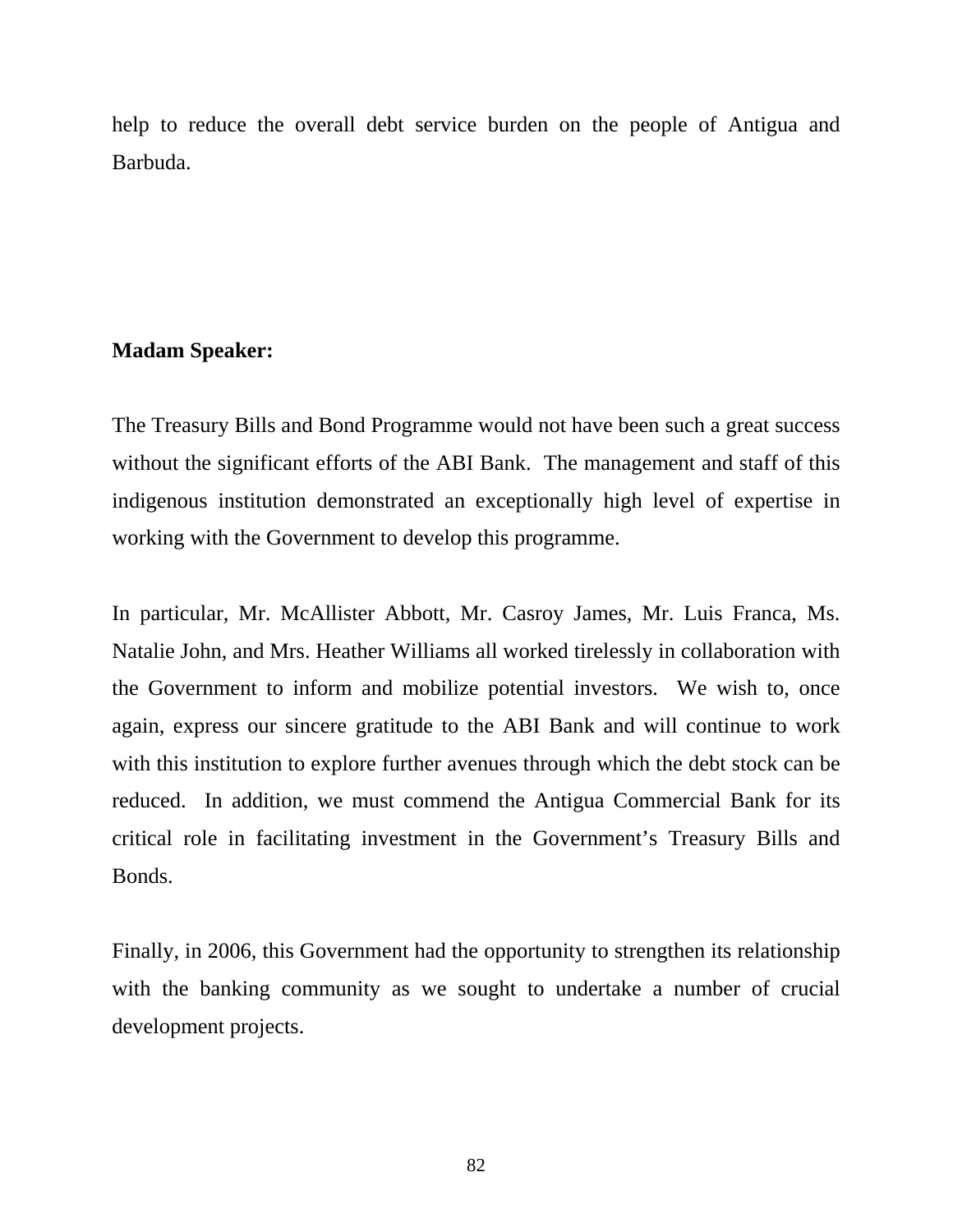help to reduce the overall debt service burden on the people of Antigua and Barbuda.

**Madam Speaker:**

The Treasury Bills and Bond Programme would not have been such a great success without the significant efforts of the ABI Bank. The management and staff of this indigenous institution demonstrated an exceptionally high level of expertise in working with the Government to develop this programme.

In particular, Mr. McAllister Abbott, Mr. Casroy James, Mr. Luis Franca, Ms. Natalie John, and Mrs. Heather Williams all worked tirelessly in collaboration with the Government to inform and mobilize potential investors. We wish to, once again, express our sincere gratitude to the ABI Bank and will continue to work with this institution to explore further avenues through which the debt stock can be reduced. In addition, we must commend the Antigua Commercial Bank for its critical role in facilitating investment in the Government's Treasury Bills and Bonds.

Finally, in 2006, this Government had the opportunity to strengthen its relationship with the banking community as we sought to undertake a number of crucial development projects.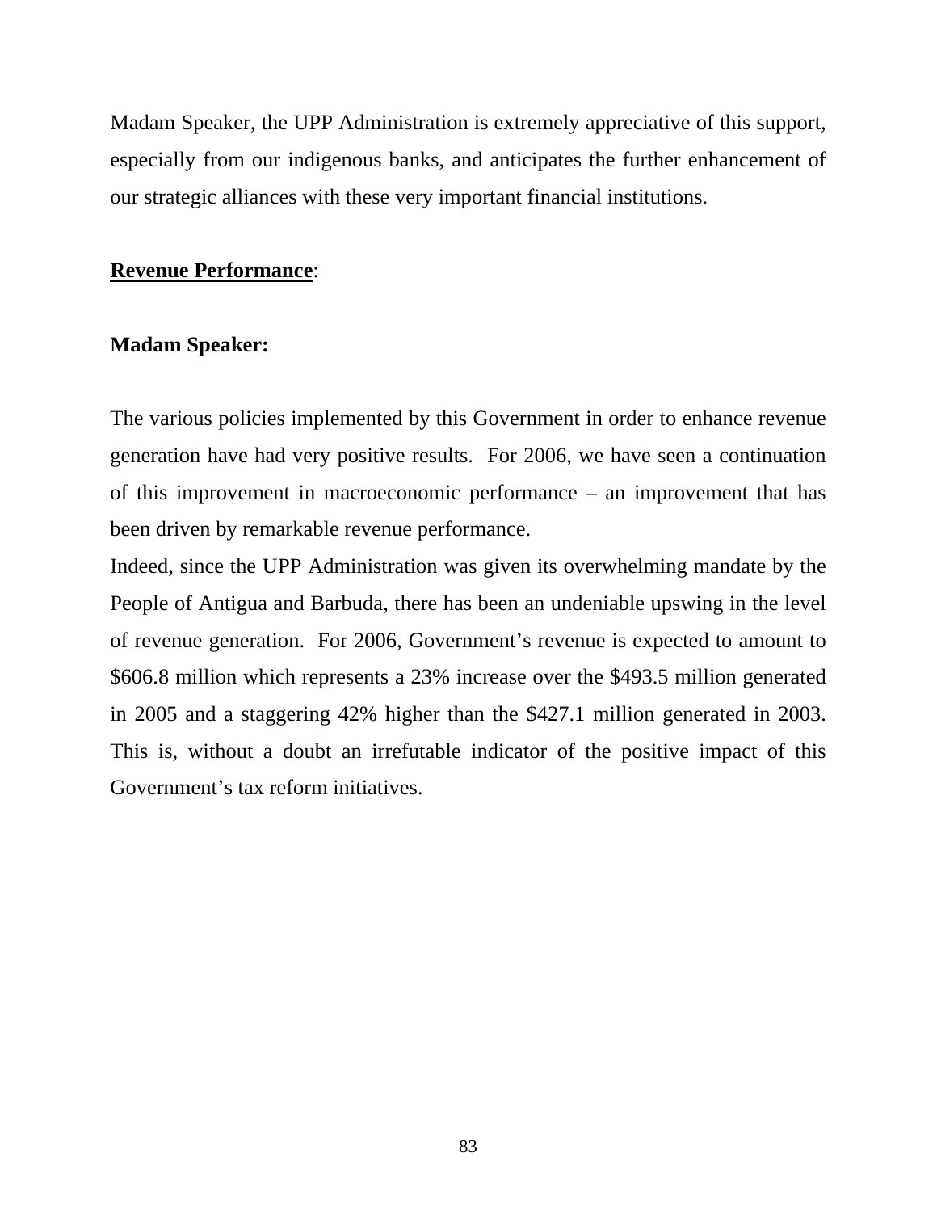Madam Speaker, the UPP Administration is extremely appreciative of this support, especially from our indigenous banks, and anticipates the further enhancement of our strategic alliances with these very important financial institutions.

## <u>**Revenue Performance**</u>:

**Madam Speaker:**

The various policies implemented by this Government in order to enhance revenue generation have had very positive results. For 2006, we have seen a continuation of this improvement in macroeconomic performance – an improvement that has been driven by remarkable revenue performance.

Indeed, since the UPP Administration was given its overwhelming mandate by the People of Antigua and Barbuda, there has been an undeniable upswing in the level of revenue generation. For 2006, Government's revenue is expected to amount to $606.8 million which represents a 23% increase over the $493.5 million generated in 2005 and a staggering 42% higher than the $427.1 million generated in 2003. This is, without a doubt an irrefutable indicator of the positive impact of this Government's tax reform initiatives.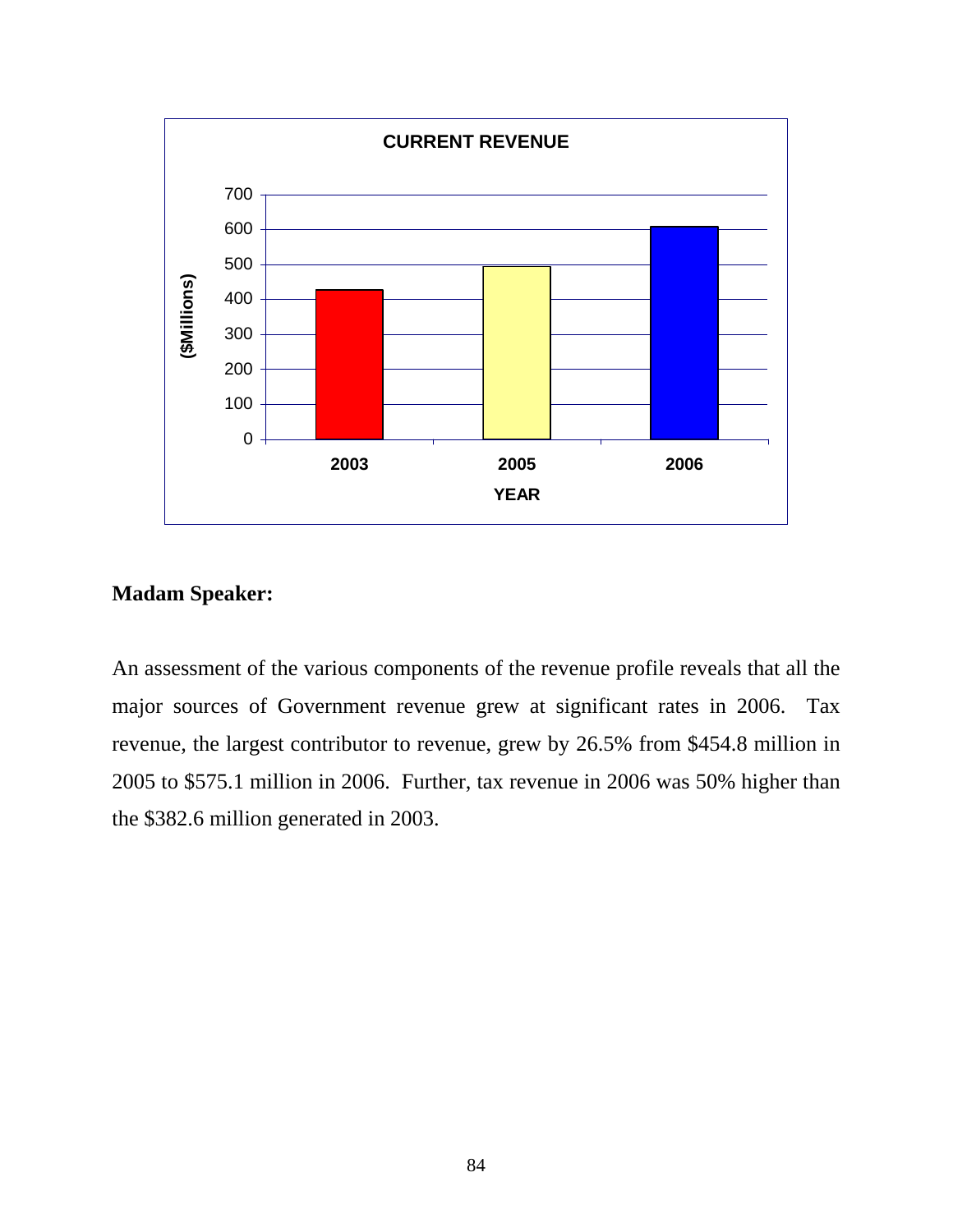**CURRENT REVENUE**

| YEAR | ($Millions) |
|---|---|
| 2003 | ~425 |
| 2005 | ~495 |
| 2006 | ~608 |

**Madam Speaker:**

An assessment of the various components of the revenue profile reveals that all the major sources of Government revenue grew at significant rates in 2006. Tax revenue, the largest contributor to revenue, grew by 26.5% from $454.8 million in 2005 to $575.1 million in 2006. Further, tax revenue in 2006 was 50% higher than the $382.6 million generated in 2003.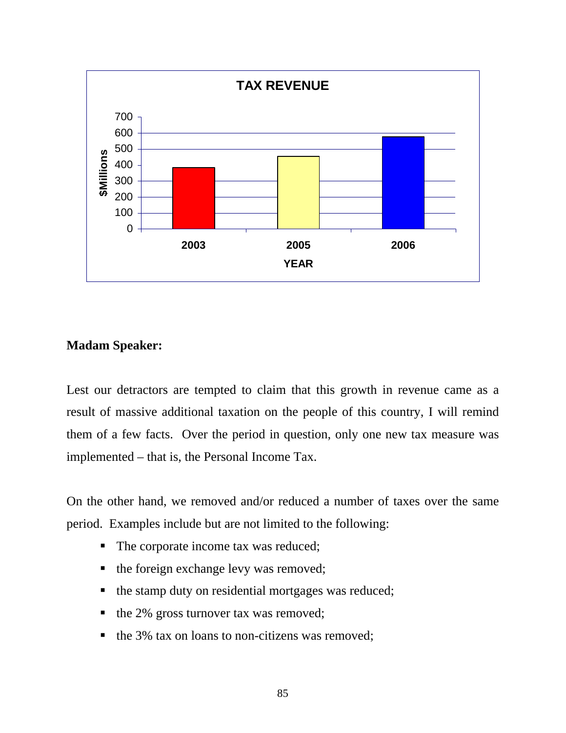**TAX REVENUE**

**Madam Speaker:**

Lest our detractors are tempted to claim that this growth in revenue came as a result of massive additional taxation on the people of this country, I will remind them of a few facts. Over the period in question, only one new tax measure was implemented – that is, the Personal Income Tax.

On the other hand, we removed and/or reduced a number of taxes over the same period. Examples include but are not limited to the following:

- The corporate income tax was reduced;
- the foreign exchange levy was removed;
- the stamp duty on residential mortgages was reduced;
- the 2% gross turnover tax was removed;
- the 3% tax on loans to non-citizens was removed;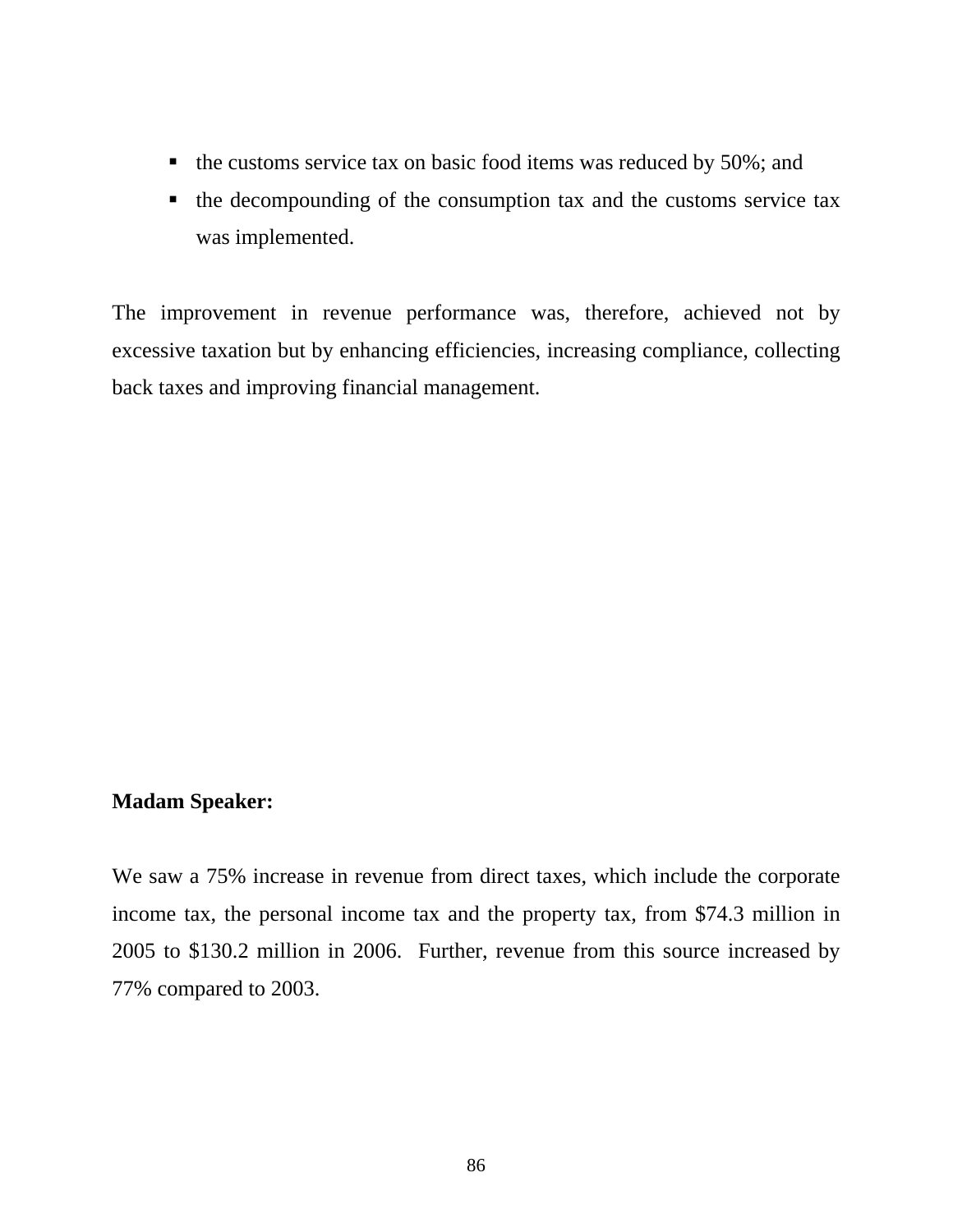- the customs service tax on basic food items was reduced by 50%; and
- the decompounding of the consumption tax and the customs service tax was implemented.

The improvement in revenue performance was, therefore, achieved not by excessive taxation but by enhancing efficiencies, increasing compliance, collecting back taxes and improving financial management.

**Madam Speaker:**

We saw a 75% increase in revenue from direct taxes, which include the corporate income tax, the personal income tax and the property tax, from $74.3 million in 2005 to $130.2 million in 2006. Further, revenue from this source increased by 77% compared to 2003.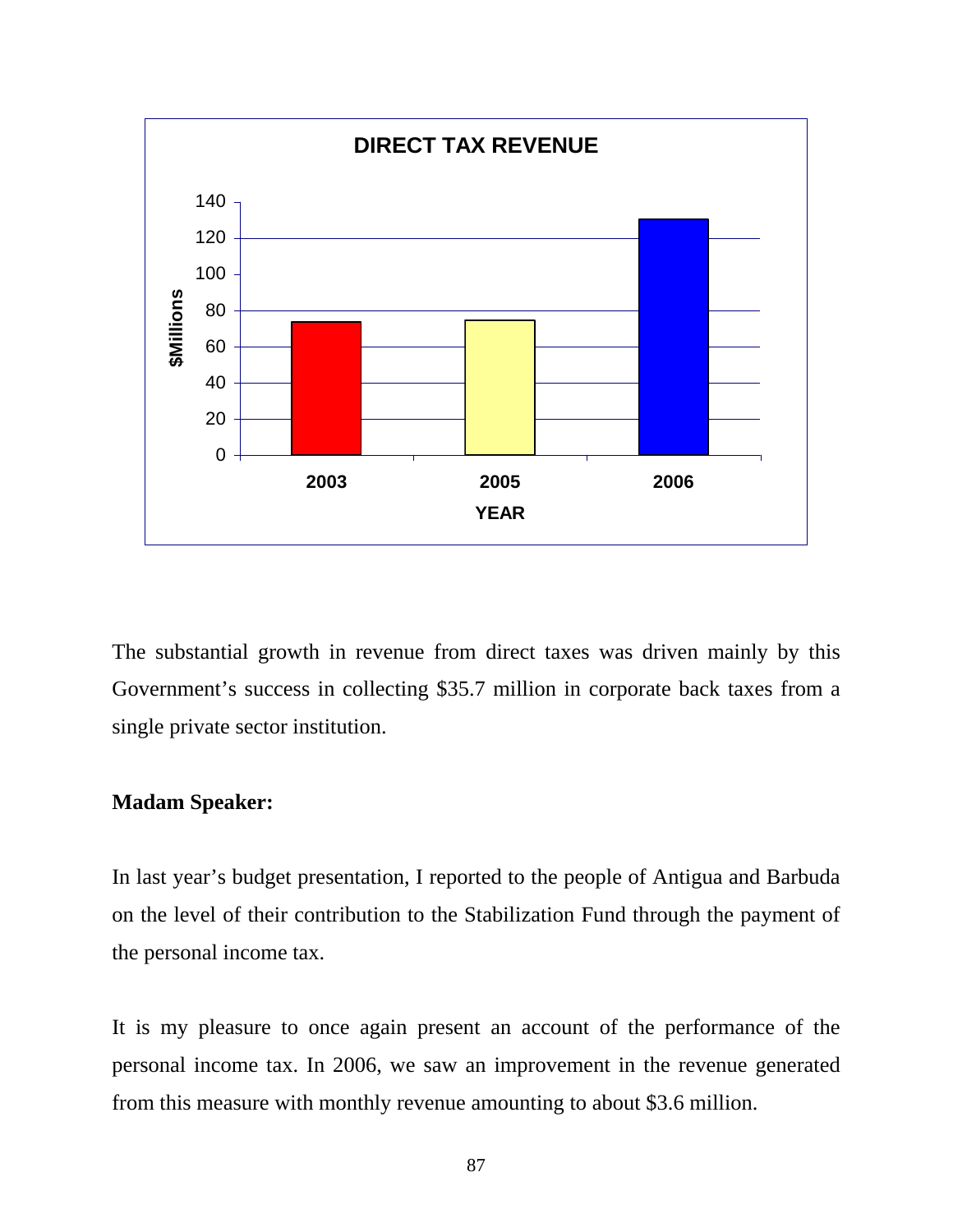The substantial growth in revenue from direct taxes was driven mainly by this Government's success in collecting $35.7 million in corporate back taxes from a single private sector institution.

**Madam Speaker:**

In last year's budget presentation, I reported to the people of Antigua and Barbuda on the level of their contribution to the Stabilization Fund through the payment of the personal income tax.

It is my pleasure to once again present an account of the performance of the personal income tax. In 2006, we saw an improvement in the revenue generated from this measure with monthly revenue amounting to about $3.6 million.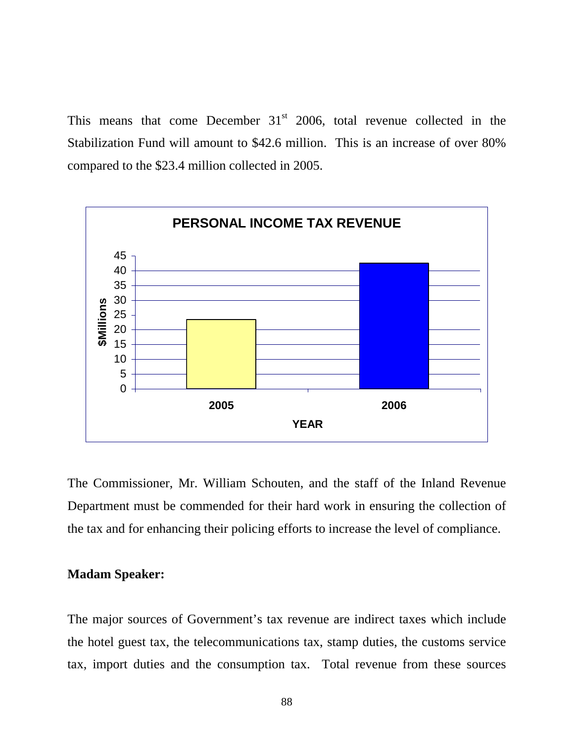This means that come December 31st 2006, total revenue collected in the Stabilization Fund will amount to $42.6 million. This is an increase of over 80% compared to the $23.4 million collected in 2005.

**PERSONAL INCOME TAX REVENUE**

| YEAR | $Millions |
|---|---|
| 2005 | 23.4 |
| 2006 | 42.6 |

The Commissioner, Mr. William Schouten, and the staff of the Inland Revenue Department must be commended for their hard work in ensuring the collection of the tax and for enhancing their policing efforts to increase the level of compliance.

**Madam Speaker:**

The major sources of Government's tax revenue are indirect taxes which include the hotel guest tax, the telecommunications tax, stamp duties, the customs service tax, import duties and the consumption tax. Total revenue from these sources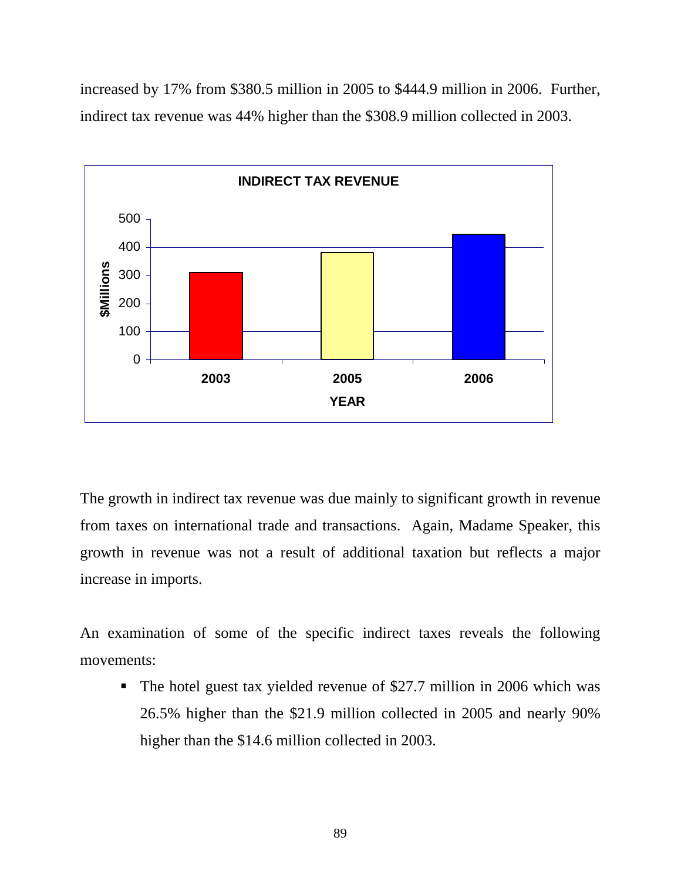increased by 17% from $380.5 million in 2005 to $444.9 million in 2006. Further, indirect tax revenue was 44% higher than the $308.9 million collected in 2003.

**INDIRECT TAX REVENUE**

| YEAR | $Millions |
|---|---|
| 2003 | 308.9 |
| 2005 | 380.5 |
| 2006 | 444.9 |

The growth in indirect tax revenue was due mainly to significant growth in revenue from taxes on international trade and transactions. Again, Madame Speaker, this growth in revenue was not a result of additional taxation but reflects a major increase in imports.

An examination of some of the specific indirect taxes reveals the following movements:

- The hotel guest tax yielded revenue of $27.7 million in 2006 which was 26.5% higher than the $21.9 million collected in 2005 and nearly 90% higher than the $14.6 million collected in 2003.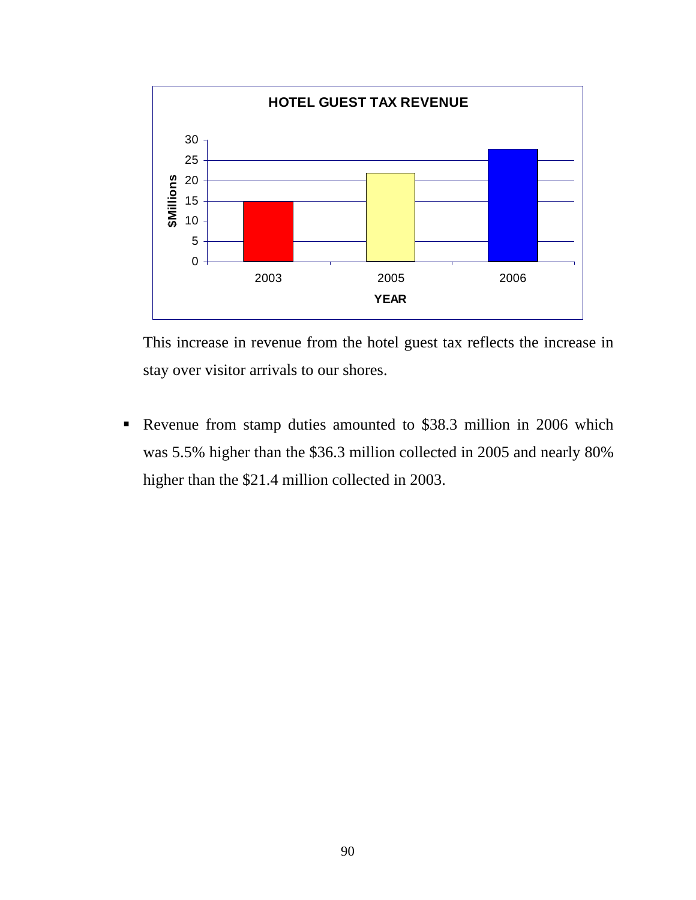**HOTEL GUEST TAX REVENUE**

This increase in revenue from the hotel guest tax reflects the increase in stay over visitor arrivals to our shores.

- Revenue from stamp duties amounted to $38.3 million in 2006 which was 5.5% higher than the $36.3 million collected in 2005 and nearly 80% higher than the $21.4 million collected in 2003.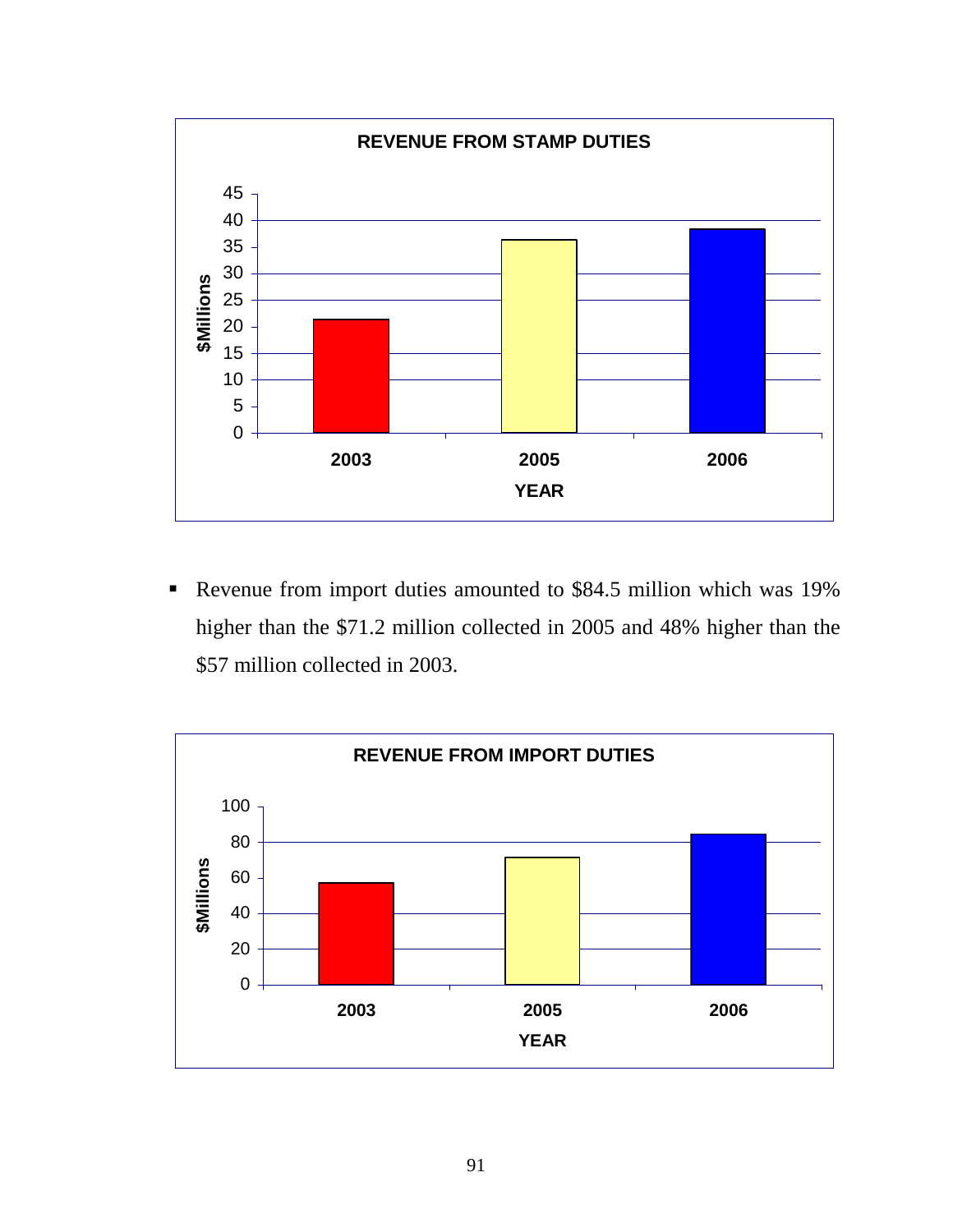**REVENUE FROM STAMP DUTIES**

- Revenue from import duties amounted to $84.5 million which was 19% higher than the $71.2 million collected in 2005 and 48% higher than the $57 million collected in 2003.

**REVENUE FROM IMPORT DUTIES**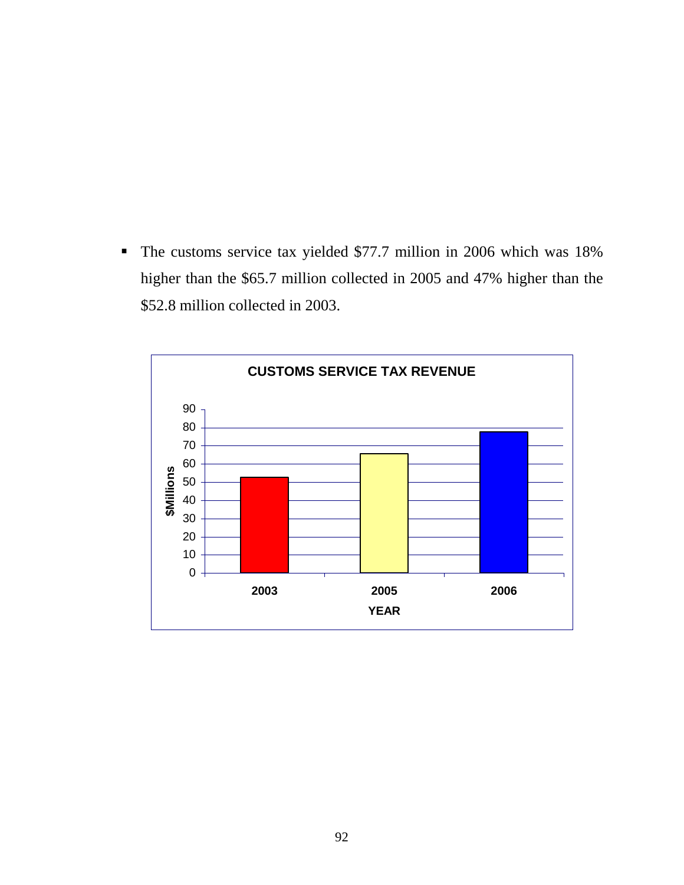- The customs service tax yielded \$77.7 million in 2006 which was 18% higher than the \$65.7 million collected in 2005 and 47% higher than the \$52.8 million collected in 2003.

**CUSTOMS SERVICE TAX REVENUE**

| YEAR | $Millions |
|---|---|
| 2003 | 52.8 |
| 2005 | 65.7 |
| 2006 | 77.7 |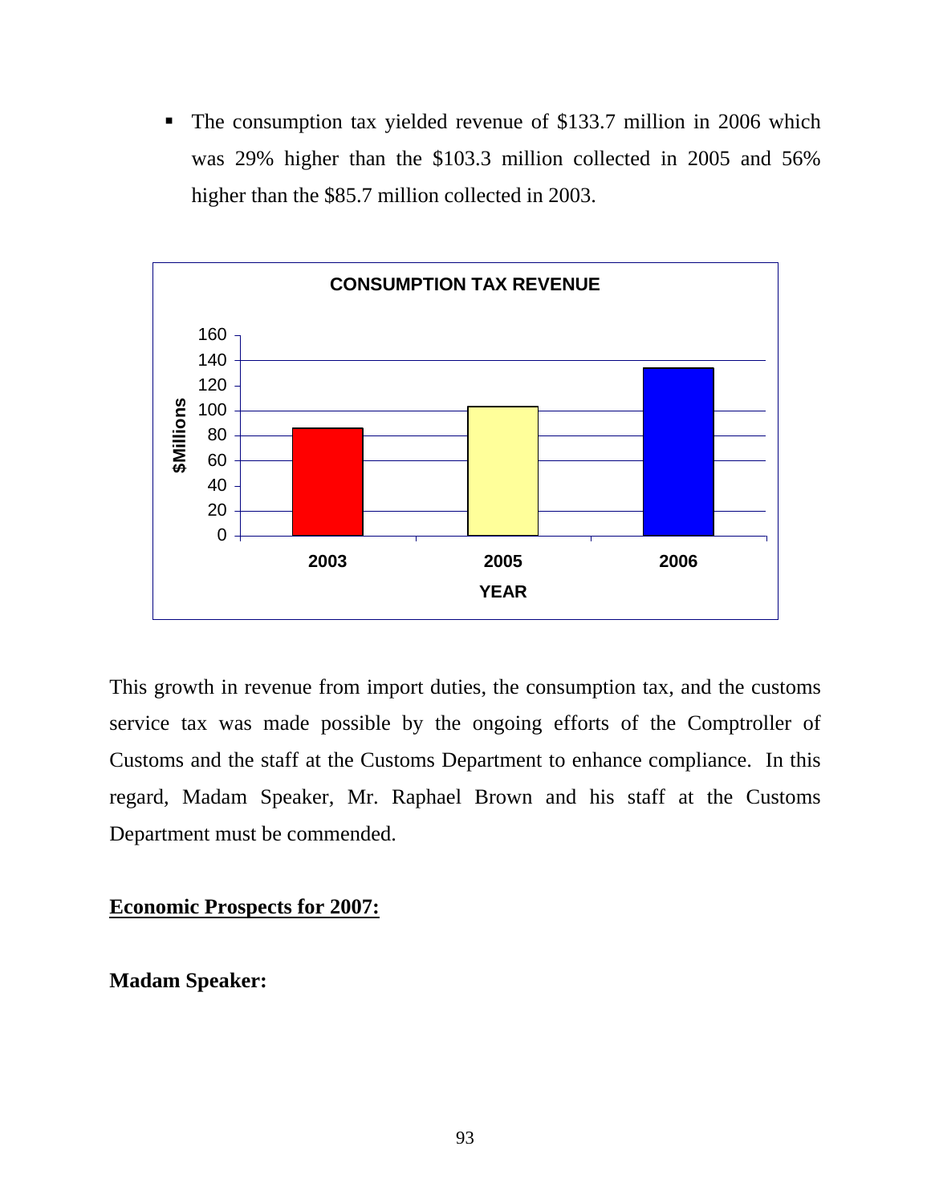- The consumption tax yielded revenue of $133.7 million in 2006 which was 29% higher than the $103.3 million collected in 2005 and 56% higher than the $85.7 million collected in 2003.

This growth in revenue from import duties, the consumption tax, and the customs service tax was made possible by the ongoing efforts of the Comptroller of Customs and the staff at the Customs Department to enhance compliance. In this regard, Madam Speaker, Mr. Raphael Brown and his staff at the Customs Department must be commended.

**Economic Prospects for 2007:**

**Madam Speaker:**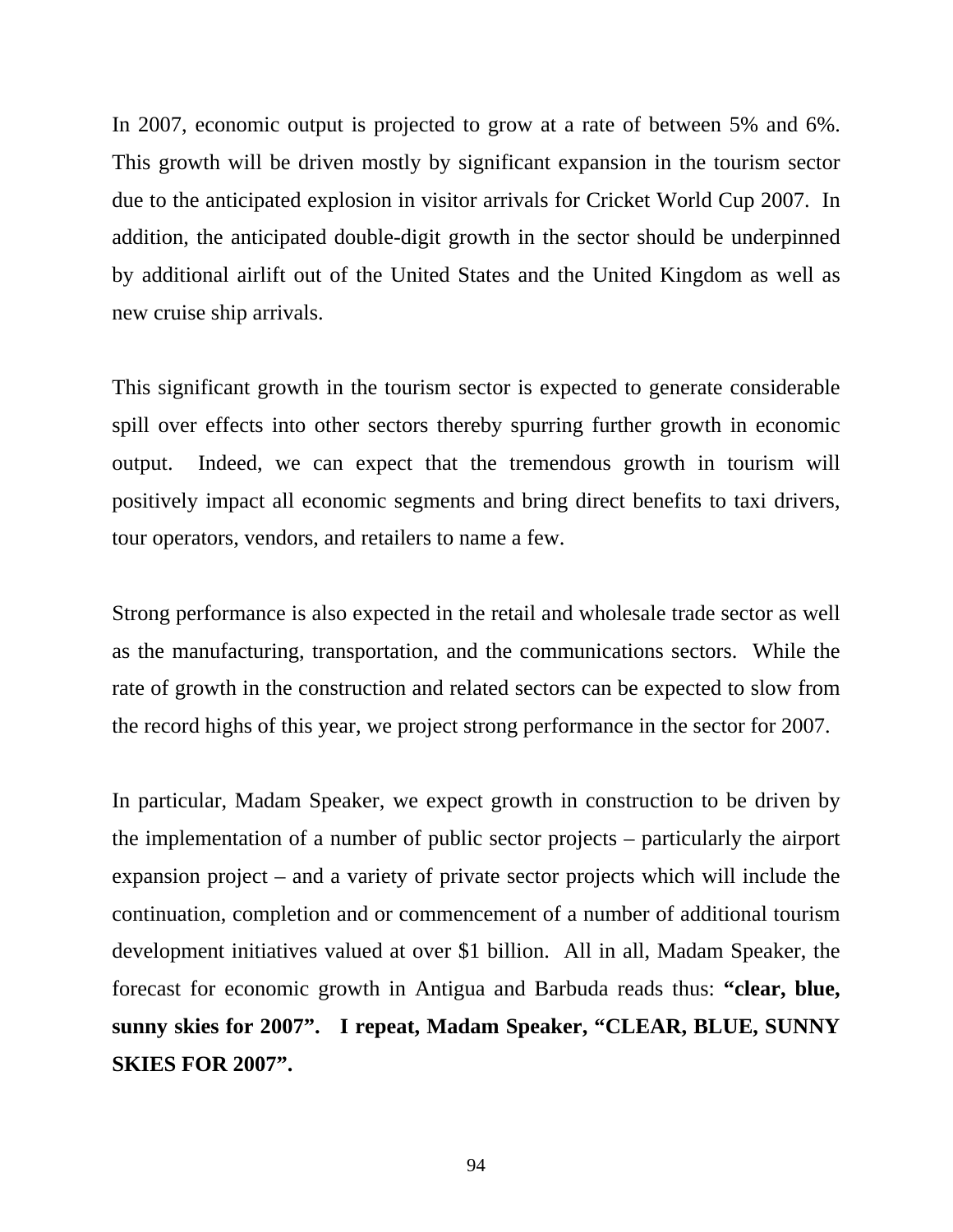In 2007, economic output is projected to grow at a rate of between 5% and 6%. This growth will be driven mostly by significant expansion in the tourism sector due to the anticipated explosion in visitor arrivals for Cricket World Cup 2007. In addition, the anticipated double-digit growth in the sector should be underpinned by additional airlift out of the United States and the United Kingdom as well as new cruise ship arrivals.

This significant growth in the tourism sector is expected to generate considerable spill over effects into other sectors thereby spurring further growth in economic output. Indeed, we can expect that the tremendous growth in tourism will positively impact all economic segments and bring direct benefits to taxi drivers, tour operators, vendors, and retailers to name a few.

Strong performance is also expected in the retail and wholesale trade sector as well as the manufacturing, transportation, and the communications sectors. While the rate of growth in the construction and related sectors can be expected to slow from the record highs of this year, we project strong performance in the sector for 2007.

In particular, Madam Speaker, we expect growth in construction to be driven by the implementation of a number of public sector projects – particularly the airport expansion project – and a variety of private sector projects which will include the continuation, completion and or commencement of a number of additional tourism development initiatives valued at over $1 billion. All in all, Madam Speaker, the forecast for economic growth in Antigua and Barbuda reads thus: **"clear, blue, sunny skies for 2007". I repeat, Madam Speaker, "CLEAR, BLUE, SUNNY SKIES FOR 2007".**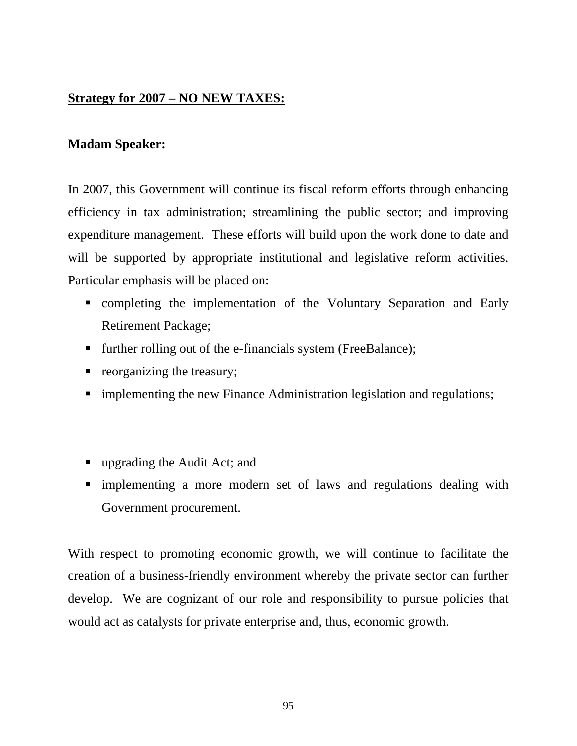**<u>Strategy for 2007 – NO NEW TAXES:</u>**

**Madam Speaker:**

In 2007, this Government will continue its fiscal reform efforts through enhancing efficiency in tax administration; streamlining the public sector; and improving expenditure management. These efforts will build upon the work done to date and will be supported by appropriate institutional and legislative reform activities. Particular emphasis will be placed on:

- completing the implementation of the Voluntary Separation and Early Retirement Package;
- further rolling out of the e-financials system (FreeBalance);
- reorganizing the treasury;
- implementing the new Finance Administration legislation and regulations;
- upgrading the Audit Act; and
- implementing a more modern set of laws and regulations dealing with Government procurement.

With respect to promoting economic growth, we will continue to facilitate the creation of a business-friendly environment whereby the private sector can further develop. We are cognizant of our role and responsibility to pursue policies that would act as catalysts for private enterprise and, thus, economic growth.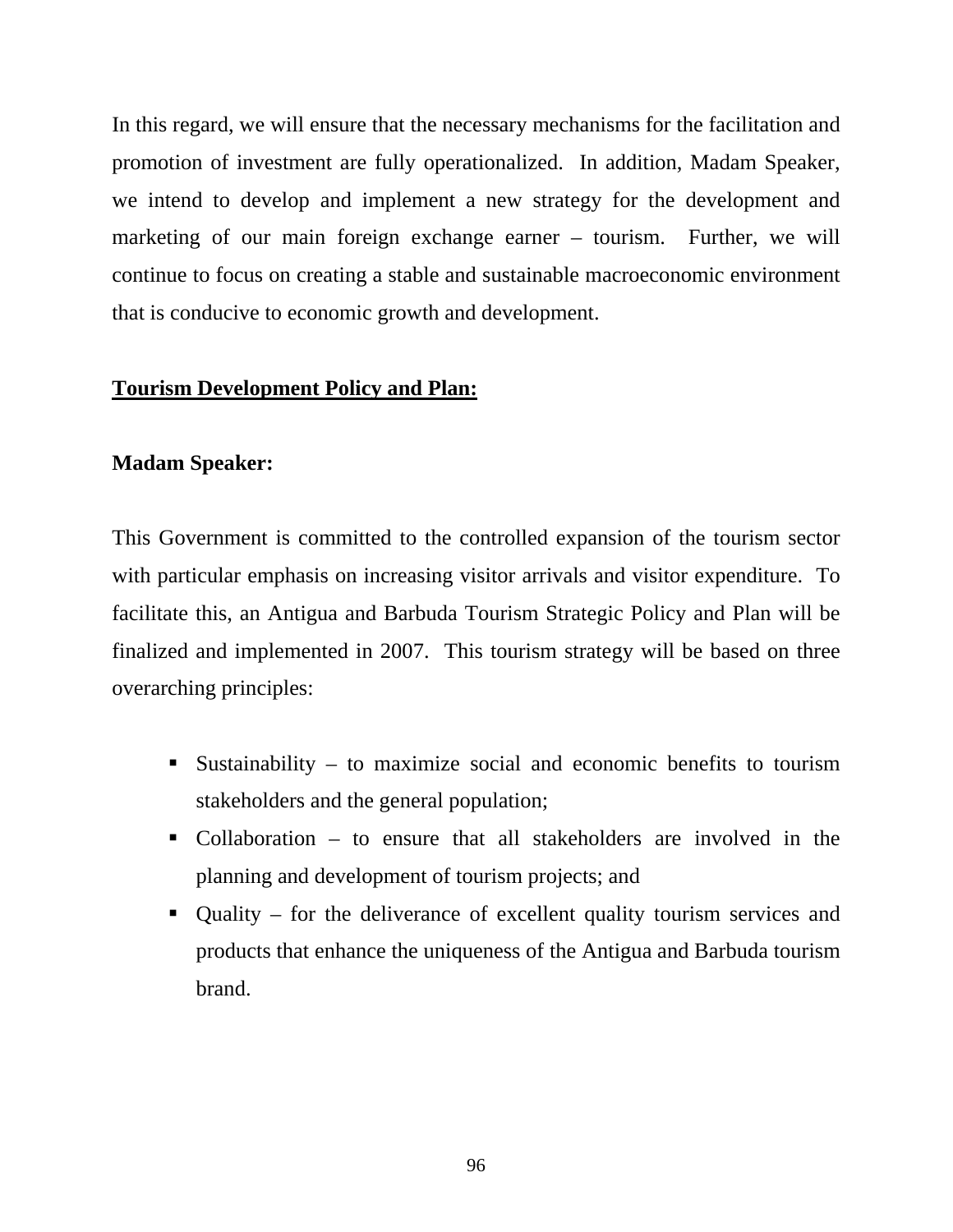In this regard, we will ensure that the necessary mechanisms for the facilitation and promotion of investment are fully operationalized. In addition, Madam Speaker, we intend to develop and implement a new strategy for the development and marketing of our main foreign exchange earner – tourism. Further, we will continue to focus on creating a stable and sustainable macroeconomic environment that is conducive to economic growth and development.

**Tourism Development Policy and Plan:**

**Madam Speaker:**

This Government is committed to the controlled expansion of the tourism sector with particular emphasis on increasing visitor arrivals and visitor expenditure. To facilitate this, an Antigua and Barbuda Tourism Strategic Policy and Plan will be finalized and implemented in 2007. This tourism strategy will be based on three overarching principles:

- Sustainability – to maximize social and economic benefits to tourism stakeholders and the general population;
- Collaboration – to ensure that all stakeholders are involved in the planning and development of tourism projects; and
- Quality – for the deliverance of excellent quality tourism services and products that enhance the uniqueness of the Antigua and Barbuda tourism brand.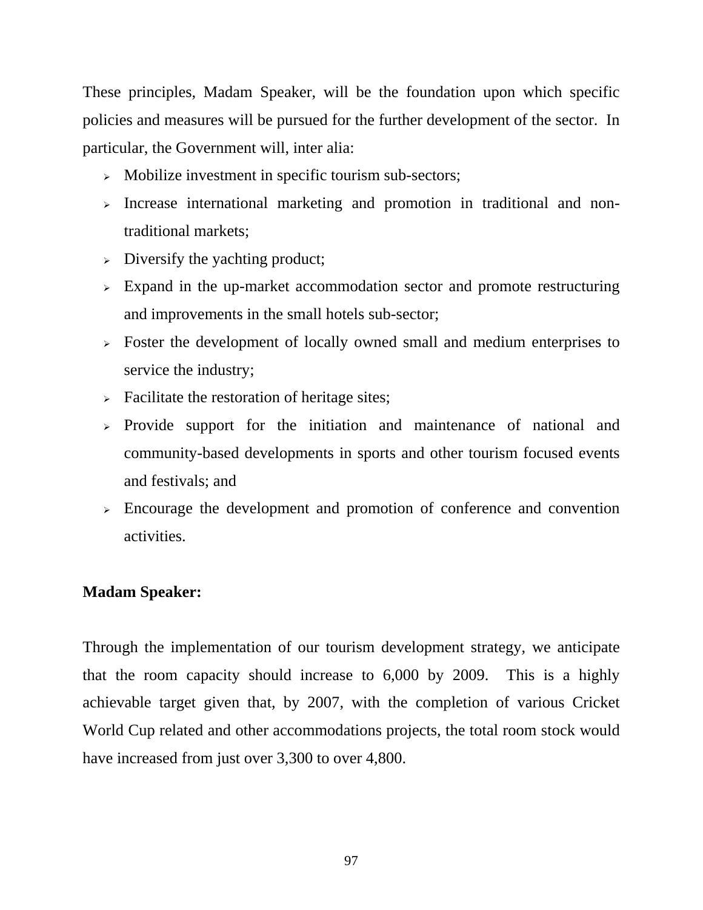These principles, Madam Speaker, will be the foundation upon which specific policies and measures will be pursued for the further development of the sector. In particular, the Government will, inter alia:

- Mobilize investment in specific tourism sub-sectors;
- Increase international marketing and promotion in traditional and non-traditional markets;
- Diversify the yachting product;
- Expand in the up-market accommodation sector and promote restructuring and improvements in the small hotels sub-sector;
- Foster the development of locally owned small and medium enterprises to service the industry;
- Facilitate the restoration of heritage sites;
- Provide support for the initiation and maintenance of national and community-based developments in sports and other tourism focused events and festivals; and
- Encourage the development and promotion of conference and convention activities.

**Madam Speaker:**

Through the implementation of our tourism development strategy, we anticipate that the room capacity should increase to 6,000 by 2009. This is a highly achievable target given that, by 2007, with the completion of various Cricket World Cup related and other accommodations projects, the total room stock would have increased from just over 3,300 to over 4,800.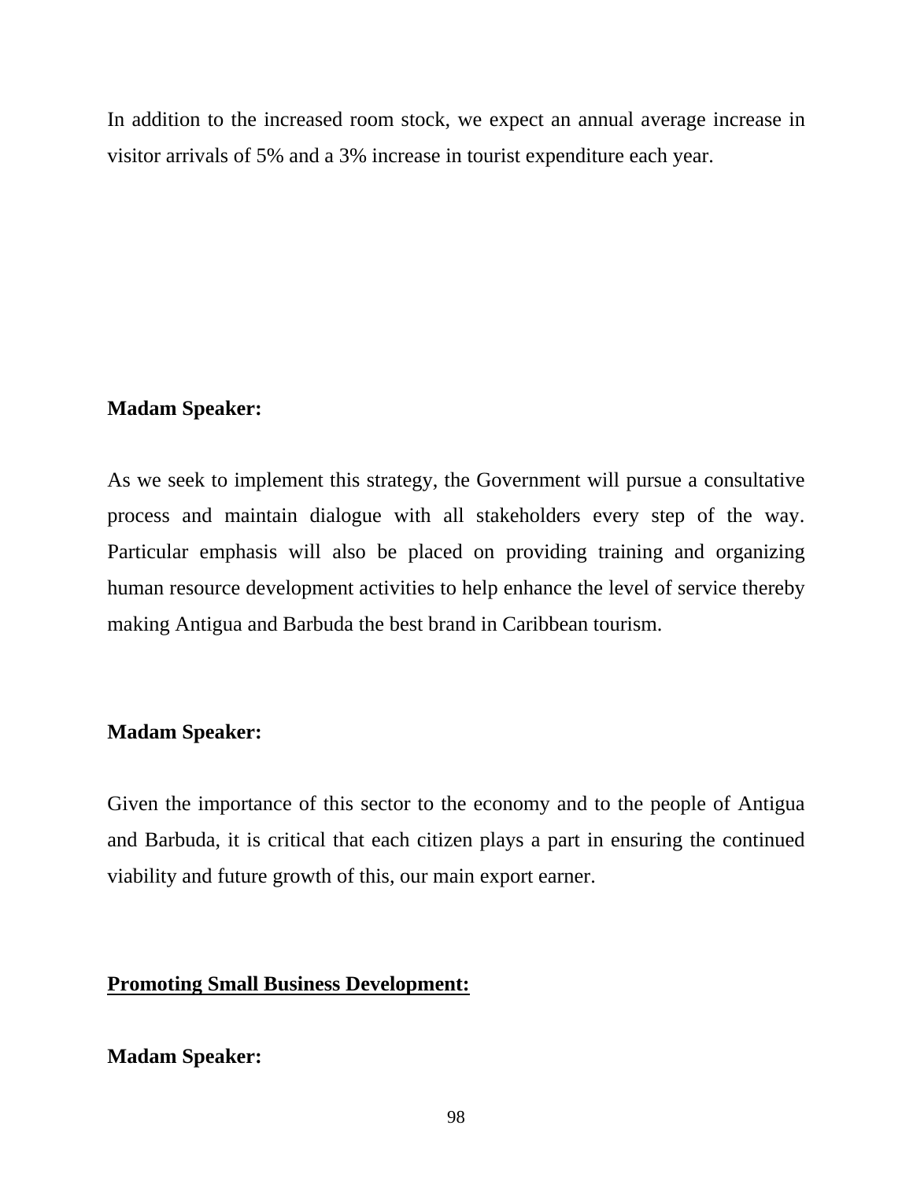In addition to the increased room stock, we expect an annual average increase in visitor arrivals of 5% and a 3% increase in tourist expenditure each year.

**Madam Speaker:**

As we seek to implement this strategy, the Government will pursue a consultative process and maintain dialogue with all stakeholders every step of the way. Particular emphasis will also be placed on providing training and organizing human resource development activities to help enhance the level of service thereby making Antigua and Barbuda the best brand in Caribbean tourism.

**Madam Speaker:**

Given the importance of this sector to the economy and to the people of Antigua and Barbuda, it is critical that each citizen plays a part in ensuring the continued viability and future growth of this, our main export earner.

**Promoting Small Business Development:**

**Madam Speaker:**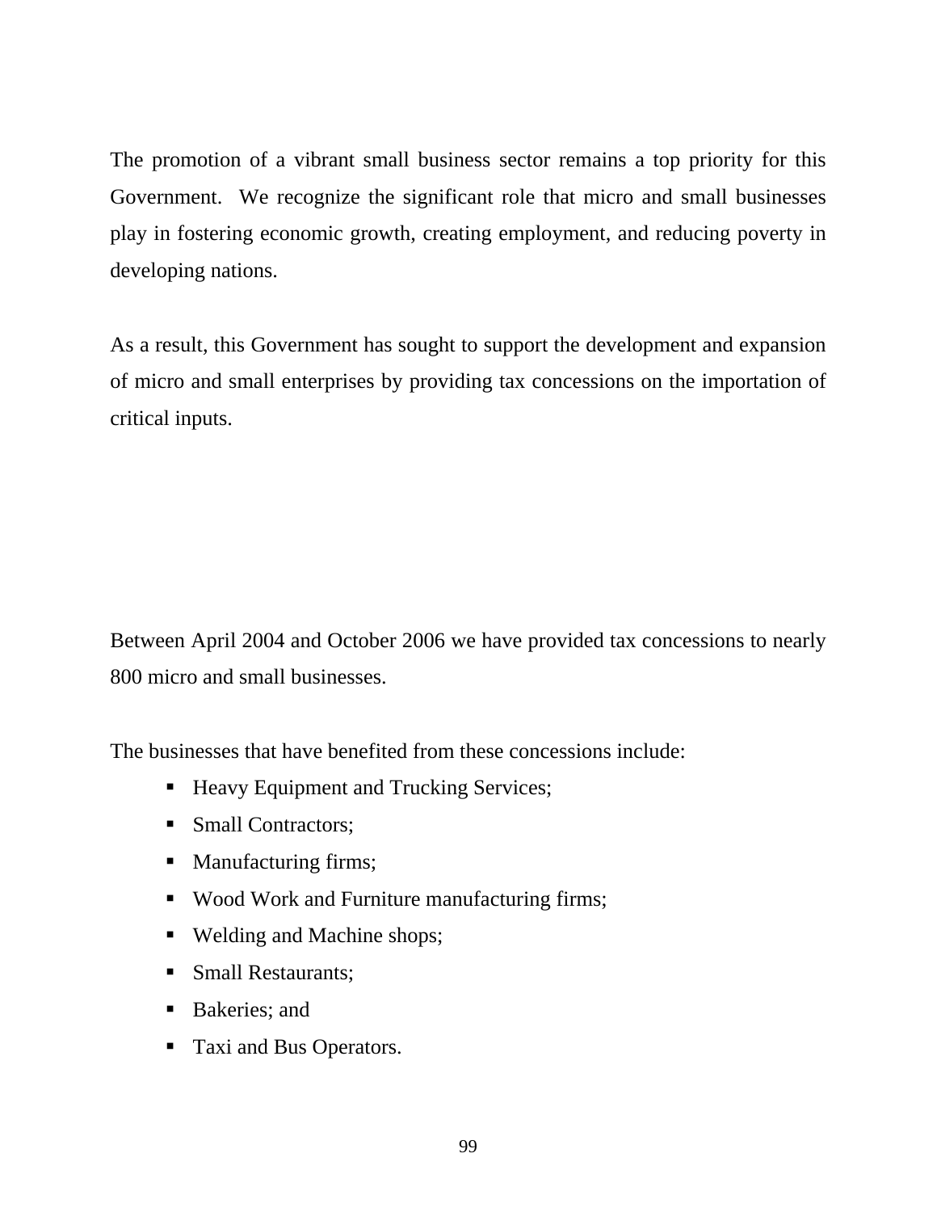The promotion of a vibrant small business sector remains a top priority for this Government. We recognize the significant role that micro and small businesses play in fostering economic growth, creating employment, and reducing poverty in developing nations.

As a result, this Government has sought to support the development and expansion of micro and small enterprises by providing tax concessions on the importation of critical inputs.

Between April 2004 and October 2006 we have provided tax concessions to nearly 800 micro and small businesses.

The businesses that have benefited from these concessions include:

- Heavy Equipment and Trucking Services;
- Small Contractors;
- Manufacturing firms;
- Wood Work and Furniture manufacturing firms;
- Welding and Machine shops;
- Small Restaurants;
- Bakeries; and
- Taxi and Bus Operators.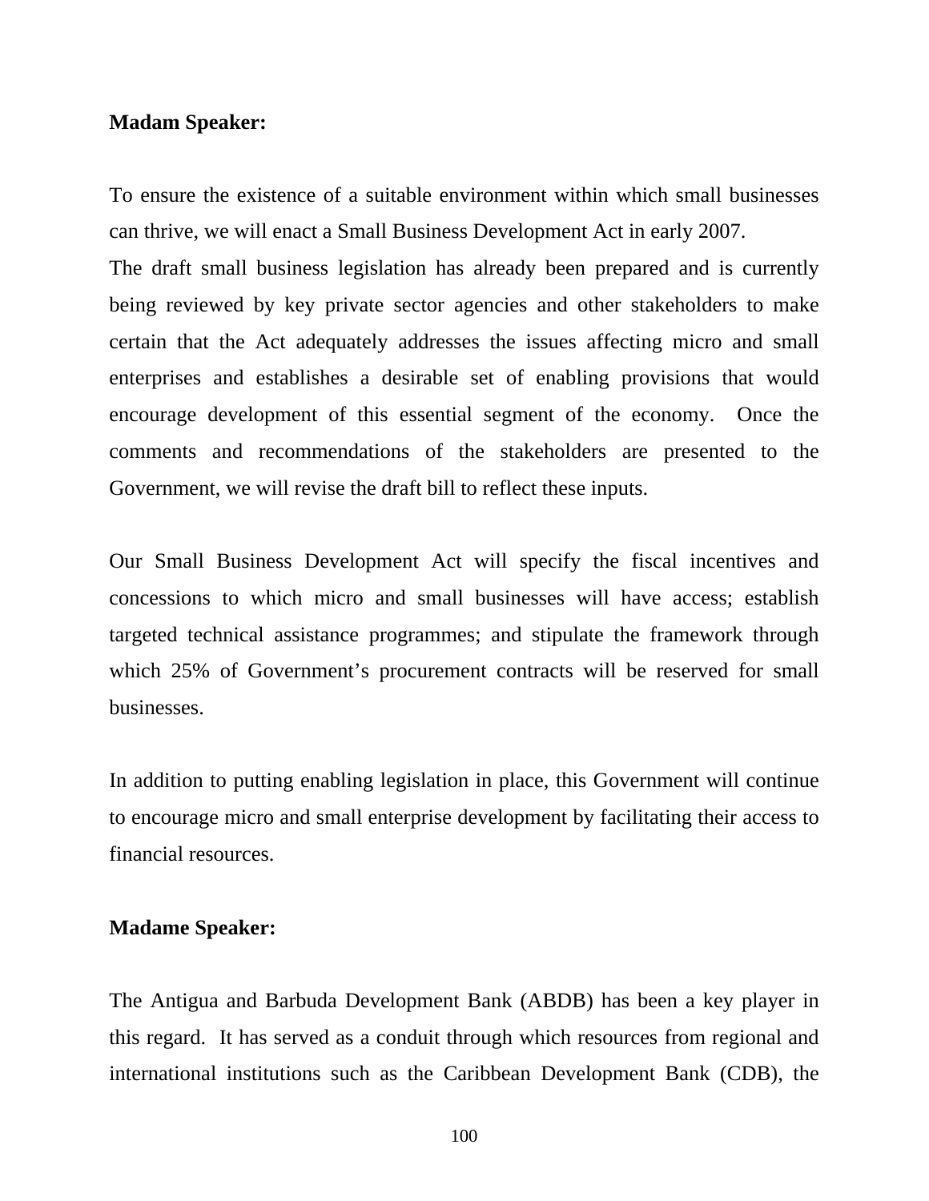**Madam Speaker:**

To ensure the existence of a suitable environment within which small businesses can thrive, we will enact a Small Business Development Act in early 2007.
The draft small business legislation has already been prepared and is currently being reviewed by key private sector agencies and other stakeholders to make certain that the Act adequately addresses the issues affecting micro and small enterprises and establishes a desirable set of enabling provisions that would encourage development of this essential segment of the economy. Once the comments and recommendations of the stakeholders are presented to the Government, we will revise the draft bill to reflect these inputs.

Our Small Business Development Act will specify the fiscal incentives and concessions to which micro and small businesses will have access; establish targeted technical assistance programmes; and stipulate the framework through which 25% of Government's procurement contracts will be reserved for small businesses.

In addition to putting enabling legislation in place, this Government will continue to encourage micro and small enterprise development by facilitating their access to financial resources.

**Madame Speaker:**

The Antigua and Barbuda Development Bank (ABDB) has been a key player in this regard. It has served as a conduit through which resources from regional and international institutions such as the Caribbean Development Bank (CDB), the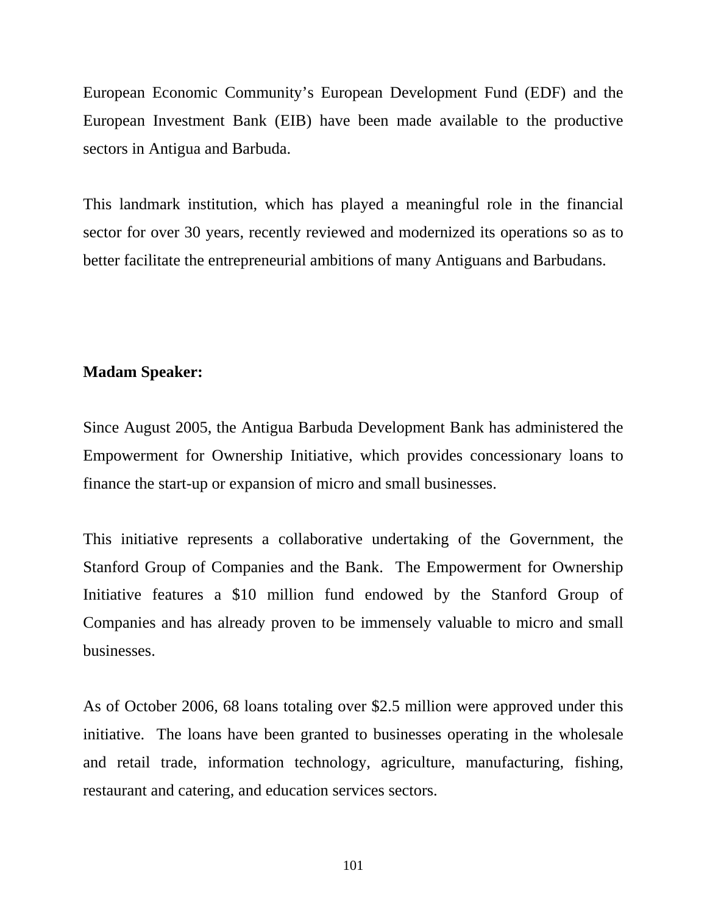European Economic Community's European Development Fund (EDF) and the European Investment Bank (EIB) have been made available to the productive sectors in Antigua and Barbuda.

This landmark institution, which has played a meaningful role in the financial sector for over 30 years, recently reviewed and modernized its operations so as to better facilitate the entrepreneurial ambitions of many Antiguans and Barbudans.

**Madam Speaker:**

Since August 2005, the Antigua Barbuda Development Bank has administered the Empowerment for Ownership Initiative, which provides concessionary loans to finance the start-up or expansion of micro and small businesses.

This initiative represents a collaborative undertaking of the Government, the Stanford Group of Companies and the Bank. The Empowerment for Ownership Initiative features a $10 million fund endowed by the Stanford Group of Companies and has already proven to be immensely valuable to micro and small businesses.

As of October 2006, 68 loans totaling over $2.5 million were approved under this initiative. The loans have been granted to businesses operating in the wholesale and retail trade, information technology, agriculture, manufacturing, fishing, restaurant and catering, and education services sectors.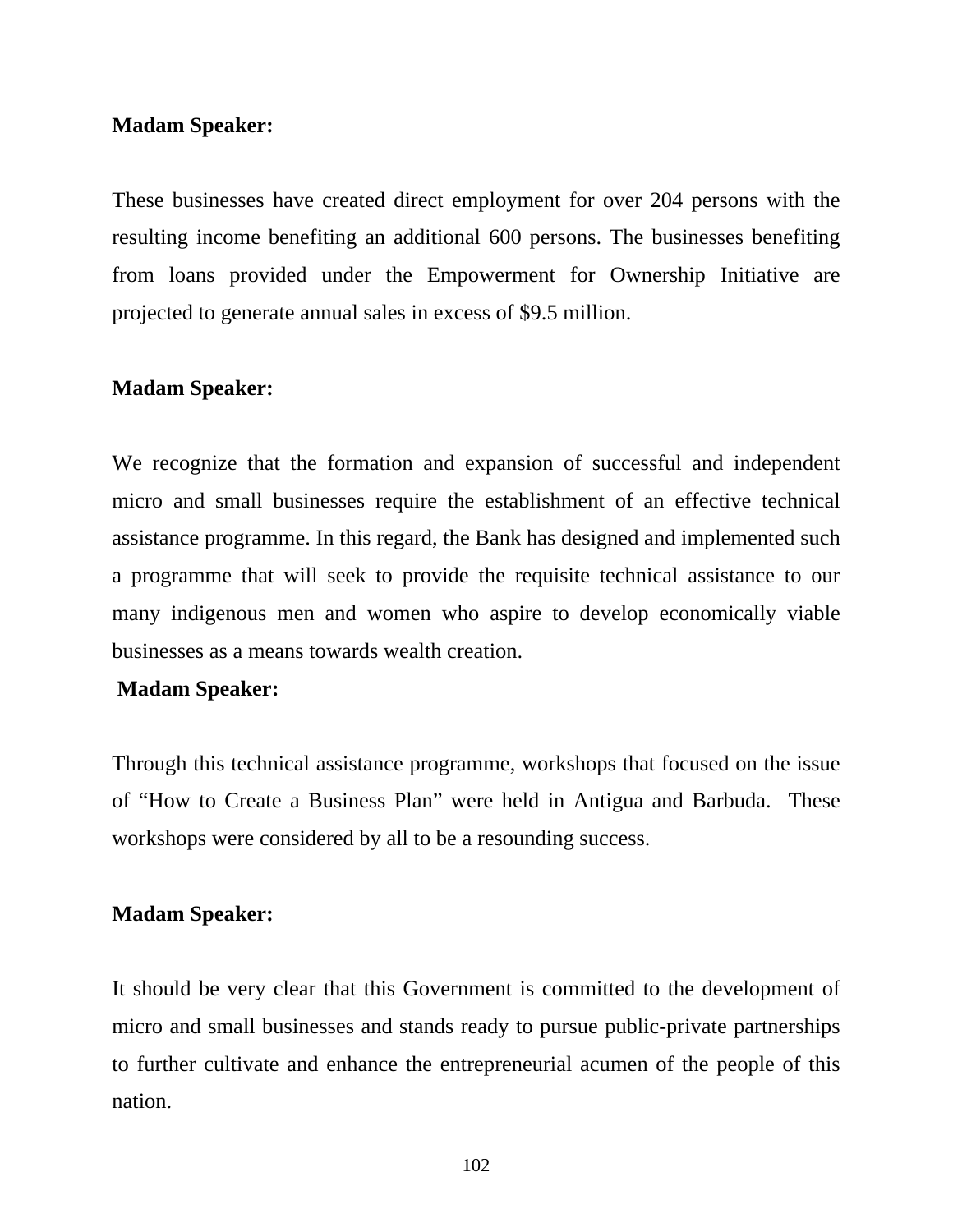**Madam Speaker:**

These businesses have created direct employment for over 204 persons with the resulting income benefiting an additional 600 persons. The businesses benefiting from loans provided under the Empowerment for Ownership Initiative are projected to generate annual sales in excess of $9.5 million.

**Madam Speaker:**

We recognize that the formation and expansion of successful and independent micro and small businesses require the establishment of an effective technical assistance programme. In this regard, the Bank has designed and implemented such a programme that will seek to provide the requisite technical assistance to our many indigenous men and women who aspire to develop economically viable businesses as a means towards wealth creation.

**Madam Speaker:**

Through this technical assistance programme, workshops that focused on the issue of "How to Create a Business Plan" were held in Antigua and Barbuda. These workshops were considered by all to be a resounding success.

**Madam Speaker:**

It should be very clear that this Government is committed to the development of micro and small businesses and stands ready to pursue public-private partnerships to further cultivate and enhance the entrepreneurial acumen of the people of this nation.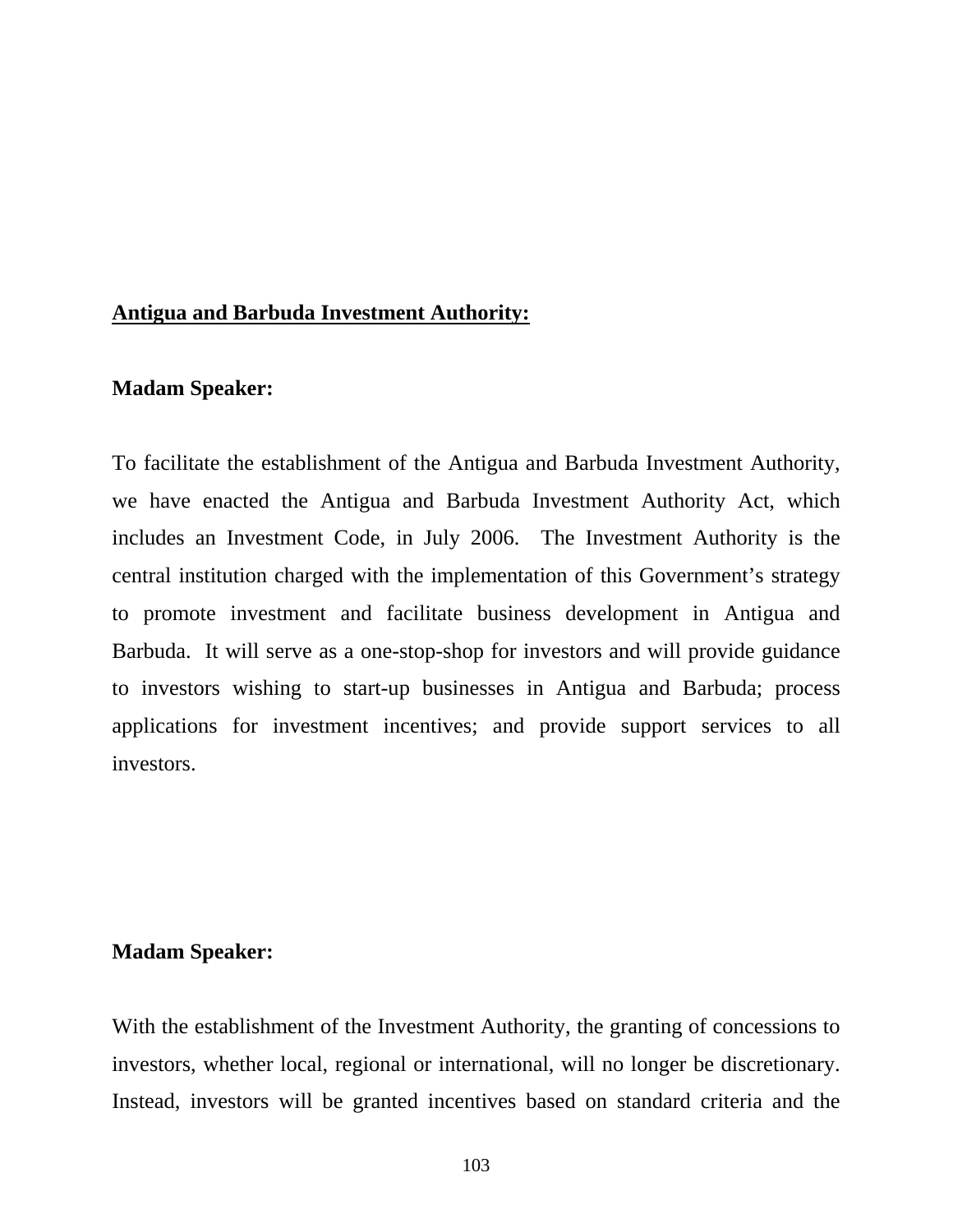**<u>Antigua and Barbuda Investment Authority:</u>**

**Madam Speaker:**

To facilitate the establishment of the Antigua and Barbuda Investment Authority, we have enacted the Antigua and Barbuda Investment Authority Act, which includes an Investment Code, in July 2006. The Investment Authority is the central institution charged with the implementation of this Government's strategy to promote investment and facilitate business development in Antigua and Barbuda. It will serve as a one-stop-shop for investors and will provide guidance to investors wishing to start-up businesses in Antigua and Barbuda; process applications for investment incentives; and provide support services to all investors.

**Madam Speaker:**

With the establishment of the Investment Authority, the granting of concessions to investors, whether local, regional or international, will no longer be discretionary. Instead, investors will be granted incentives based on standard criteria and the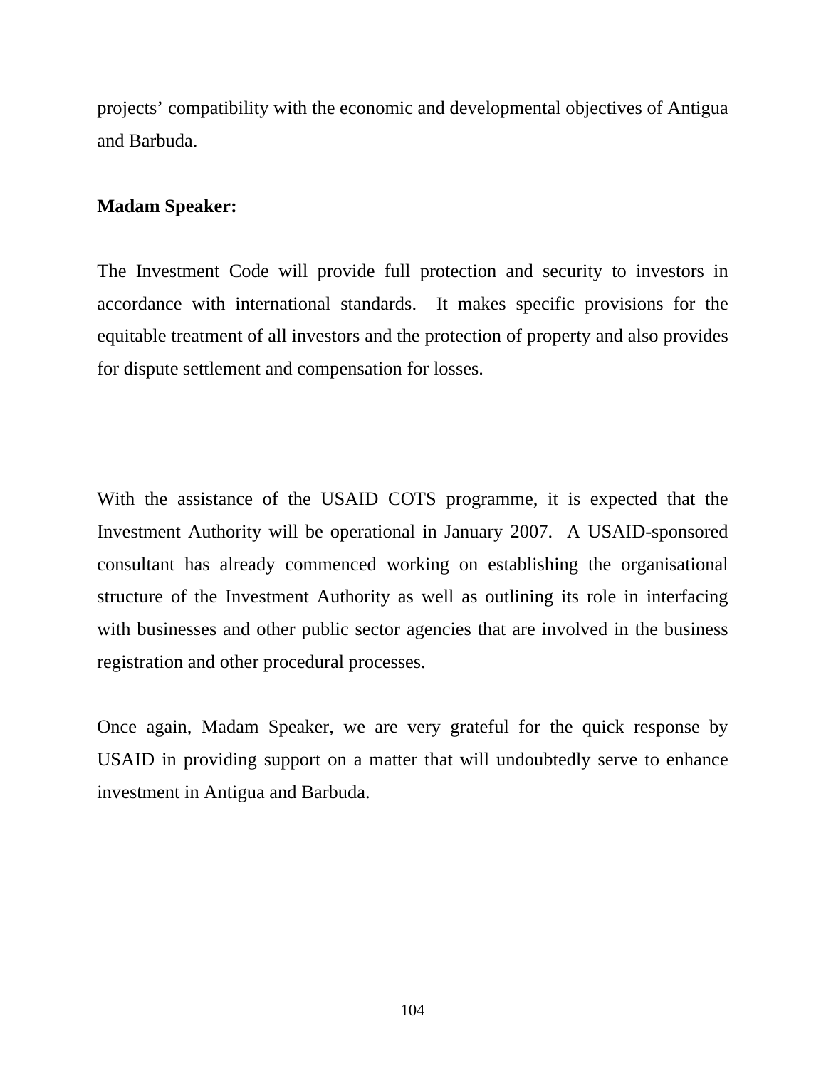projects' compatibility with the economic and developmental objectives of Antigua and Barbuda.

**Madam Speaker:**

The Investment Code will provide full protection and security to investors in accordance with international standards. It makes specific provisions for the equitable treatment of all investors and the protection of property and also provides for dispute settlement and compensation for losses.

With the assistance of the USAID COTS programme, it is expected that the Investment Authority will be operational in January 2007. A USAID-sponsored consultant has already commenced working on establishing the organisational structure of the Investment Authority as well as outlining its role in interfacing with businesses and other public sector agencies that are involved in the business registration and other procedural processes.

Once again, Madam Speaker, we are very grateful for the quick response by USAID in providing support on a matter that will undoubtedly serve to enhance investment in Antigua and Barbuda.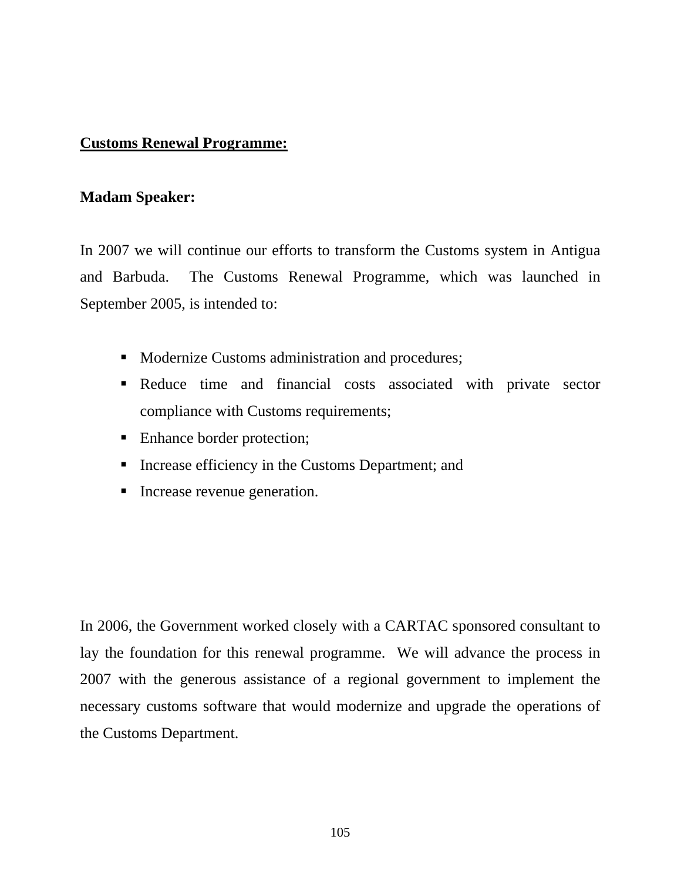**<u>Customs Renewal Programme:</u>**

**Madam Speaker:**

In 2007 we will continue our efforts to transform the Customs system in Antigua and Barbuda. The Customs Renewal Programme, which was launched in September 2005, is intended to:

- Modernize Customs administration and procedures;
- Reduce time and financial costs associated with private sector compliance with Customs requirements;
- Enhance border protection;
- Increase efficiency in the Customs Department; and
- Increase revenue generation.

In 2006, the Government worked closely with a CARTAC sponsored consultant to lay the foundation for this renewal programme. We will advance the process in 2007 with the generous assistance of a regional government to implement the necessary customs software that would modernize and upgrade the operations of the Customs Department.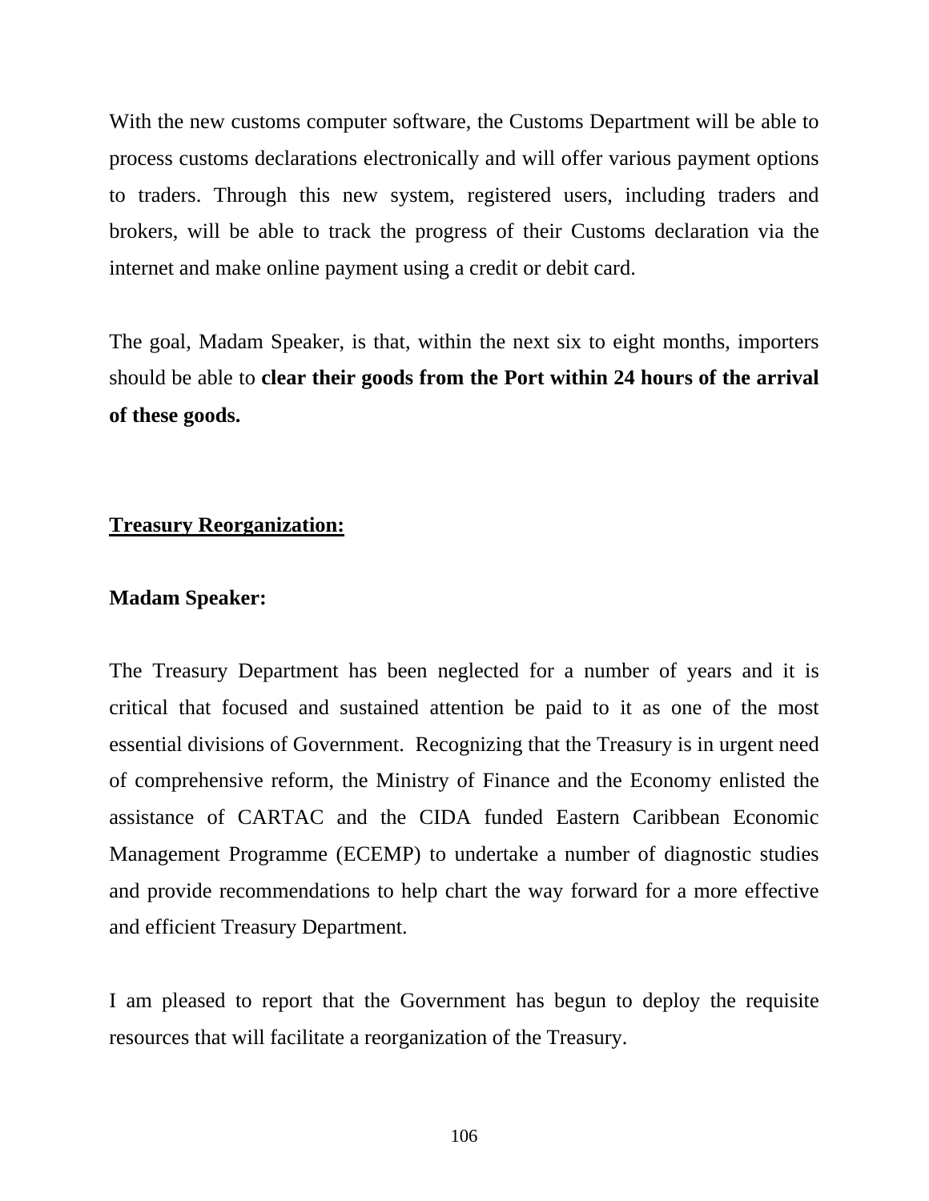With the new customs computer software, the Customs Department will be able to process customs declarations electronically and will offer various payment options to traders. Through this new system, registered users, including traders and brokers, will be able to track the progress of their Customs declaration via the internet and make online payment using a credit or debit card.

The goal, Madam Speaker, is that, within the next six to eight months, importers should be able to **clear their goods from the Port within 24 hours of the arrival of these goods.**

## <u>Treasury Reorganization:</u>

**Madam Speaker:**

The Treasury Department has been neglected for a number of years and it is critical that focused and sustained attention be paid to it as one of the most essential divisions of Government. Recognizing that the Treasury is in urgent need of comprehensive reform, the Ministry of Finance and the Economy enlisted the assistance of CARTAC and the CIDA funded Eastern Caribbean Economic Management Programme (ECEMP) to undertake a number of diagnostic studies and provide recommendations to help chart the way forward for a more effective and efficient Treasury Department.

I am pleased to report that the Government has begun to deploy the requisite resources that will facilitate a reorganization of the Treasury.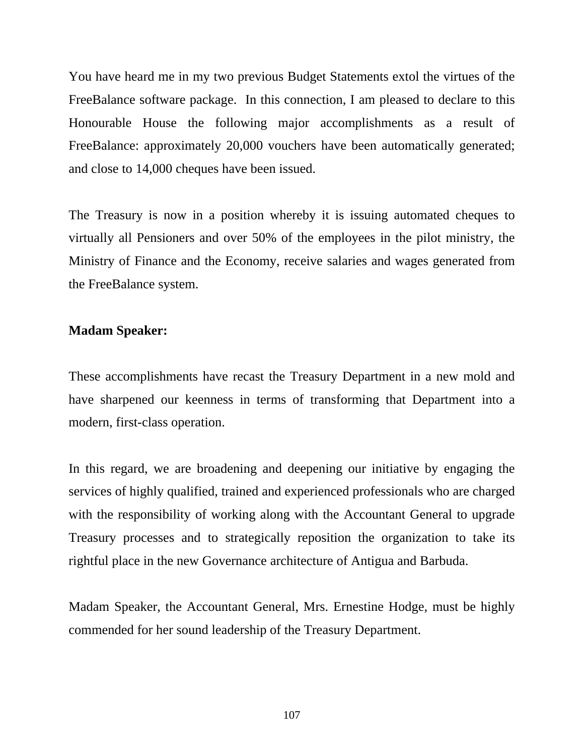You have heard me in my two previous Budget Statements extol the virtues of the FreeBalance software package.  In this connection, I am pleased to declare to this Honourable House the following major accomplishments as a result of FreeBalance: approximately 20,000 vouchers have been automatically generated; and close to 14,000 cheques have been issued.

The Treasury is now in a position whereby it is issuing automated cheques to virtually all Pensioners and over 50% of the employees in the pilot ministry, the Ministry of Finance and the Economy, receive salaries and wages generated from the FreeBalance system.

**Madam Speaker:**

These accomplishments have recast the Treasury Department in a new mold and have sharpened our keenness in terms of transforming that Department into a modern, first-class operation.

In this regard, we are broadening and deepening our initiative by engaging the services of highly qualified, trained and experienced professionals who are charged with the responsibility of working along with the Accountant General to upgrade Treasury processes and to strategically reposition the organization to take its rightful place in the new Governance architecture of Antigua and Barbuda.

Madam Speaker, the Accountant General, Mrs. Ernestine Hodge, must be highly commended for her sound leadership of the Treasury Department.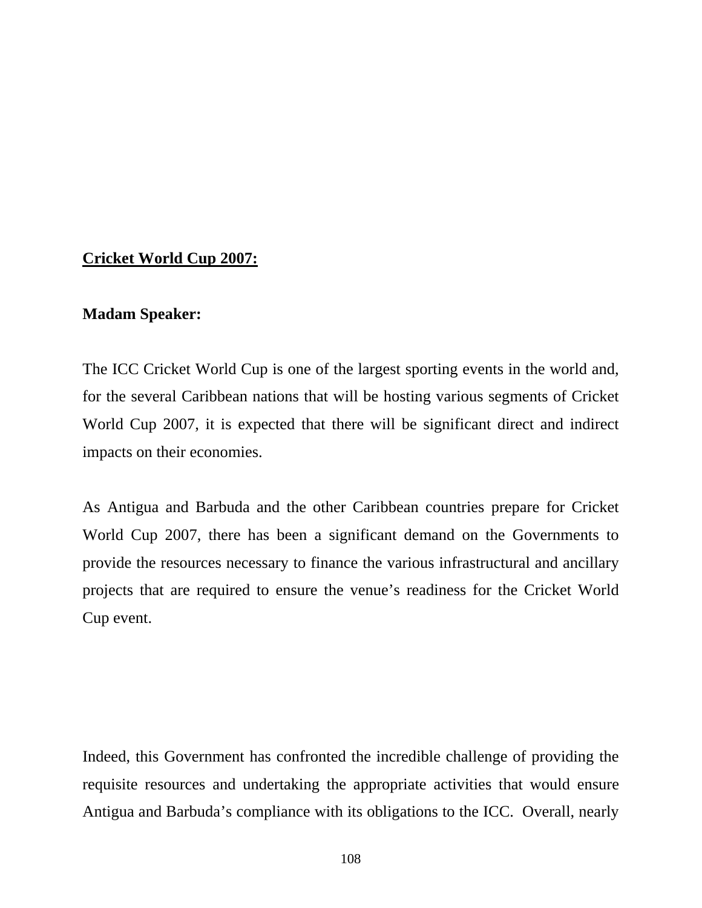**Cricket World Cup 2007:**

**Madam Speaker:**

The ICC Cricket World Cup is one of the largest sporting events in the world and, for the several Caribbean nations that will be hosting various segments of Cricket World Cup 2007, it is expected that there will be significant direct and indirect impacts on their economies.

As Antigua and Barbuda and the other Caribbean countries prepare for Cricket World Cup 2007, there has been a significant demand on the Governments to provide the resources necessary to finance the various infrastructural and ancillary projects that are required to ensure the venue's readiness for the Cricket World Cup event.

Indeed, this Government has confronted the incredible challenge of providing the requisite resources and undertaking the appropriate activities that would ensure Antigua and Barbuda's compliance with its obligations to the ICC. Overall, nearly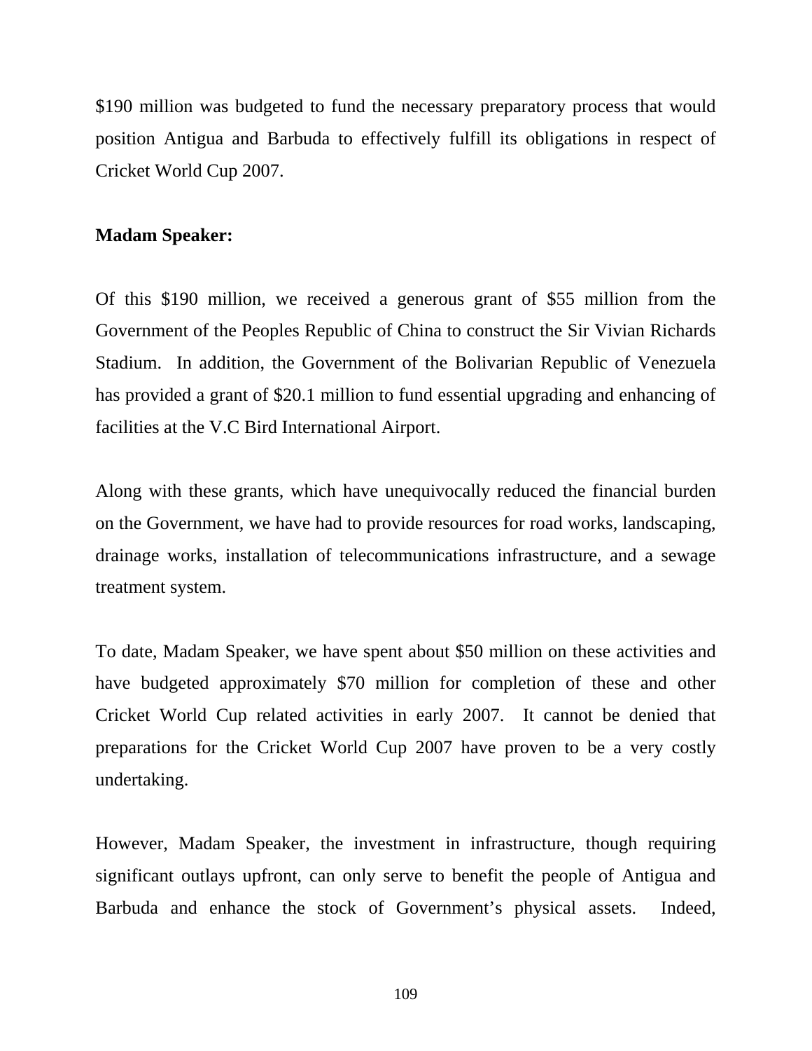$190 million was budgeted to fund the necessary preparatory process that would position Antigua and Barbuda to effectively fulfill its obligations in respect of Cricket World Cup 2007.

**Madam Speaker:**

Of this $190 million, we received a generous grant of $55 million from the Government of the Peoples Republic of China to construct the Sir Vivian Richards Stadium. In addition, the Government of the Bolivarian Republic of Venezuela has provided a grant of $20.1 million to fund essential upgrading and enhancing of facilities at the V.C Bird International Airport.

Along with these grants, which have unequivocally reduced the financial burden on the Government, we have had to provide resources for road works, landscaping, drainage works, installation of telecommunications infrastructure, and a sewage treatment system.

To date, Madam Speaker, we have spent about $50 million on these activities and have budgeted approximately $70 million for completion of these and other Cricket World Cup related activities in early 2007. It cannot be denied that preparations for the Cricket World Cup 2007 have proven to be a very costly undertaking.

However, Madam Speaker, the investment in infrastructure, though requiring significant outlays upfront, can only serve to benefit the people of Antigua and Barbuda and enhance the stock of Government's physical assets. Indeed,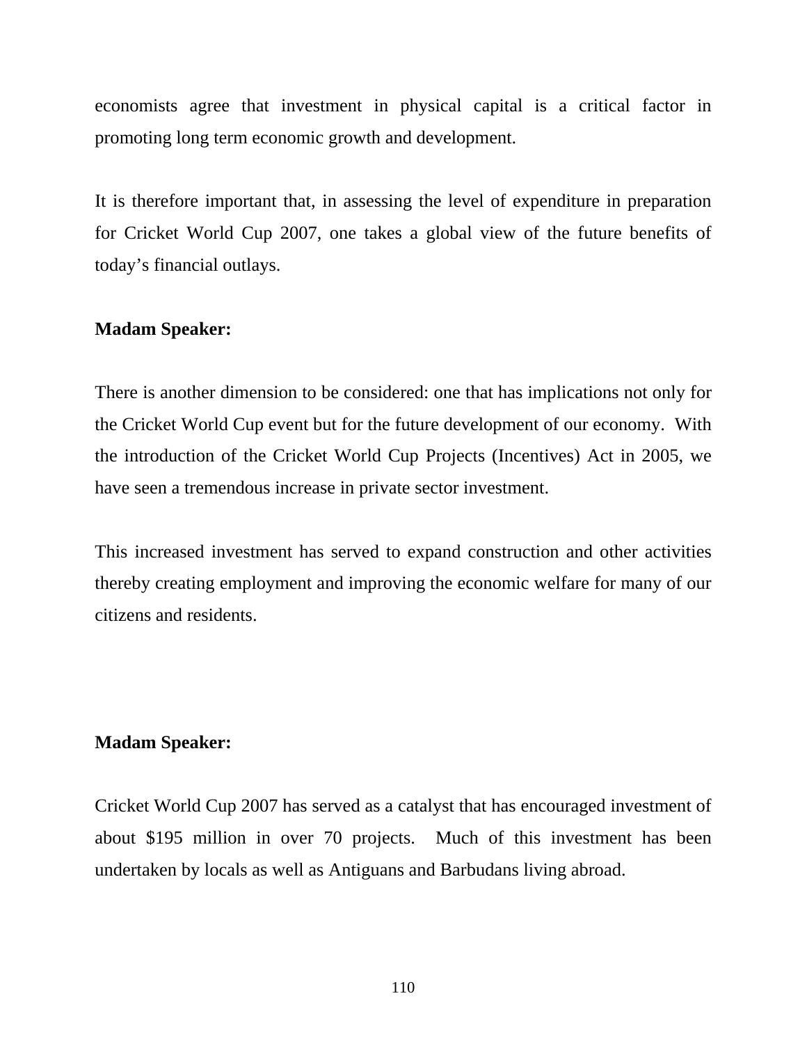economists agree that investment in physical capital is a critical factor in promoting long term economic growth and development.

It is therefore important that, in assessing the level of expenditure in preparation for Cricket World Cup 2007, one takes a global view of the future benefits of today's financial outlays.

**Madam Speaker:**

There is another dimension to be considered: one that has implications not only for the Cricket World Cup event but for the future development of our economy. With the introduction of the Cricket World Cup Projects (Incentives) Act in 2005, we have seen a tremendous increase in private sector investment.

This increased investment has served to expand construction and other activities thereby creating employment and improving the economic welfare for many of our citizens and residents.

**Madam Speaker:**

Cricket World Cup 2007 has served as a catalyst that has encouraged investment of about $195 million in over 70 projects. Much of this investment has been undertaken by locals as well as Antiguans and Barbudans living abroad.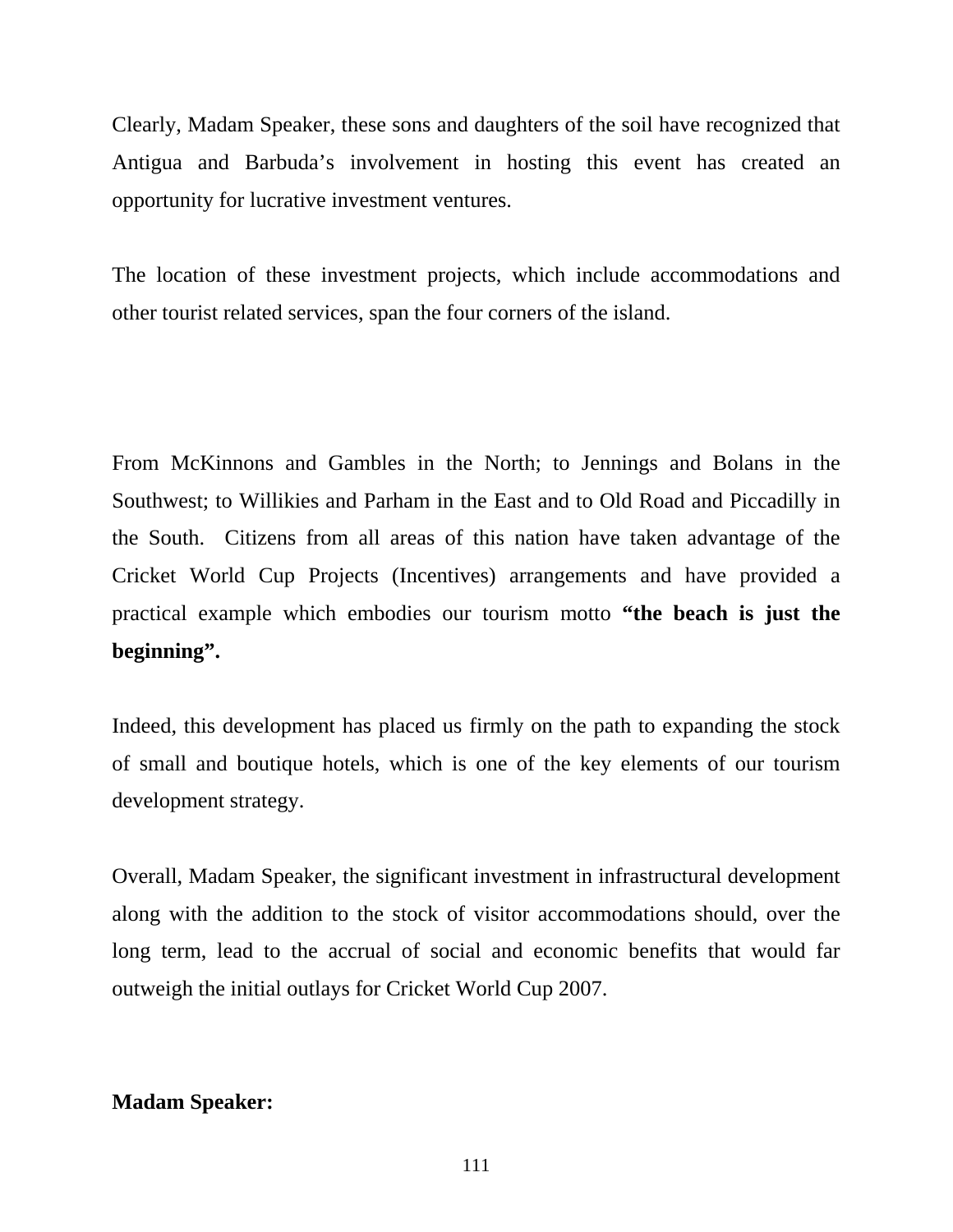Clearly, Madam Speaker, these sons and daughters of the soil have recognized that Antigua and Barbuda's involvement in hosting this event has created an opportunity for lucrative investment ventures.

The location of these investment projects, which include accommodations and other tourist related services, span the four corners of the island.

From McKinnons and Gambles in the North; to Jennings and Bolans in the Southwest; to Willikies and Parham in the East and to Old Road and Piccadilly in the South. Citizens from all areas of this nation have taken advantage of the Cricket World Cup Projects (Incentives) arrangements and have provided a practical example which embodies our tourism motto **"the beach is just the beginning".**

Indeed, this development has placed us firmly on the path to expanding the stock of small and boutique hotels, which is one of the key elements of our tourism development strategy.

Overall, Madam Speaker, the significant investment in infrastructural development along with the addition to the stock of visitor accommodations should, over the long term, lead to the accrual of social and economic benefits that would far outweigh the initial outlays for Cricket World Cup 2007.

**Madam Speaker:**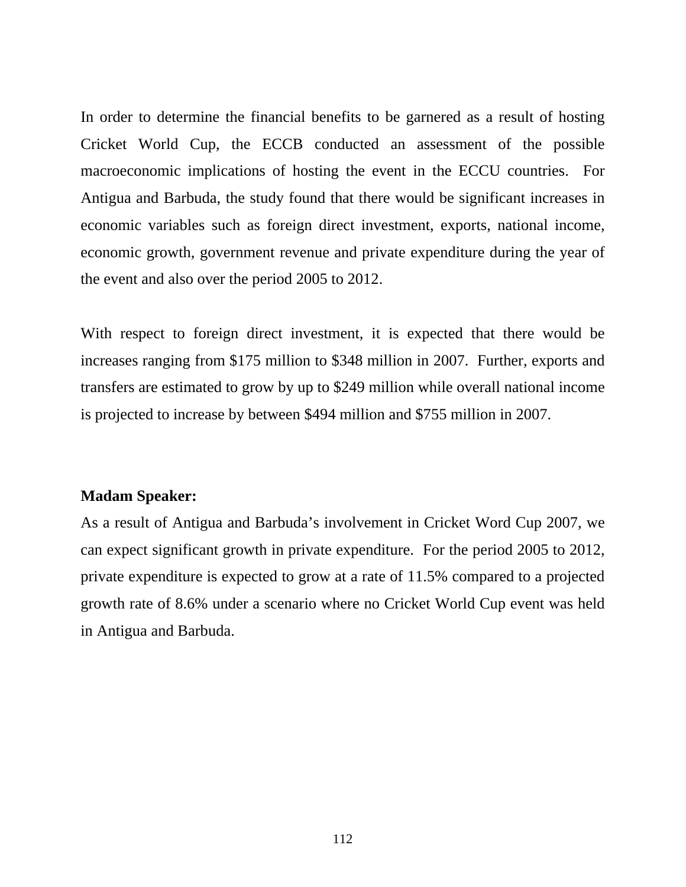In order to determine the financial benefits to be garnered as a result of hosting Cricket World Cup, the ECCB conducted an assessment of the possible macroeconomic implications of hosting the event in the ECCU countries. For Antigua and Barbuda, the study found that there would be significant increases in economic variables such as foreign direct investment, exports, national income, economic growth, government revenue and private expenditure during the year of the event and also over the period 2005 to 2012.

With respect to foreign direct investment, it is expected that there would be increases ranging from $175 million to $348 million in 2007. Further, exports and transfers are estimated to grow by up to $249 million while overall national income is projected to increase by between $494 million and $755 million in 2007.

**Madam Speaker:**

As a result of Antigua and Barbuda's involvement in Cricket Word Cup 2007, we can expect significant growth in private expenditure. For the period 2005 to 2012, private expenditure is expected to grow at a rate of 11.5% compared to a projected growth rate of 8.6% under a scenario where no Cricket World Cup event was held in Antigua and Barbuda.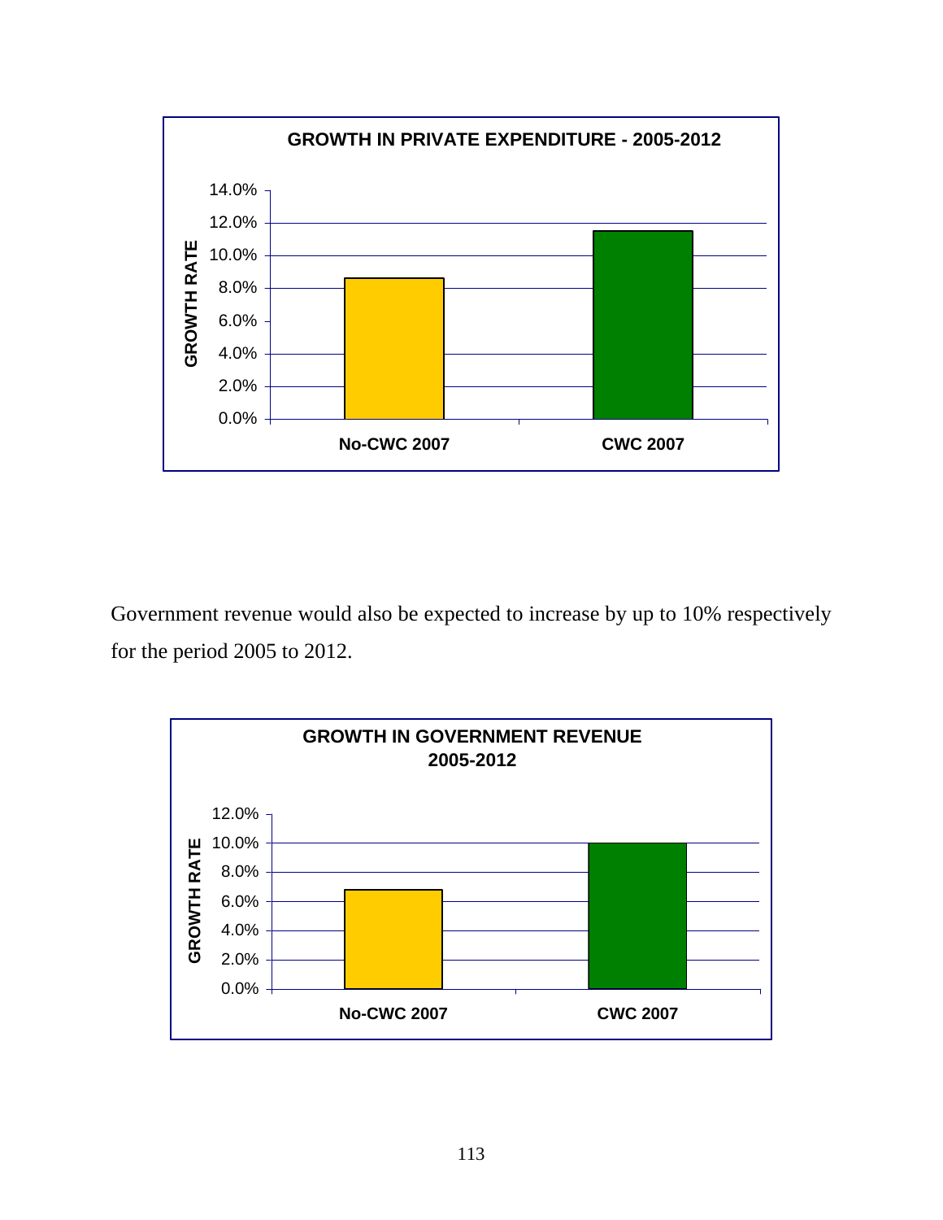**GROWTH IN PRIVATE EXPENDITURE - 2005-2012**

Government revenue would also be expected to increase by up to 10% respectively for the period 2005 to 2012.

**GROWTH IN GOVERNMENT REVENUE 2005-2012**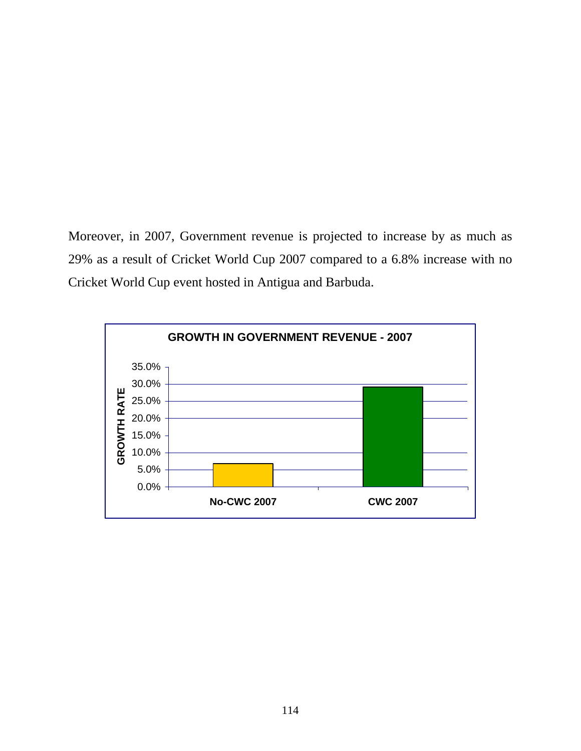Moreover, in 2007, Government revenue is projected to increase by as much as 29% as a result of Cricket World Cup 2007 compared to a 6.8% increase with no Cricket World Cup event hosted in Antigua and Barbuda.

**GROWTH IN GOVERNMENT REVENUE - 2007**

| | GROWTH RATE |
|---|---|
| No-CWC 2007 | 6.8% |
| CWC 2007 | 29% |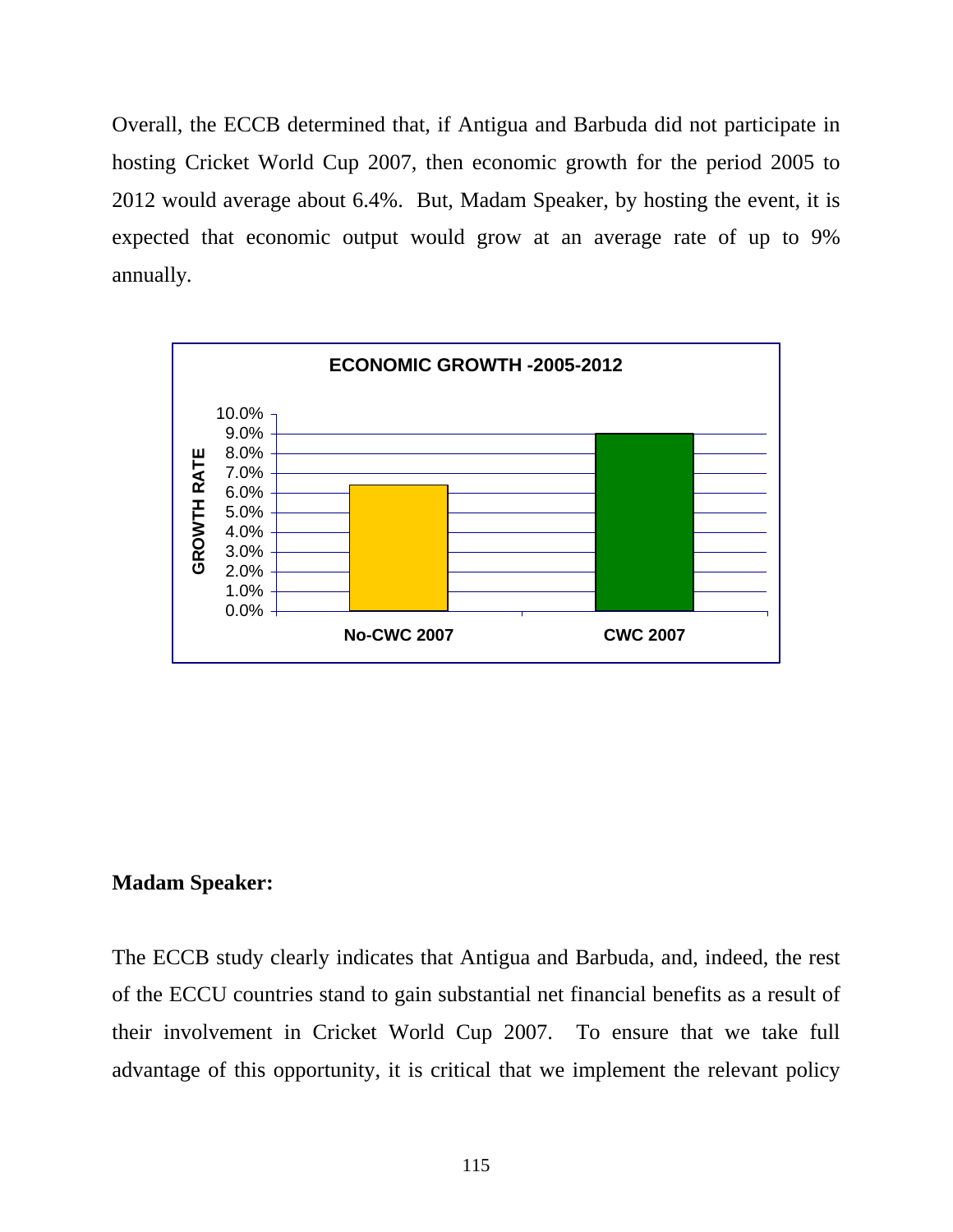Overall, the ECCB determined that, if Antigua and Barbuda did not participate in hosting Cricket World Cup 2007, then economic growth for the period 2005 to 2012 would average about 6.4%. But, Madam Speaker, by hosting the event, it is expected that economic output would grow at an average rate of up to 9% annually.

**ECONOMIC GROWTH -2005-2012**

| | GROWTH RATE |
|---|---|
| No-CWC 2007 | 6.4% |
| CWC 2007 | 9.0% |

**Madam Speaker:**

The ECCB study clearly indicates that Antigua and Barbuda, and, indeed, the rest of the ECCU countries stand to gain substantial net financial benefits as a result of their involvement in Cricket World Cup 2007. To ensure that we take full advantage of this opportunity, it is critical that we implement the relevant policy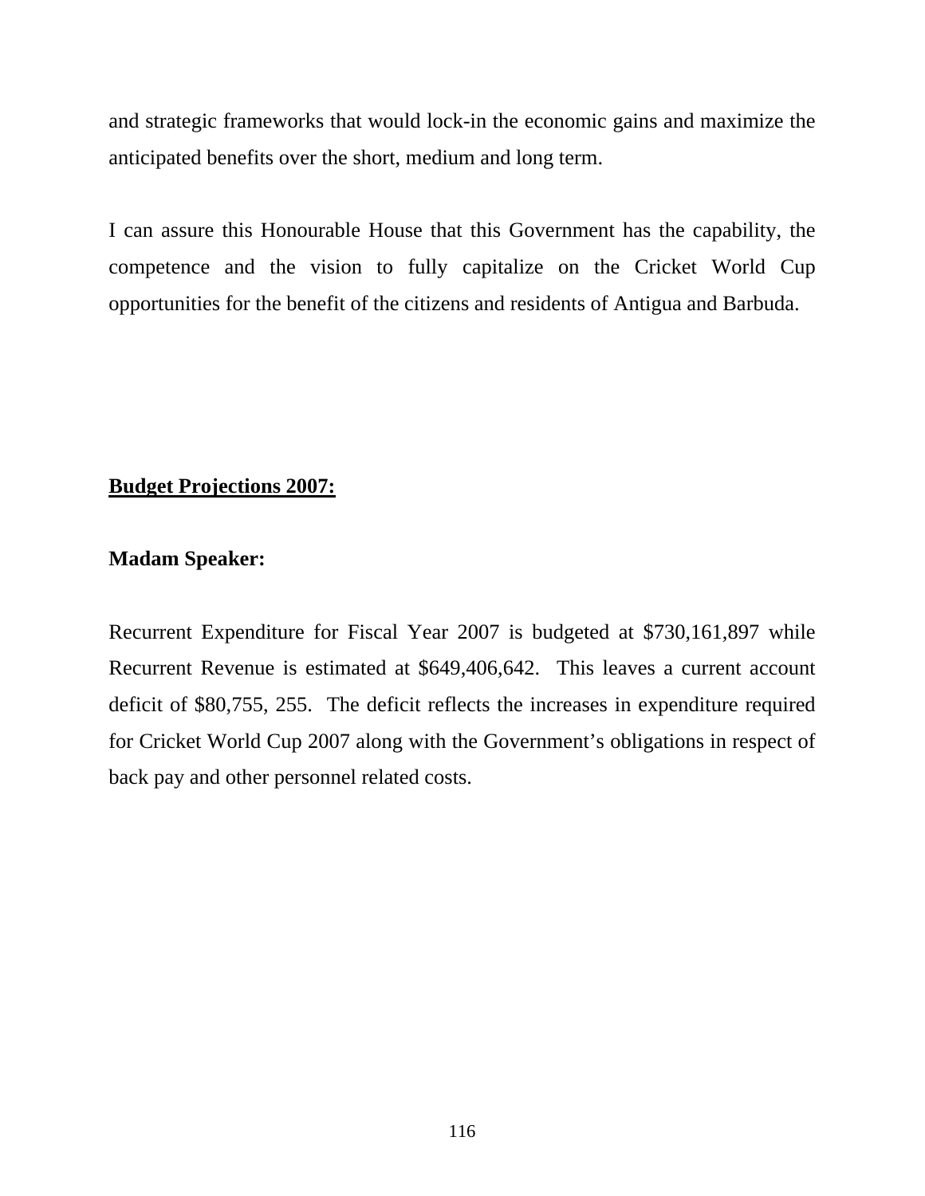and strategic frameworks that would lock-in the economic gains and maximize the anticipated benefits over the short, medium and long term.

I can assure this Honourable House that this Government has the capability, the competence and the vision to fully capitalize on the Cricket World Cup opportunities for the benefit of the citizens and residents of Antigua and Barbuda.

## Budget Projections 2007:

**Madam Speaker:**

Recurrent Expenditure for Fiscal Year 2007 is budgeted at $730,161,897 while Recurrent Revenue is estimated at $649,406,642. This leaves a current account deficit of $80,755, 255. The deficit reflects the increases in expenditure required for Cricket World Cup 2007 along with the Government's obligations in respect of back pay and other personnel related costs.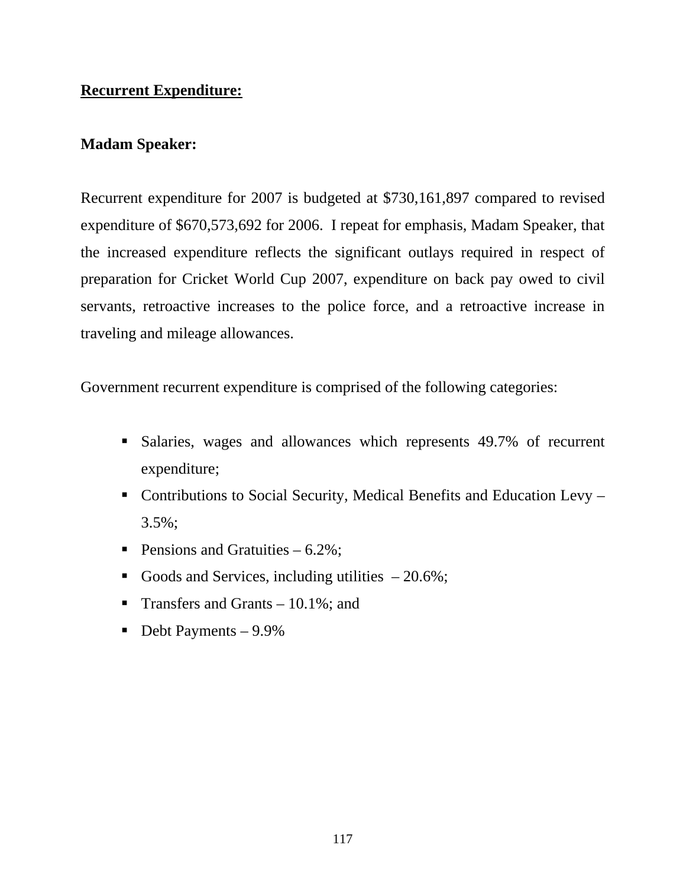**<u>Recurrent Expenditure:</u>**

**Madam Speaker:**

Recurrent expenditure for 2007 is budgeted at $730,161,897 compared to revised expenditure of $670,573,692 for 2006. I repeat for emphasis, Madam Speaker, that the increased expenditure reflects the significant outlays required in respect of preparation for Cricket World Cup 2007, expenditure on back pay owed to civil servants, retroactive increases to the police force, and a retroactive increase in traveling and mileage allowances.

Government recurrent expenditure is comprised of the following categories:

- Salaries, wages and allowances which represents 49.7% of recurrent expenditure;
- Contributions to Social Security, Medical Benefits and Education Levy – 3.5%;
- Pensions and Gratuities – 6.2%;
- Goods and Services, including utilities – 20.6%;
- Transfers and Grants – 10.1%; and
- Debt Payments – 9.9%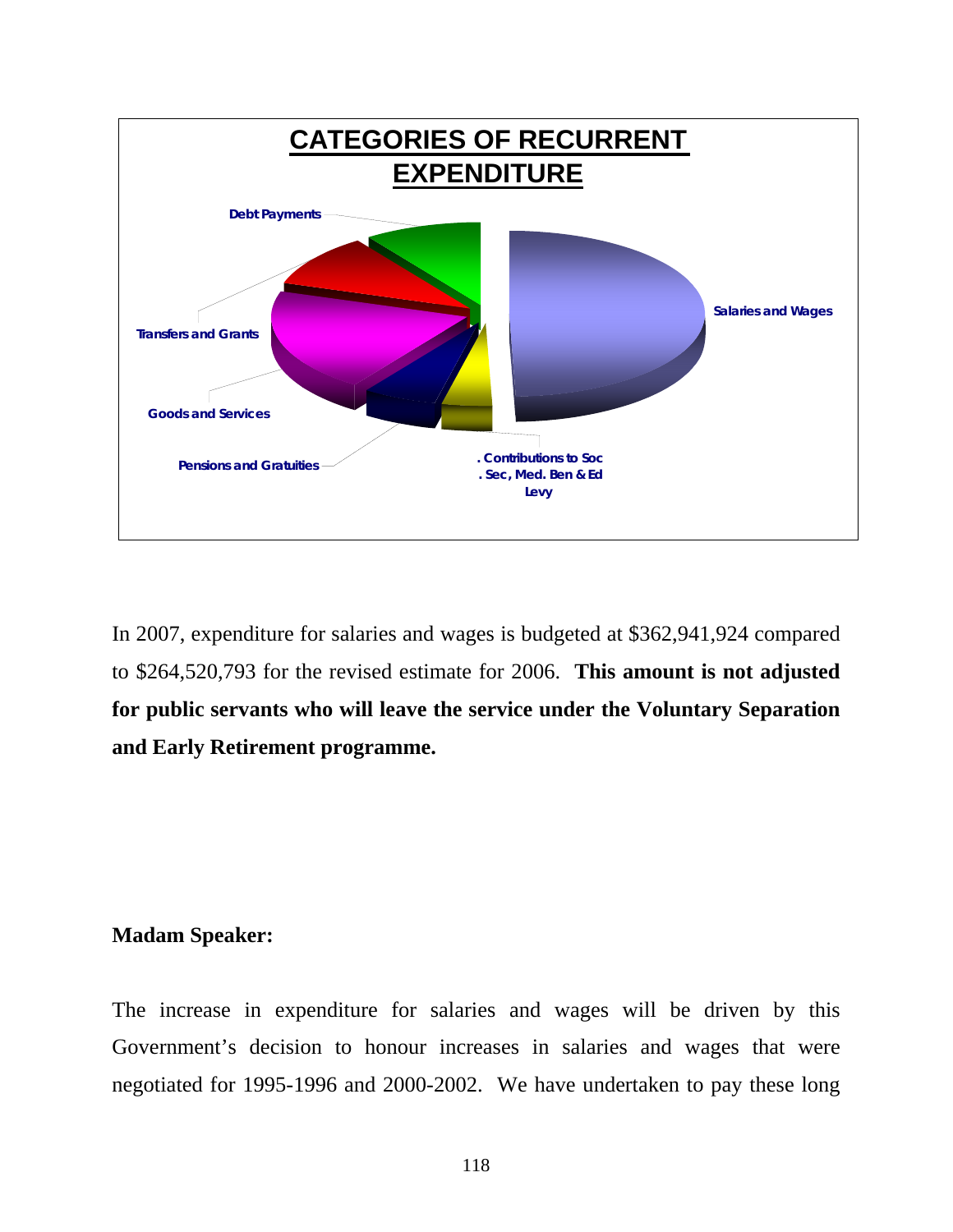**CATEGORIES OF RECURRENT EXPENDITURE**

Debt Payments

Salaries and Wages

Transfers and Grants

Goods and Services

Pensions and Gratuities

. Contributions to Soc . Sec, Med. Ben & Ed Levy

In 2007, expenditure for salaries and wages is budgeted at $362,941,924 compared to $264,520,793 for the revised estimate for 2006. **This amount is not adjusted for public servants who will leave the service under the Voluntary Separation and Early Retirement programme.**

**Madam Speaker:**

The increase in expenditure for salaries and wages will be driven by this Government's decision to honour increases in salaries and wages that were negotiated for 1995-1996 and 2000-2002. We have undertaken to pay these long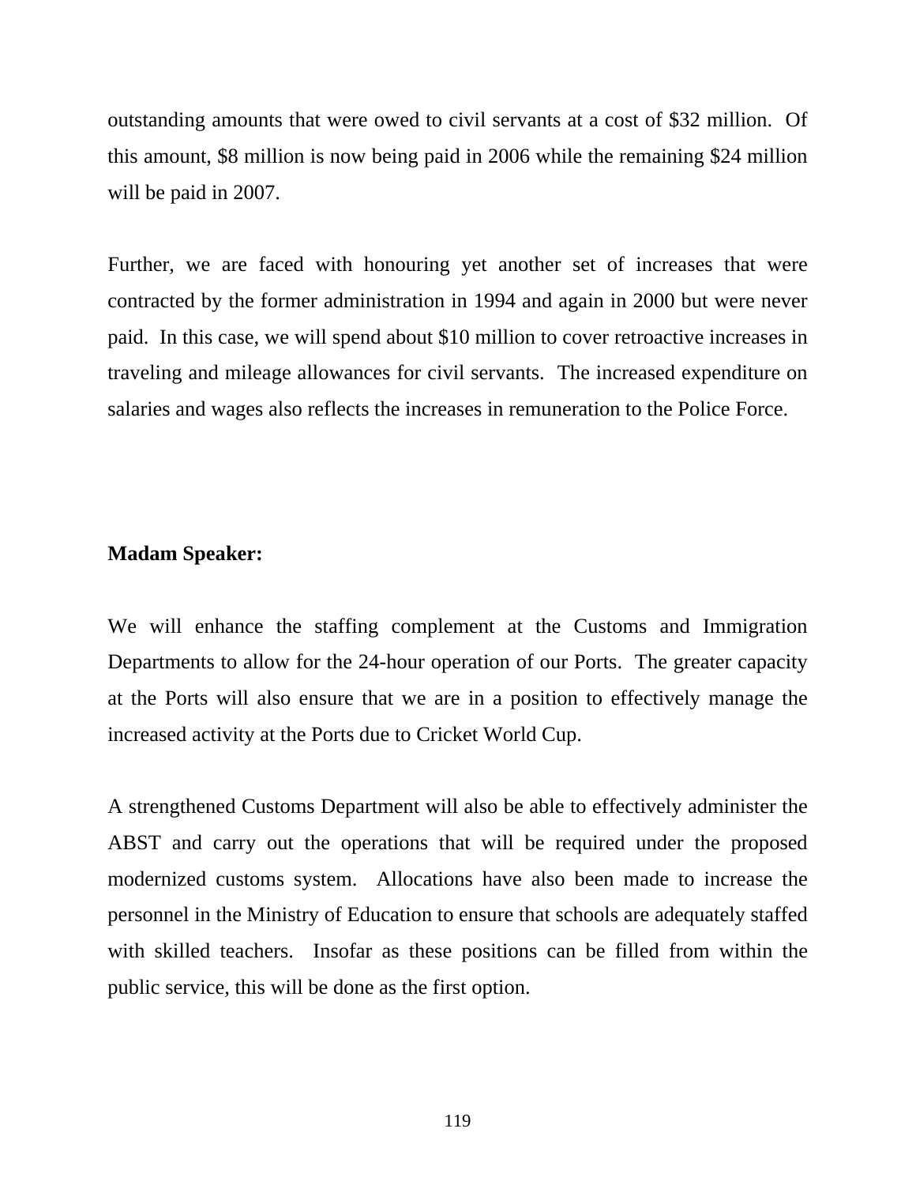outstanding amounts that were owed to civil servants at a cost of $32 million. Of this amount, $8 million is now being paid in 2006 while the remaining $24 million will be paid in 2007.

Further, we are faced with honouring yet another set of increases that were contracted by the former administration in 1994 and again in 2000 but were never paid. In this case, we will spend about $10 million to cover retroactive increases in traveling and mileage allowances for civil servants. The increased expenditure on salaries and wages also reflects the increases in remuneration to the Police Force.

**Madam Speaker:**

We will enhance the staffing complement at the Customs and Immigration Departments to allow for the 24-hour operation of our Ports. The greater capacity at the Ports will also ensure that we are in a position to effectively manage the increased activity at the Ports due to Cricket World Cup.

A strengthened Customs Department will also be able to effectively administer the ABST and carry out the operations that will be required under the proposed modernized customs system. Allocations have also been made to increase the personnel in the Ministry of Education to ensure that schools are adequately staffed with skilled teachers. Insofar as these positions can be filled from within the public service, this will be done as the first option.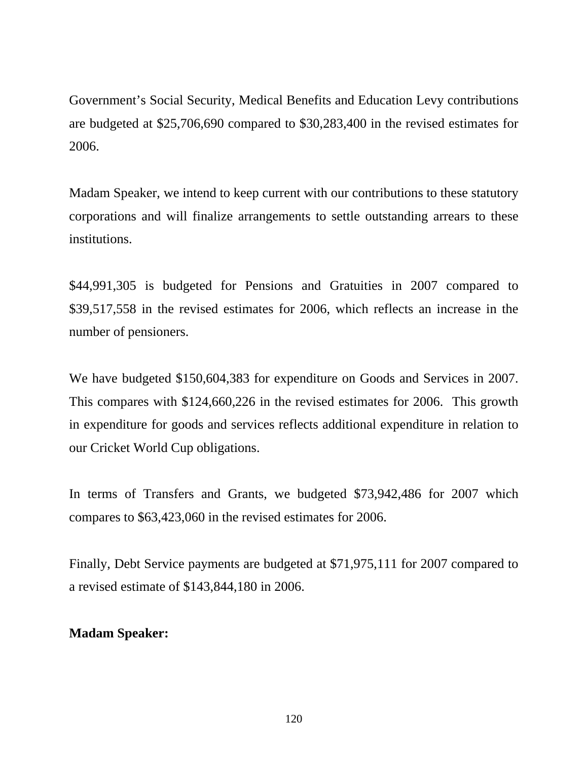Government's Social Security, Medical Benefits and Education Levy contributions are budgeted at $25,706,690 compared to $30,283,400 in the revised estimates for 2006.

Madam Speaker, we intend to keep current with our contributions to these statutory corporations and will finalize arrangements to settle outstanding arrears to these institutions.

$44,991,305 is budgeted for Pensions and Gratuities in 2007 compared to $39,517,558 in the revised estimates for 2006, which reflects an increase in the number of pensioners.

We have budgeted $150,604,383 for expenditure on Goods and Services in 2007. This compares with $124,660,226 in the revised estimates for 2006. This growth in expenditure for goods and services reflects additional expenditure in relation to our Cricket World Cup obligations.

In terms of Transfers and Grants, we budgeted $73,942,486 for 2007 which compares to $63,423,060 in the revised estimates for 2006.

Finally, Debt Service payments are budgeted at $71,975,111 for 2007 compared to a revised estimate of $143,844,180 in 2006.

**Madam Speaker:**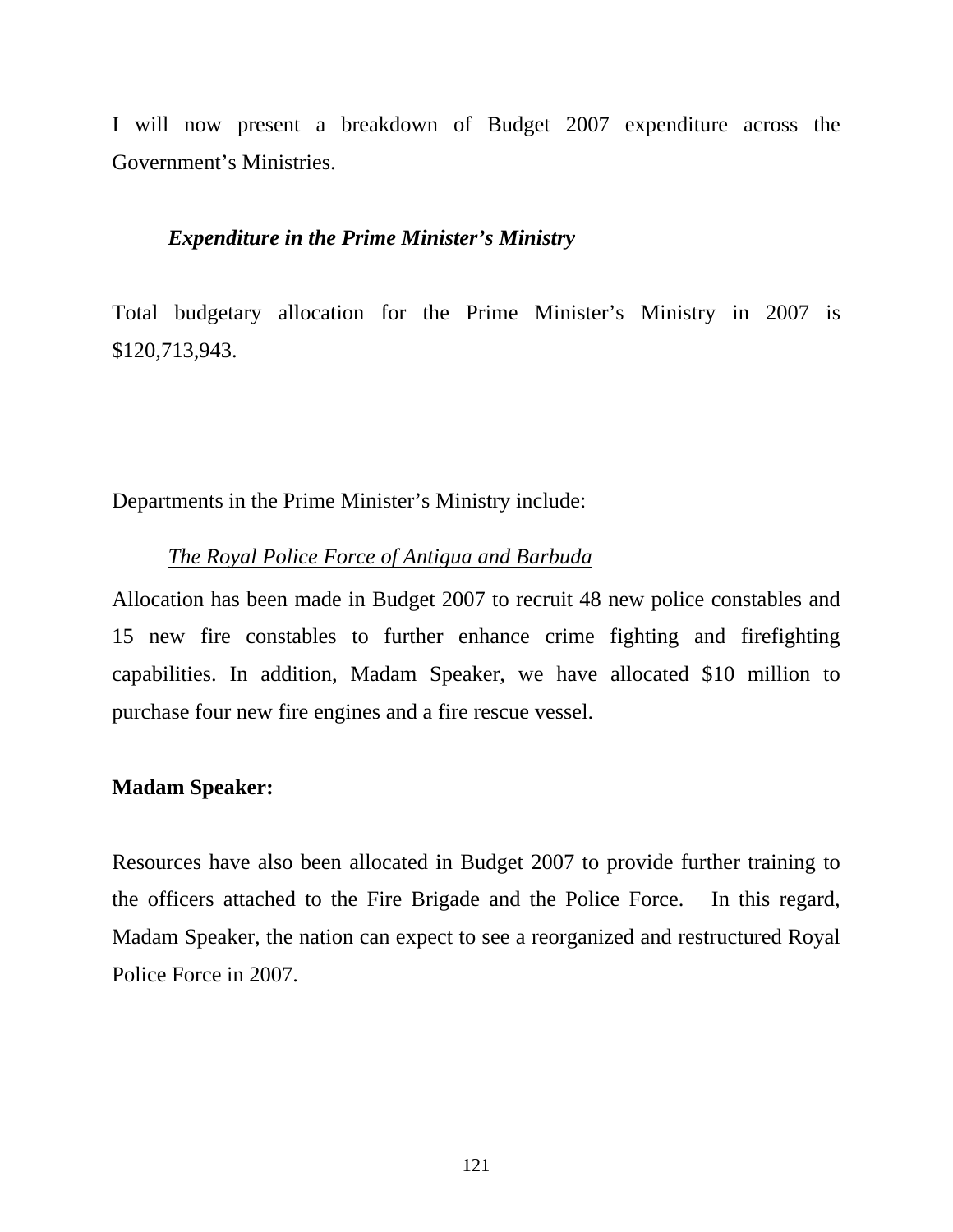I will now present a breakdown of Budget 2007 expenditure across the Government's Ministries.

### *Expenditure in the Prime Minister's Ministry*

Total budgetary allocation for the Prime Minister's Ministry in 2007 is $120,713,943.

Departments in the Prime Minister's Ministry include:

<u>*The Royal Police Force of Antigua and Barbuda*</u>

Allocation has been made in Budget 2007 to recruit 48 new police constables and 15 new fire constables to further enhance crime fighting and firefighting capabilities. In addition, Madam Speaker, we have allocated $10 million to purchase four new fire engines and a fire rescue vessel.

**Madam Speaker:**

Resources have also been allocated in Budget 2007 to provide further training to the officers attached to the Fire Brigade and the Police Force. In this regard, Madam Speaker, the nation can expect to see a reorganized and restructured Royal Police Force in 2007.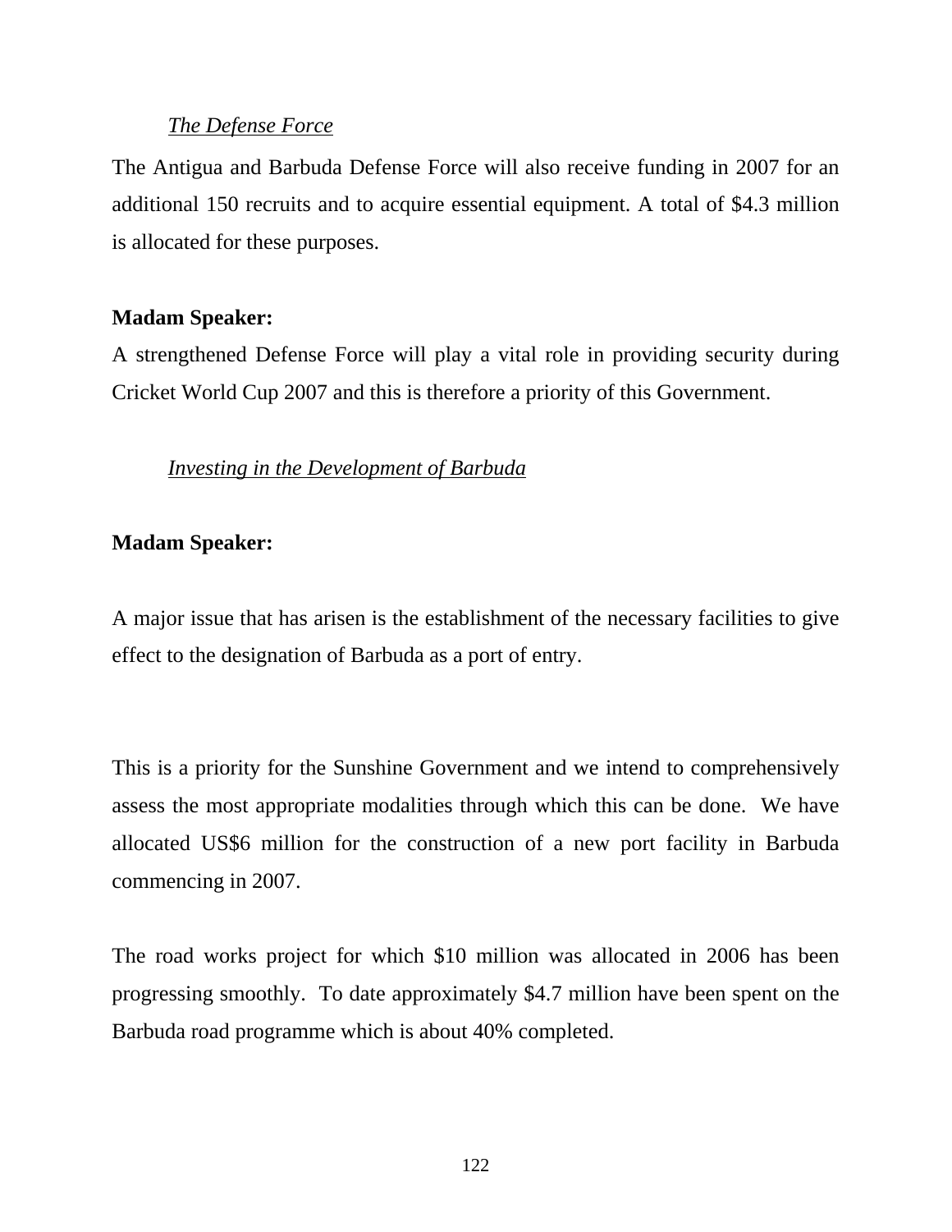*The Defense Force*

The Antigua and Barbuda Defense Force will also receive funding in 2007 for an additional 150 recruits and to acquire essential equipment. A total of $4.3 million is allocated for these purposes.

**Madam Speaker:**

A strengthened Defense Force will play a vital role in providing security during Cricket World Cup 2007 and this is therefore a priority of this Government.

*Investing in the Development of Barbuda*

**Madam Speaker:**

A major issue that has arisen is the establishment of the necessary facilities to give effect to the designation of Barbuda as a port of entry.

This is a priority for the Sunshine Government and we intend to comprehensively assess the most appropriate modalities through which this can be done. We have allocated US$6 million for the construction of a new port facility in Barbuda commencing in 2007.

The road works project for which $10 million was allocated in 2006 has been progressing smoothly. To date approximately $4.7 million have been spent on the Barbuda road programme which is about 40% completed.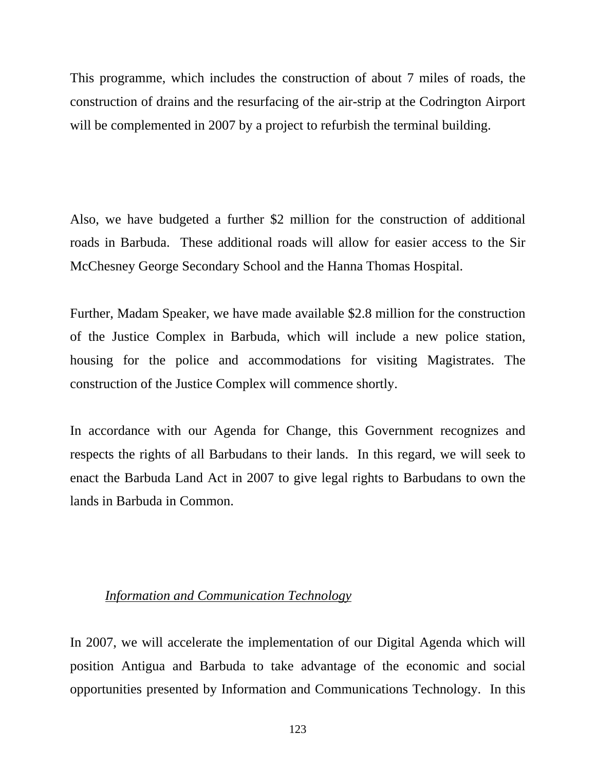This programme, which includes the construction of about 7 miles of roads, the construction of drains and the resurfacing of the air-strip at the Codrington Airport will be complemented in 2007 by a project to refurbish the terminal building.

Also, we have budgeted a further $2 million for the construction of additional roads in Barbuda. These additional roads will allow for easier access to the Sir McChesney George Secondary School and the Hanna Thomas Hospital.

Further, Madam Speaker, we have made available $2.8 million for the construction of the Justice Complex in Barbuda, which will include a new police station, housing for the police and accommodations for visiting Magistrates. The construction of the Justice Complex will commence shortly.

In accordance with our Agenda for Change, this Government recognizes and respects the rights of all Barbudans to their lands. In this regard, we will seek to enact the Barbuda Land Act in 2007 to give legal rights to Barbudans to own the lands in Barbuda in Common.

### *Information and Communication Technology*

In 2007, we will accelerate the implementation of our Digital Agenda which will position Antigua and Barbuda to take advantage of the economic and social opportunities presented by Information and Communications Technology. In this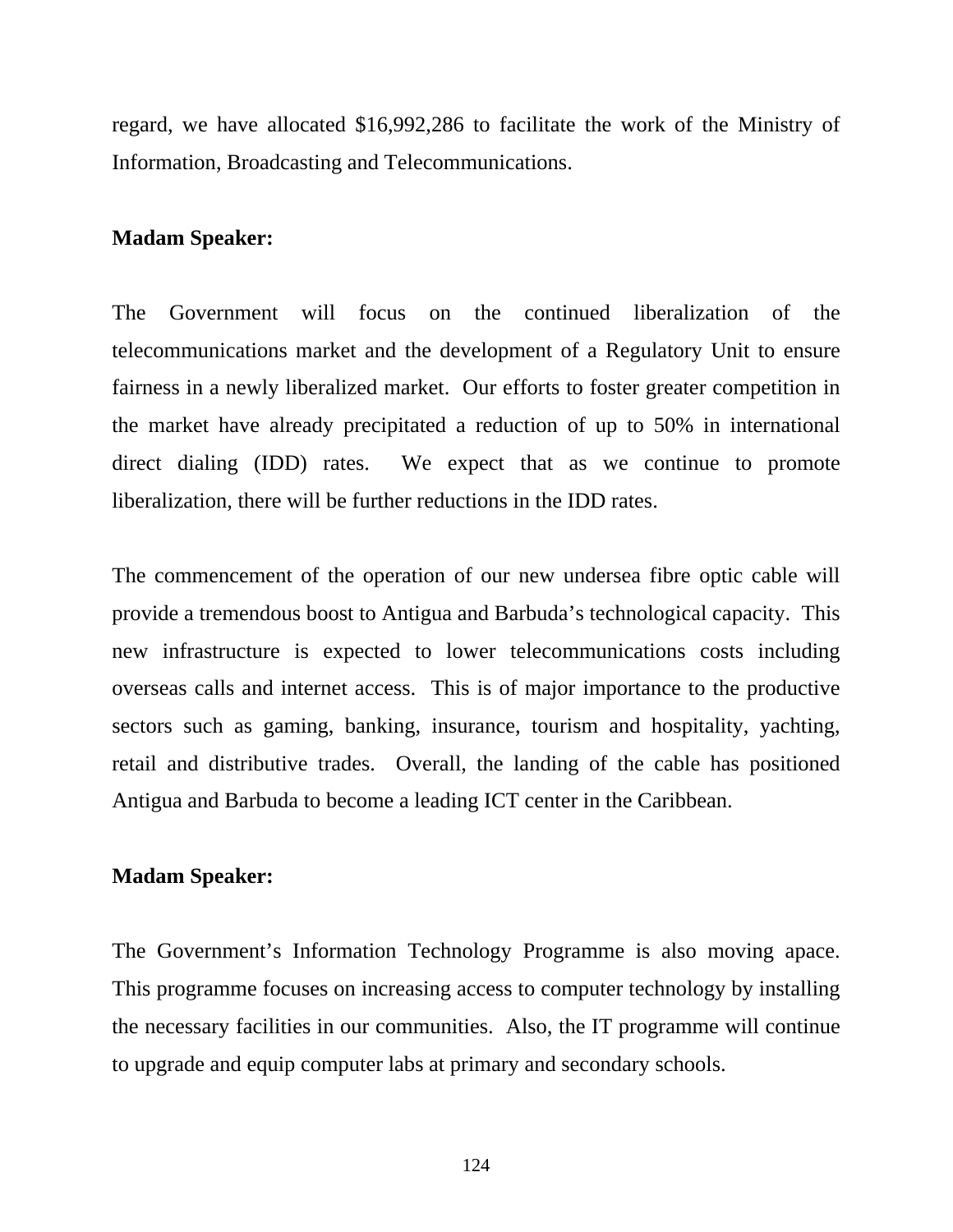regard, we have allocated $16,992,286 to facilitate the work of the Ministry of Information, Broadcasting and Telecommunications.

**Madam Speaker:**

The Government will focus on the continued liberalization of the telecommunications market and the development of a Regulatory Unit to ensure fairness in a newly liberalized market. Our efforts to foster greater competition in the market have already precipitated a reduction of up to 50% in international direct dialing (IDD) rates. We expect that as we continue to promote liberalization, there will be further reductions in the IDD rates.

The commencement of the operation of our new undersea fibre optic cable will provide a tremendous boost to Antigua and Barbuda's technological capacity. This new infrastructure is expected to lower telecommunications costs including overseas calls and internet access. This is of major importance to the productive sectors such as gaming, banking, insurance, tourism and hospitality, yachting, retail and distributive trades. Overall, the landing of the cable has positioned Antigua and Barbuda to become a leading ICT center in the Caribbean.

**Madam Speaker:**

The Government's Information Technology Programme is also moving apace. This programme focuses on increasing access to computer technology by installing the necessary facilities in our communities. Also, the IT programme will continue to upgrade and equip computer labs at primary and secondary schools.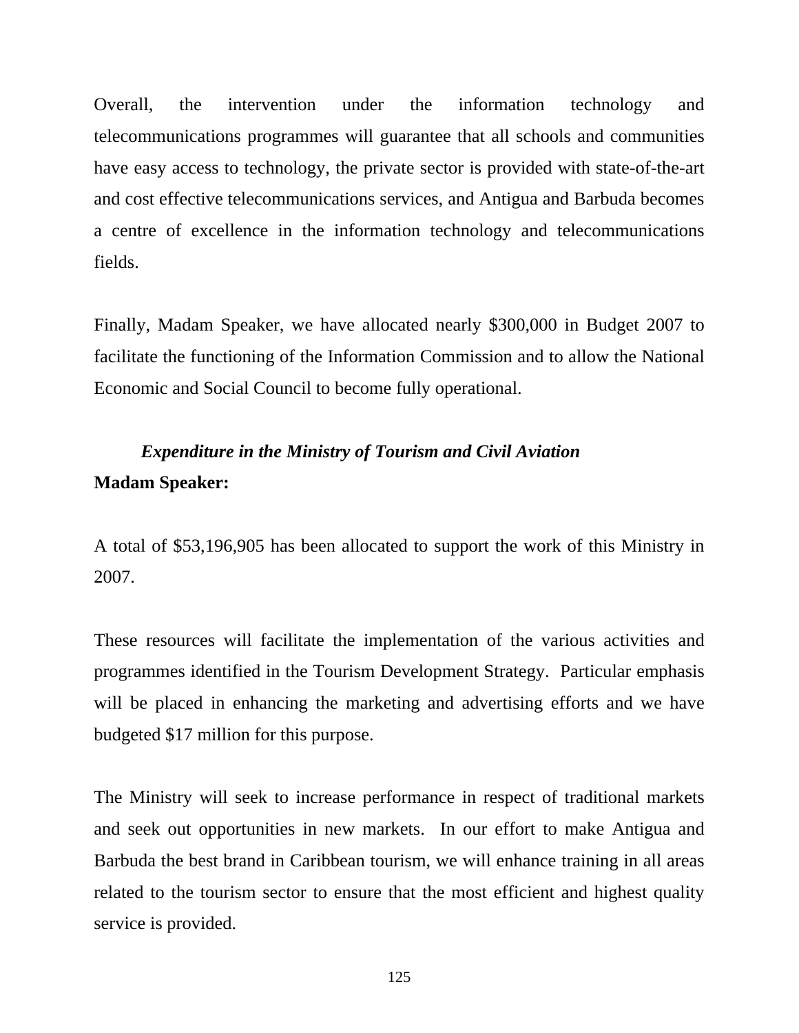Overall, the intervention under the information technology and telecommunications programmes will guarantee that all schools and communities have easy access to technology, the private sector is provided with state-of-the-art and cost effective telecommunications services, and Antigua and Barbuda becomes a centre of excellence in the information technology and telecommunications fields.

Finally, Madam Speaker, we have allocated nearly $300,000 in Budget 2007 to facilitate the functioning of the Information Commission and to allow the National Economic and Social Council to become fully operational.

### *Expenditure in the Ministry of Tourism and Civil Aviation*

**Madam Speaker:**

A total of $53,196,905 has been allocated to support the work of this Ministry in 2007.

These resources will facilitate the implementation of the various activities and programmes identified in the Tourism Development Strategy. Particular emphasis will be placed in enhancing the marketing and advertising efforts and we have budgeted $17 million for this purpose.

The Ministry will seek to increase performance in respect of traditional markets and seek out opportunities in new markets. In our effort to make Antigua and Barbuda the best brand in Caribbean tourism, we will enhance training in all areas related to the tourism sector to ensure that the most efficient and highest quality service is provided.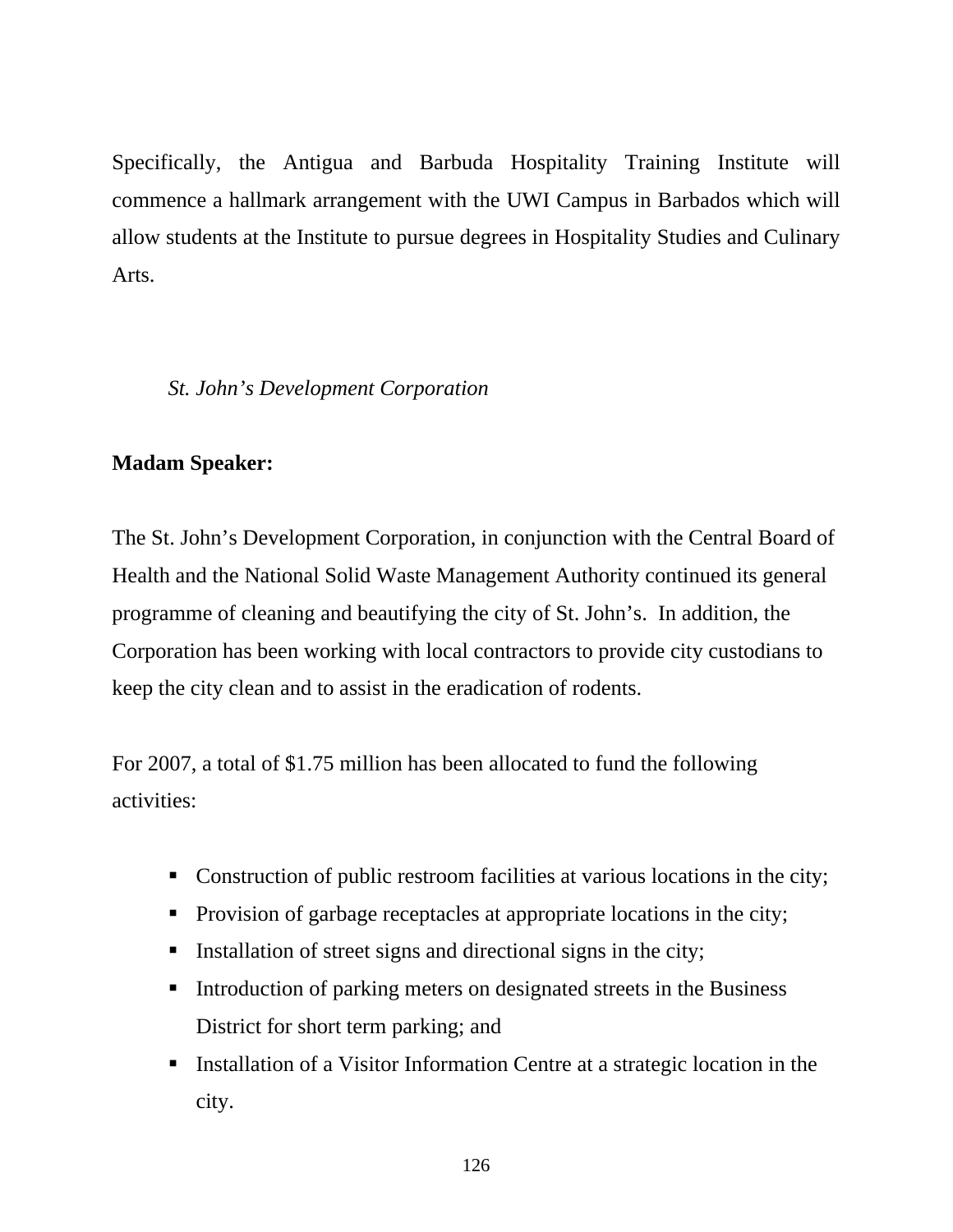Specifically, the Antigua and Barbuda Hospitality Training Institute will commence a hallmark arrangement with the UWI Campus in Barbados which will allow students at the Institute to pursue degrees in Hospitality Studies and Culinary Arts.

*St. John's Development Corporation*

**Madam Speaker:**

The St. John's Development Corporation, in conjunction with the Central Board of Health and the National Solid Waste Management Authority continued its general programme of cleaning and beautifying the city of St. John's. In addition, the Corporation has been working with local contractors to provide city custodians to keep the city clean and to assist in the eradication of rodents.

For 2007, a total of $1.75 million has been allocated to fund the following activities:

- Construction of public restroom facilities at various locations in the city;
- Provision of garbage receptacles at appropriate locations in the city;
- Installation of street signs and directional signs in the city;
- Introduction of parking meters on designated streets in the Business District for short term parking; and
- Installation of a Visitor Information Centre at a strategic location in the city.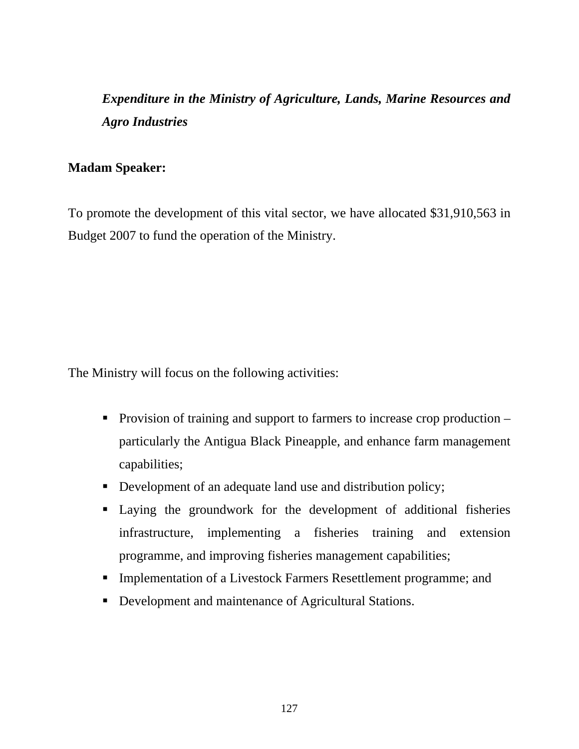***Expenditure in the Ministry of Agriculture, Lands, Marine Resources and Agro Industries***

**Madam Speaker:**

To promote the development of this vital sector, we have allocated $31,910,563 in Budget 2007 to fund the operation of the Ministry.

The Ministry will focus on the following activities:

- Provision of training and support to farmers to increase crop production – particularly the Antigua Black Pineapple, and enhance farm management capabilities;
- Development of an adequate land use and distribution policy;
- Laying the groundwork for the development of additional fisheries infrastructure, implementing a fisheries training and extension programme, and improving fisheries management capabilities;
- Implementation of a Livestock Farmers Resettlement programme; and
- Development and maintenance of Agricultural Stations.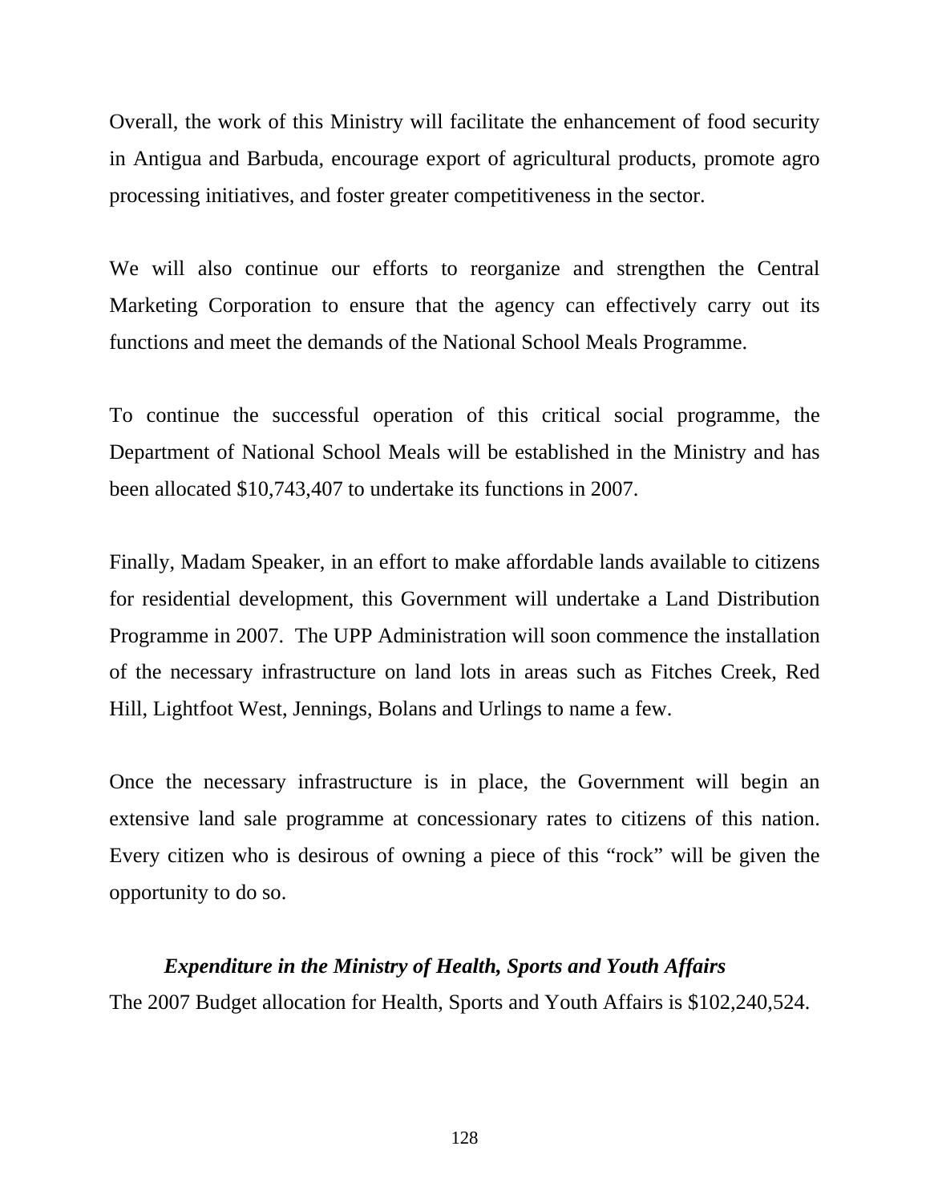Overall, the work of this Ministry will facilitate the enhancement of food security in Antigua and Barbuda, encourage export of agricultural products, promote agro processing initiatives, and foster greater competitiveness in the sector.

We will also continue our efforts to reorganize and strengthen the Central Marketing Corporation to ensure that the agency can effectively carry out its functions and meet the demands of the National School Meals Programme.

To continue the successful operation of this critical social programme, the Department of National School Meals will be established in the Ministry and has been allocated $10,743,407 to undertake its functions in 2007.

Finally, Madam Speaker, in an effort to make affordable lands available to citizens for residential development, this Government will undertake a Land Distribution Programme in 2007. The UPP Administration will soon commence the installation of the necessary infrastructure on land lots in areas such as Fitches Creek, Red Hill, Lightfoot West, Jennings, Bolans and Urlings to name a few.

Once the necessary infrastructure is in place, the Government will begin an extensive land sale programme at concessionary rates to citizens of this nation. Every citizen who is desirous of owning a piece of this “rock” will be given the opportunity to do so.

### *Expenditure in the Ministry of Health, Sports and Youth Affairs*

The 2007 Budget allocation for Health, Sports and Youth Affairs is $102,240,524.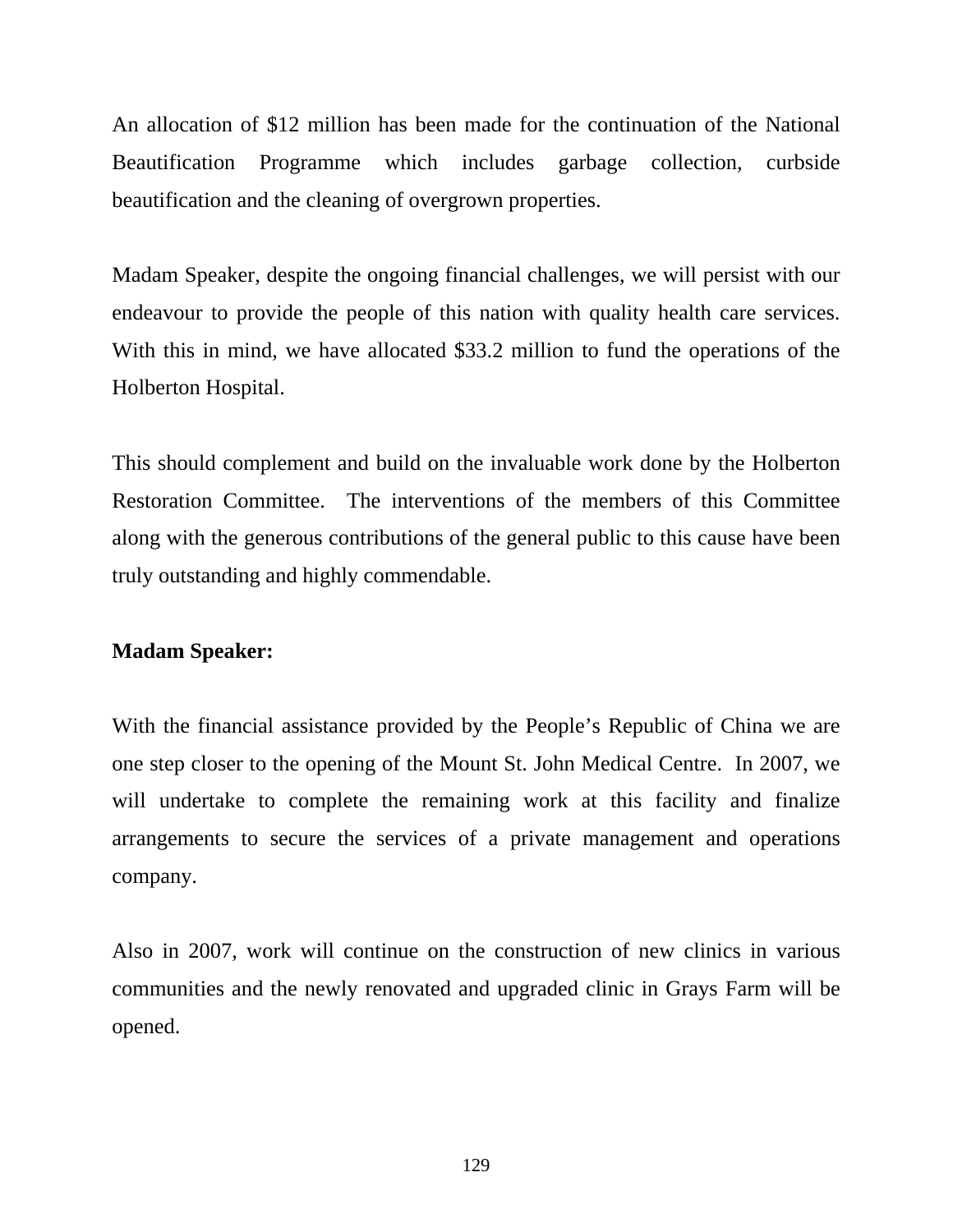An allocation of $12 million has been made for the continuation of the National Beautification Programme which includes garbage collection, curbside beautification and the cleaning of overgrown properties.

Madam Speaker, despite the ongoing financial challenges, we will persist with our endeavour to provide the people of this nation with quality health care services. With this in mind, we have allocated $33.2 million to fund the operations of the Holberton Hospital.

This should complement and build on the invaluable work done by the Holberton Restoration Committee. The interventions of the members of this Committee along with the generous contributions of the general public to this cause have been truly outstanding and highly commendable.

**Madam Speaker:**

With the financial assistance provided by the People's Republic of China we are one step closer to the opening of the Mount St. John Medical Centre. In 2007, we will undertake to complete the remaining work at this facility and finalize arrangements to secure the services of a private management and operations company.

Also in 2007, work will continue on the construction of new clinics in various communities and the newly renovated and upgraded clinic in Grays Farm will be opened.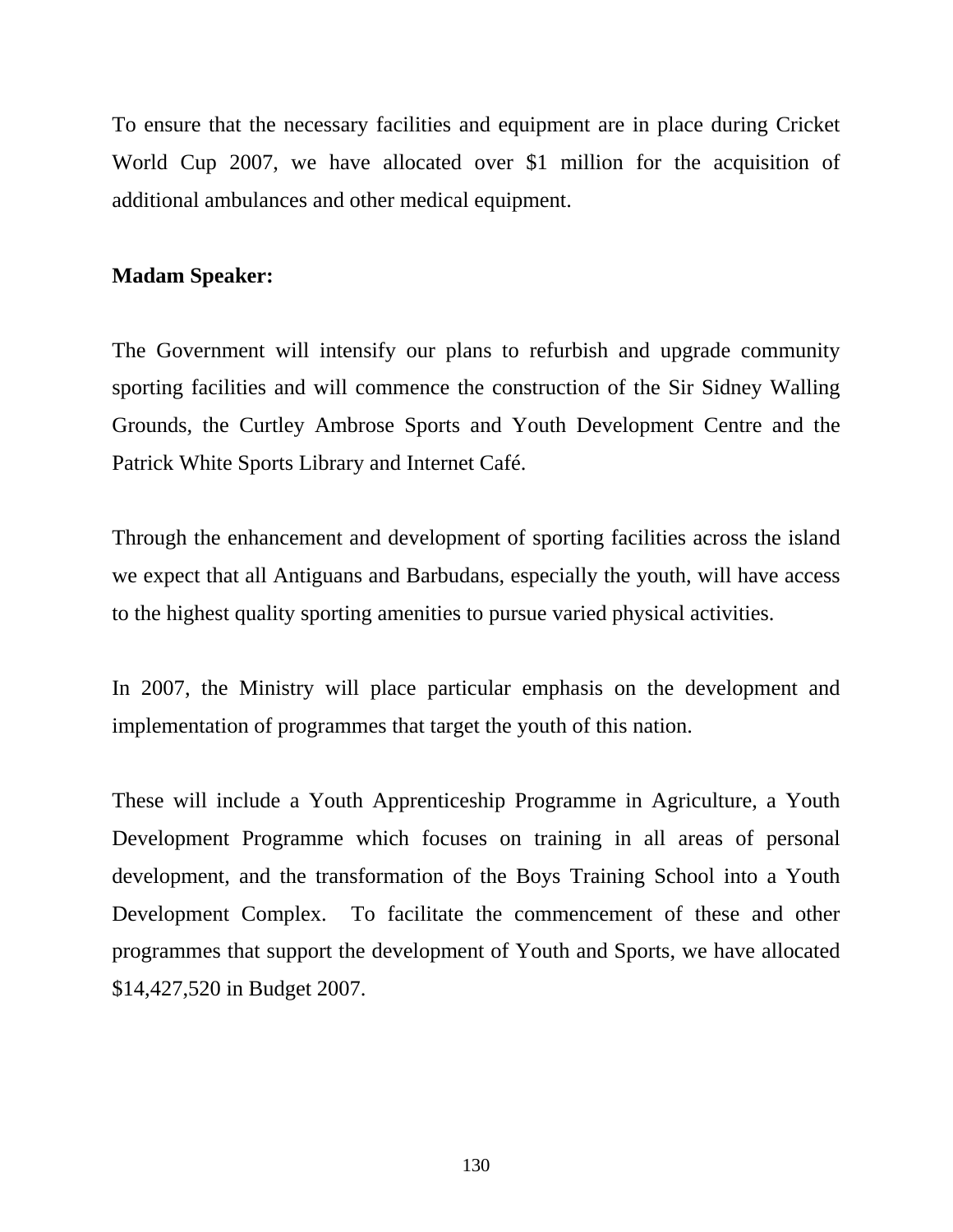To ensure that the necessary facilities and equipment are in place during Cricket World Cup 2007, we have allocated over $1 million for the acquisition of additional ambulances and other medical equipment.

**Madam Speaker:**

The Government will intensify our plans to refurbish and upgrade community sporting facilities and will commence the construction of the Sir Sidney Walling Grounds, the Curtley Ambrose Sports and Youth Development Centre and the Patrick White Sports Library and Internet Café.

Through the enhancement and development of sporting facilities across the island we expect that all Antiguans and Barbudans, especially the youth, will have access to the highest quality sporting amenities to pursue varied physical activities.

In 2007, the Ministry will place particular emphasis on the development and implementation of programmes that target the youth of this nation.

These will include a Youth Apprenticeship Programme in Agriculture, a Youth Development Programme which focuses on training in all areas of personal development, and the transformation of the Boys Training School into a Youth Development Complex. To facilitate the commencement of these and other programmes that support the development of Youth and Sports, we have allocated $14,427,520 in Budget 2007.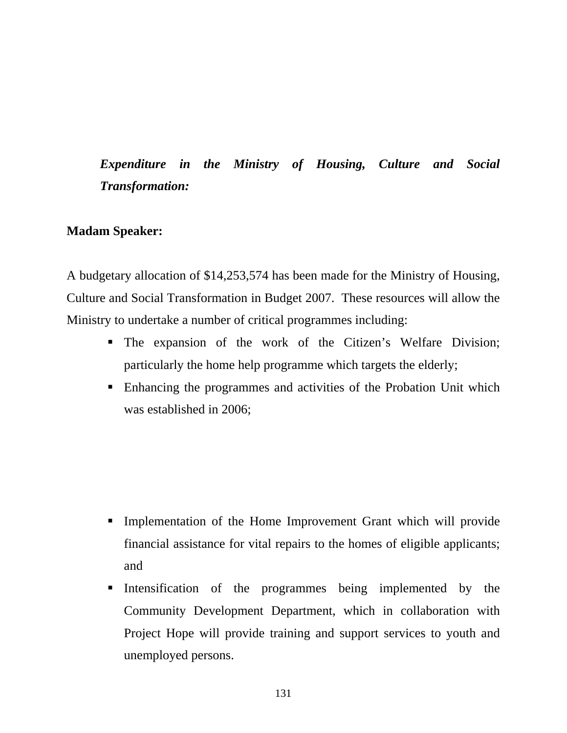***Expenditure in the Ministry of Housing, Culture and Social Transformation:***

**Madam Speaker:**

A budgetary allocation of $14,253,574 has been made for the Ministry of Housing, Culture and Social Transformation in Budget 2007. These resources will allow the Ministry to undertake a number of critical programmes including:

- The expansion of the work of the Citizen's Welfare Division; particularly the home help programme which targets the elderly;
- Enhancing the programmes and activities of the Probation Unit which was established in 2006;
- Implementation of the Home Improvement Grant which will provide financial assistance for vital repairs to the homes of eligible applicants; and
- Intensification of the programmes being implemented by the Community Development Department, which in collaboration with Project Hope will provide training and support services to youth and unemployed persons.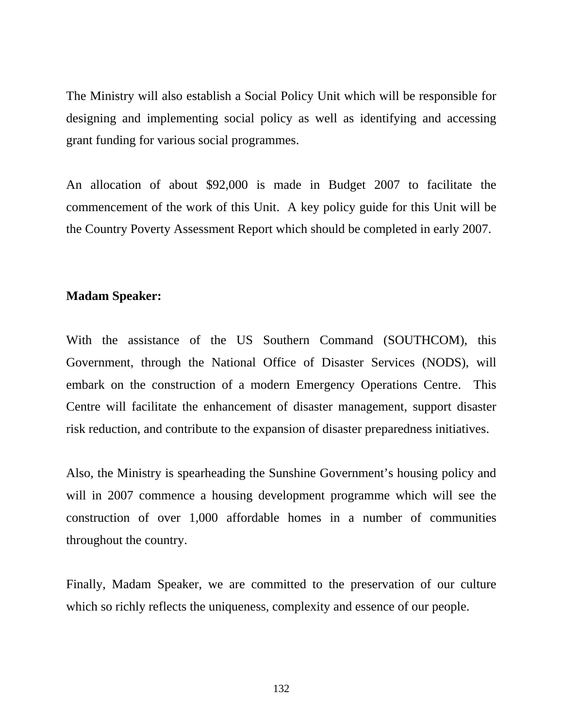The Ministry will also establish a Social Policy Unit which will be responsible for designing and implementing social policy as well as identifying and accessing grant funding for various social programmes.

An allocation of about $92,000 is made in Budget 2007 to facilitate the commencement of the work of this Unit.  A key policy guide for this Unit will be the Country Poverty Assessment Report which should be completed in early 2007.

**Madam Speaker:**

With the assistance of the US Southern Command (SOUTHCOM), this Government, through the National Office of Disaster Services (NODS), will embark on the construction of a modern Emergency Operations Centre.  This Centre will facilitate the enhancement of disaster management, support disaster risk reduction, and contribute to the expansion of disaster preparedness initiatives.

Also, the Ministry is spearheading the Sunshine Government's housing policy and will in 2007 commence a housing development programme which will see the construction of over 1,000 affordable homes in a number of communities throughout the country.

Finally, Madam Speaker, we are committed to the preservation of our culture which so richly reflects the uniqueness, complexity and essence of our people.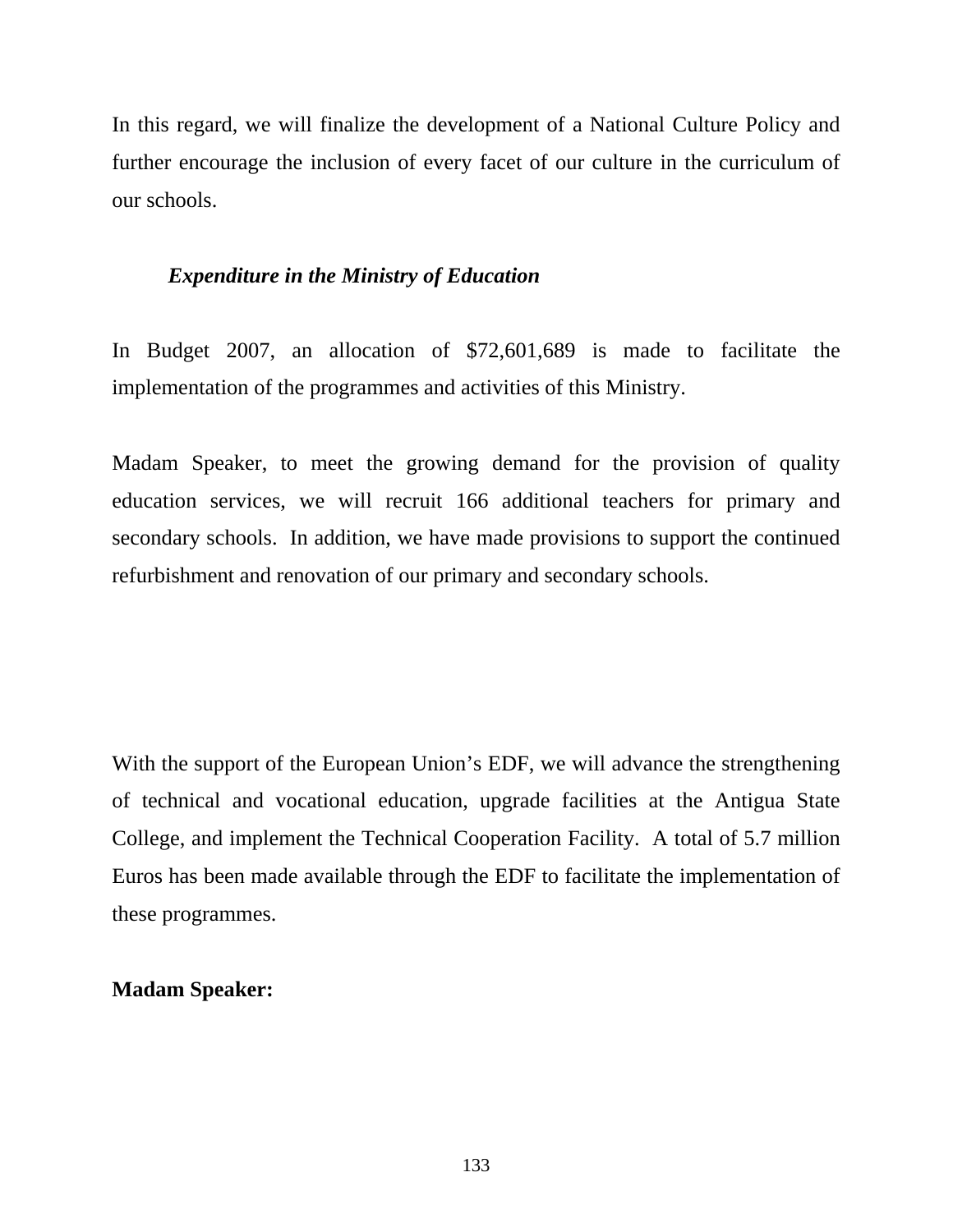In this regard, we will finalize the development of a National Culture Policy and further encourage the inclusion of every facet of our culture in the curriculum of our schools.

### *Expenditure in the Ministry of Education*

In Budget 2007, an allocation of $72,601,689 is made to facilitate the implementation of the programmes and activities of this Ministry.

Madam Speaker, to meet the growing demand for the provision of quality education services, we will recruit 166 additional teachers for primary and secondary schools. In addition, we have made provisions to support the continued refurbishment and renovation of our primary and secondary schools.

With the support of the European Union's EDF, we will advance the strengthening of technical and vocational education, upgrade facilities at the Antigua State College, and implement the Technical Cooperation Facility. A total of 5.7 million Euros has been made available through the EDF to facilitate the implementation of these programmes.

**Madam Speaker:**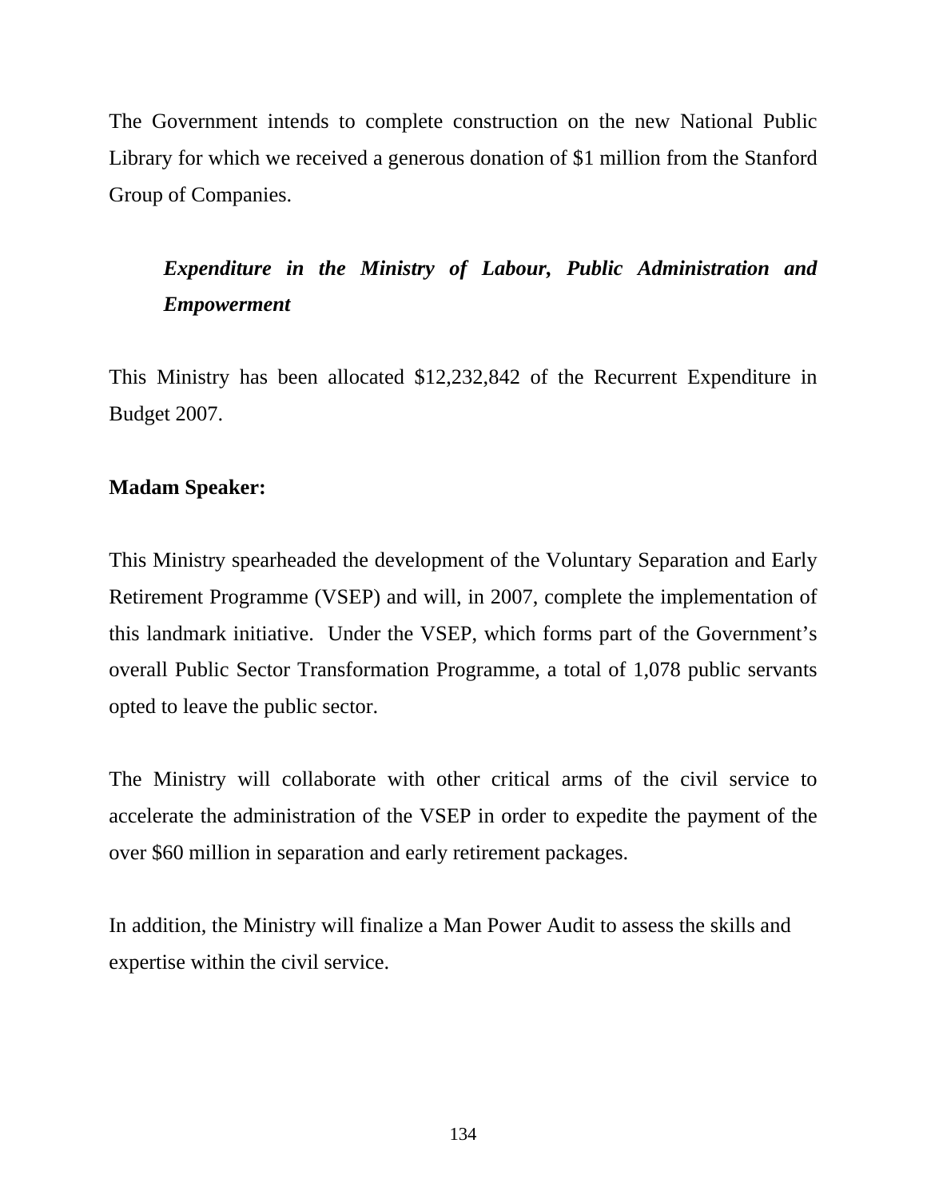The Government intends to complete construction on the new National Public Library for which we received a generous donation of $1 million from the Stanford Group of Companies.

***Expenditure in the Ministry of Labour, Public Administration and Empowerment***

This Ministry has been allocated $12,232,842 of the Recurrent Expenditure in Budget 2007.

**Madam Speaker:**

This Ministry spearheaded the development of the Voluntary Separation and Early Retirement Programme (VSEP) and will, in 2007, complete the implementation of this landmark initiative. Under the VSEP, which forms part of the Government's overall Public Sector Transformation Programme, a total of 1,078 public servants opted to leave the public sector.

The Ministry will collaborate with other critical arms of the civil service to accelerate the administration of the VSEP in order to expedite the payment of the over $60 million in separation and early retirement packages.

In addition, the Ministry will finalize a Man Power Audit to assess the skills and expertise within the civil service.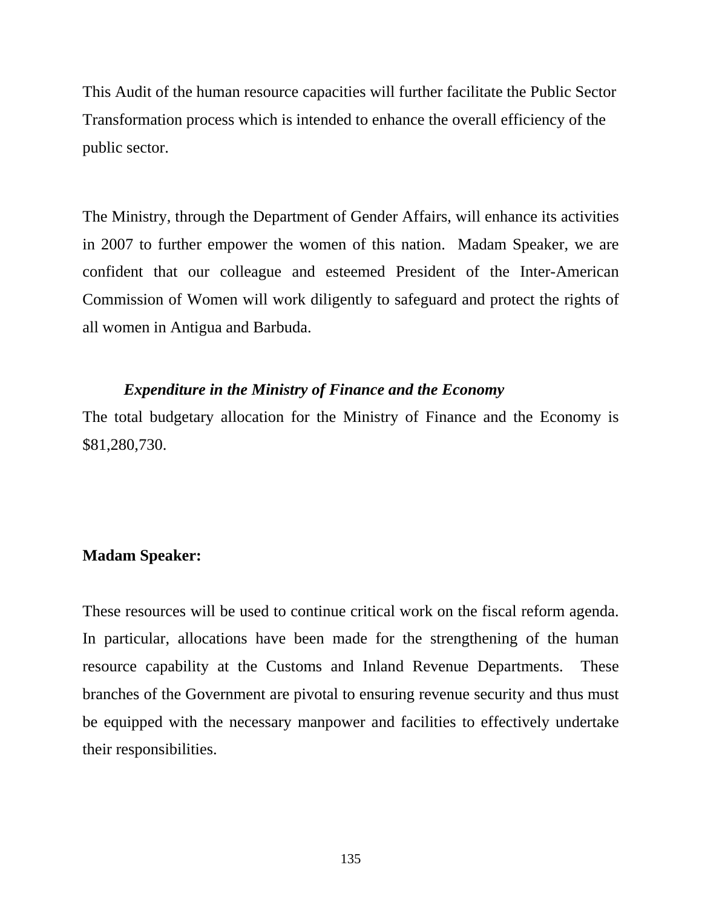This Audit of the human resource capacities will further facilitate the Public Sector Transformation process which is intended to enhance the overall efficiency of the public sector.

The Ministry, through the Department of Gender Affairs, will enhance its activities in 2007 to further empower the women of this nation. Madam Speaker, we are confident that our colleague and esteemed President of the Inter-American Commission of Women will work diligently to safeguard and protect the rights of all women in Antigua and Barbuda.

***Expenditure in the Ministry of Finance and the Economy***

The total budgetary allocation for the Ministry of Finance and the Economy is $81,280,730.

**Madam Speaker:**

These resources will be used to continue critical work on the fiscal reform agenda. In particular, allocations have been made for the strengthening of the human resource capability at the Customs and Inland Revenue Departments. These branches of the Government are pivotal to ensuring revenue security and thus must be equipped with the necessary manpower and facilities to effectively undertake their responsibilities.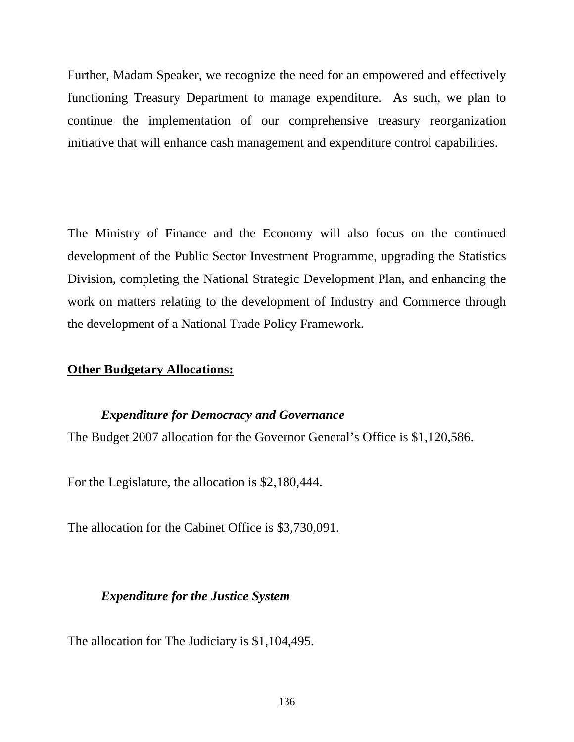Further, Madam Speaker, we recognize the need for an empowered and effectively functioning Treasury Department to manage expenditure. As such, we plan to continue the implementation of our comprehensive treasury reorganization initiative that will enhance cash management and expenditure control capabilities.

The Ministry of Finance and the Economy will also focus on the continued development of the Public Sector Investment Programme, upgrading the Statistics Division, completing the National Strategic Development Plan, and enhancing the work on matters relating to the development of Industry and Commerce through the development of a National Trade Policy Framework.

**Other Budgetary Allocations:**

***Expenditure for Democracy and Governance***

The Budget 2007 allocation for the Governor General's Office is $1,120,586.

For the Legislature, the allocation is $2,180,444.

The allocation for the Cabinet Office is $3,730,091.

***Expenditure for the Justice System***

The allocation for The Judiciary is $1,104,495.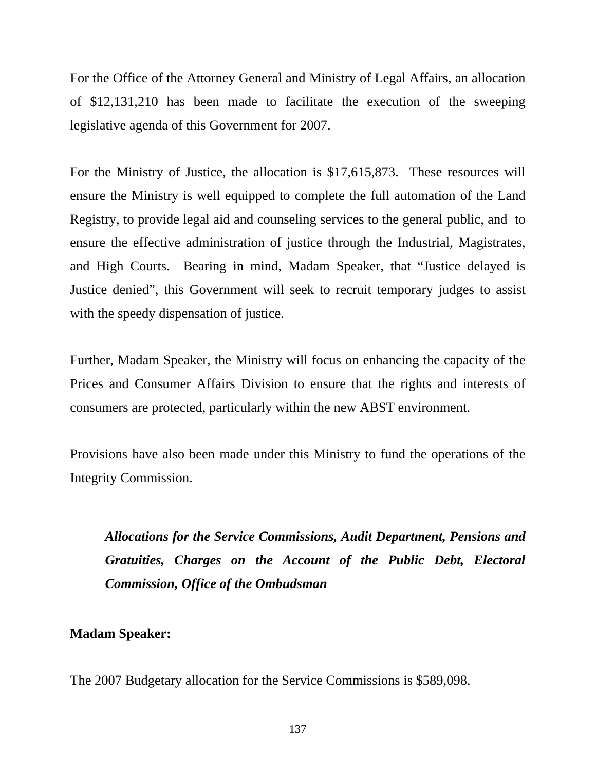For the Office of the Attorney General and Ministry of Legal Affairs, an allocation of $12,131,210 has been made to facilitate the execution of the sweeping legislative agenda of this Government for 2007.

For the Ministry of Justice, the allocation is $17,615,873. These resources will ensure the Ministry is well equipped to complete the full automation of the Land Registry, to provide legal aid and counseling services to the general public, and to ensure the effective administration of justice through the Industrial, Magistrates, and High Courts. Bearing in mind, Madam Speaker, that "Justice delayed is Justice denied", this Government will seek to recruit temporary judges to assist with the speedy dispensation of justice.

Further, Madam Speaker, the Ministry will focus on enhancing the capacity of the Prices and Consumer Affairs Division to ensure that the rights and interests of consumers are protected, particularly within the new ABST environment.

Provisions have also been made under this Ministry to fund the operations of the Integrity Commission.

### *Allocations for the Service Commissions, Audit Department, Pensions and Gratuities, Charges on the Account of the Public Debt, Electoral Commission, Office of the Ombudsman*

**Madam Speaker:**

The 2007 Budgetary allocation for the Service Commissions is $589,098.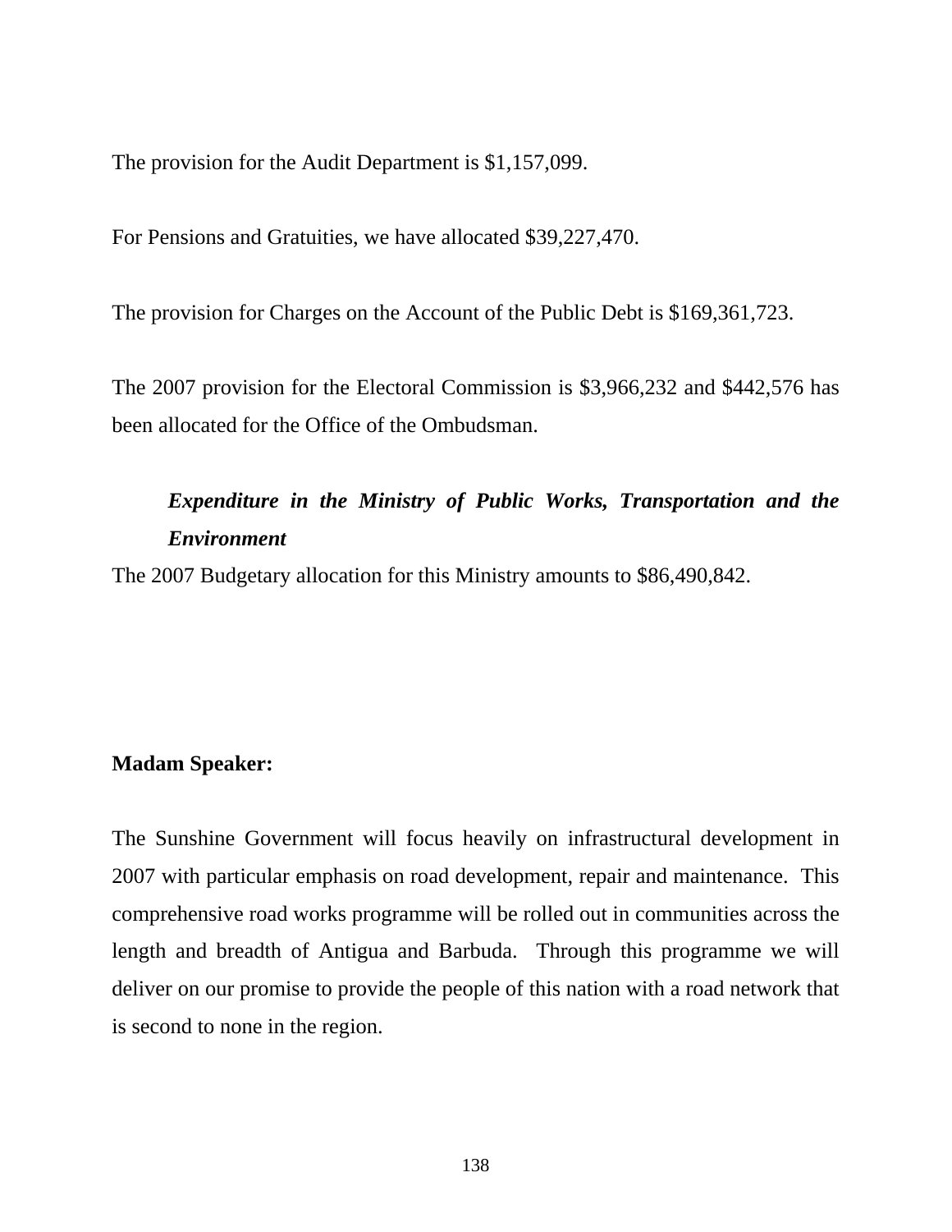The provision for the Audit Department is $1,157,099.

For Pensions and Gratuities, we have allocated $39,227,470.

The provision for Charges on the Account of the Public Debt is $169,361,723.

The 2007 provision for the Electoral Commission is $3,966,232 and $442,576 has been allocated for the Office of the Ombudsman.

***Expenditure in the Ministry of Public Works, Transportation and the Environment***

The 2007 Budgetary allocation for this Ministry amounts to $86,490,842.

**Madam Speaker:**

The Sunshine Government will focus heavily on infrastructural development in 2007 with particular emphasis on road development, repair and maintenance. This comprehensive road works programme will be rolled out in communities across the length and breadth of Antigua and Barbuda. Through this programme we will deliver on our promise to provide the people of this nation with a road network that is second to none in the region.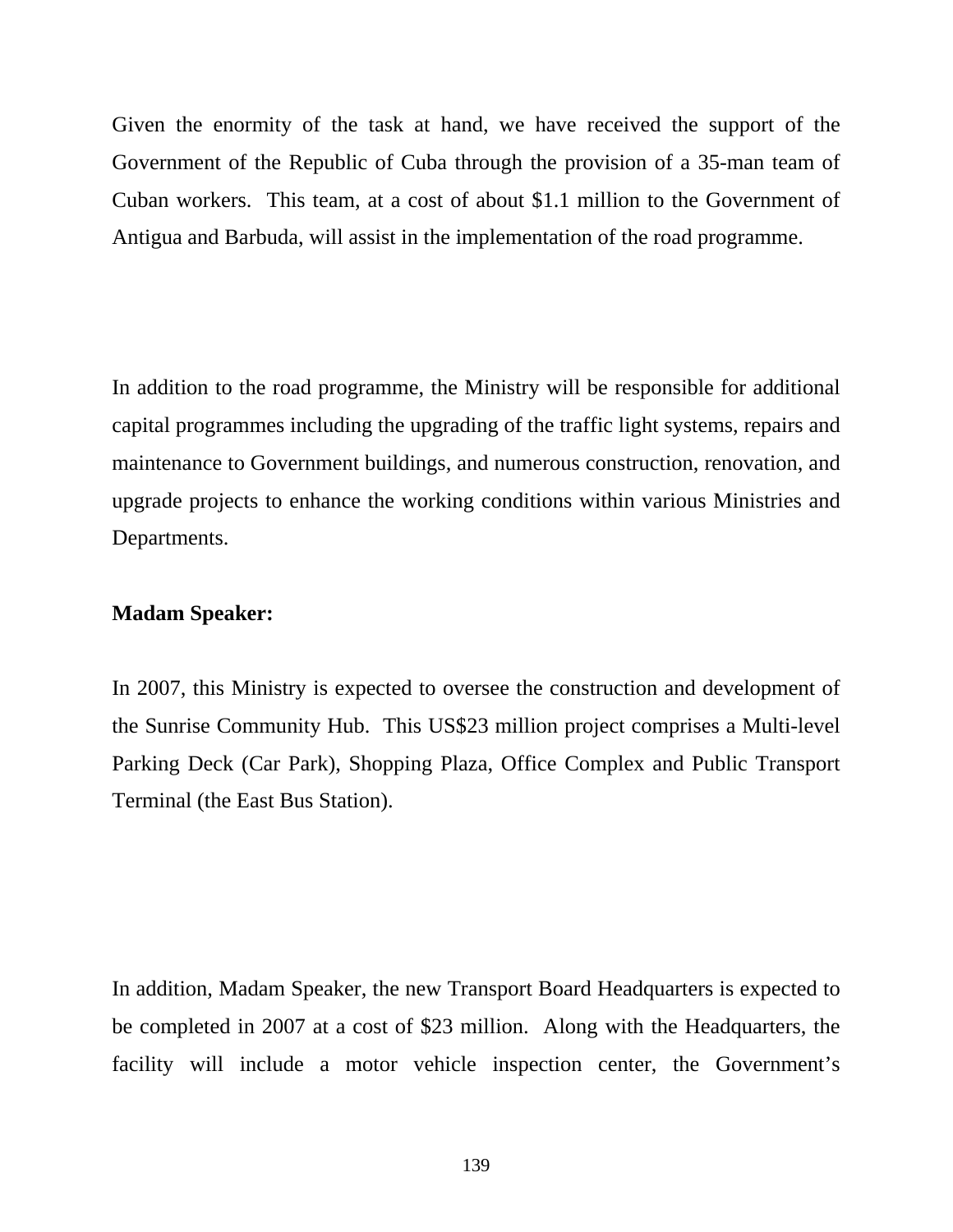Given the enormity of the task at hand, we have received the support of the Government of the Republic of Cuba through the provision of a 35-man team of Cuban workers. This team, at a cost of about $1.1 million to the Government of Antigua and Barbuda, will assist in the implementation of the road programme.

In addition to the road programme, the Ministry will be responsible for additional capital programmes including the upgrading of the traffic light systems, repairs and maintenance to Government buildings, and numerous construction, renovation, and upgrade projects to enhance the working conditions within various Ministries and Departments.

**Madam Speaker:**

In 2007, this Ministry is expected to oversee the construction and development of the Sunrise Community Hub. This US$23 million project comprises a Multi-level Parking Deck (Car Park), Shopping Plaza, Office Complex and Public Transport Terminal (the East Bus Station).

In addition, Madam Speaker, the new Transport Board Headquarters is expected to be completed in 2007 at a cost of $23 million. Along with the Headquarters, the facility will include a motor vehicle inspection center, the Government's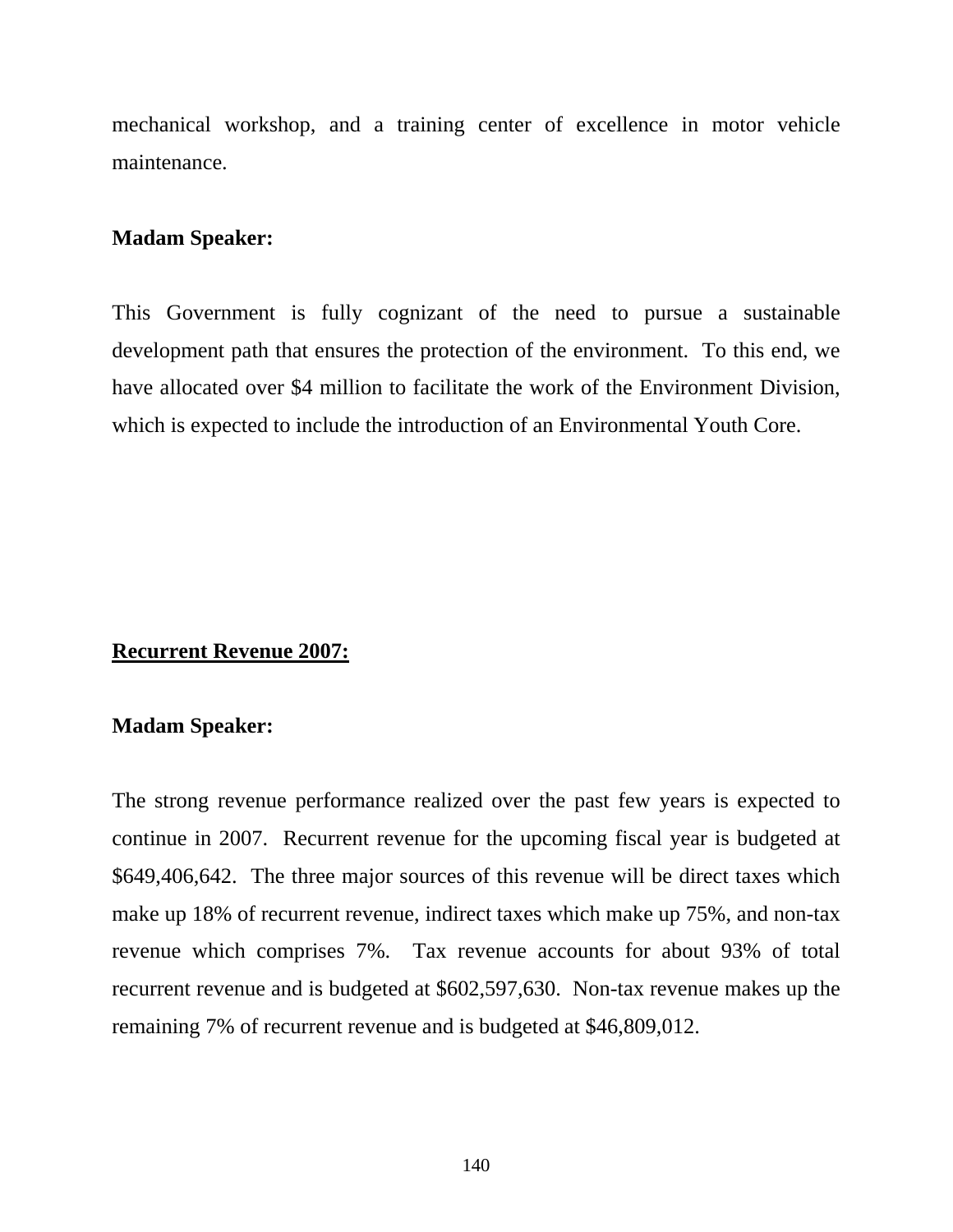mechanical workshop, and a training center of excellence in motor vehicle maintenance.

**Madam Speaker:**

This Government is fully cognizant of the need to pursue a sustainable development path that ensures the protection of the environment. To this end, we have allocated over $4 million to facilitate the work of the Environment Division, which is expected to include the introduction of an Environmental Youth Core.

**<u>Recurrent Revenue 2007:</u>**

**Madam Speaker:**

The strong revenue performance realized over the past few years is expected to continue in 2007. Recurrent revenue for the upcoming fiscal year is budgeted at $649,406,642. The three major sources of this revenue will be direct taxes which make up 18% of recurrent revenue, indirect taxes which make up 75%, and non-tax revenue which comprises 7%. Tax revenue accounts for about 93% of total recurrent revenue and is budgeted at $602,597,630. Non-tax revenue makes up the remaining 7% of recurrent revenue and is budgeted at $46,809,012.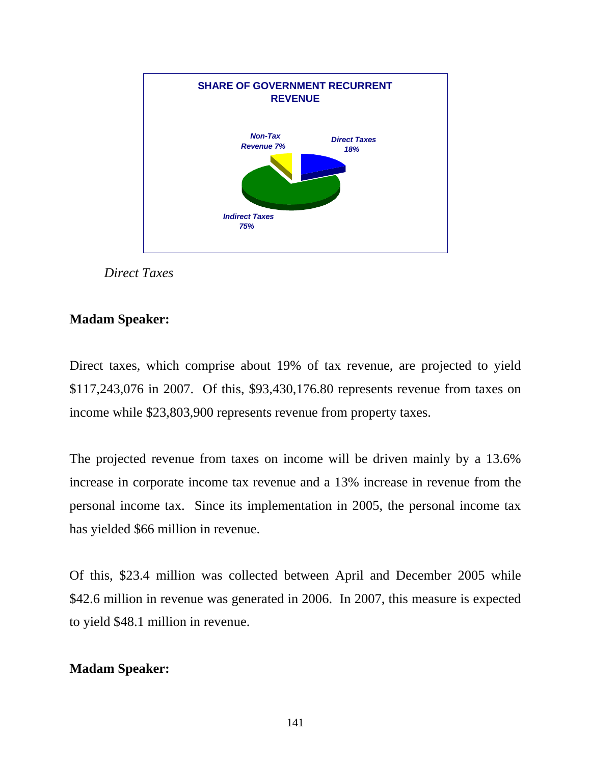**SHARE OF GOVERNMENT RECURRENT REVENUE**

- Direct Taxes 18%
- Non-Tax Revenue 7%
- Indirect Taxes 75%

*Direct Taxes*

**Madam Speaker:**

Direct taxes, which comprise about 19% of tax revenue, are projected to yield $117,243,076 in 2007. Of this, $93,430,176.80 represents revenue from taxes on income while $23,803,900 represents revenue from property taxes.

The projected revenue from taxes on income will be driven mainly by a 13.6% increase in corporate income tax revenue and a 13% increase in revenue from the personal income tax. Since its implementation in 2005, the personal income tax has yielded $66 million in revenue.

Of this, $23.4 million was collected between April and December 2005 while $42.6 million in revenue was generated in 2006. In 2007, this measure is expected to yield $48.1 million in revenue.

**Madam Speaker:**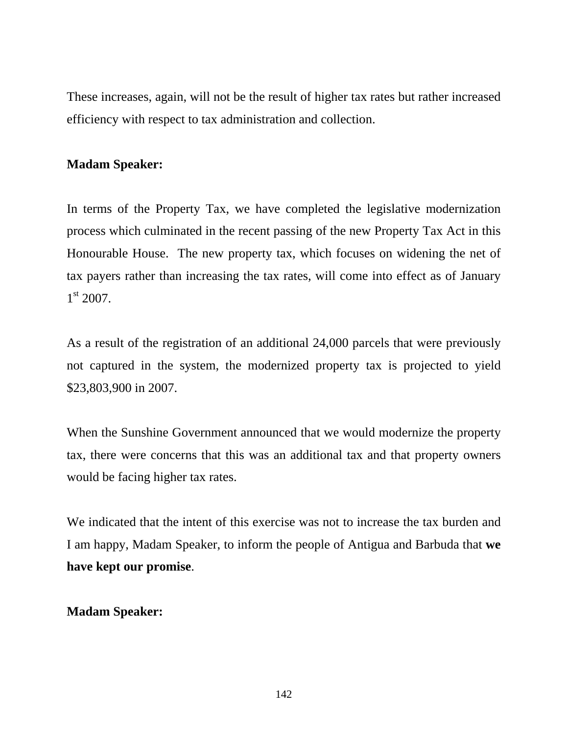These increases, again, will not be the result of higher tax rates but rather increased efficiency with respect to tax administration and collection.

**Madam Speaker:**

In terms of the Property Tax, we have completed the legislative modernization process which culminated in the recent passing of the new Property Tax Act in this Honourable House. The new property tax, which focuses on widening the net of tax payers rather than increasing the tax rates, will come into effect as of January 1st 2007.

As a result of the registration of an additional 24,000 parcels that were previously not captured in the system, the modernized property tax is projected to yield $23,803,900 in 2007.

When the Sunshine Government announced that we would modernize the property tax, there were concerns that this was an additional tax and that property owners would be facing higher tax rates.

We indicated that the intent of this exercise was not to increase the tax burden and I am happy, Madam Speaker, to inform the people of Antigua and Barbuda that **we have kept our promise**.

**Madam Speaker:**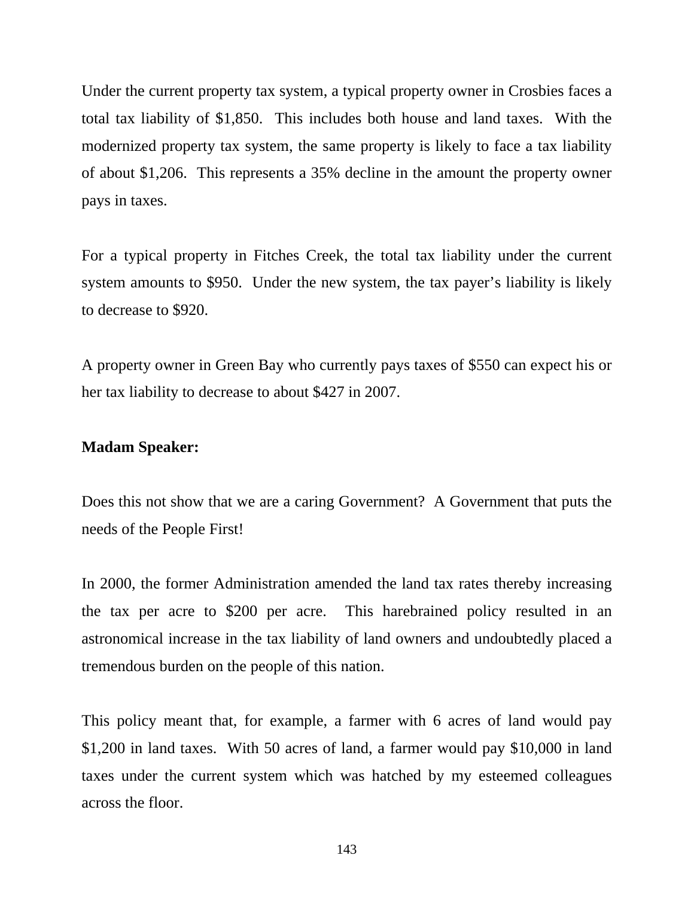Under the current property tax system, a typical property owner in Crosbies faces a total tax liability of $1,850. This includes both house and land taxes. With the modernized property tax system, the same property is likely to face a tax liability of about $1,206. This represents a 35% decline in the amount the property owner pays in taxes.

For a typical property in Fitches Creek, the total tax liability under the current system amounts to $950. Under the new system, the tax payer's liability is likely to decrease to $920.

A property owner in Green Bay who currently pays taxes of $550 can expect his or her tax liability to decrease to about $427 in 2007.

**Madam Speaker:**

Does this not show that we are a caring Government? A Government that puts the needs of the People First!

In 2000, the former Administration amended the land tax rates thereby increasing the tax per acre to $200 per acre. This harebrained policy resulted in an astronomical increase in the tax liability of land owners and undoubtedly placed a tremendous burden on the people of this nation.

This policy meant that, for example, a farmer with 6 acres of land would pay $1,200 in land taxes. With 50 acres of land, a farmer would pay $10,000 in land taxes under the current system which was hatched by my esteemed colleagues across the floor.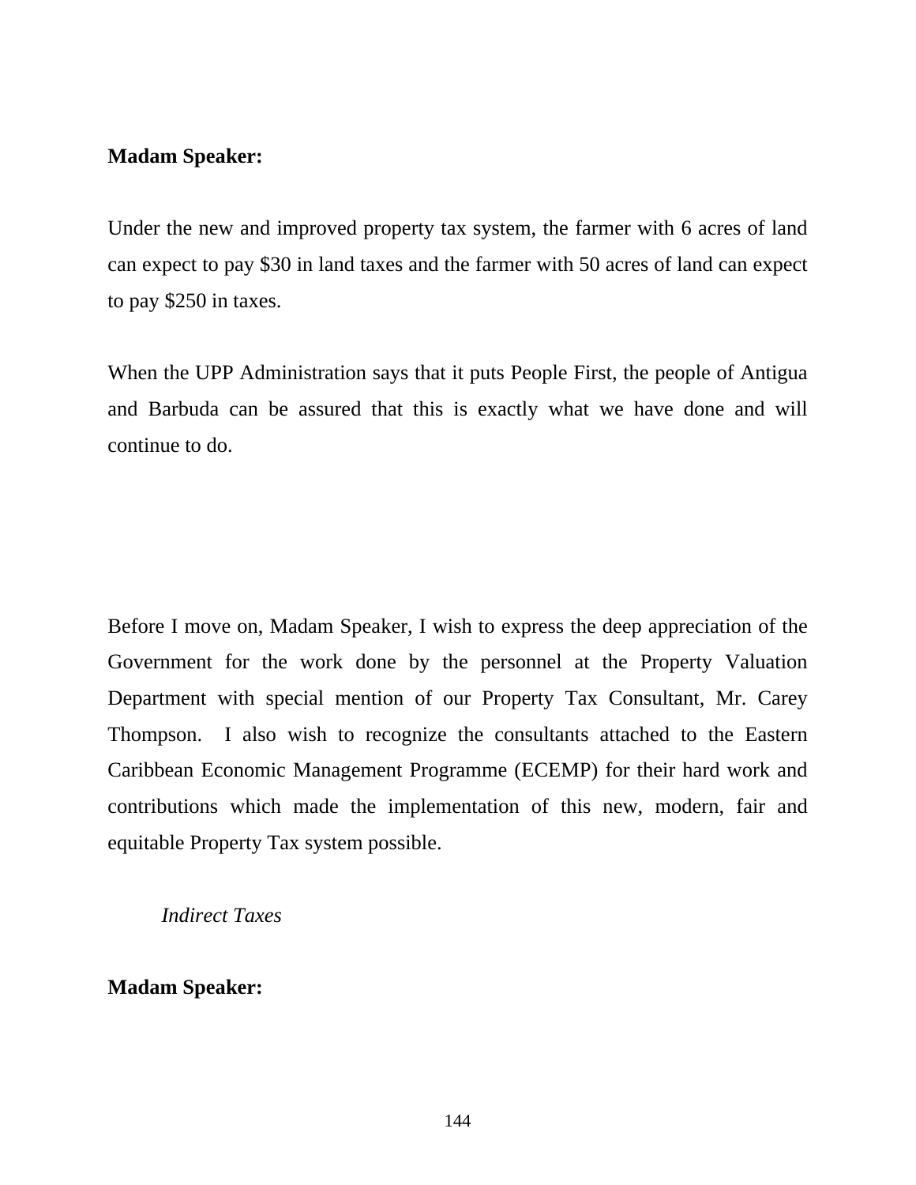**Madam Speaker:**

Under the new and improved property tax system, the farmer with 6 acres of land can expect to pay $30 in land taxes and the farmer with 50 acres of land can expect to pay $250 in taxes.

When the UPP Administration says that it puts People First, the people of Antigua and Barbuda can be assured that this is exactly what we have done and will continue to do.

Before I move on, Madam Speaker, I wish to express the deep appreciation of the Government for the work done by the personnel at the Property Valuation Department with special mention of our Property Tax Consultant, Mr. Carey Thompson. I also wish to recognize the consultants attached to the Eastern Caribbean Economic Management Programme (ECEMP) for their hard work and contributions which made the implementation of this new, modern, fair and equitable Property Tax system possible.

*Indirect Taxes*

**Madam Speaker:**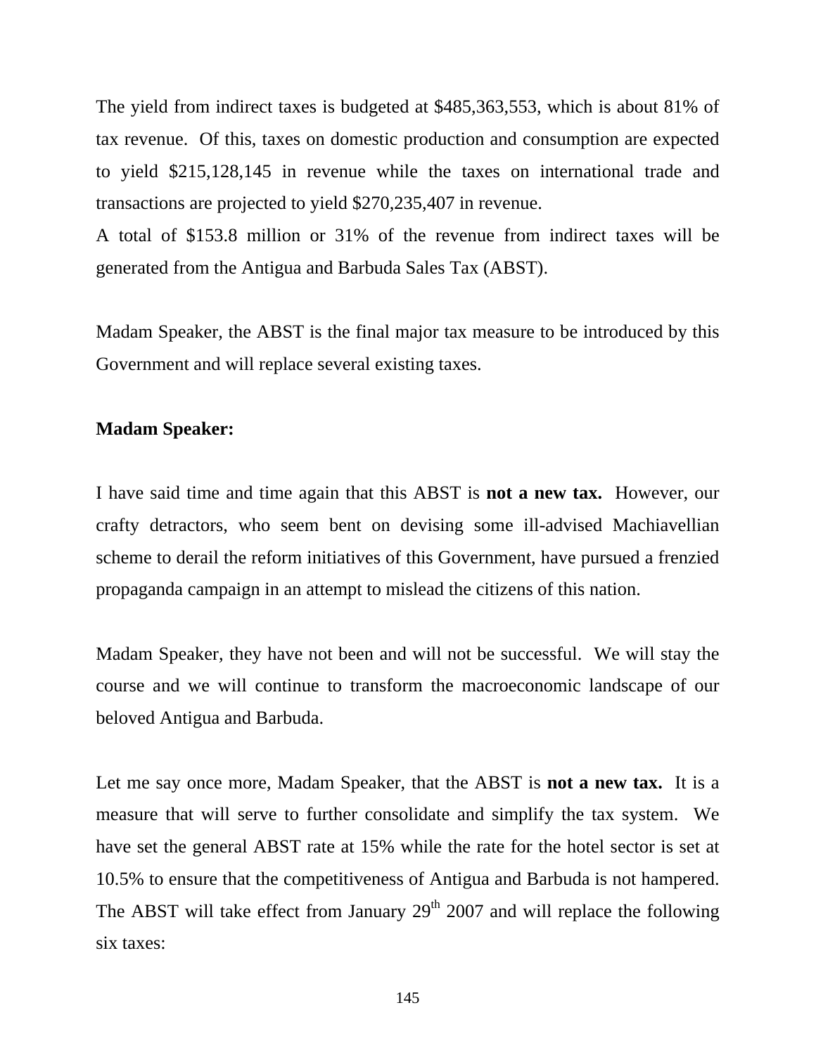The yield from indirect taxes is budgeted at $485,363,553, which is about 81% of tax revenue.  Of this, taxes on domestic production and consumption are expected to yield $215,128,145 in revenue while the taxes on international trade and transactions are projected to yield $270,235,407 in revenue.
A total of $153.8 million or 31% of the revenue from indirect taxes will be generated from the Antigua and Barbuda Sales Tax (ABST).

Madam Speaker, the ABST is the final major tax measure to be introduced by this Government and will replace several existing taxes.

**Madam Speaker:**

I have said time and time again that this ABST is **not a new tax.**  However, our crafty detractors, who seem bent on devising some ill-advised Machiavellian scheme to derail the reform initiatives of this Government, have pursued a frenzied propaganda campaign in an attempt to mislead the citizens of this nation.

Madam Speaker, they have not been and will not be successful.  We will stay the course and we will continue to transform the macroeconomic landscape of our beloved Antigua and Barbuda.

Let me say once more, Madam Speaker, that the ABST is **not a new tax.**  It is a measure that will serve to further consolidate and simplify the tax system.  We have set the general ABST rate at 15% while the rate for the hotel sector is set at 10.5% to ensure that the competitiveness of Antigua and Barbuda is not hampered. The ABST will take effect from January 29th 2007 and will replace the following six taxes: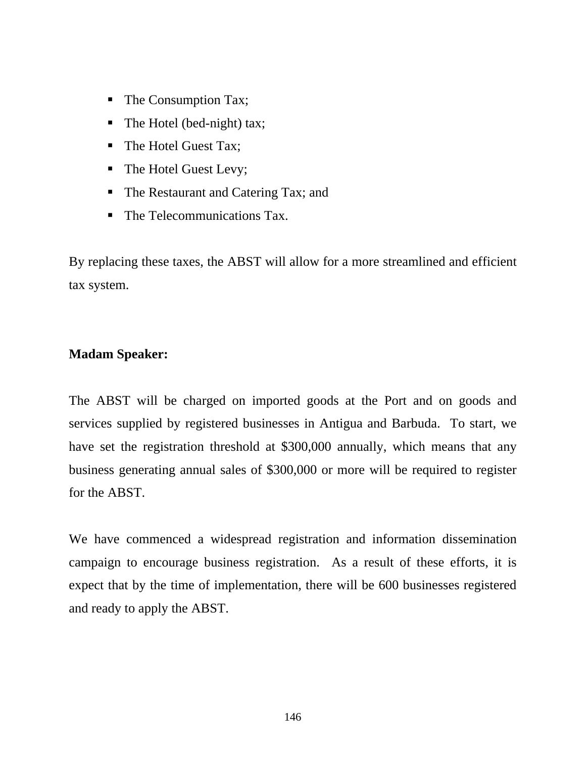- The Consumption Tax;
- The Hotel (bed-night) tax;
- The Hotel Guest Tax;
- The Hotel Guest Levy;
- The Restaurant and Catering Tax; and
- The Telecommunications Tax.

By replacing these taxes, the ABST will allow for a more streamlined and efficient tax system.

**Madam Speaker:**

The ABST will be charged on imported goods at the Port and on goods and services supplied by registered businesses in Antigua and Barbuda. To start, we have set the registration threshold at $300,000 annually, which means that any business generating annual sales of $300,000 or more will be required to register for the ABST.

We have commenced a widespread registration and information dissemination campaign to encourage business registration. As a result of these efforts, it is expect that by the time of implementation, there will be 600 businesses registered and ready to apply the ABST.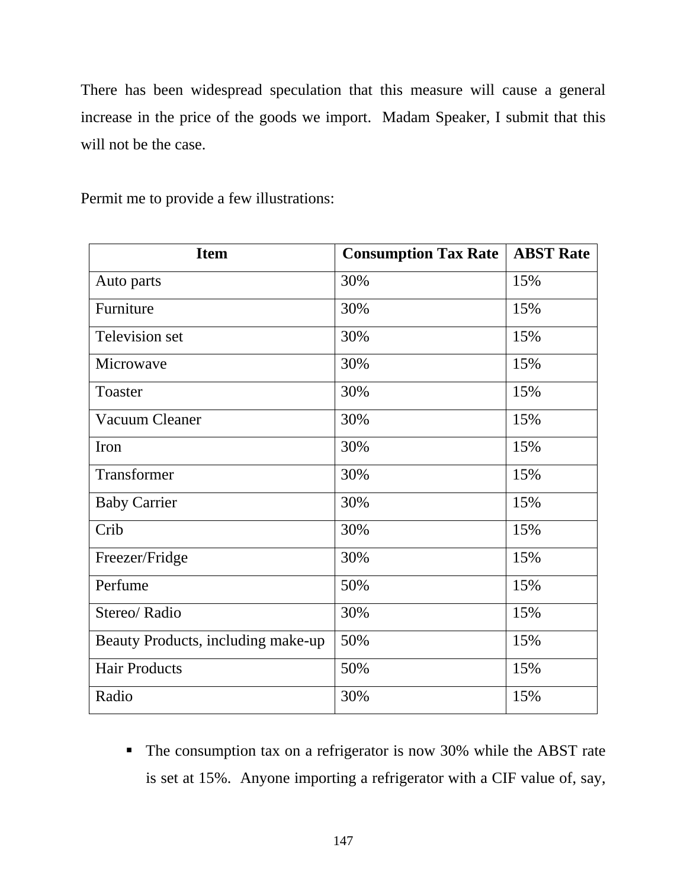There has been widespread speculation that this measure will cause a general increase in the price of the goods we import. Madam Speaker, I submit that this will not be the case.

Permit me to provide a few illustrations:

| Item | Consumption Tax Rate | ABST Rate |
|---|---|---|
| Auto parts | 30% | 15% |
| Furniture | 30% | 15% |
| Television set | 30% | 15% |
| Microwave | 30% | 15% |
| Toaster | 30% | 15% |
| Vacuum Cleaner | 30% | 15% |
| Iron | 30% | 15% |
| Transformer | 30% | 15% |
| Baby Carrier | 30% | 15% |
| Crib | 30% | 15% |
| Freezer/Fridge | 30% | 15% |
| Perfume | 50% | 15% |
| Stereo/ Radio | 30% | 15% |
| Beauty Products, including make-up | 50% | 15% |
| Hair Products | 50% | 15% |
| Radio | 30% | 15% |

- The consumption tax on a refrigerator is now 30% while the ABST rate is set at 15%. Anyone importing a refrigerator with a CIF value of, say,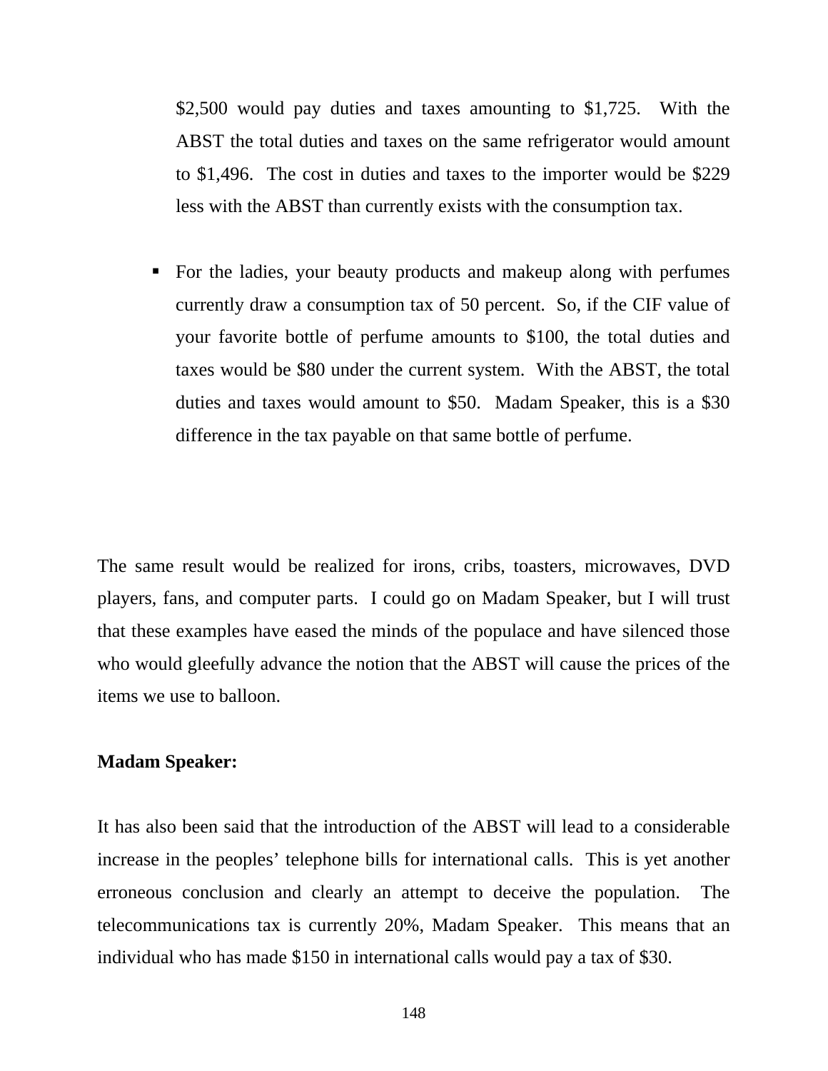$2,500 would pay duties and taxes amounting to $1,725. With the ABST the total duties and taxes on the same refrigerator would amount to $1,496. The cost in duties and taxes to the importer would be $229 less with the ABST than currently exists with the consumption tax.

- For the ladies, your beauty products and makeup along with perfumes currently draw a consumption tax of 50 percent. So, if the CIF value of your favorite bottle of perfume amounts to $100, the total duties and taxes would be $80 under the current system. With the ABST, the total duties and taxes would amount to $50. Madam Speaker, this is a $30 difference in the tax payable on that same bottle of perfume.

The same result would be realized for irons, cribs, toasters, microwaves, DVD players, fans, and computer parts. I could go on Madam Speaker, but I will trust that these examples have eased the minds of the populace and have silenced those who would gleefully advance the notion that the ABST will cause the prices of the items we use to balloon.

**Madam Speaker:**

It has also been said that the introduction of the ABST will lead to a considerable increase in the peoples' telephone bills for international calls. This is yet another erroneous conclusion and clearly an attempt to deceive the population. The telecommunications tax is currently 20%, Madam Speaker. This means that an individual who has made $150 in international calls would pay a tax of $30.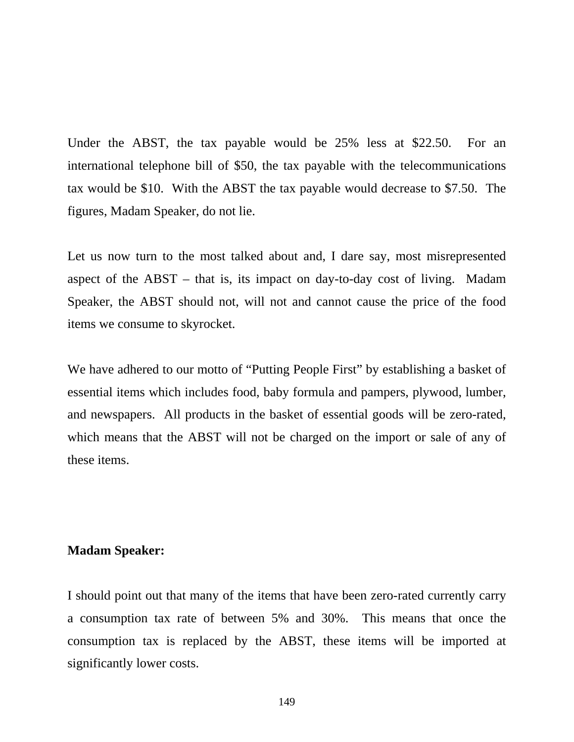Under the ABST, the tax payable would be 25% less at $22.50. For an international telephone bill of $50, the tax payable with the telecommunications tax would be $10. With the ABST the tax payable would decrease to $7.50. The figures, Madam Speaker, do not lie.

Let us now turn to the most talked about and, I dare say, most misrepresented aspect of the ABST – that is, its impact on day-to-day cost of living. Madam Speaker, the ABST should not, will not and cannot cause the price of the food items we consume to skyrocket.

We have adhered to our motto of "Putting People First" by establishing a basket of essential items which includes food, baby formula and pampers, plywood, lumber, and newspapers. All products in the basket of essential goods will be zero-rated, which means that the ABST will not be charged on the import or sale of any of these items.

**Madam Speaker:**

I should point out that many of the items that have been zero-rated currently carry a consumption tax rate of between 5% and 30%. This means that once the consumption tax is replaced by the ABST, these items will be imported at significantly lower costs.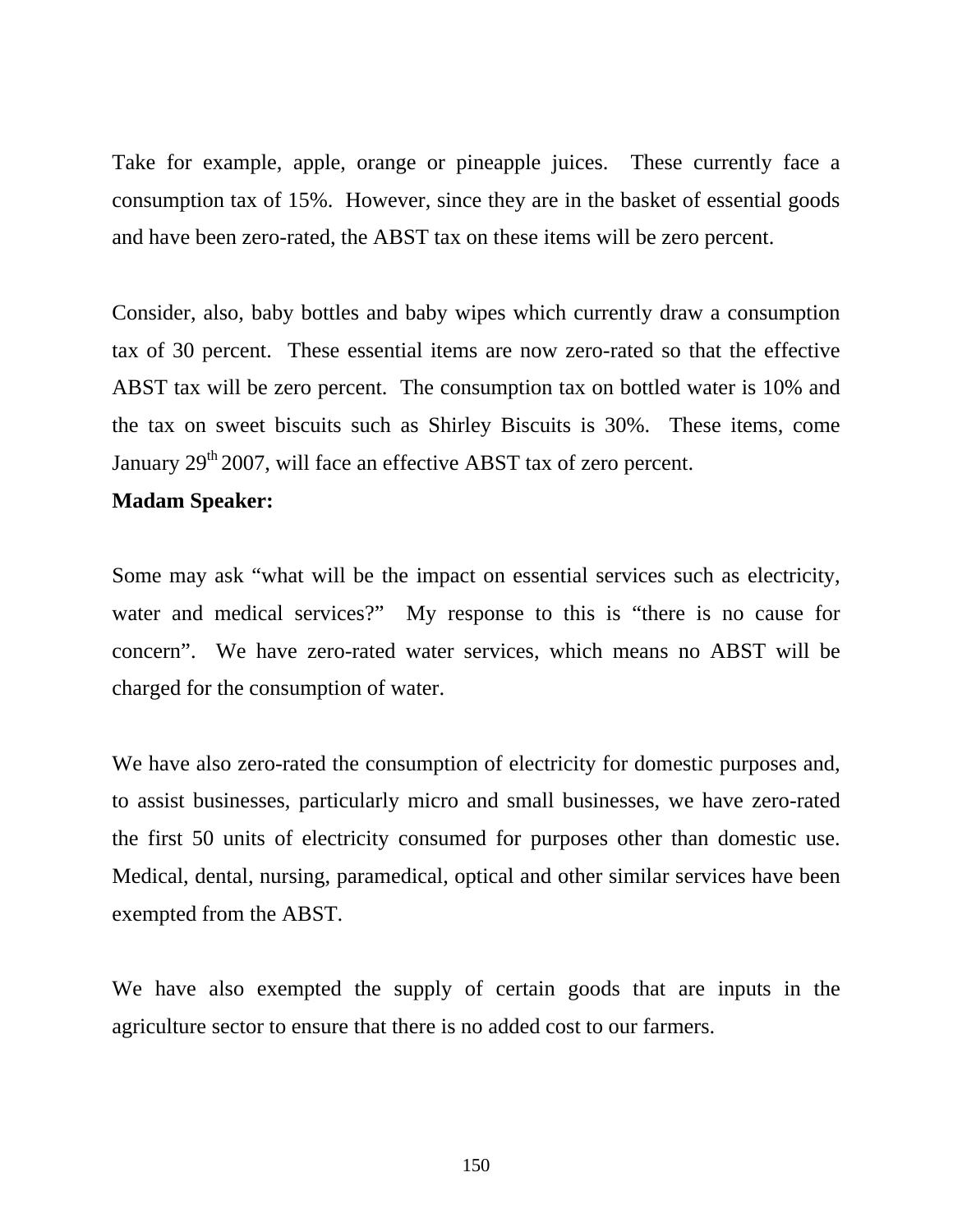Take for example, apple, orange or pineapple juices. These currently face a consumption tax of 15%. However, since they are in the basket of essential goods and have been zero-rated, the ABST tax on these items will be zero percent.

Consider, also, baby bottles and baby wipes which currently draw a consumption tax of 30 percent. These essential items are now zero-rated so that the effective ABST tax will be zero percent. The consumption tax on bottled water is 10% and the tax on sweet biscuits such as Shirley Biscuits is 30%. These items, come January 29th 2007, will face an effective ABST tax of zero percent.

**Madam Speaker:**

Some may ask "what will be the impact on essential services such as electricity, water and medical services?" My response to this is "there is no cause for concern". We have zero-rated water services, which means no ABST will be charged for the consumption of water.

We have also zero-rated the consumption of electricity for domestic purposes and, to assist businesses, particularly micro and small businesses, we have zero-rated the first 50 units of electricity consumed for purposes other than domestic use. Medical, dental, nursing, paramedical, optical and other similar services have been exempted from the ABST.

We have also exempted the supply of certain goods that are inputs in the agriculture sector to ensure that there is no added cost to our farmers.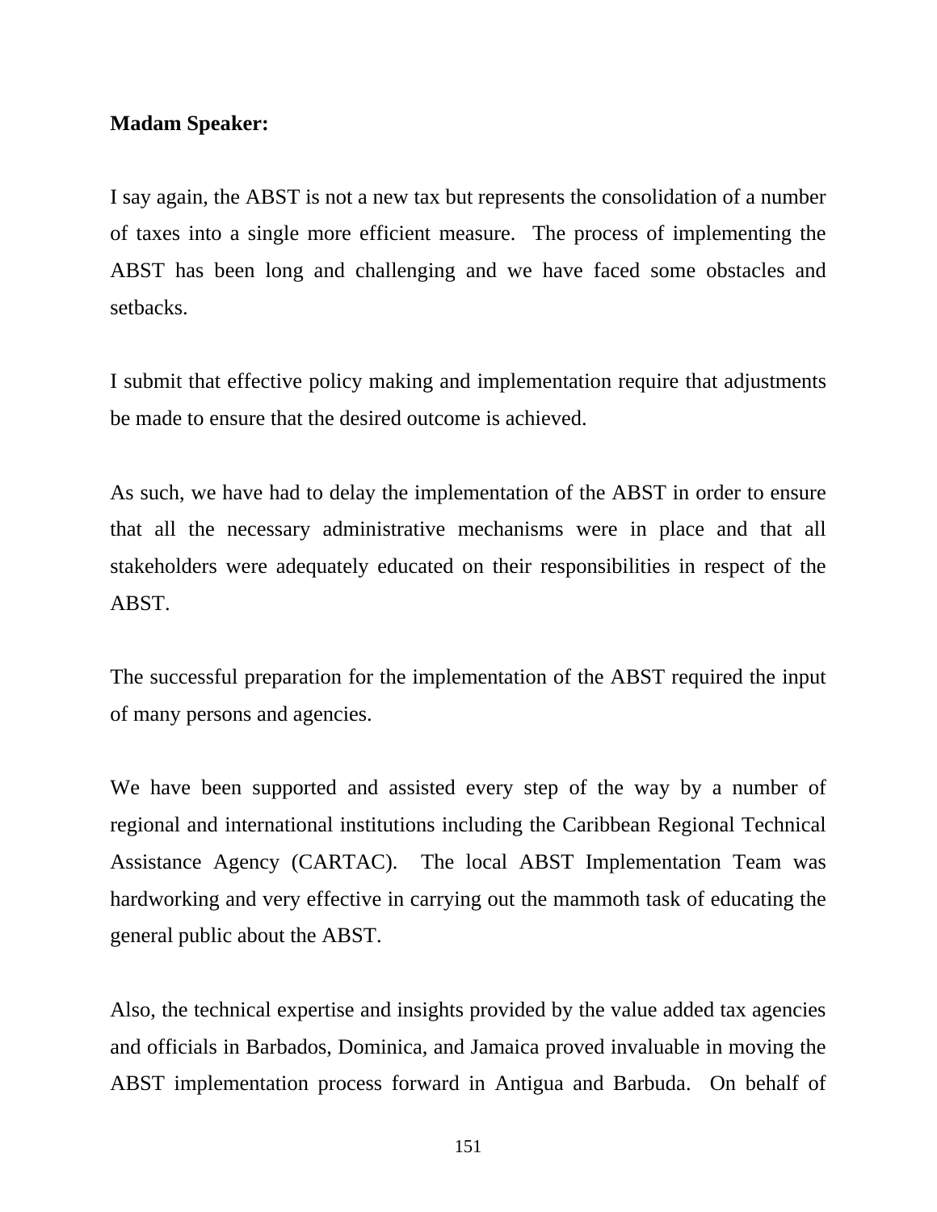**Madam Speaker:**

I say again, the ABST is not a new tax but represents the consolidation of a number of taxes into a single more efficient measure. The process of implementing the ABST has been long and challenging and we have faced some obstacles and setbacks.

I submit that effective policy making and implementation require that adjustments be made to ensure that the desired outcome is achieved.

As such, we have had to delay the implementation of the ABST in order to ensure that all the necessary administrative mechanisms were in place and that all stakeholders were adequately educated on their responsibilities in respect of the ABST.

The successful preparation for the implementation of the ABST required the input of many persons and agencies.

We have been supported and assisted every step of the way by a number of regional and international institutions including the Caribbean Regional Technical Assistance Agency (CARTAC). The local ABST Implementation Team was hardworking and very effective in carrying out the mammoth task of educating the general public about the ABST.

Also, the technical expertise and insights provided by the value added tax agencies and officials in Barbados, Dominica, and Jamaica proved invaluable in moving the ABST implementation process forward in Antigua and Barbuda. On behalf of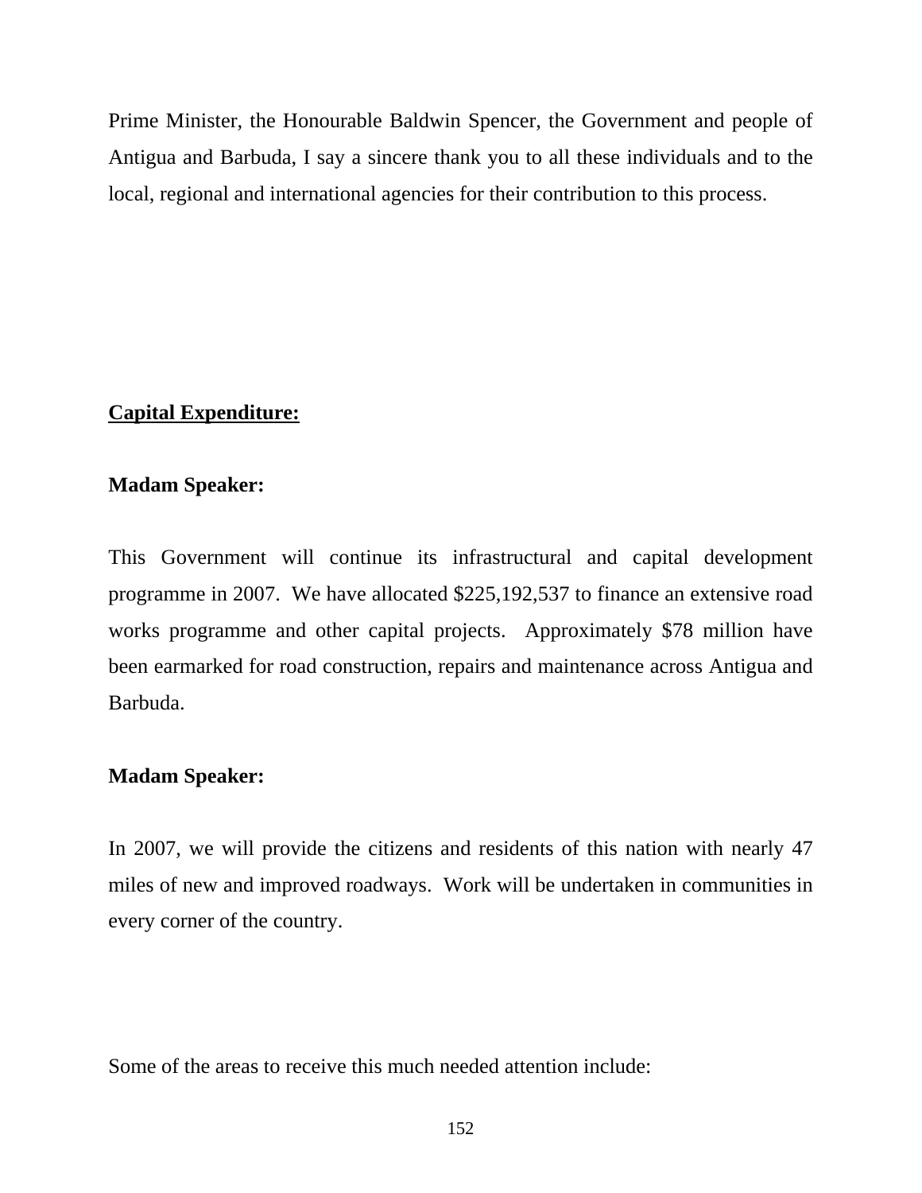Prime Minister, the Honourable Baldwin Spencer, the Government and people of Antigua and Barbuda, I say a sincere thank you to all these individuals and to the local, regional and international agencies for their contribution to this process.

## Capital Expenditure:

**Madam Speaker:**

This Government will continue its infrastructural and capital development programme in 2007. We have allocated $225,192,537 to finance an extensive road works programme and other capital projects. Approximately $78 million have been earmarked for road construction, repairs and maintenance across Antigua and Barbuda.

**Madam Speaker:**

In 2007, we will provide the citizens and residents of this nation with nearly 47 miles of new and improved roadways. Work will be undertaken in communities in every corner of the country.

Some of the areas to receive this much needed attention include: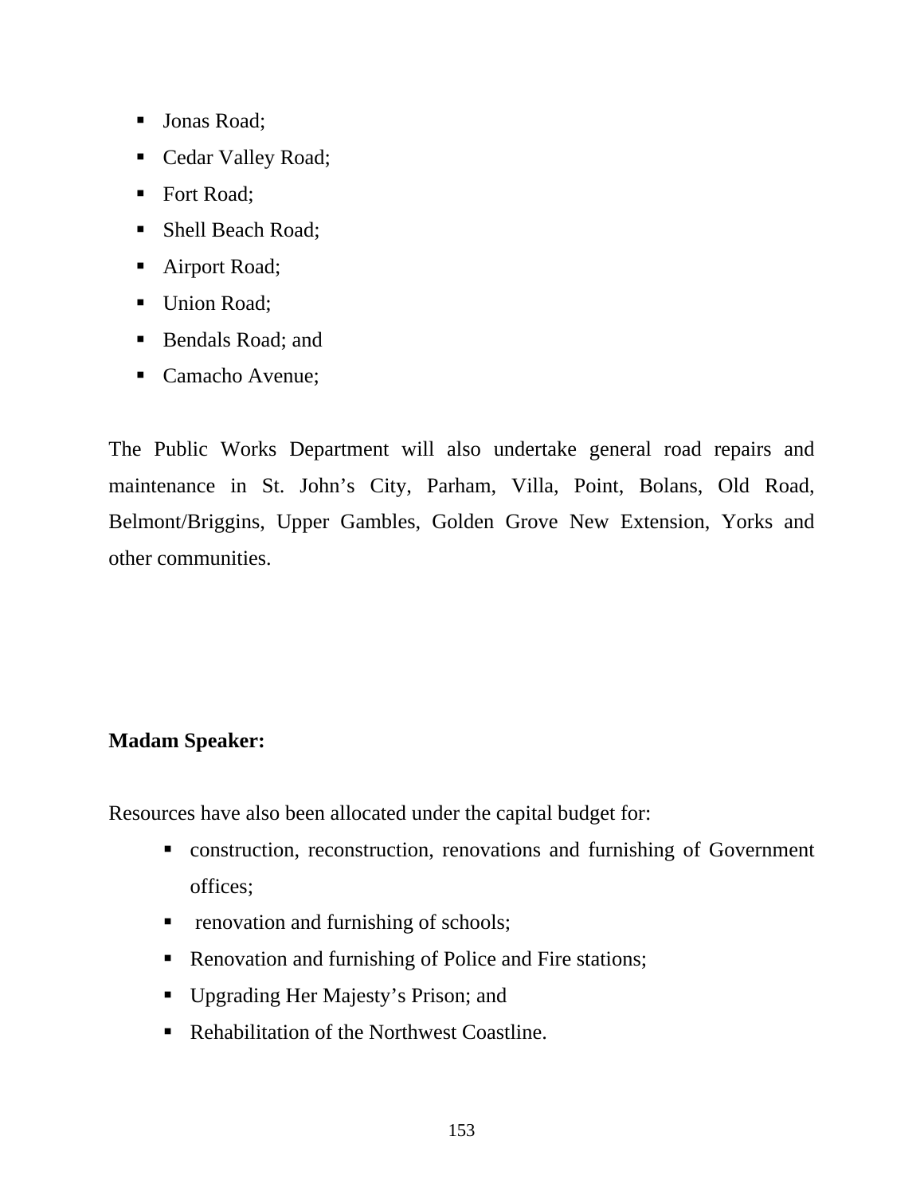- Jonas Road;
- Cedar Valley Road;
- Fort Road;
- Shell Beach Road;
- Airport Road;
- Union Road;
- Bendals Road; and
- Camacho Avenue;

The Public Works Department will also undertake general road repairs and maintenance in St. John's City, Parham, Villa, Point, Bolans, Old Road, Belmont/Briggins, Upper Gambles, Golden Grove New Extension, Yorks and other communities.

**Madam Speaker:**

Resources have also been allocated under the capital budget for:

- construction, reconstruction, renovations and furnishing of Government offices;
- renovation and furnishing of schools;
- Renovation and furnishing of Police and Fire stations;
- Upgrading Her Majesty's Prison; and
- Rehabilitation of the Northwest Coastline.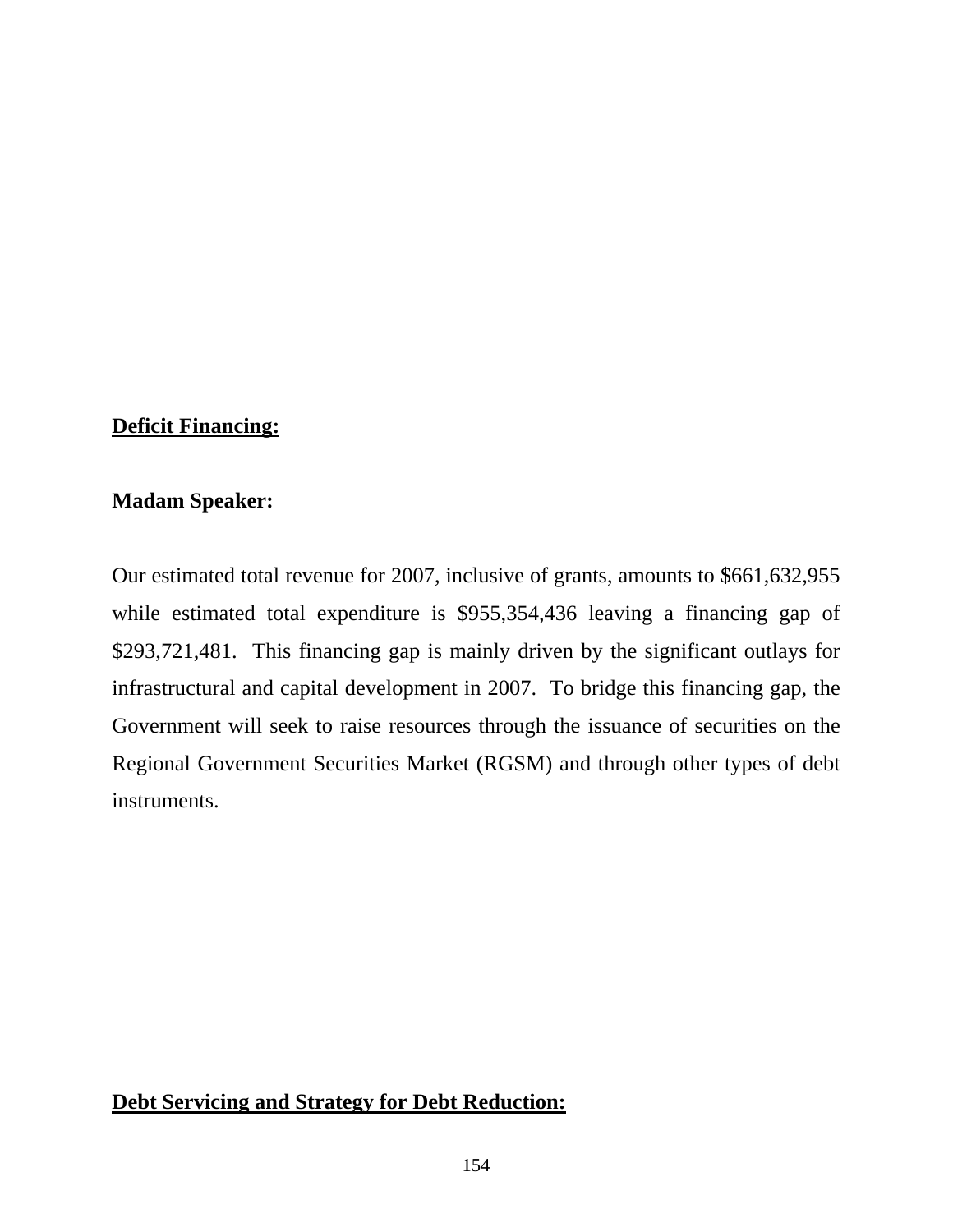## Deficit Financing:

**Madam Speaker:**

Our estimated total revenue for 2007, inclusive of grants, amounts to $661,632,955 while estimated total expenditure is $955,354,436 leaving a financing gap of $293,721,481. This financing gap is mainly driven by the significant outlays for infrastructural and capital development in 2007. To bridge this financing gap, the Government will seek to raise resources through the issuance of securities on the Regional Government Securities Market (RGSM) and through other types of debt instruments.

## Debt Servicing and Strategy for Debt Reduction: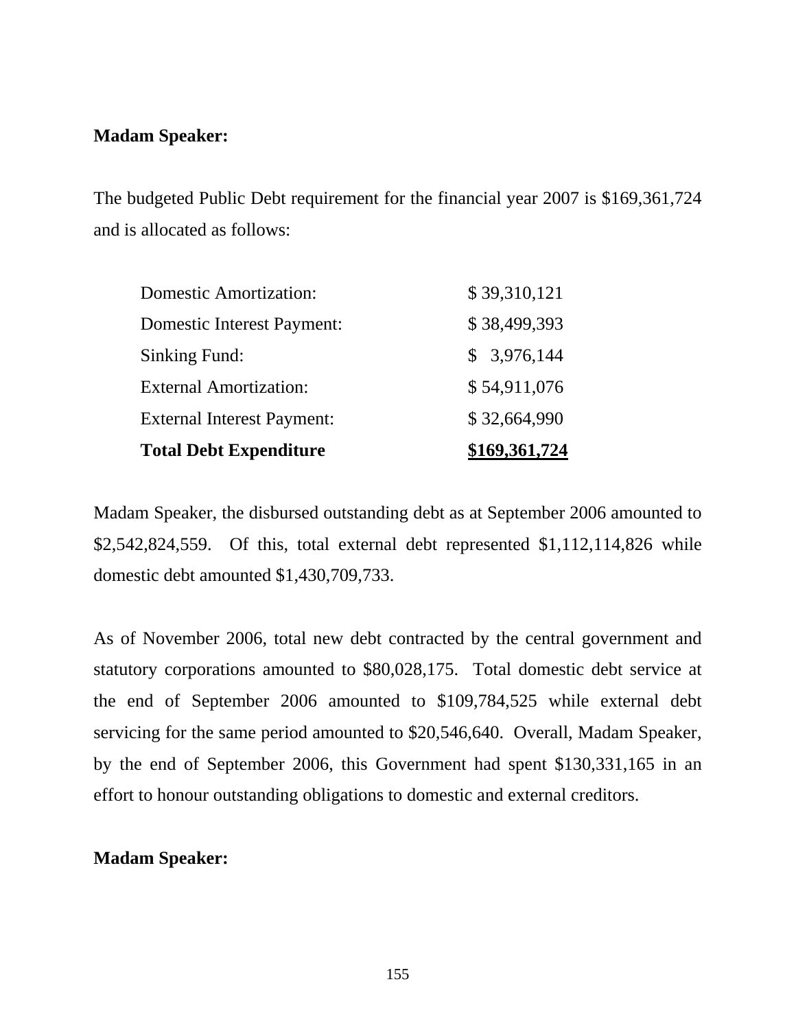**Madam Speaker:**

The budgeted Public Debt requirement for the financial year 2007 is $169,361,724 and is allocated as follows:

| | |
|---|---|
| Domestic Amortization: | $ 39,310,121 |
| Domestic Interest Payment: | $ 38,499,393 |
| Sinking Fund: | $ 3,976,144 |
| External Amortization: | $ 54,911,076 |
| External Interest Payment: | $ 32,664,990 |
| **Total Debt Expenditure** | **$169,361,724** |

Madam Speaker, the disbursed outstanding debt as at September 2006 amounted to $2,542,824,559. Of this, total external debt represented $1,112,114,826 while domestic debt amounted $1,430,709,733.

As of November 2006, total new debt contracted by the central government and statutory corporations amounted to $80,028,175. Total domestic debt service at the end of September 2006 amounted to $109,784,525 while external debt servicing for the same period amounted to $20,546,640. Overall, Madam Speaker, by the end of September 2006, this Government had spent $130,331,165 in an effort to honour outstanding obligations to domestic and external creditors.

**Madam Speaker:**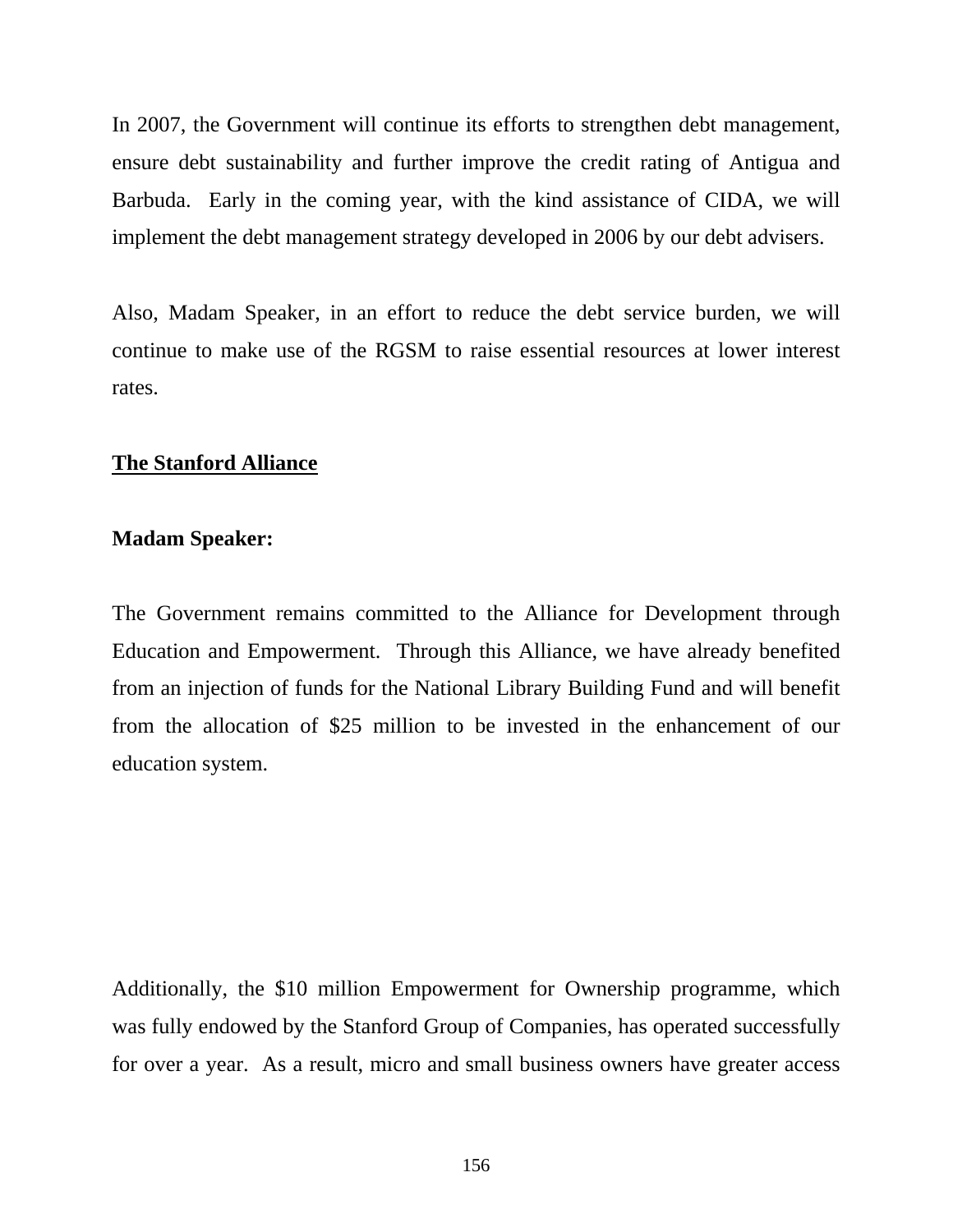In 2007, the Government will continue its efforts to strengthen debt management, ensure debt sustainability and further improve the credit rating of Antigua and Barbuda. Early in the coming year, with the kind assistance of CIDA, we will implement the debt management strategy developed in 2006 by our debt advisers.

Also, Madam Speaker, in an effort to reduce the debt service burden, we will continue to make use of the RGSM to raise essential resources at lower interest rates.

## <u>The Stanford Alliance</u>

**Madam Speaker:**

The Government remains committed to the Alliance for Development through Education and Empowerment. Through this Alliance, we have already benefited from an injection of funds for the National Library Building Fund and will benefit from the allocation of $25 million to be invested in the enhancement of our education system.

Additionally, the $10 million Empowerment for Ownership programme, which was fully endowed by the Stanford Group of Companies, has operated successfully for over a year. As a result, micro and small business owners have greater access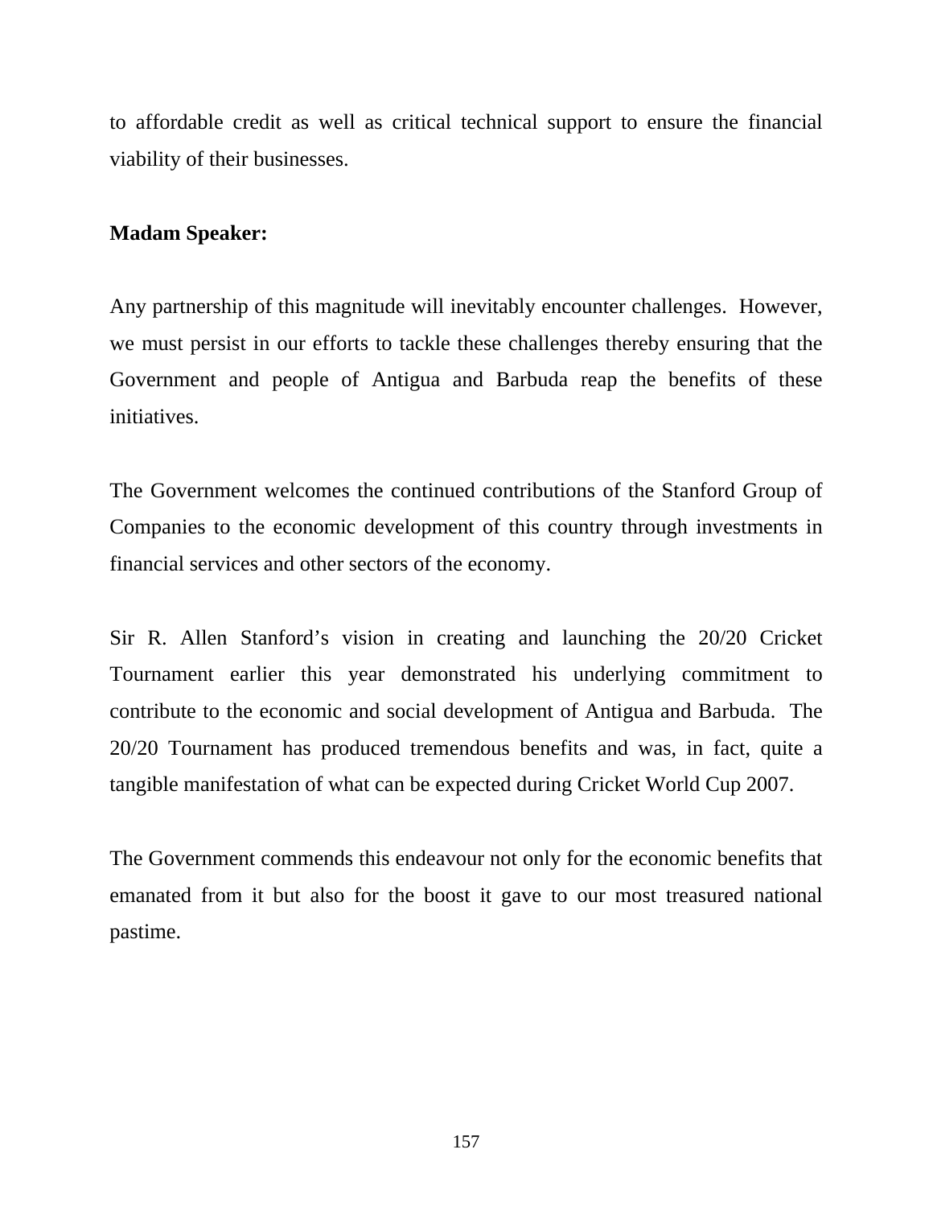to affordable credit as well as critical technical support to ensure the financial viability of their businesses.

**Madam Speaker:**

Any partnership of this magnitude will inevitably encounter challenges. However, we must persist in our efforts to tackle these challenges thereby ensuring that the Government and people of Antigua and Barbuda reap the benefits of these initiatives.

The Government welcomes the continued contributions of the Stanford Group of Companies to the economic development of this country through investments in financial services and other sectors of the economy.

Sir R. Allen Stanford's vision in creating and launching the 20/20 Cricket Tournament earlier this year demonstrated his underlying commitment to contribute to the economic and social development of Antigua and Barbuda. The 20/20 Tournament has produced tremendous benefits and was, in fact, quite a tangible manifestation of what can be expected during Cricket World Cup 2007.

The Government commends this endeavour not only for the economic benefits that emanated from it but also for the boost it gave to our most treasured national pastime.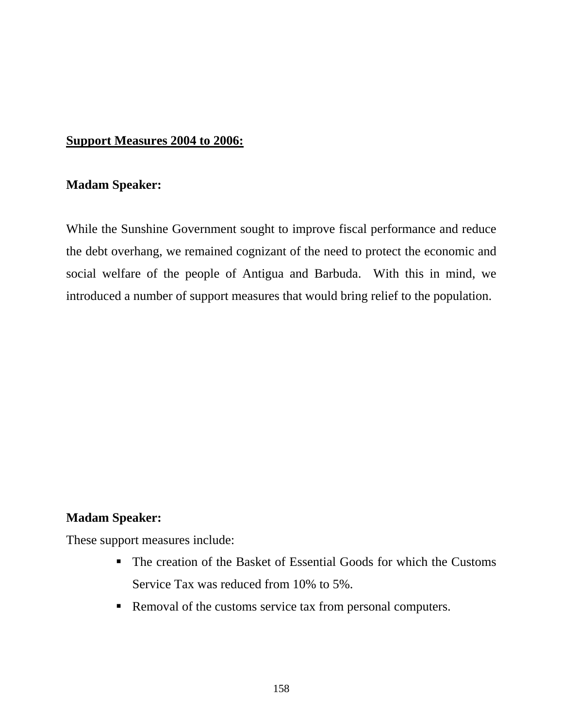**<u>Support Measures 2004 to 2006:</u>**

**Madam Speaker:**

While the Sunshine Government sought to improve fiscal performance and reduce the debt overhang, we remained cognizant of the need to protect the economic and social welfare of the people of Antigua and Barbuda. With this in mind, we introduced a number of support measures that would bring relief to the population.

**Madam Speaker:**

These support measures include:

- The creation of the Basket of Essential Goods for which the Customs Service Tax was reduced from 10% to 5%.
- Removal of the customs service tax from personal computers.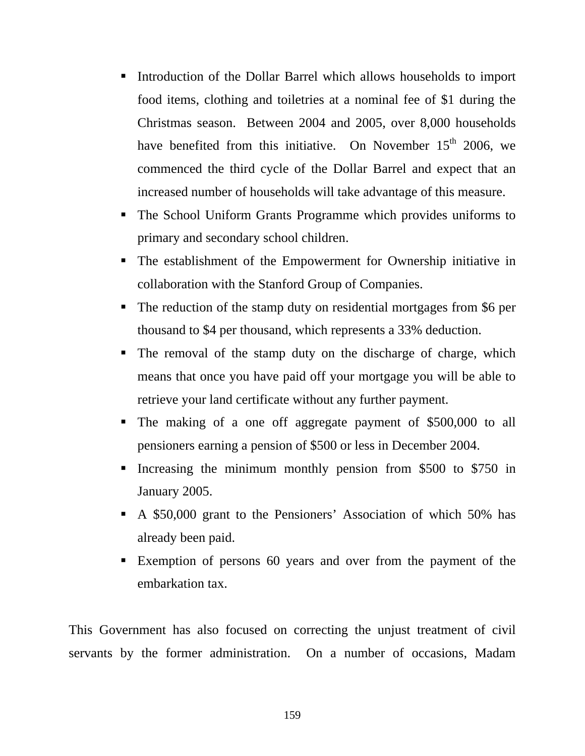- Introduction of the Dollar Barrel which allows households to import food items, clothing and toiletries at a nominal fee of $1 during the Christmas season. Between 2004 and 2005, over 8,000 households have benefited from this initiative. On November 15th 2006, we commenced the third cycle of the Dollar Barrel and expect that an increased number of households will take advantage of this measure.
- The School Uniform Grants Programme which provides uniforms to primary and secondary school children.
- The establishment of the Empowerment for Ownership initiative in collaboration with the Stanford Group of Companies.
- The reduction of the stamp duty on residential mortgages from $6 per thousand to $4 per thousand, which represents a 33% deduction.
- The removal of the stamp duty on the discharge of charge, which means that once you have paid off your mortgage you will be able to retrieve your land certificate without any further payment.
- The making of a one off aggregate payment of $500,000 to all pensioners earning a pension of $500 or less in December 2004.
- Increasing the minimum monthly pension from $500 to $750 in January 2005.
- A $50,000 grant to the Pensioners' Association of which 50% has already been paid.
- Exemption of persons 60 years and over from the payment of the embarkation tax.

This Government has also focused on correcting the unjust treatment of civil servants by the former administration. On a number of occasions, Madam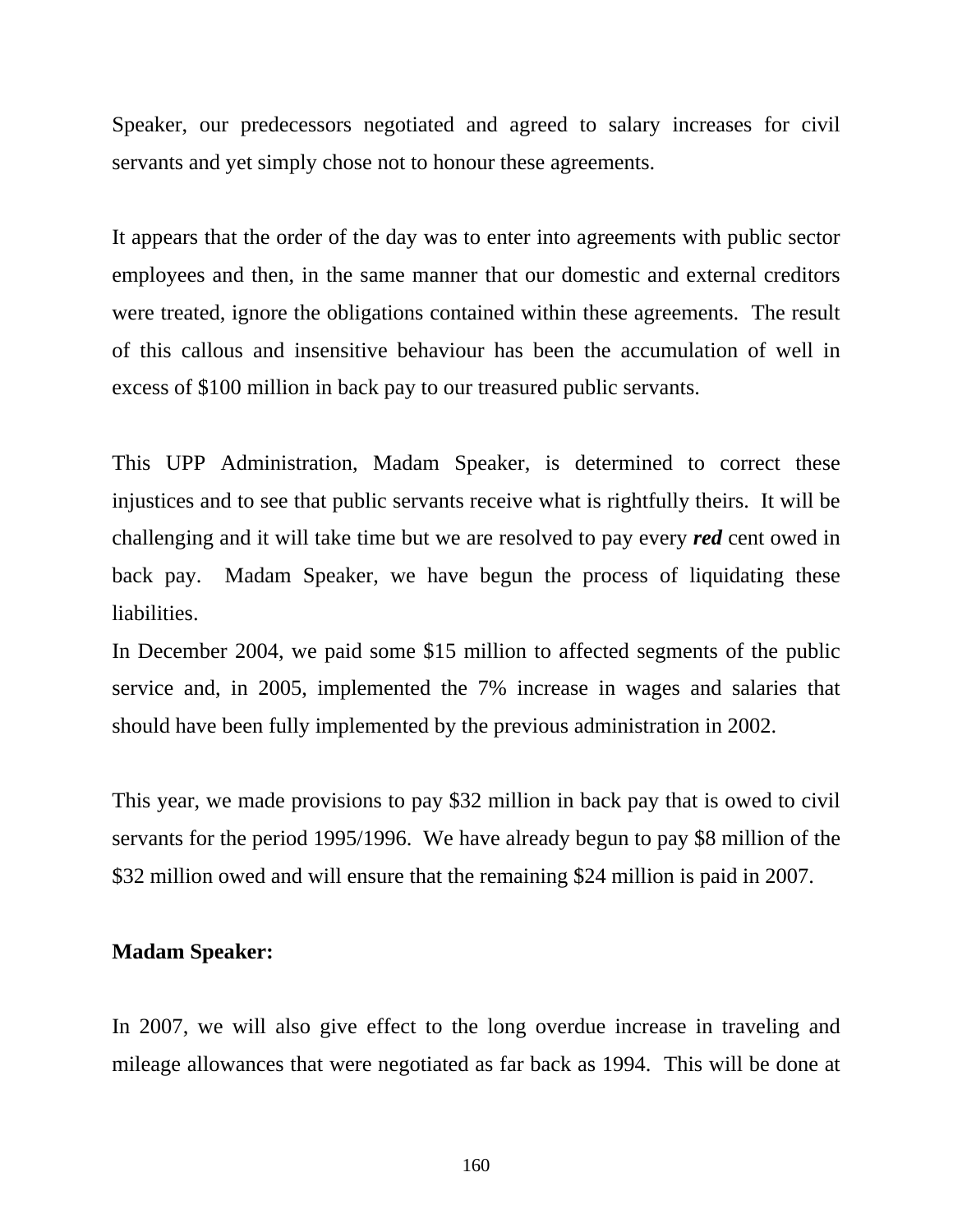Speaker, our predecessors negotiated and agreed to salary increases for civil servants and yet simply chose not to honour these agreements.

It appears that the order of the day was to enter into agreements with public sector employees and then, in the same manner that our domestic and external creditors were treated, ignore the obligations contained within these agreements. The result of this callous and insensitive behaviour has been the accumulation of well in excess of $100 million in back pay to our treasured public servants.

This UPP Administration, Madam Speaker, is determined to correct these injustices and to see that public servants receive what is rightfully theirs. It will be challenging and it will take time but we are resolved to pay every ***red*** cent owed in back pay. Madam Speaker, we have begun the process of liquidating these liabilities.

In December 2004, we paid some $15 million to affected segments of the public service and, in 2005, implemented the 7% increase in wages and salaries that should have been fully implemented by the previous administration in 2002.

This year, we made provisions to pay $32 million in back pay that is owed to civil servants for the period 1995/1996. We have already begun to pay $8 million of the $32 million owed and will ensure that the remaining $24 million is paid in 2007.

**Madam Speaker:**

In 2007, we will also give effect to the long overdue increase in traveling and mileage allowances that were negotiated as far back as 1994. This will be done at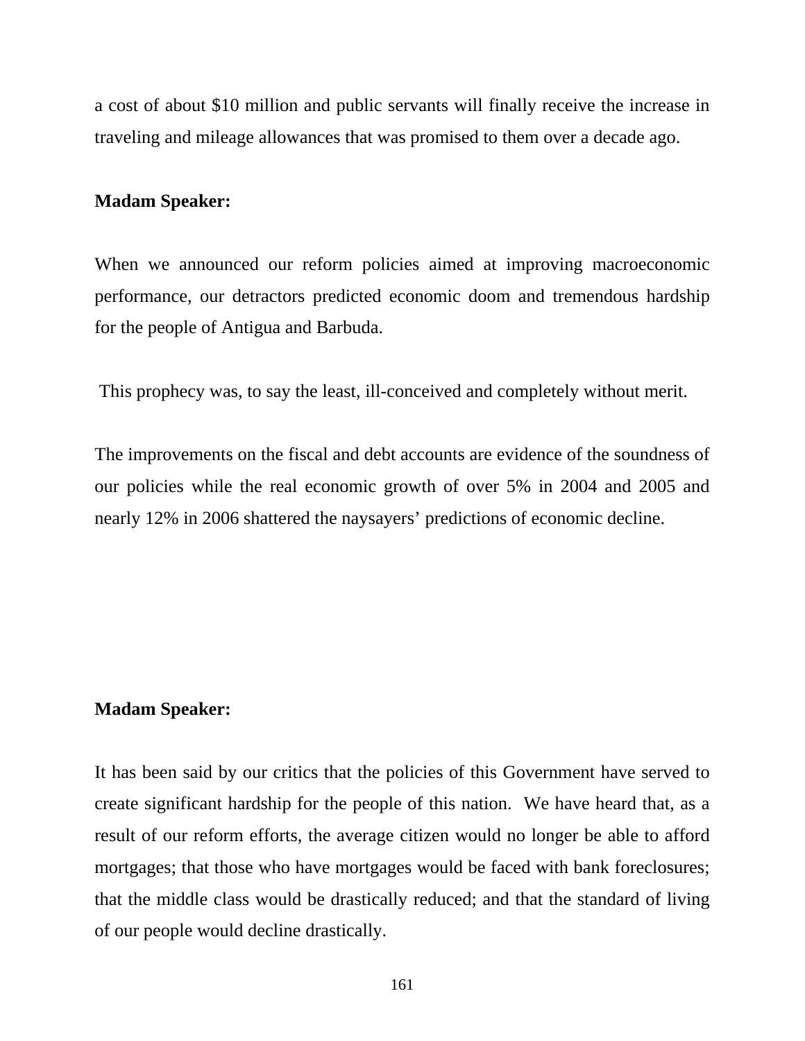a cost of about $10 million and public servants will finally receive the increase in traveling and mileage allowances that was promised to them over a decade ago.

**Madam Speaker:**

When we announced our reform policies aimed at improving macroeconomic performance, our detractors predicted economic doom and tremendous hardship for the people of Antigua and Barbuda.

This prophecy was, to say the least, ill-conceived and completely without merit.

The improvements on the fiscal and debt accounts are evidence of the soundness of our policies while the real economic growth of over 5% in 2004 and 2005 and nearly 12% in 2006 shattered the naysayers' predictions of economic decline.

**Madam Speaker:**

It has been said by our critics that the policies of this Government have served to create significant hardship for the people of this nation. We have heard that, as a result of our reform efforts, the average citizen would no longer be able to afford mortgages; that those who have mortgages would be faced with bank foreclosures; that the middle class would be drastically reduced; and that the standard of living of our people would decline drastically.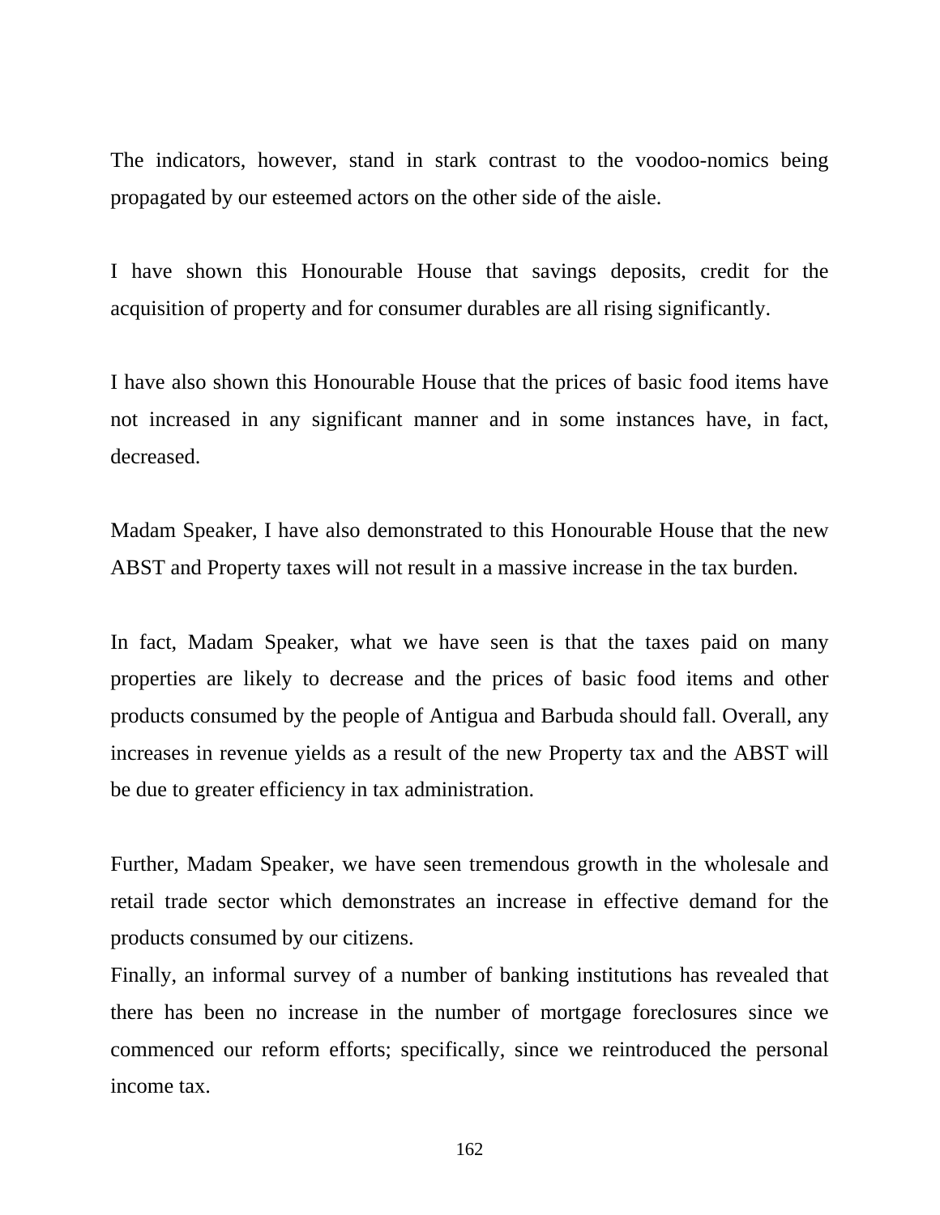The indicators, however, stand in stark contrast to the voodoo-nomics being propagated by our esteemed actors on the other side of the aisle.

I have shown this Honourable House that savings deposits, credit for the acquisition of property and for consumer durables are all rising significantly.

I have also shown this Honourable House that the prices of basic food items have not increased in any significant manner and in some instances have, in fact, decreased.

Madam Speaker, I have also demonstrated to this Honourable House that the new ABST and Property taxes will not result in a massive increase in the tax burden.

In fact, Madam Speaker, what we have seen is that the taxes paid on many properties are likely to decrease and the prices of basic food items and other products consumed by the people of Antigua and Barbuda should fall. Overall, any increases in revenue yields as a result of the new Property tax and the ABST will be due to greater efficiency in tax administration.

Further, Madam Speaker, we have seen tremendous growth in the wholesale and retail trade sector which demonstrates an increase in effective demand for the products consumed by our citizens.

Finally, an informal survey of a number of banking institutions has revealed that there has been no increase in the number of mortgage foreclosures since we commenced our reform efforts; specifically, since we reintroduced the personal income tax.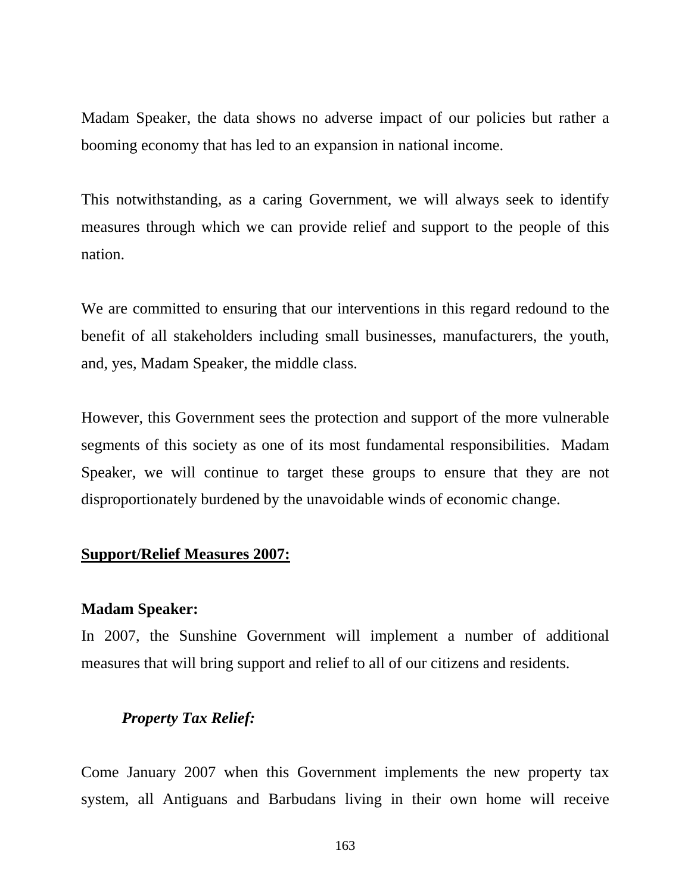Madam Speaker, the data shows no adverse impact of our policies but rather a booming economy that has led to an expansion in national income.

This notwithstanding, as a caring Government, we will always seek to identify measures through which we can provide relief and support to the people of this nation.

We are committed to ensuring that our interventions in this regard redound to the benefit of all stakeholders including small businesses, manufacturers, the youth, and, yes, Madam Speaker, the middle class.

However, this Government sees the protection and support of the more vulnerable segments of this society as one of its most fundamental responsibilities. Madam Speaker, we will continue to target these groups to ensure that they are not disproportionately burdened by the unavoidable winds of economic change.

**<u>Support/Relief Measures 2007:</u>**

**Madam Speaker:**
In 2007, the Sunshine Government will implement a number of additional measures that will bring support and relief to all of our citizens and residents.

***Property Tax Relief:***

Come January 2007 when this Government implements the new property tax system, all Antiguans and Barbudans living in their own home will receive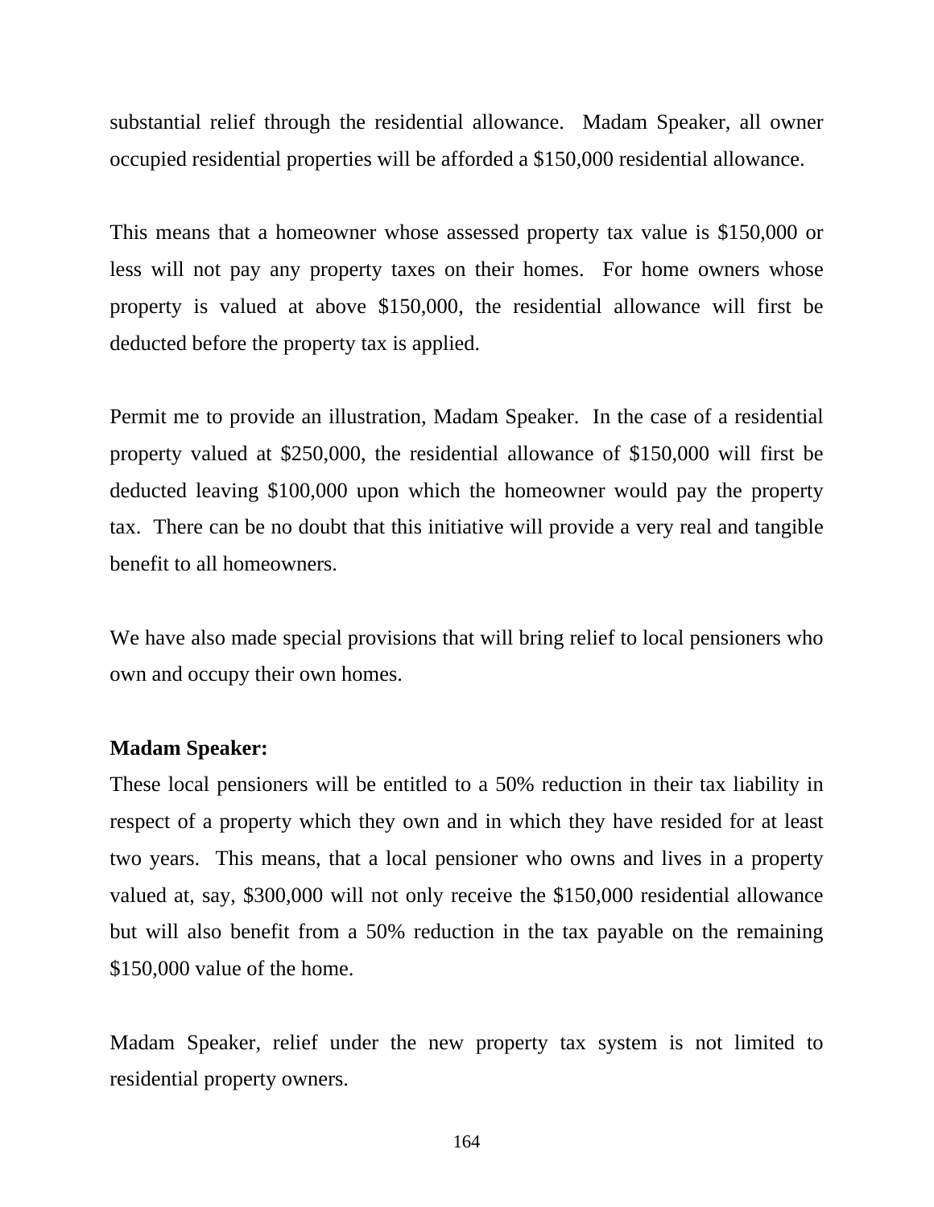substantial relief through the residential allowance. Madam Speaker, all owner occupied residential properties will be afforded a $150,000 residential allowance.

This means that a homeowner whose assessed property tax value is $150,000 or less will not pay any property taxes on their homes. For home owners whose property is valued at above $150,000, the residential allowance will first be deducted before the property tax is applied.

Permit me to provide an illustration, Madam Speaker. In the case of a residential property valued at $250,000, the residential allowance of $150,000 will first be deducted leaving $100,000 upon which the homeowner would pay the property tax. There can be no doubt that this initiative will provide a very real and tangible benefit to all homeowners.

We have also made special provisions that will bring relief to local pensioners who own and occupy their own homes.

**Madam Speaker:**

These local pensioners will be entitled to a 50% reduction in their tax liability in respect of a property which they own and in which they have resided for at least two years. This means, that a local pensioner who owns and lives in a property valued at, say, $300,000 will not only receive the $150,000 residential allowance but will also benefit from a 50% reduction in the tax payable on the remaining $150,000 value of the home.

Madam Speaker, relief under the new property tax system is not limited to residential property owners.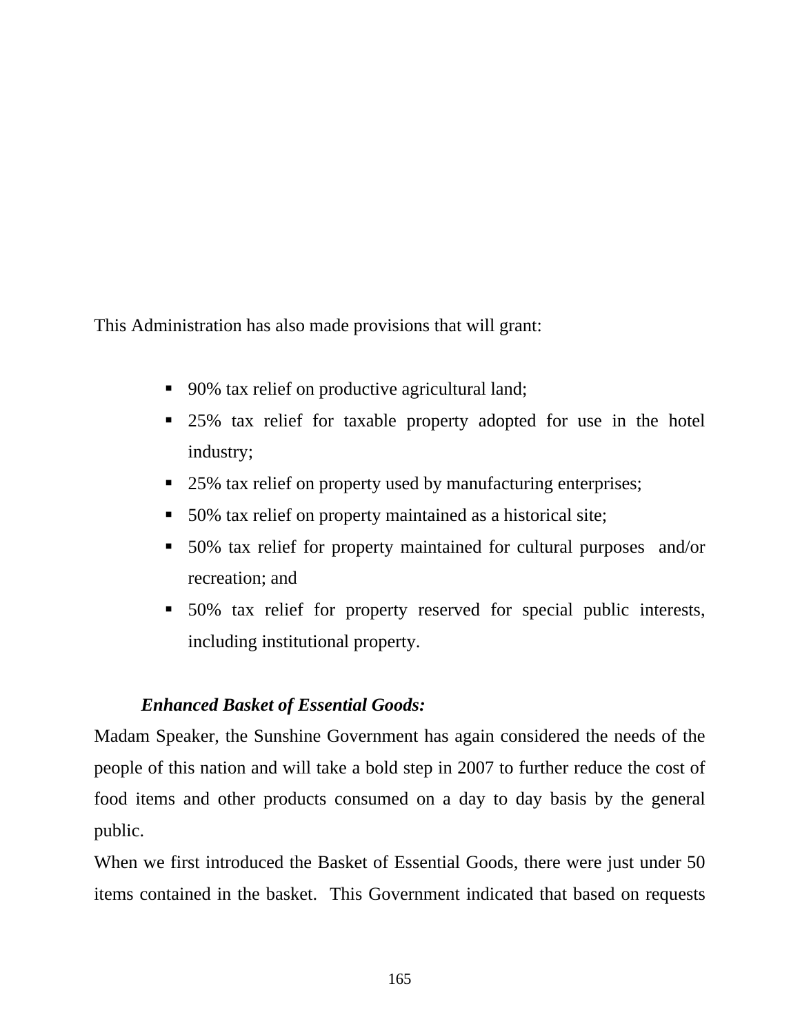This Administration has also made provisions that will grant:

- 90% tax relief on productive agricultural land;
- 25% tax relief for taxable property adopted for use in the hotel industry;
- 25% tax relief on property used by manufacturing enterprises;
- 50% tax relief on property maintained as a historical site;
- 50% tax relief for property maintained for cultural purposes and/or recreation; and
- 50% tax relief for property reserved for special public interests, including institutional property.

***Enhanced Basket of Essential Goods:***

Madam Speaker, the Sunshine Government has again considered the needs of the people of this nation and will take a bold step in 2007 to further reduce the cost of food items and other products consumed on a day to day basis by the general public.

When we first introduced the Basket of Essential Goods, there were just under 50 items contained in the basket. This Government indicated that based on requests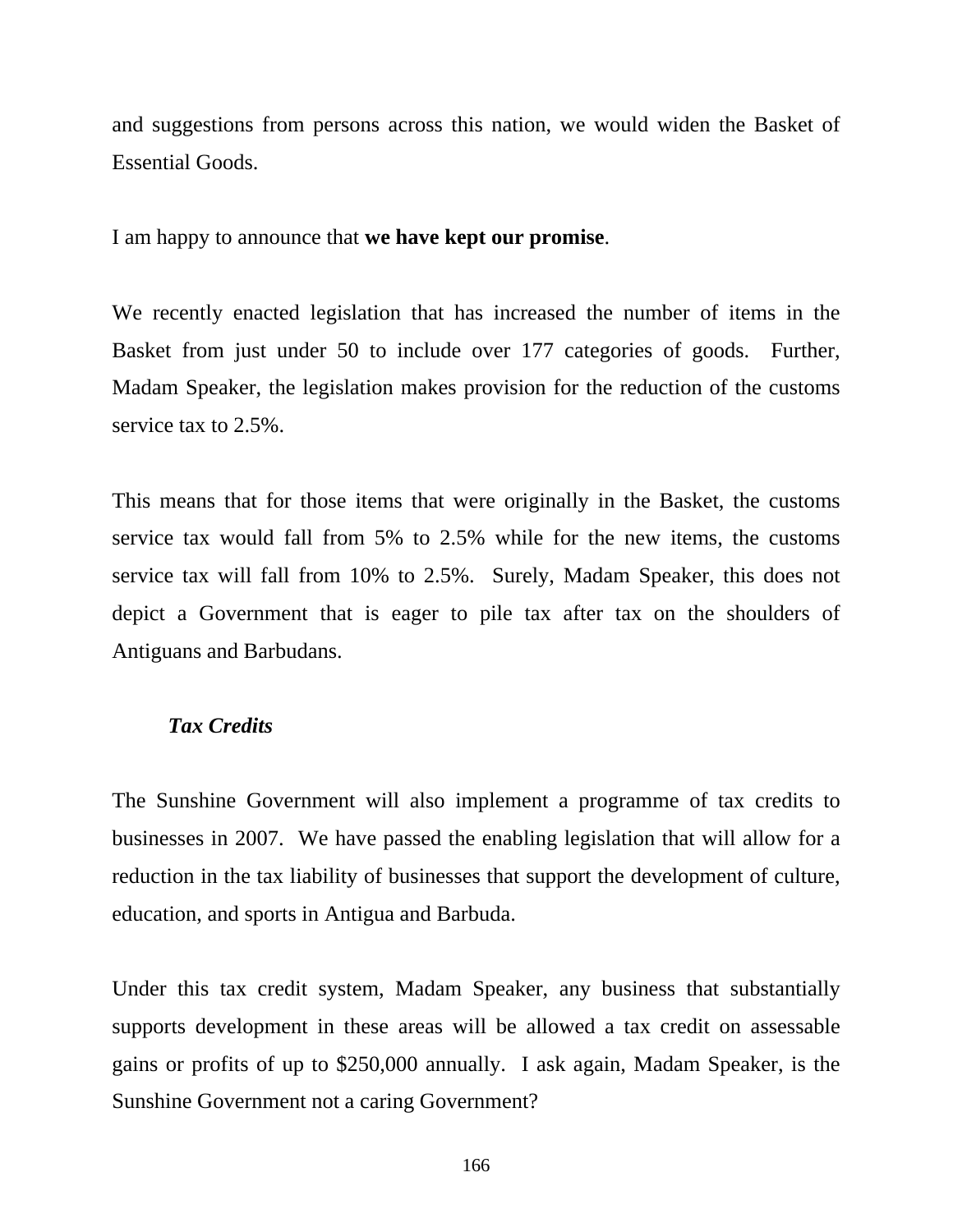and suggestions from persons across this nation, we would widen the Basket of Essential Goods.

I am happy to announce that **we have kept our promise**.

We recently enacted legislation that has increased the number of items in the Basket from just under 50 to include over 177 categories of goods. Further, Madam Speaker, the legislation makes provision for the reduction of the customs service tax to 2.5%.

This means that for those items that were originally in the Basket, the customs service tax would fall from 5% to 2.5% while for the new items, the customs service tax will fall from 10% to 2.5%. Surely, Madam Speaker, this does not depict a Government that is eager to pile tax after tax on the shoulders of Antiguans and Barbudans.

***Tax Credits***

The Sunshine Government will also implement a programme of tax credits to businesses in 2007. We have passed the enabling legislation that will allow for a reduction in the tax liability of businesses that support the development of culture, education, and sports in Antigua and Barbuda.

Under this tax credit system, Madam Speaker, any business that substantially supports development in these areas will be allowed a tax credit on assessable gains or profits of up to $250,000 annually. I ask again, Madam Speaker, is the Sunshine Government not a caring Government?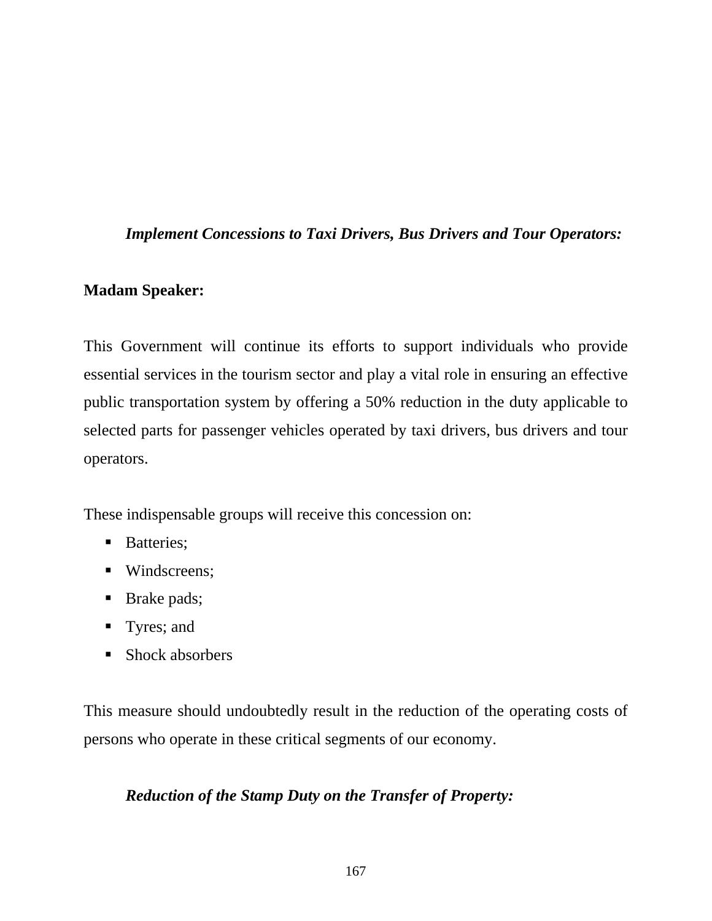***Implement Concessions to Taxi Drivers, Bus Drivers and Tour Operators:***

**Madam Speaker:**

This Government will continue its efforts to support individuals who provide essential services in the tourism sector and play a vital role in ensuring an effective public transportation system by offering a 50% reduction in the duty applicable to selected parts for passenger vehicles operated by taxi drivers, bus drivers and tour operators.

These indispensable groups will receive this concession on:

- Batteries;
- Windscreens;
- Brake pads;
- Tyres; and
- Shock absorbers

This measure should undoubtedly result in the reduction of the operating costs of persons who operate in these critical segments of our economy.

***Reduction of the Stamp Duty on the Transfer of Property:***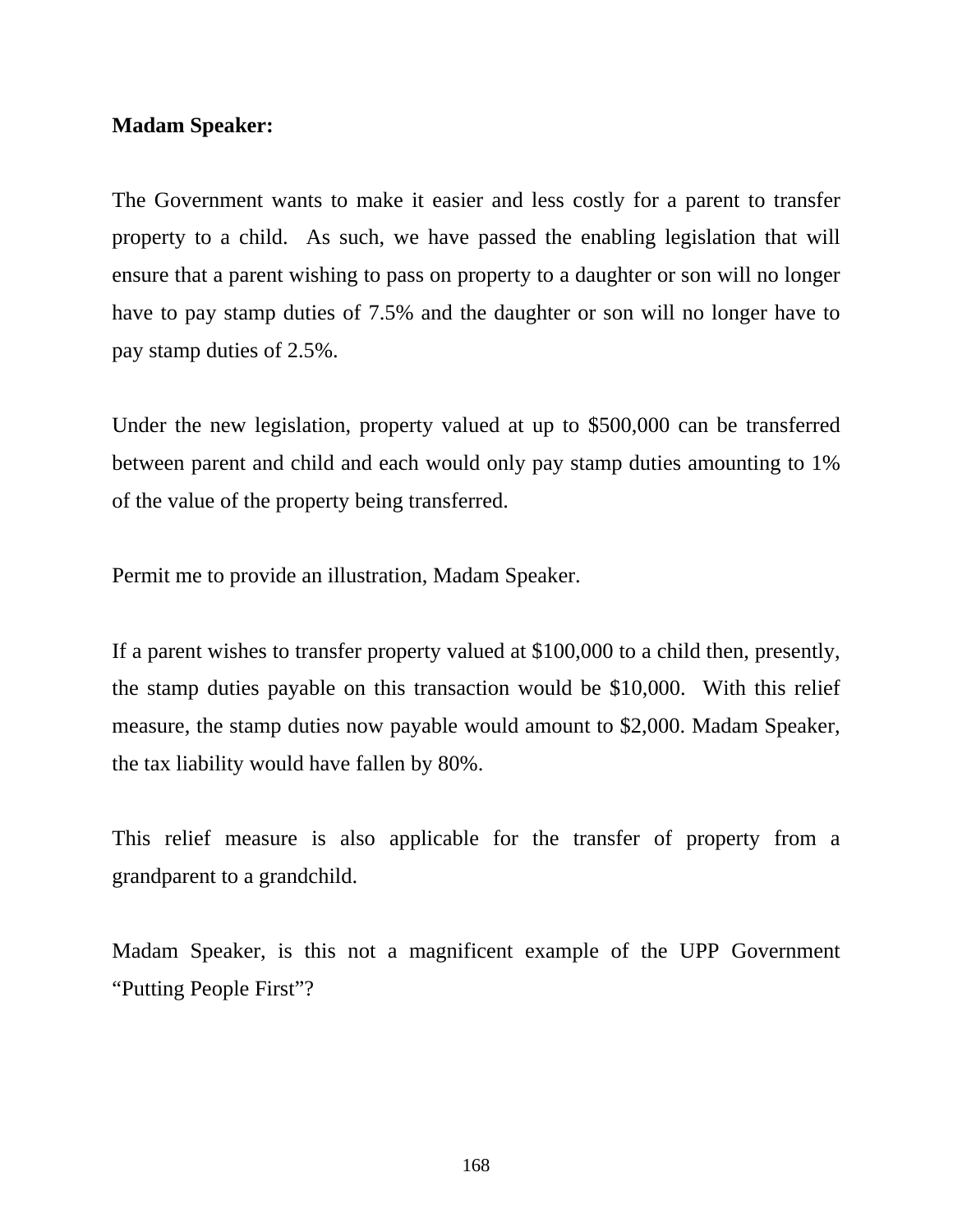**Madam Speaker:**

The Government wants to make it easier and less costly for a parent to transfer property to a child. As such, we have passed the enabling legislation that will ensure that a parent wishing to pass on property to a daughter or son will no longer have to pay stamp duties of 7.5% and the daughter or son will no longer have to pay stamp duties of 2.5%.

Under the new legislation, property valued at up to $500,000 can be transferred between parent and child and each would only pay stamp duties amounting to 1% of the value of the property being transferred.

Permit me to provide an illustration, Madam Speaker.

If a parent wishes to transfer property valued at $100,000 to a child then, presently, the stamp duties payable on this transaction would be $10,000. With this relief measure, the stamp duties now payable would amount to $2,000. Madam Speaker, the tax liability would have fallen by 80%.

This relief measure is also applicable for the transfer of property from a grandparent to a grandchild.

Madam Speaker, is this not a magnificent example of the UPP Government "Putting People First"?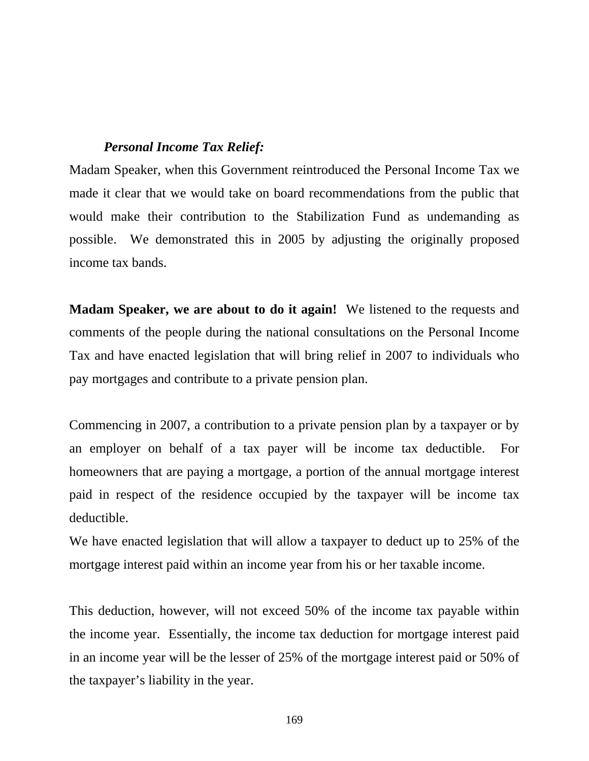***Personal Income Tax Relief:***

Madam Speaker, when this Government reintroduced the Personal Income Tax we made it clear that we would take on board recommendations from the public that would make their contribution to the Stabilization Fund as undemanding as possible. We demonstrated this in 2005 by adjusting the originally proposed income tax bands.

**Madam Speaker, we are about to do it again!** We listened to the requests and comments of the people during the national consultations on the Personal Income Tax and have enacted legislation that will bring relief in 2007 to individuals who pay mortgages and contribute to a private pension plan.

Commencing in 2007, a contribution to a private pension plan by a taxpayer or by an employer on behalf of a tax payer will be income tax deductible. For homeowners that are paying a mortgage, a portion of the annual mortgage interest paid in respect of the residence occupied by the taxpayer will be income tax deductible.

We have enacted legislation that will allow a taxpayer to deduct up to 25% of the mortgage interest paid within an income year from his or her taxable income.

This deduction, however, will not exceed 50% of the income tax payable within the income year. Essentially, the income tax deduction for mortgage interest paid in an income year will be the lesser of 25% of the mortgage interest paid or 50% of the taxpayer's liability in the year.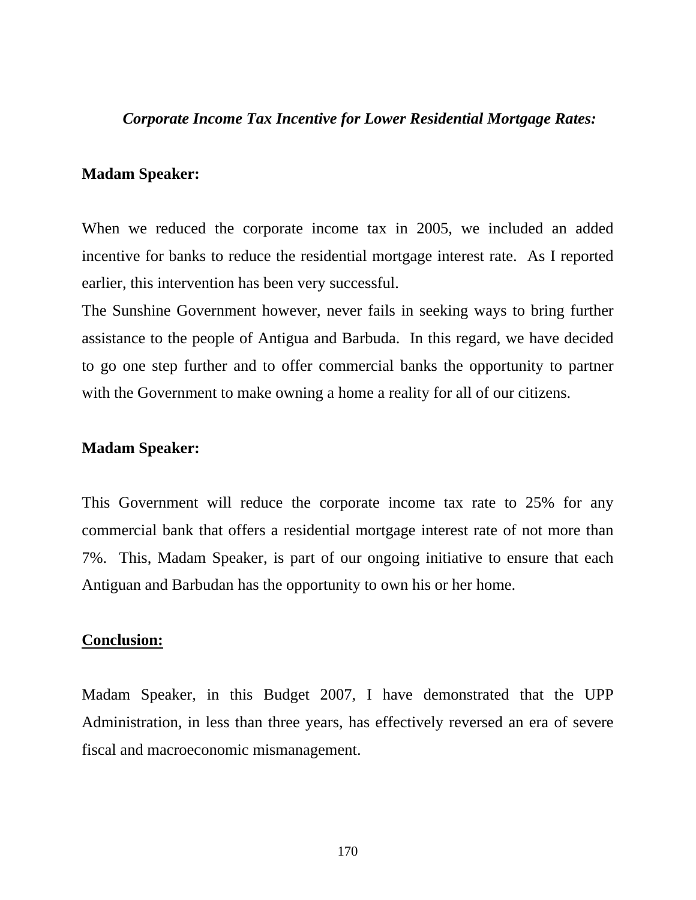### *Corporate Income Tax Incentive for Lower Residential Mortgage Rates:*

**Madam Speaker:**

When we reduced the corporate income tax in 2005, we included an added incentive for banks to reduce the residential mortgage interest rate. As I reported earlier, this intervention has been very successful.

The Sunshine Government however, never fails in seeking ways to bring further assistance to the people of Antigua and Barbuda. In this regard, we have decided to go one step further and to offer commercial banks the opportunity to partner with the Government to make owning a home a reality for all of our citizens.

**Madam Speaker:**

This Government will reduce the corporate income tax rate to 25% for any commercial bank that offers a residential mortgage interest rate of not more than 7%. This, Madam Speaker, is part of our ongoing initiative to ensure that each Antiguan and Barbudan has the opportunity to own his or her home.

## Conclusion:

Madam Speaker, in this Budget 2007, I have demonstrated that the UPP Administration, in less than three years, has effectively reversed an era of severe fiscal and macroeconomic mismanagement.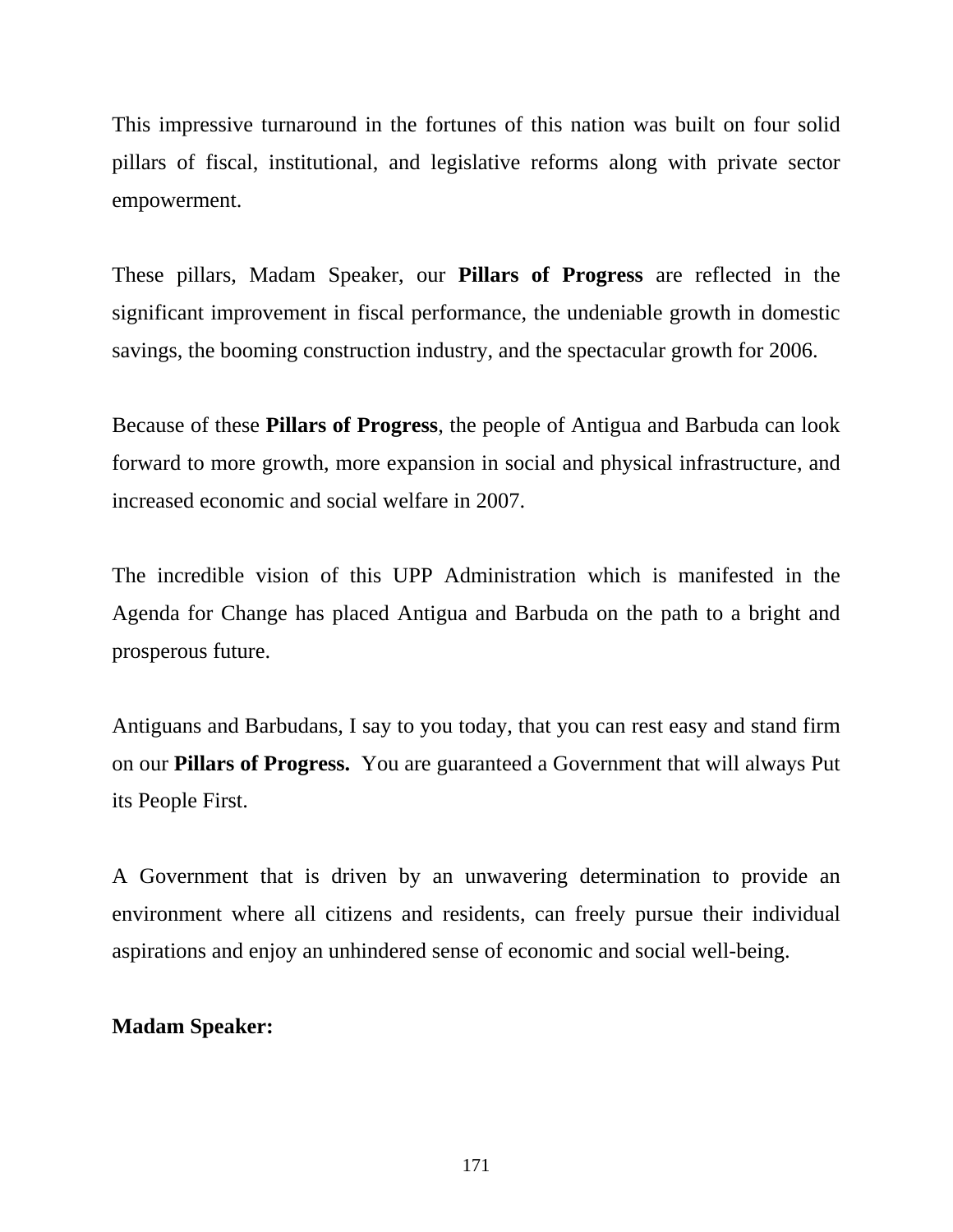This impressive turnaround in the fortunes of this nation was built on four solid pillars of fiscal, institutional, and legislative reforms along with private sector empowerment.

These pillars, Madam Speaker, our **Pillars of Progress** are reflected in the significant improvement in fiscal performance, the undeniable growth in domestic savings, the booming construction industry, and the spectacular growth for 2006.

Because of these **Pillars of Progress**, the people of Antigua and Barbuda can look forward to more growth, more expansion in social and physical infrastructure, and increased economic and social welfare in 2007.

The incredible vision of this UPP Administration which is manifested in the Agenda for Change has placed Antigua and Barbuda on the path to a bright and prosperous future.

Antiguans and Barbudans, I say to you today, that you can rest easy and stand firm on our **Pillars of Progress.** You are guaranteed a Government that will always Put its People First.

A Government that is driven by an unwavering determination to provide an environment where all citizens and residents, can freely pursue their individual aspirations and enjoy an unhindered sense of economic and social well-being.

**Madam Speaker:**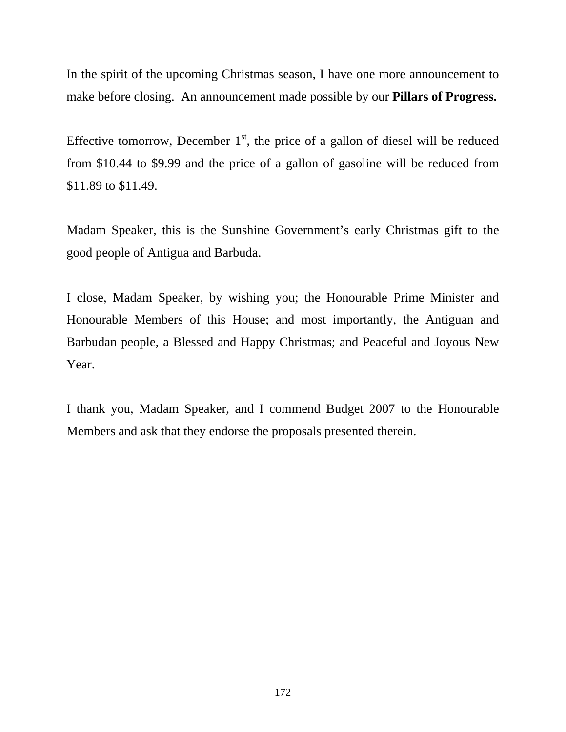In the spirit of the upcoming Christmas season, I have one more announcement to make before closing. An announcement made possible by our **Pillars of Progress.**

Effective tomorrow, December 1st, the price of a gallon of diesel will be reduced from $10.44 to $9.99 and the price of a gallon of gasoline will be reduced from $11.89 to $11.49.

Madam Speaker, this is the Sunshine Government's early Christmas gift to the good people of Antigua and Barbuda.

I close, Madam Speaker, by wishing you; the Honourable Prime Minister and Honourable Members of this House; and most importantly, the Antiguan and Barbudan people, a Blessed and Happy Christmas; and Peaceful and Joyous New Year.

I thank you, Madam Speaker, and I commend Budget 2007 to the Honourable Members and ask that they endorse the proposals presented therein.